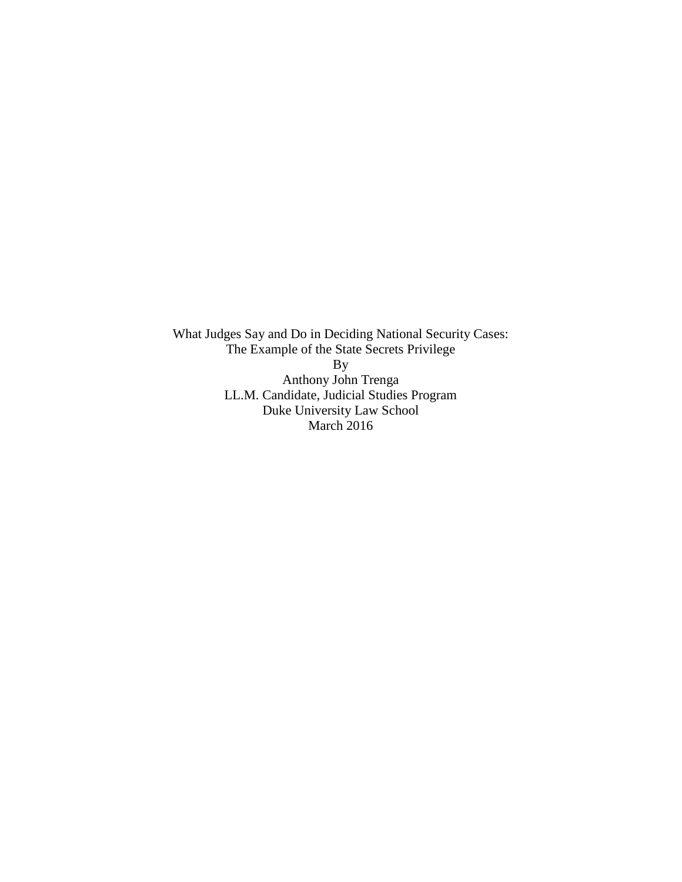# What Judges Say and Do in Deciding National Security Cases: The Example of the State Secrets Privilege

By

Anthony John Trenga

LL.M. Candidate, Judicial Studies Program

Duke University Law School

March 2016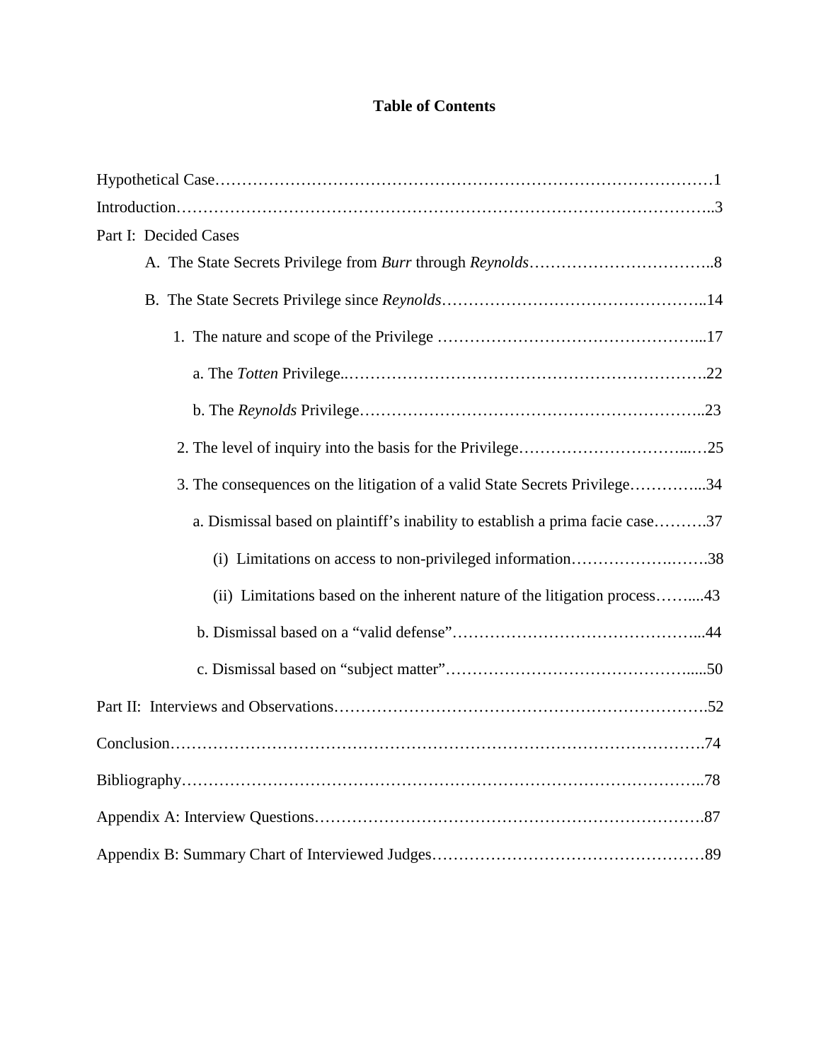# Table of Contents

Hypothetical Case……………………………………………………………………………………1

Introduction……………………………………………………………………………………..3

Part I: Decided Cases

- A. The State Secrets Privilege from *Burr* through *Reynolds*……………………………..8
- B. The State Secrets Privilege since *Reynolds*…………………………………………..14
  - 1. The nature and scope of the Privilege …………………………………………...17
    - a. The *Totten* Privilege..……………………………………………………….22
    - b. The *Reynolds* Privilege……………………………………………………..23
  - 2. The level of inquiry into the basis for the Privilege…………………………..…25
  - 3. The consequences on the litigation of a valid State Secrets Privilege…………...34
    - a. Dismissal based on plaintiff's inability to establish a prima facie case……….37
      - (i) Limitations on access to non-privileged information……………….…….38
      - (ii) Limitations based on the inherent nature of the litigation process……....43
    - b. Dismissal based on a "valid defense"………………………………………...44
    - c. Dismissal based on "subject matter"……………………………………….....50

Part II: Interviews and Observations………………………………………………………….52

Conclusion…………………………………………………………………………………….74

Bibliography…………………………………………………………………………………..78

Appendix A: Interview Questions…………………………………………………………….87

Appendix B: Summary Chart of Interviewed Judges……………………………………………89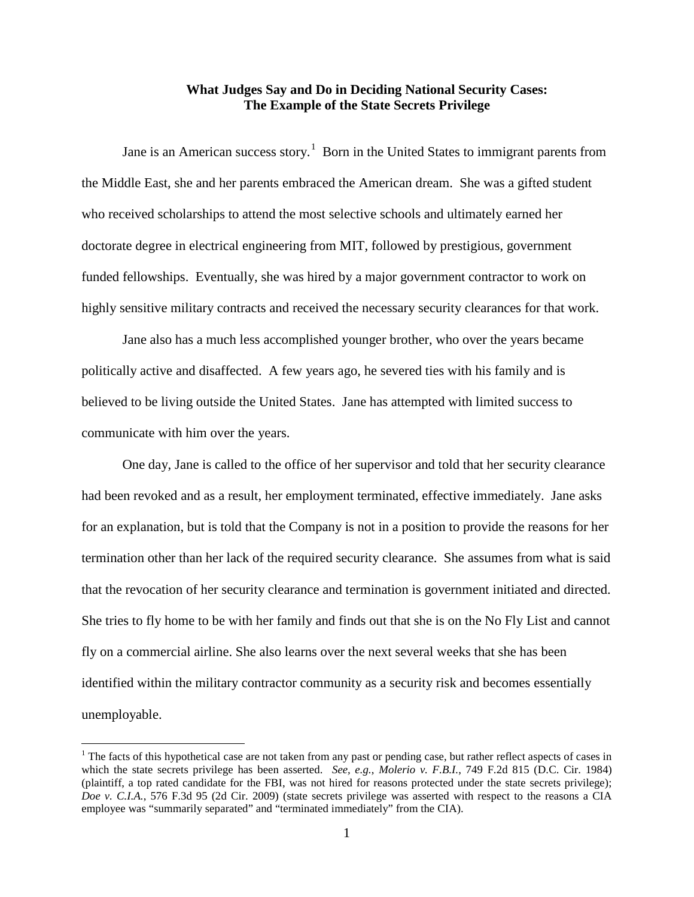**What Judges Say and Do in Deciding National Security Cases: The Example of the State Secrets Privilege**

Jane is an American success story.[1] Born in the United States to immigrant parents from the Middle East, she and her parents embraced the American dream. She was a gifted student who received scholarships to attend the most selective schools and ultimately earned her doctorate degree in electrical engineering from MIT, followed by prestigious, government funded fellowships. Eventually, she was hired by a major government contractor to work on highly sensitive military contracts and received the necessary security clearances for that work.

Jane also has a much less accomplished younger brother, who over the years became politically active and disaffected. A few years ago, he severed ties with his family and is believed to be living outside the United States. Jane has attempted with limited success to communicate with him over the years.

One day, Jane is called to the office of her supervisor and told that her security clearance had been revoked and as a result, her employment terminated, effective immediately. Jane asks for an explanation, but is told that the Company is not in a position to provide the reasons for her termination other than her lack of the required security clearance. She assumes from what is said that the revocation of her security clearance and termination is government initiated and directed. She tries to fly home to be with her family and finds out that she is on the No Fly List and cannot fly on a commercial airline. She also learns over the next several weeks that she has been identified within the military contractor community as a security risk and becomes essentially unemployable.

---

[1] The facts of this hypothetical case are not taken from any past or pending case, but rather reflect aspects of cases in which the state secrets privilege has been asserted. *See, e.g., Molerio v. F.B.I.*, 749 F.2d 815 (D.C. Cir. 1984) (plaintiff, a top rated candidate for the FBI, was not hired for reasons protected under the state secrets privilege); *Doe v. C.I.A.*, 576 F.3d 95 (2d Cir. 2009) (state secrets privilege was asserted with respect to the reasons a CIA employee was "summarily separated" and "terminated immediately" from the CIA).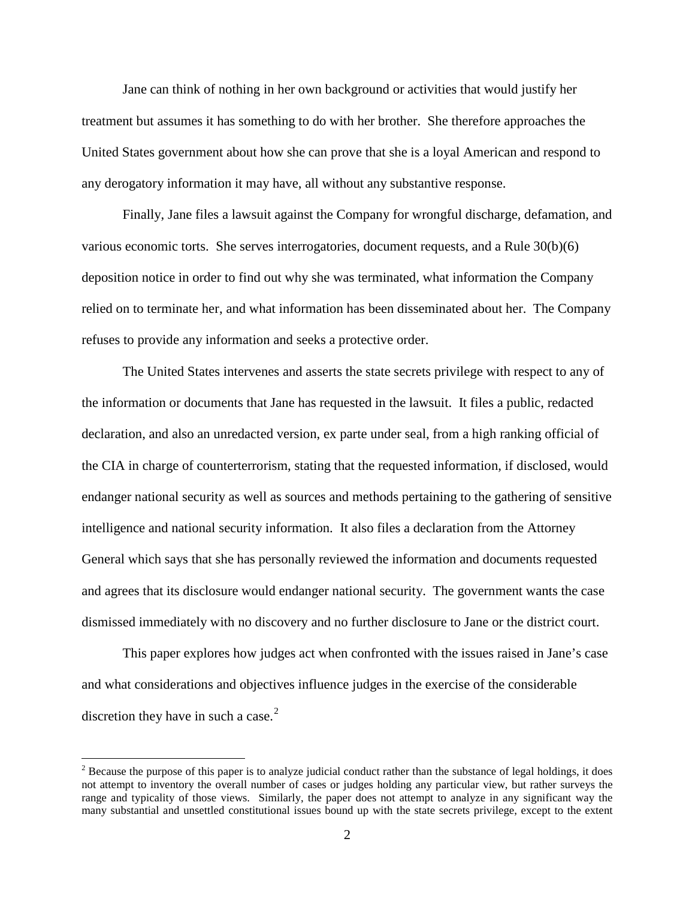Jane can think of nothing in her own background or activities that would justify her treatment but assumes it has something to do with her brother. She therefore approaches the United States government about how she can prove that she is a loyal American and respond to any derogatory information it may have, all without any substantive response.

Finally, Jane files a lawsuit against the Company for wrongful discharge, defamation, and various economic torts. She serves interrogatories, document requests, and a Rule 30(b)(6) deposition notice in order to find out why she was terminated, what information the Company relied on to terminate her, and what information has been disseminated about her. The Company refuses to provide any information and seeks a protective order.

The United States intervenes and asserts the state secrets privilege with respect to any of the information or documents that Jane has requested in the lawsuit. It files a public, redacted declaration, and also an unredacted version, ex parte under seal, from a high ranking official of the CIA in charge of counterterrorism, stating that the requested information, if disclosed, would endanger national security as well as sources and methods pertaining to the gathering of sensitive intelligence and national security information. It also files a declaration from the Attorney General which says that she has personally reviewed the information and documents requested and agrees that its disclosure would endanger national security. The government wants the case dismissed immediately with no discovery and no further disclosure to Jane or the district court.

This paper explores how judges act when confronted with the issues raised in Jane's case and what considerations and objectives influence judges in the exercise of the considerable discretion they have in such a case.[2]

---

[2] Because the purpose of this paper is to analyze judicial conduct rather than the substance of legal holdings, it does not attempt to inventory the overall number of cases or judges holding any particular view, but rather surveys the range and typicality of those views. Similarly, the paper does not attempt to analyze in any significant way the many substantial and unsettled constitutional issues bound up with the state secrets privilege, except to the extent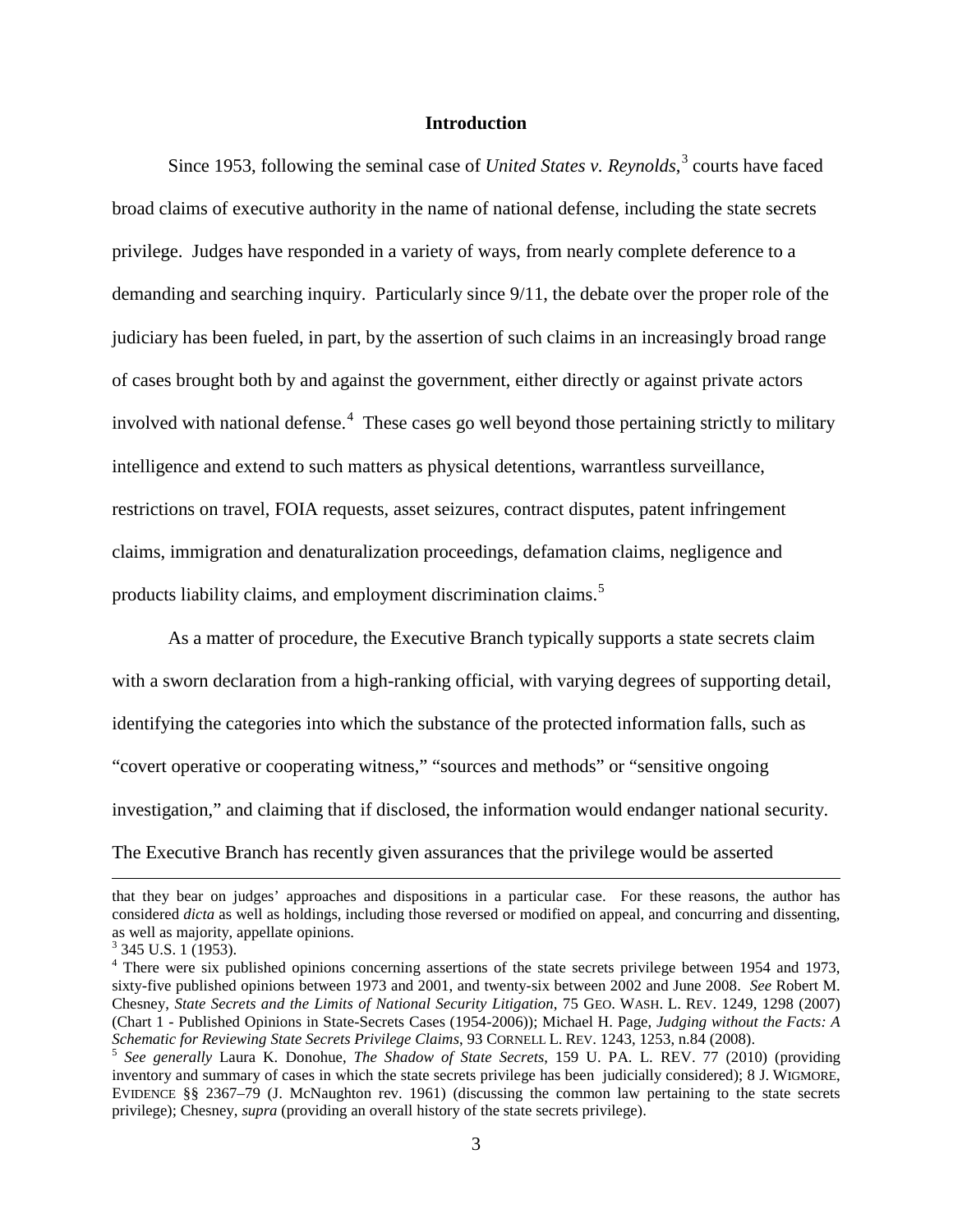## Introduction

Since 1953, following the seminal case of *United States v. Reynolds*,[3] courts have faced broad claims of executive authority in the name of national defense, including the state secrets privilege. Judges have responded in a variety of ways, from nearly complete deference to a demanding and searching inquiry. Particularly since 9/11, the debate over the proper role of the judiciary has been fueled, in part, by the assertion of such claims in an increasingly broad range of cases brought both by and against the government, either directly or against private actors involved with national defense.[4] These cases go well beyond those pertaining strictly to military intelligence and extend to such matters as physical detentions, warrantless surveillance, restrictions on travel, FOIA requests, asset seizures, contract disputes, patent infringement claims, immigration and denaturalization proceedings, defamation claims, negligence and products liability claims, and employment discrimination claims.[5]

As a matter of procedure, the Executive Branch typically supports a state secrets claim with a sworn declaration from a high-ranking official, with varying degrees of supporting detail, identifying the categories into which the substance of the protected information falls, such as "covert operative or cooperating witness," "sources and methods" or "sensitive ongoing investigation," and claiming that if disclosed, the information would endanger national security. The Executive Branch has recently given assurances that the privilege would be asserted

---

that they bear on judges' approaches and dispositions in a particular case. For these reasons, the author has considered *dicta* as well as holdings, including those reversed or modified on appeal, and concurring and dissenting, as well as majority, appellate opinions.

[3] 345 U.S. 1 (1953).

[4] There were six published opinions concerning assertions of the state secrets privilege between 1954 and 1973, sixty-five published opinions between 1973 and 2001, and twenty-six between 2002 and June 2008. *See* Robert M. Chesney, *State Secrets and the Limits of National Security Litigation*, 75 GEO. WASH. L. REV. 1249, 1298 (2007) (Chart 1 - Published Opinions in State-Secrets Cases (1954-2006)); Michael H. Page, *Judging without the Facts: A Schematic for Reviewing State Secrets Privilege Claims*, 93 CORNELL L. REV. 1243, 1253, n.84 (2008).

[5] *See generally* Laura K. Donohue, *The Shadow of State Secrets*, 159 U. PA. L. REV. 77 (2010) (providing inventory and summary of cases in which the state secrets privilege has been judicially considered); 8 J. WIGMORE, EVIDENCE §§ 2367–79 (J. McNaughton rev. 1961) (discussing the common law pertaining to the state secrets privilege); Chesney, *supra* (providing an overall history of the state secrets privilege).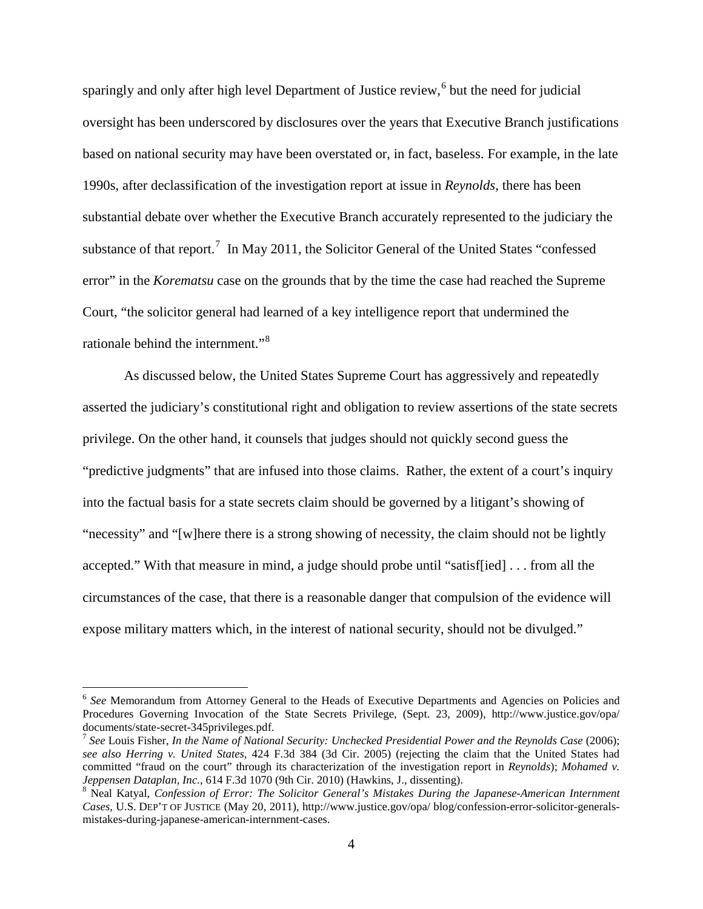sparingly and only after high level Department of Justice review,[6] but the need for judicial oversight has been underscored by disclosures over the years that Executive Branch justifications based on national security may have been overstated or, in fact, baseless. For example, in the late 1990s, after declassification of the investigation report at issue in *Reynolds*, there has been substantial debate over whether the Executive Branch accurately represented to the judiciary the substance of that report.[7] In May 2011, the Solicitor General of the United States "confessed error" in the *Korematsu* case on the grounds that by the time the case had reached the Supreme Court, "the solicitor general had learned of a key intelligence report that undermined the rationale behind the internment."[8]

As discussed below, the United States Supreme Court has aggressively and repeatedly asserted the judiciary's constitutional right and obligation to review assertions of the state secrets privilege. On the other hand, it counsels that judges should not quickly second guess the "predictive judgments" that are infused into those claims. Rather, the extent of a court's inquiry into the factual basis for a state secrets claim should be governed by a litigant's showing of "necessity" and "[w]here there is a strong showing of necessity, the claim should not be lightly accepted." With that measure in mind, a judge should probe until "satisf[ied] . . . from all the circumstances of the case, that there is a reasonable danger that compulsion of the evidence will expose military matters which, in the interest of national security, should not be divulged."

---

[6] *See* Memorandum from Attorney General to the Heads of Executive Departments and Agencies on Policies and Procedures Governing Invocation of the State Secrets Privilege, (Sept. 23, 2009), http://www.justice.gov/opa/documents/state-secret-345privileges.pdf.

[7] *See* Louis Fisher, *In the Name of National Security: Unchecked Presidential Power and the Reynolds Case* (2006); *see also Herring v. United States*, 424 F.3d 384 (3d Cir. 2005) (rejecting the claim that the United States had committed "fraud on the court" through its characterization of the investigation report in *Reynolds*); *Mohamed v. Jeppensen Dataplan, Inc.*, 614 F.3d 1070 (9th Cir. 2010) (Hawkins, J., dissenting).

[8] Neal Katyal, *Confession of Error: The Solicitor General's Mistakes During the Japanese-American Internment Cases*, U.S. DEP'T OF JUSTICE (May 20, 2011), http://www.justice.gov/opa/ blog/confession-error-solicitor-generals-mistakes-during-japanese-american-internment-cases.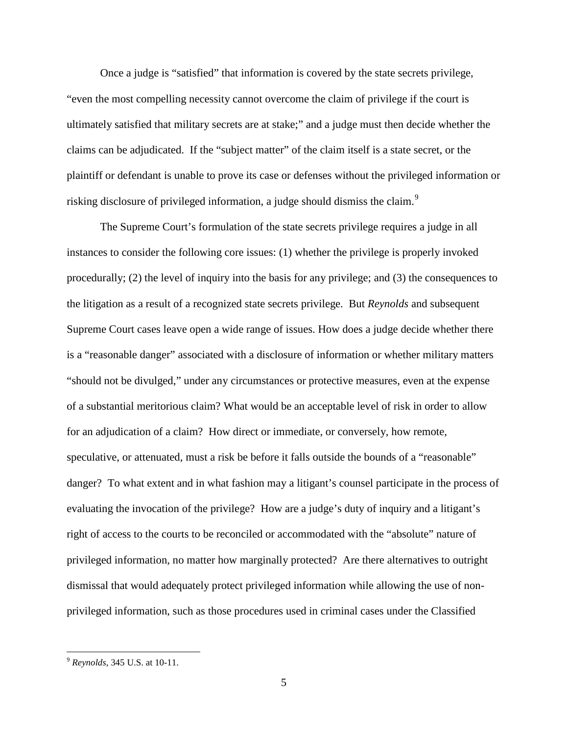Once a judge is "satisfied" that information is covered by the state secrets privilege, "even the most compelling necessity cannot overcome the claim of privilege if the court is ultimately satisfied that military secrets are at stake;" and a judge must then decide whether the claims can be adjudicated. If the "subject matter" of the claim itself is a state secret, or the plaintiff or defendant is unable to prove its case or defenses without the privileged information or risking disclosure of privileged information, a judge should dismiss the claim.[9]

The Supreme Court's formulation of the state secrets privilege requires a judge in all instances to consider the following core issues: (1) whether the privilege is properly invoked procedurally; (2) the level of inquiry into the basis for any privilege; and (3) the consequences to the litigation as a result of a recognized state secrets privilege. But *Reynolds* and subsequent Supreme Court cases leave open a wide range of issues. How does a judge decide whether there is a "reasonable danger" associated with a disclosure of information or whether military matters "should not be divulged," under any circumstances or protective measures, even at the expense of a substantial meritorious claim? What would be an acceptable level of risk in order to allow for an adjudication of a claim? How direct or immediate, or conversely, how remote, speculative, or attenuated, must a risk be before it falls outside the bounds of a "reasonable" danger? To what extent and in what fashion may a litigant's counsel participate in the process of evaluating the invocation of the privilege? How are a judge's duty of inquiry and a litigant's right of access to the courts to be reconciled or accommodated with the "absolute" nature of privileged information, no matter how marginally protected? Are there alternatives to outright dismissal that would adequately protect privileged information while allowing the use of non-privileged information, such as those procedures used in criminal cases under the Classified

[9] *Reynolds*, 345 U.S. at 10-11.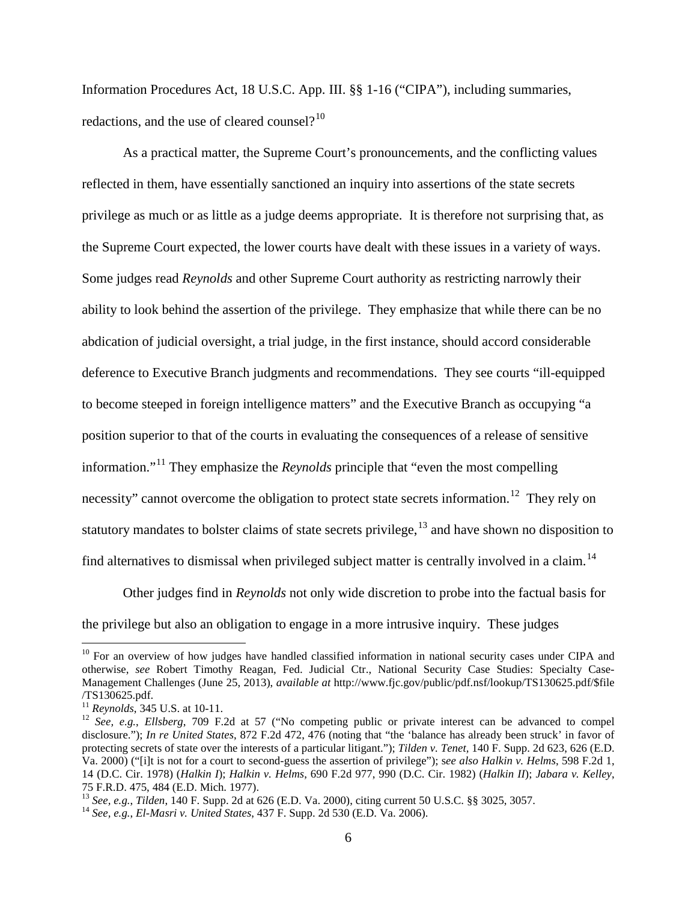Information Procedures Act, 18 U.S.C. App. III. §§ 1-16 ("CIPA"), including summaries, redactions, and the use of cleared counsel?[10]

As a practical matter, the Supreme Court's pronouncements, and the conflicting values reflected in them, have essentially sanctioned an inquiry into assertions of the state secrets privilege as much or as little as a judge deems appropriate. It is therefore not surprising that, as the Supreme Court expected, the lower courts have dealt with these issues in a variety of ways. Some judges read *Reynolds* and other Supreme Court authority as restricting narrowly their ability to look behind the assertion of the privilege. They emphasize that while there can be no abdication of judicial oversight, a trial judge, in the first instance, should accord considerable deference to Executive Branch judgments and recommendations. They see courts "ill-equipped to become steeped in foreign intelligence matters" and the Executive Branch as occupying "a position superior to that of the courts in evaluating the consequences of a release of sensitive information."[11] They emphasize the *Reynolds* principle that "even the most compelling necessity" cannot overcome the obligation to protect state secrets information.[12] They rely on statutory mandates to bolster claims of state secrets privilege,[13] and have shown no disposition to find alternatives to dismissal when privileged subject matter is centrally involved in a claim.[14]

Other judges find in *Reynolds* not only wide discretion to probe into the factual basis for the privilege but also an obligation to engage in a more intrusive inquiry. These judges

---

[10] For an overview of how judges have handled classified information in national security cases under CIPA and otherwise, *see* Robert Timothy Reagan, Fed. Judicial Ctr., National Security Case Studies: Specialty Case-Management Challenges (June 25, 2013), *available at* http://www.fjc.gov/public/pdf.nsf/lookup/TS130625.pdf/$file /TS130625.pdf.

[11] *Reynolds*, 345 U.S. at 10-11.

[12] *See, e.g.*, *Ellsberg*, 709 F.2d at 57 ("No competing public or private interest can be advanced to compel disclosure."); *In re United States*, 872 F.2d 472, 476 (noting that "the 'balance has already been struck' in favor of protecting secrets of state over the interests of a particular litigant."); *Tilden v. Tenet*, 140 F. Supp. 2d 623, 626 (E.D. Va. 2000) ("[i]t is not for a court to second-guess the assertion of privilege"); s*ee also Halkin v. Helms*, 598 F.2d 1, 14 (D.C. Cir. 1978) (*Halkin I*); *Halkin v. Helms*, 690 F.2d 977, 990 (D.C. Cir. 1982) (*Halkin II*); *Jabara v. Kelley*, 75 F.R.D. 475, 484 (E.D. Mich. 1977).

[13] *See, e.g.*, *Tilden*, 140 F. Supp. 2d at 626 (E.D. Va. 2000), citing current 50 U.S.C. §§ 3025, 3057.

[14] *See, e.g.*, *El-Masri v. United States*, 437 F. Supp. 2d 530 (E.D. Va. 2006).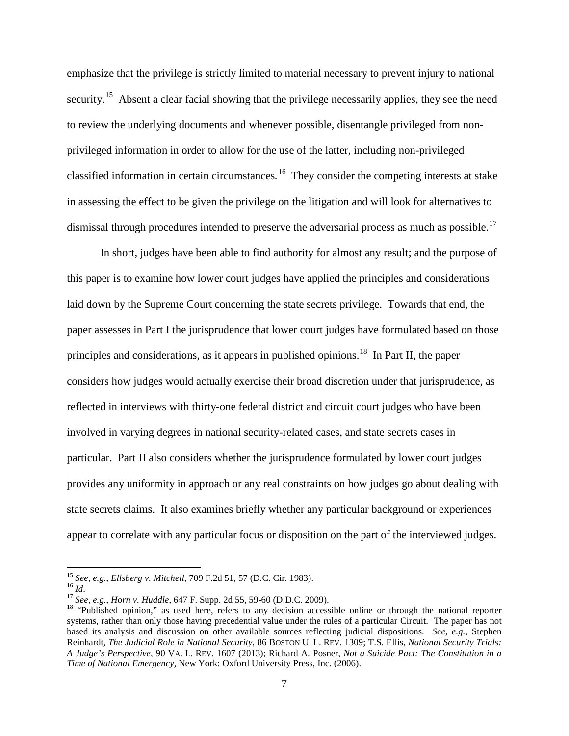emphasize that the privilege is strictly limited to material necessary to prevent injury to national security.[15] Absent a clear facial showing that the privilege necessarily applies, they see the need to review the underlying documents and whenever possible, disentangle privileged from non-privileged information in order to allow for the use of the latter, including non-privileged classified information in certain circumstances.[16] They consider the competing interests at stake in assessing the effect to be given the privilege on the litigation and will look for alternatives to dismissal through procedures intended to preserve the adversarial process as much as possible.[17]

In short, judges have been able to find authority for almost any result; and the purpose of this paper is to examine how lower court judges have applied the principles and considerations laid down by the Supreme Court concerning the state secrets privilege. Towards that end, the paper assesses in Part I the jurisprudence that lower court judges have formulated based on those principles and considerations, as it appears in published opinions.[18] In Part II, the paper considers how judges would actually exercise their broad discretion under that jurisprudence, as reflected in interviews with thirty-one federal district and circuit court judges who have been involved in varying degrees in national security-related cases, and state secrets cases in particular. Part II also considers whether the jurisprudence formulated by lower court judges provides any uniformity in approach or any real constraints on how judges go about dealing with state secrets claims. It also examines briefly whether any particular background or experiences appear to correlate with any particular focus or disposition on the part of the interviewed judges.

---

[15] *See, e.g.*, *Ellsberg v. Mitchell*, 709 F.2d 51, 57 (D.C. Cir. 1983).

[16] *Id*.

[17] *See, e.g.*, *Horn v. Huddle*, 647 F. Supp. 2d 55, 59-60 (D.D.C. 2009).

[18] "Published opinion," as used here, refers to any decision accessible online or through the national reporter systems, rather than only those having precedential value under the rules of a particular Circuit. The paper has not based its analysis and discussion on other available sources reflecting judicial dispositions. *See, e.g.*, Stephen Reinhardt, *The Judicial Role in National Security*, 86 BOSTON U. L. REV. 1309; T.S. Ellis, *National Security Trials: A Judge's Perspective*, 90 VA. L. REV. 1607 (2013); Richard A. Posner, *Not a Suicide Pact: The Constitution in a Time of National Emergency*, New York: Oxford University Press, Inc. (2006).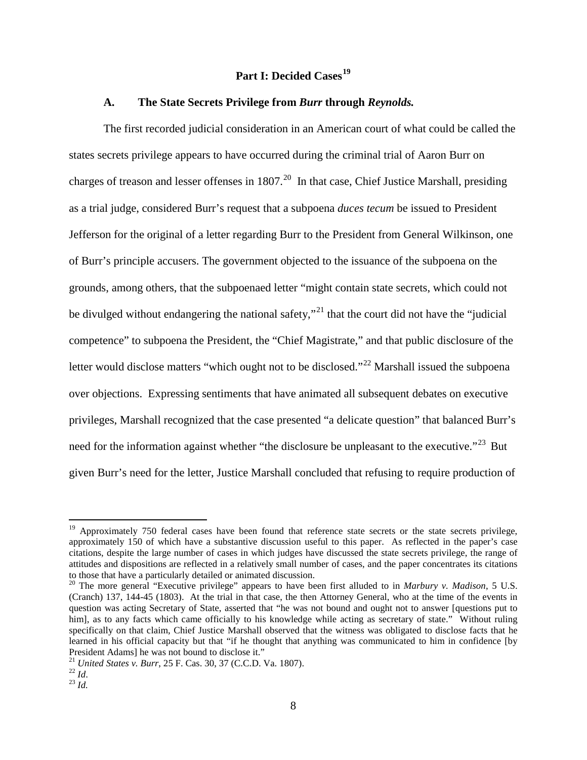## Part I: Decided Cases[19]

### A. The State Secrets Privilege from *Burr* through *Reynolds.*

The first recorded judicial consideration in an American court of what could be called the states secrets privilege appears to have occurred during the criminal trial of Aaron Burr on charges of treason and lesser offenses in 1807.[20] In that case, Chief Justice Marshall, presiding as a trial judge, considered Burr's request that a subpoena *duces tecum* be issued to President Jefferson for the original of a letter regarding Burr to the President from General Wilkinson, one of Burr's principle accusers. The government objected to the issuance of the subpoena on the grounds, among others, that the subpoenaed letter "might contain state secrets, which could not be divulged without endangering the national safety,"[21] that the court did not have the "judicial competence" to subpoena the President, the "Chief Magistrate," and that public disclosure of the letter would disclose matters "which ought not to be disclosed."[22] Marshall issued the subpoena over objections. Expressing sentiments that have animated all subsequent debates on executive privileges, Marshall recognized that the case presented "a delicate question" that balanced Burr's need for the information against whether "the disclosure be unpleasant to the executive."[23] But given Burr's need for the letter, Justice Marshall concluded that refusing to require production of

---

[19] Approximately 750 federal cases have been found that reference state secrets or the state secrets privilege, approximately 150 of which have a substantive discussion useful to this paper. As reflected in the paper's case citations, despite the large number of cases in which judges have discussed the state secrets privilege, the range of attitudes and dispositions are reflected in a relatively small number of cases, and the paper concentrates its citations to those that have a particularly detailed or animated discussion.

[20] The more general "Executive privilege" appears to have been first alluded to in *Marbury v. Madison*, 5 U.S. (Cranch) 137, 144-45 (1803). At the trial in that case, the then Attorney General, who at the time of the events in question was acting Secretary of State, asserted that "he was not bound and ought not to answer [questions put to him], as to any facts which came officially to his knowledge while acting as secretary of state." Without ruling specifically on that claim, Chief Justice Marshall observed that the witness was obligated to disclose facts that he learned in his official capacity but that "if he thought that anything was communicated to him in confidence [by President Adams] he was not bound to disclose it."

[21] *United States v. Burr*, 25 F. Cas. 30, 37 (C.C.D. Va. 1807).

[22] *Id*.

[23] *Id.*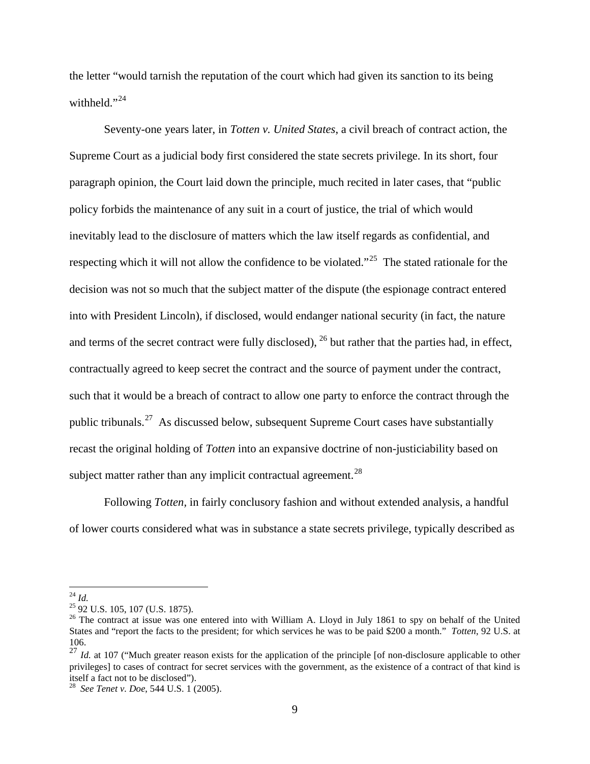the letter "would tarnish the reputation of the court which had given its sanction to its being withheld."[24]

Seventy-one years later, in *Totten v. United States*, a civil breach of contract action, the Supreme Court as a judicial body first considered the state secrets privilege. In its short, four paragraph opinion, the Court laid down the principle, much recited in later cases, that "public policy forbids the maintenance of any suit in a court of justice, the trial of which would inevitably lead to the disclosure of matters which the law itself regards as confidential, and respecting which it will not allow the confidence to be violated."[25] The stated rationale for the decision was not so much that the subject matter of the dispute (the espionage contract entered into with President Lincoln), if disclosed, would endanger national security (in fact, the nature and terms of the secret contract were fully disclosed), [26] but rather that the parties had, in effect, contractually agreed to keep secret the contract and the source of payment under the contract, such that it would be a breach of contract to allow one party to enforce the contract through the public tribunals.[27] As discussed below, subsequent Supreme Court cases have substantially recast the original holding of *Totten* into an expansive doctrine of non-justiciability based on subject matter rather than any implicit contractual agreement.[28]

Following *Totten*, in fairly conclusory fashion and without extended analysis, a handful of lower courts considered what was in substance a state secrets privilege, typically described as

---

[24] *Id.*

[25] 92 U.S. 105, 107 (U.S. 1875).

[26] The contract at issue was one entered into with William A. Lloyd in July 1861 to spy on behalf of the United States and "report the facts to the president; for which services he was to be paid $200 a month." *Totten*, 92 U.S. at 106.

[27] *Id.* at 107 ("Much greater reason exists for the application of the principle [of non-disclosure applicable to other privileges] to cases of contract for secret services with the government, as the existence of a contract of that kind is itself a fact not to be disclosed").

[28] *See Tenet v. Doe*, 544 U.S. 1 (2005).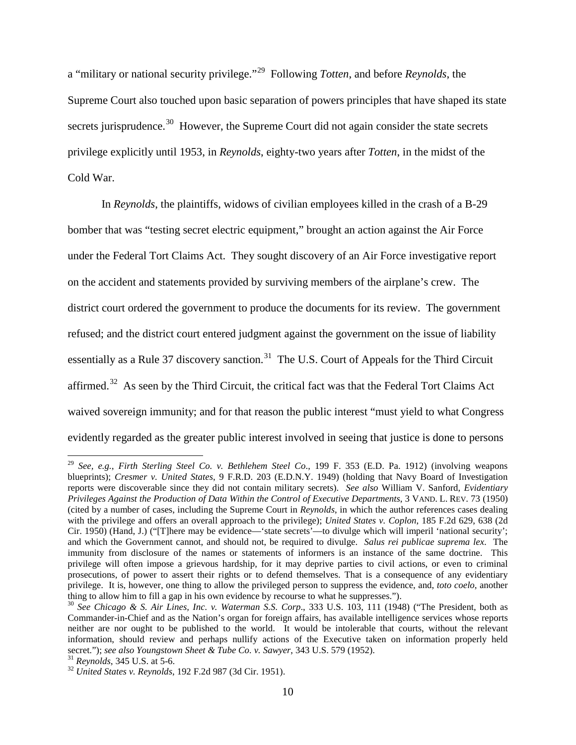a "military or national security privilege."[29] Following *Totten*, and before *Reynolds*, the Supreme Court also touched upon basic separation of powers principles that have shaped its state secrets jurisprudence.[30] However, the Supreme Court did not again consider the state secrets privilege explicitly until 1953, in *Reynolds*, eighty-two years after *Totten*, in the midst of the Cold War.

In *Reynolds*, the plaintiffs, widows of civilian employees killed in the crash of a B-29 bomber that was "testing secret electric equipment," brought an action against the Air Force under the Federal Tort Claims Act. They sought discovery of an Air Force investigative report on the accident and statements provided by surviving members of the airplane's crew. The district court ordered the government to produce the documents for its review. The government refused; and the district court entered judgment against the government on the issue of liability essentially as a Rule 37 discovery sanction.[31] The U.S. Court of Appeals for the Third Circuit affirmed.[32] As seen by the Third Circuit, the critical fact was that the Federal Tort Claims Act waived sovereign immunity; and for that reason the public interest "must yield to what Congress evidently regarded as the greater public interest involved in seeing that justice is done to persons

---

[29] *See, e.g.*, *Firth Sterling Steel Co. v. Bethlehem Steel Co*., 199 F. 353 (E.D. Pa. 1912) (involving weapons blueprints); *Cresmer v. United States*, 9 F.R.D. 203 (E.D.N.Y. 1949) (holding that Navy Board of Investigation reports were discoverable since they did not contain military secrets). *See also* William V. Sanford, *Evidentiary Privileges Against the Production of Data Within the Control of Executive Departments*, 3 VAND. L. REV. 73 (1950) (cited by a number of cases, including the Supreme Court in *Reynolds*, in which the author references cases dealing with the privilege and offers an overall approach to the privilege); *United States v. Coplon*, 185 F.2d 629, 638 (2d Cir. 1950) (Hand, J.) ("[T]here may be evidence—'state secrets'—to divulge which will imperil 'national security'; and which the Government cannot, and should not, be required to divulge. *Salus rei publicae suprema lex*. The immunity from disclosure of the names or statements of informers is an instance of the same doctrine. This privilege will often impose a grievous hardship, for it may deprive parties to civil actions, or even to criminal prosecutions, of power to assert their rights or to defend themselves. That is a consequence of any evidentiary privilege. It is, however, one thing to allow the privileged person to suppress the evidence, and, *toto coelo*, another thing to allow him to fill a gap in his own evidence by recourse to what he suppresses.").

[30] *See Chicago & S. Air Lines, Inc. v. Waterman S.S. Corp*., 333 U.S. 103, 111 (1948) ("The President, both as Commander-in-Chief and as the Nation's organ for foreign affairs, has available intelligence services whose reports neither are nor ought to be published to the world. It would be intolerable that courts, without the relevant information, should review and perhaps nullify actions of the Executive taken on information properly held secret."); *see also Youngstown Sheet & Tube Co. v. Sawyer*, 343 U.S. 579 (1952).

[31] *Reynolds*, 345 U.S. at 5-6.

[32] *United States v. Reynolds*, 192 F.2d 987 (3d Cir. 1951).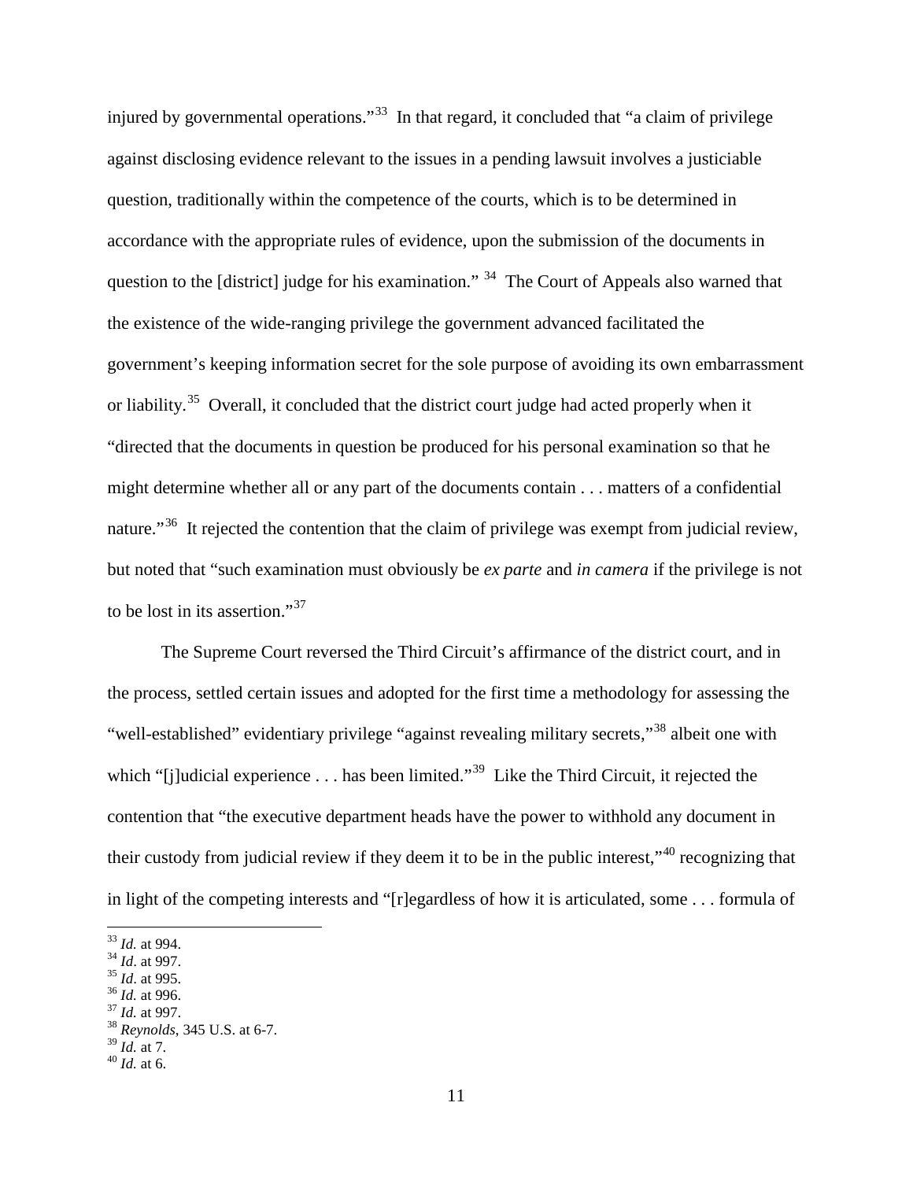injured by governmental operations."[33] In that regard, it concluded that "a claim of privilege against disclosing evidence relevant to the issues in a pending lawsuit involves a justiciable question, traditionally within the competence of the courts, which is to be determined in accordance with the appropriate rules of evidence, upon the submission of the documents in question to the [district] judge for his examination." [34] The Court of Appeals also warned that the existence of the wide-ranging privilege the government advanced facilitated the government's keeping information secret for the sole purpose of avoiding its own embarrassment or liability.[35] Overall, it concluded that the district court judge had acted properly when it "directed that the documents in question be produced for his personal examination so that he might determine whether all or any part of the documents contain . . . matters of a confidential nature."[36] It rejected the contention that the claim of privilege was exempt from judicial review, but noted that "such examination must obviously be *ex parte* and *in camera* if the privilege is not to be lost in its assertion."[37]

The Supreme Court reversed the Third Circuit's affirmance of the district court, and in the process, settled certain issues and adopted for the first time a methodology for assessing the "well-established" evidentiary privilege "against revealing military secrets,"[38] albeit one with which "[j]udicial experience . . . has been limited."[39] Like the Third Circuit, it rejected the contention that "the executive department heads have the power to withhold any document in their custody from judicial review if they deem it to be in the public interest,"[40] recognizing that in light of the competing interests and "[r]egardless of how it is articulated, some . . . formula of

---

[33] *Id.* at 994.
[34] *Id*. at 997.
[35] *Id*. at 995.
[36] *Id.* at 996.
[37] *Id.* at 997.
[38] *Reynolds*, 345 U.S. at 6-7.
[39] *Id.* at 7.
[40] *Id.* at 6.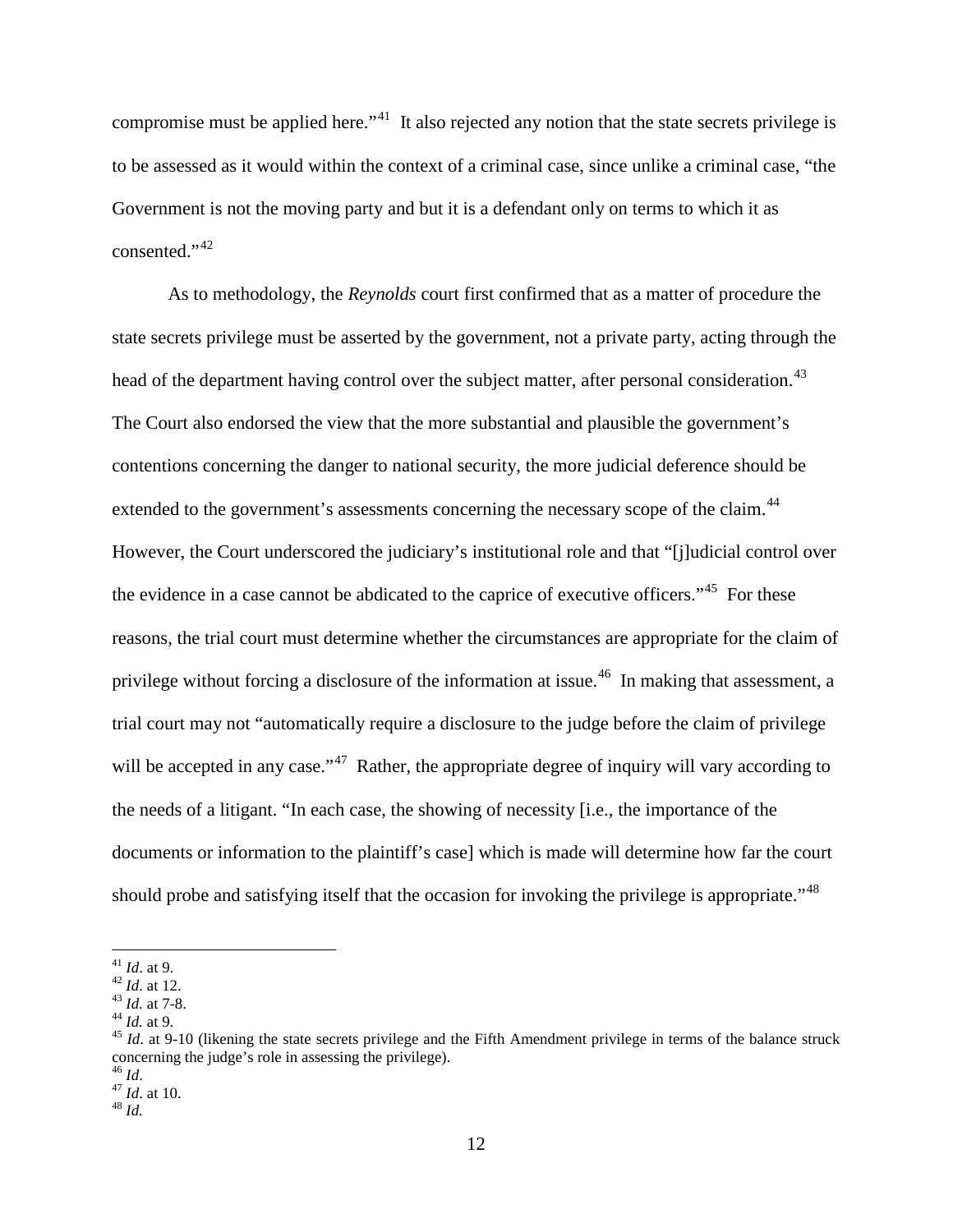compromise must be applied here."[41] It also rejected any notion that the state secrets privilege is to be assessed as it would within the context of a criminal case, since unlike a criminal case, "the Government is not the moving party and but it is a defendant only on terms to which it as consented."[42]

As to methodology, the *Reynolds* court first confirmed that as a matter of procedure the state secrets privilege must be asserted by the government, not a private party, acting through the head of the department having control over the subject matter, after personal consideration.[43] The Court also endorsed the view that the more substantial and plausible the government's contentions concerning the danger to national security, the more judicial deference should be extended to the government's assessments concerning the necessary scope of the claim.[44] However, the Court underscored the judiciary's institutional role and that "[j]udicial control over the evidence in a case cannot be abdicated to the caprice of executive officers."[45] For these reasons, the trial court must determine whether the circumstances are appropriate for the claim of privilege without forcing a disclosure of the information at issue.[46] In making that assessment, a trial court may not "automatically require a disclosure to the judge before the claim of privilege will be accepted in any case."[47] Rather, the appropriate degree of inquiry will vary according to the needs of a litigant. "In each case, the showing of necessity [i.e., the importance of the documents or information to the plaintiff's case] which is made will determine how far the court should probe and satisfying itself that the occasion for invoking the privilege is appropriate."[48]

---

[41] *Id*. at 9.
[42] *Id*. at 12.
[43] *Id.* at 7-8.
[44] *Id.* at 9.
[45] *Id.* at 9-10 (likening the state secrets privilege and the Fifth Amendment privilege in terms of the balance struck concerning the judge's role in assessing the privilege).
[46] *Id*.
[47] *Id*. at 10.
[48] *Id.*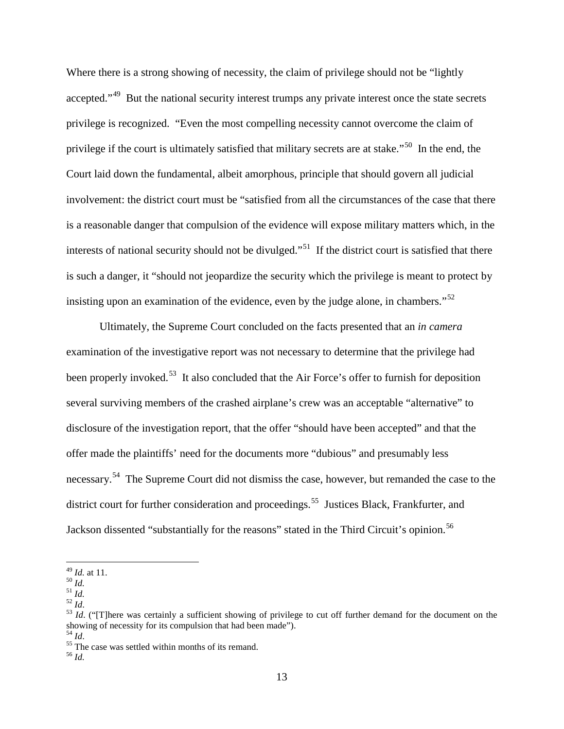Where there is a strong showing of necessity, the claim of privilege should not be "lightly accepted."[49] But the national security interest trumps any private interest once the state secrets privilege is recognized. "Even the most compelling necessity cannot overcome the claim of privilege if the court is ultimately satisfied that military secrets are at stake."[50] In the end, the Court laid down the fundamental, albeit amorphous, principle that should govern all judicial involvement: the district court must be "satisfied from all the circumstances of the case that there is a reasonable danger that compulsion of the evidence will expose military matters which, in the interests of national security should not be divulged."[51] If the district court is satisfied that there is such a danger, it "should not jeopardize the security which the privilege is meant to protect by insisting upon an examination of the evidence, even by the judge alone, in chambers."[52]

Ultimately, the Supreme Court concluded on the facts presented that an *in camera* examination of the investigative report was not necessary to determine that the privilege had been properly invoked.[53] It also concluded that the Air Force's offer to furnish for deposition several surviving members of the crashed airplane's crew was an acceptable "alternative" to disclosure of the investigation report, that the offer "should have been accepted" and that the offer made the plaintiffs' need for the documents more "dubious" and presumably less necessary.[54] The Supreme Court did not dismiss the case, however, but remanded the case to the district court for further consideration and proceedings.[55] Justices Black, Frankfurter, and Jackson dissented "substantially for the reasons" stated in the Third Circuit's opinion.[56]

---

[49] *Id.* at 11.
[50] *Id.*
[51] *Id.*
[52] *Id*.
[53] *Id*. ("[T]here was certainly a sufficient showing of privilege to cut off further demand for the document on the showing of necessity for its compulsion that had been made").
[54] *Id*.
[55] The case was settled within months of its remand.
[56] *Id.*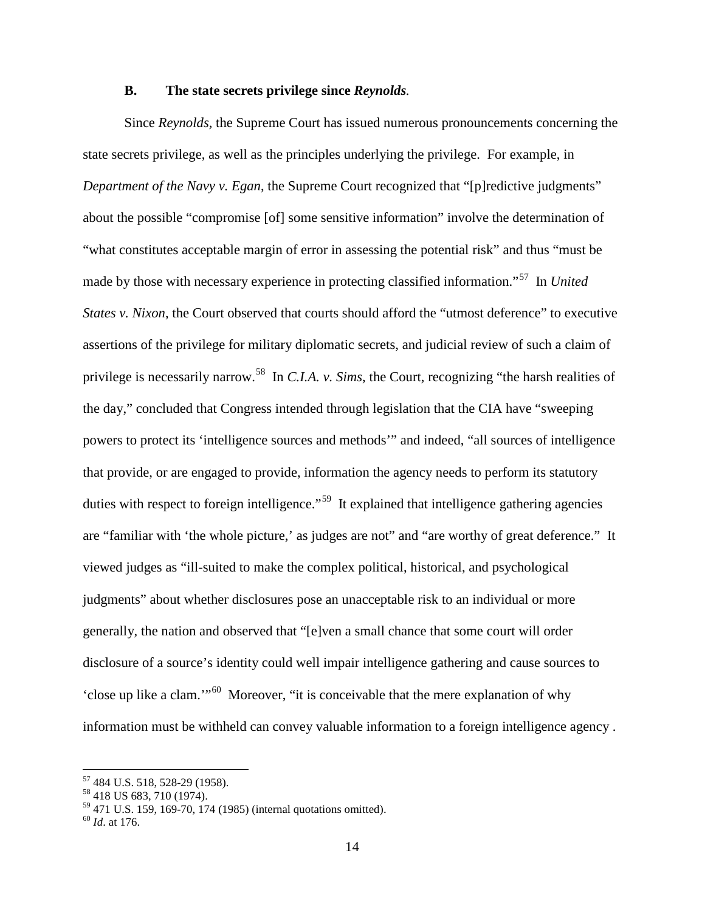### B. The state secrets privilege since *Reynolds*.

Since *Reynolds*, the Supreme Court has issued numerous pronouncements concerning the state secrets privilege, as well as the principles underlying the privilege. For example, in *Department of the Navy v. Egan*, the Supreme Court recognized that "[p]redictive judgments" about the possible "compromise [of] some sensitive information" involve the determination of "what constitutes acceptable margin of error in assessing the potential risk" and thus "must be made by those with necessary experience in protecting classified information."[57] In *United States v. Nixon*, the Court observed that courts should afford the "utmost deference" to executive assertions of the privilege for military diplomatic secrets, and judicial review of such a claim of privilege is necessarily narrow.[58] In *C.I.A. v. Sims*, the Court, recognizing "the harsh realities of the day," concluded that Congress intended through legislation that the CIA have "sweeping powers to protect its 'intelligence sources and methods'" and indeed, "all sources of intelligence that provide, or are engaged to provide, information the agency needs to perform its statutory duties with respect to foreign intelligence."[59] It explained that intelligence gathering agencies are "familiar with 'the whole picture,' as judges are not" and "are worthy of great deference." It viewed judges as "ill-suited to make the complex political, historical, and psychological judgments" about whether disclosures pose an unacceptable risk to an individual or more generally, the nation and observed that "[e]ven a small chance that some court will order disclosure of a source's identity could well impair intelligence gathering and cause sources to 'close up like a clam.'"[60] Moreover, "it is conceivable that the mere explanation of why information must be withheld can convey valuable information to a foreign intelligence agency .

---

[57] 484 U.S. 518, 528-29 (1958).

[58] 418 US 683, 710 (1974).

[59] 471 U.S. 159, 169-70, 174 (1985) (internal quotations omitted).

[60] *Id*. at 176.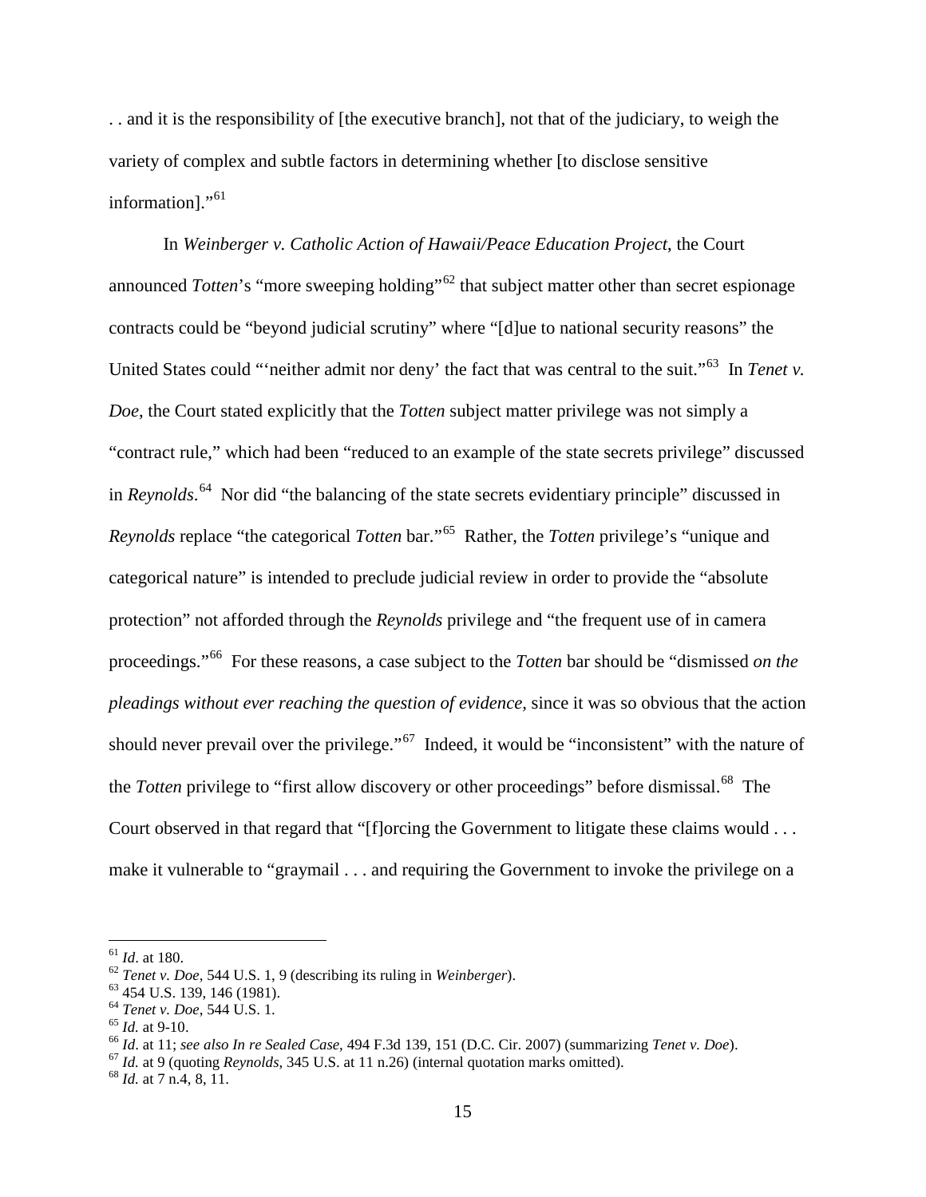. . and it is the responsibility of [the executive branch], not that of the judiciary, to weigh the variety of complex and subtle factors in determining whether [to disclose sensitive information]."[61]

In *Weinberger v. Catholic Action of Hawaii/Peace Education Project*, the Court announced *Totten*'s "more sweeping holding"[62] that subject matter other than secret espionage contracts could be "beyond judicial scrutiny" where "[d]ue to national security reasons" the United States could "'neither admit nor deny' the fact that was central to the suit."[63] In *Tenet v. Doe*, the Court stated explicitly that the *Totten* subject matter privilege was not simply a "contract rule," which had been "reduced to an example of the state secrets privilege" discussed in *Reynolds*.[64] Nor did "the balancing of the state secrets evidentiary principle" discussed in *Reynolds* replace "the categorical *Totten* bar."[65] Rather, the *Totten* privilege's "unique and categorical nature" is intended to preclude judicial review in order to provide the "absolute protection" not afforded through the *Reynolds* privilege and "the frequent use of in camera proceedings."[66] For these reasons, a case subject to the *Totten* bar should be "dismissed *on the pleadings without ever reaching the question of evidence*, since it was so obvious that the action should never prevail over the privilege."[67] Indeed, it would be "inconsistent" with the nature of the *Totten* privilege to "first allow discovery or other proceedings" before dismissal.[68] The Court observed in that regard that "[f]orcing the Government to litigate these claims would . . . make it vulnerable to "graymail . . . and requiring the Government to invoke the privilege on a

---

[61] *Id*. at 180.

[62] *Tenet v. Doe*, 544 U.S. 1, 9 (describing its ruling in *Weinberger*).

[63] 454 U.S. 139, 146 (1981).

[64] *Tenet v. Doe*, 544 U.S. 1.

[65] *Id.* at 9-10.

[66] *Id*. at 11; *see also In re Sealed Case*, 494 F.3d 139, 151 (D.C. Cir. 2007) (summarizing *Tenet v. Doe*).

[67] *Id.* at 9 (quoting *Reynolds*, 345 U.S. at 11 n.26) (internal quotation marks omitted).

[68] *Id.* at 7 n.4, 8, 11.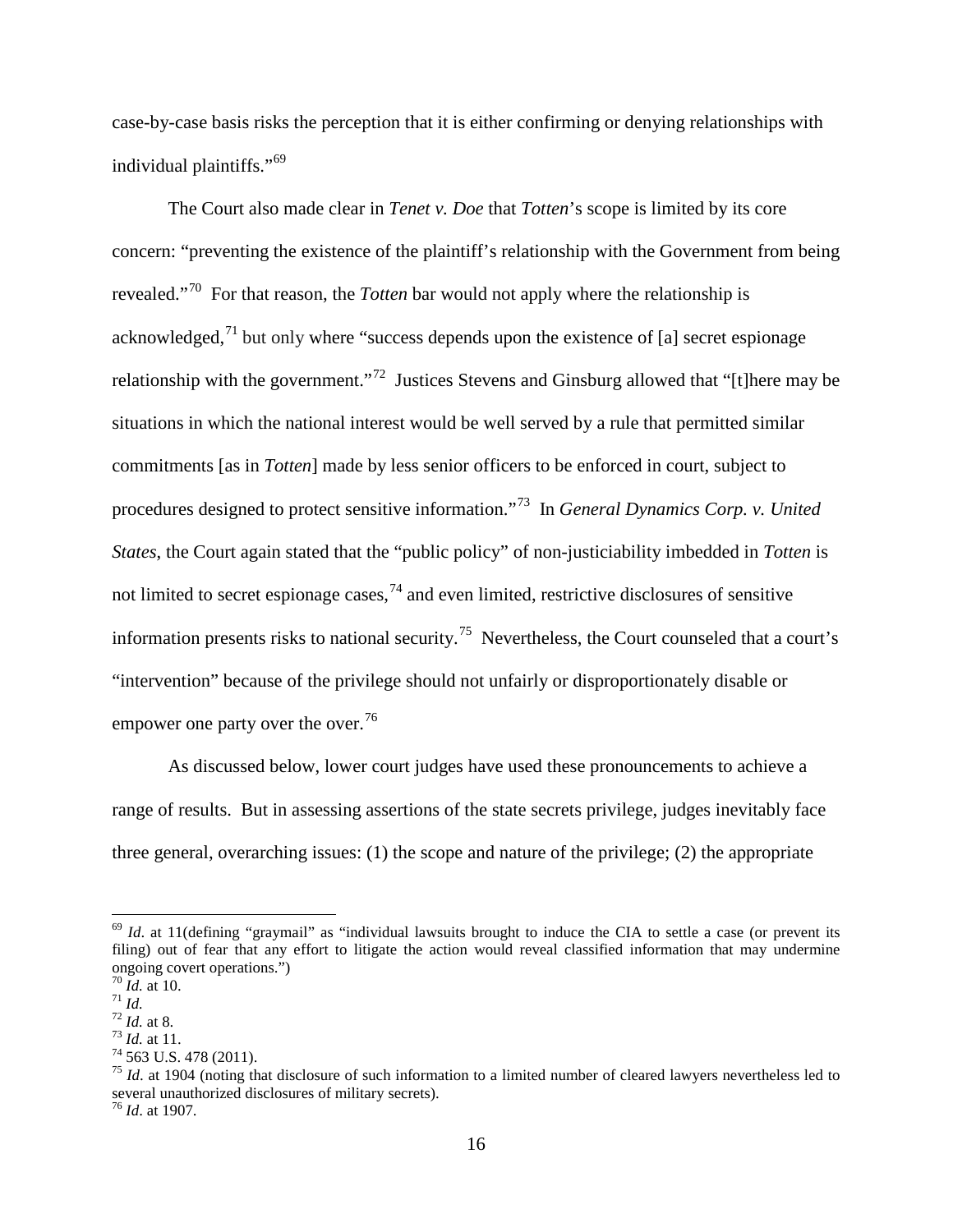case-by-case basis risks the perception that it is either confirming or denying relationships with individual plaintiffs."[69]

The Court also made clear in *Tenet v. Doe* that *Totten*'s scope is limited by its core concern: "preventing the existence of the plaintiff's relationship with the Government from being revealed."[70] For that reason, the *Totten* bar would not apply where the relationship is acknowledged,[71] but only where "success depends upon the existence of [a] secret espionage relationship with the government."[72] Justices Stevens and Ginsburg allowed that "[t]here may be situations in which the national interest would be well served by a rule that permitted similar commitments [as in *Totten*] made by less senior officers to be enforced in court, subject to procedures designed to protect sensitive information."[73] In *General Dynamics Corp. v. United States*, the Court again stated that the "public policy" of non-justiciability imbedded in *Totten* is not limited to secret espionage cases,[74] and even limited, restrictive disclosures of sensitive information presents risks to national security.[75] Nevertheless, the Court counseled that a court's "intervention" because of the privilege should not unfairly or disproportionately disable or empower one party over the over.[76]

As discussed below, lower court judges have used these pronouncements to achieve a range of results. But in assessing assertions of the state secrets privilege, judges inevitably face three general, overarching issues: (1) the scope and nature of the privilege; (2) the appropriate

---

[69] *Id*. at 11(defining "graymail" as "individual lawsuits brought to induce the CIA to settle a case (or prevent its filing) out of fear that any effort to litigate the action would reveal classified information that may undermine ongoing covert operations.")

[70] *Id.* at 10.

[71] *Id.*

[72] *Id.* at 8.

[73] *Id.* at 11.

[74] 563 U.S. 478 (2011).

[75] *Id*. at 1904 (noting that disclosure of such information to a limited number of cleared lawyers nevertheless led to several unauthorized disclosures of military secrets).

[76] *Id*. at 1907.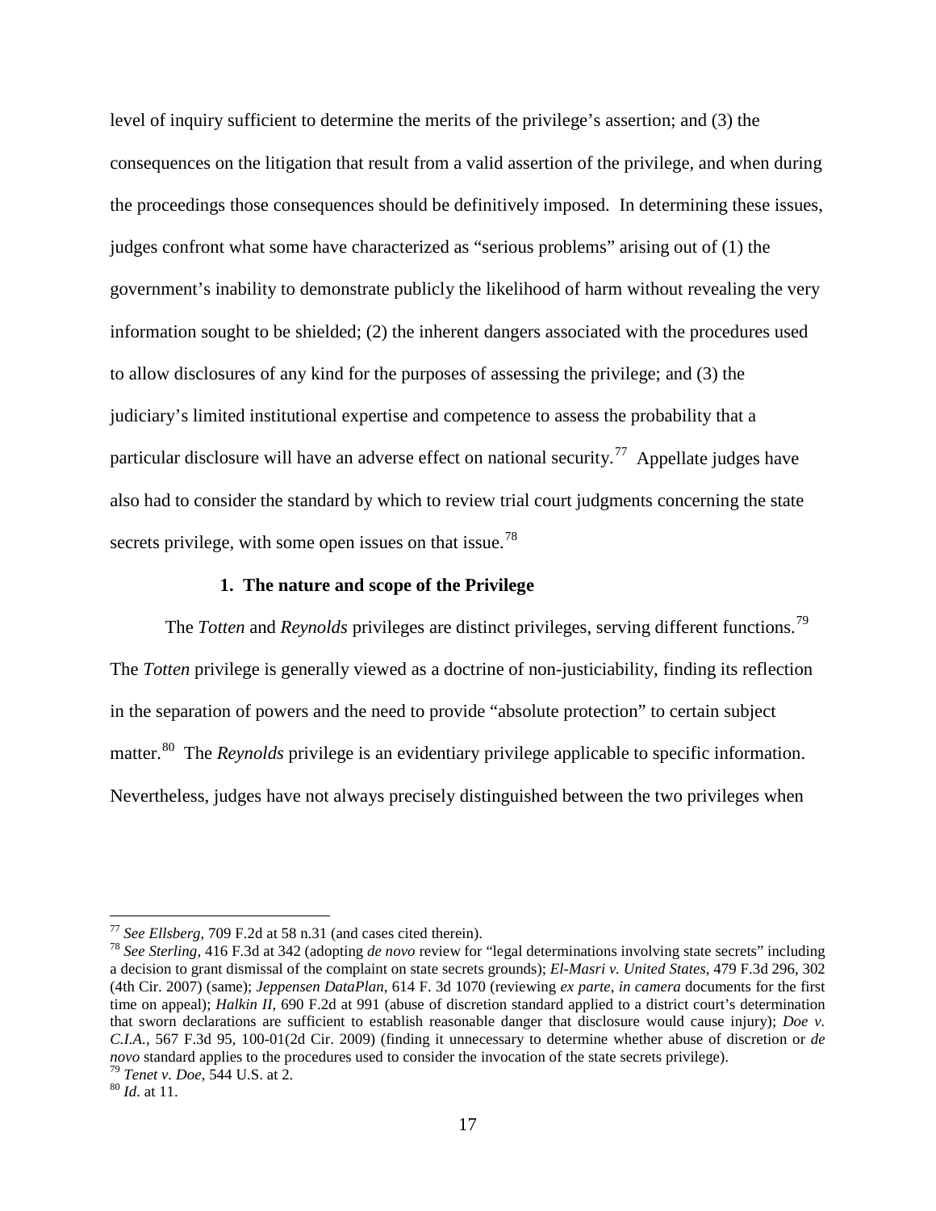level of inquiry sufficient to determine the merits of the privilege's assertion; and (3) the consequences on the litigation that result from a valid assertion of the privilege, and when during the proceedings those consequences should be definitively imposed. In determining these issues, judges confront what some have characterized as "serious problems" arising out of (1) the government's inability to demonstrate publicly the likelihood of harm without revealing the very information sought to be shielded; (2) the inherent dangers associated with the procedures used to allow disclosures of any kind for the purposes of assessing the privilege; and (3) the judiciary's limited institutional expertise and competence to assess the probability that a particular disclosure will have an adverse effect on national security.[77] Appellate judges have also had to consider the standard by which to review trial court judgments concerning the state secrets privilege, with some open issues on that issue.[78]

### 1. The nature and scope of the Privilege

The *Totten* and *Reynolds* privileges are distinct privileges, serving different functions.[79] The *Totten* privilege is generally viewed as a doctrine of non-justiciability, finding its reflection in the separation of powers and the need to provide "absolute protection" to certain subject matter.[80] The *Reynolds* privilege is an evidentiary privilege applicable to specific information. Nevertheless, judges have not always precisely distinguished between the two privileges when

---

[77] *See Ellsberg*, 709 F.2d at 58 n.31 (and cases cited therein).

[78] *See Sterling*, 416 F.3d at 342 (adopting *de novo* review for "legal determinations involving state secrets" including a decision to grant dismissal of the complaint on state secrets grounds); *El-Masri v. United States*, 479 F.3d 296, 302 (4th Cir. 2007) (same); *Jeppensen DataPlan*, 614 F. 3d 1070 (reviewing *ex parte*, *in camera* documents for the first time on appeal); *Halkin II*, 690 F.2d at 991 (abuse of discretion standard applied to a district court's determination that sworn declarations are sufficient to establish reasonable danger that disclosure would cause injury); *Doe v. C.I.A.*, 567 F.3d 95, 100-01(2d Cir. 2009) (finding it unnecessary to determine whether abuse of discretion or *de novo* standard applies to the procedures used to consider the invocation of the state secrets privilege).

[79] *Tenet v. Doe*, 544 U.S. at 2.

[80] *Id*. at 11.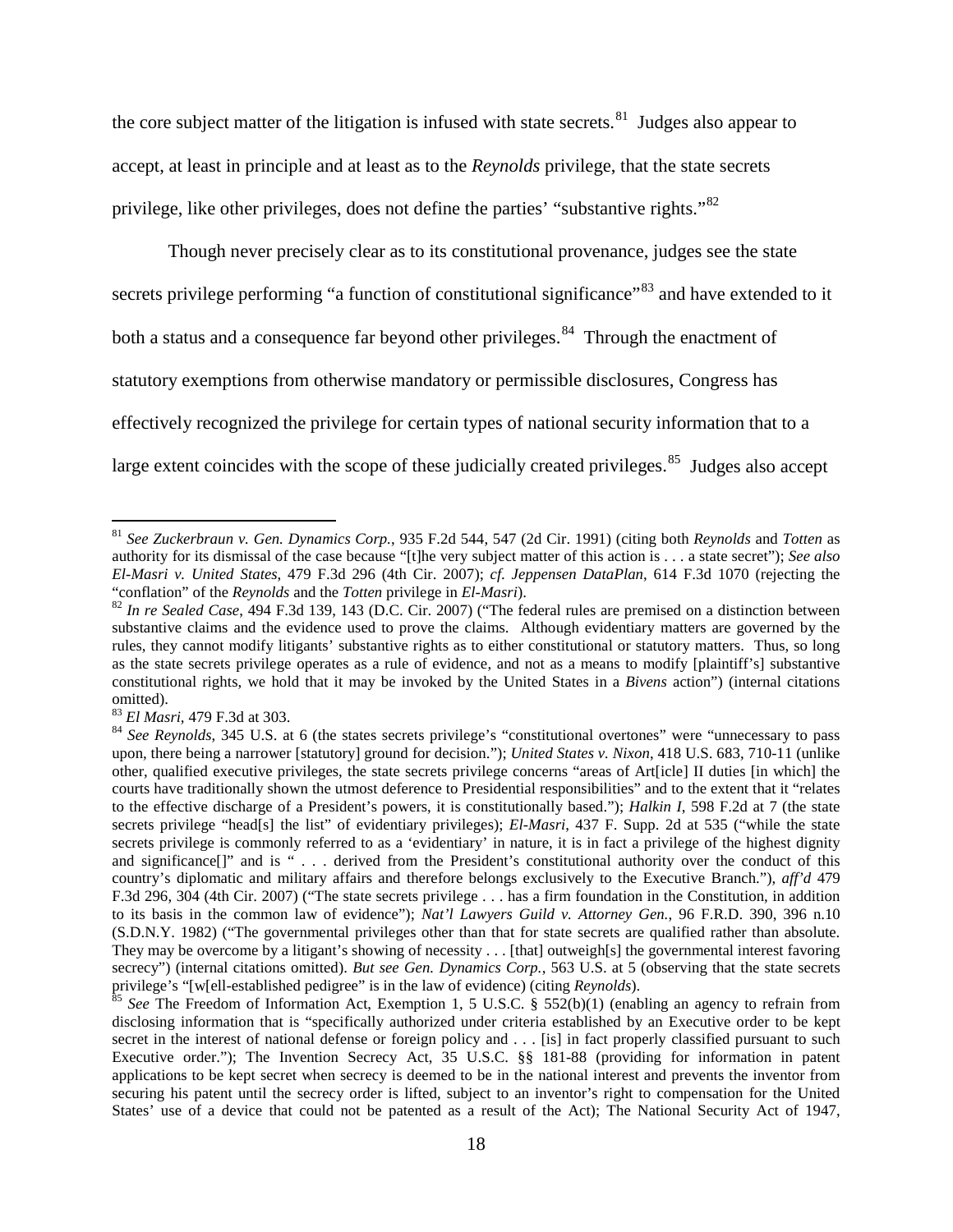the core subject matter of the litigation is infused with state secrets.[81] Judges also appear to accept, at least in principle and at least as to the *Reynolds* privilege, that the state secrets privilege, like other privileges, does not define the parties' "substantive rights."[82]

Though never precisely clear as to its constitutional provenance, judges see the state secrets privilege performing "a function of constitutional significance"[83] and have extended to it both a status and a consequence far beyond other privileges.[84] Through the enactment of statutory exemptions from otherwise mandatory or permissible disclosures, Congress has effectively recognized the privilege for certain types of national security information that to a large extent coincides with the scope of these judicially created privileges.[85] Judges also accept

---

[81] *See Zuckerbraun v. Gen. Dynamics Corp.*, 935 F.2d 544, 547 (2d Cir. 1991) (citing both *Reynolds* and *Totten* as authority for its dismissal of the case because "[t]he very subject matter of this action is . . . a state secret"); *See also El-Masri v. United States*, 479 F.3d 296 (4th Cir. 2007); *cf. Jeppensen DataPlan*, 614 F.3d 1070 (rejecting the "conflation" of the *Reynolds* and the *Totten* privilege in *El-Masri*).

[82] *In re Sealed Case*, 494 F.3d 139, 143 (D.C. Cir. 2007) ("The federal rules are premised on a distinction between substantive claims and the evidence used to prove the claims. Although evidentiary matters are governed by the rules, they cannot modify litigants' substantive rights as to either constitutional or statutory matters. Thus, so long as the state secrets privilege operates as a rule of evidence, and not as a means to modify [plaintiff's] substantive constitutional rights, we hold that it may be invoked by the United States in a *Bivens* action") (internal citations omitted).

[83] *El Masri*, 479 F.3d at 303.

[84] *See Reynolds*, 345 U.S. at 6 (the states secrets privilege's "constitutional overtones" were "unnecessary to pass upon, there being a narrower [statutory] ground for decision."); *United States v. Nixon*, 418 U.S. 683, 710-11 (unlike other, qualified executive privileges, the state secrets privilege concerns "areas of Art[icle] II duties [in which] the courts have traditionally shown the utmost deference to Presidential responsibilities" and to the extent that it "relates to the effective discharge of a President's powers, it is constitutionally based."); *Halkin I*, 598 F.2d at 7 (the state secrets privilege "head[s] the list" of evidentiary privileges); *El-Masri*, 437 F. Supp. 2d at 535 ("while the state secrets privilege is commonly referred to as a 'evidentiary' in nature, it is in fact a privilege of the highest dignity and significance[]" and is " . . . derived from the President's constitutional authority over the conduct of this country's diplomatic and military affairs and therefore belongs exclusively to the Executive Branch."), *aff'd* 479 F.3d 296, 304 (4th Cir. 2007) ("The state secrets privilege . . . has a firm foundation in the Constitution, in addition to its basis in the common law of evidence"); *Nat'l Lawyers Guild v. Attorney Gen.*, 96 F.R.D. 390, 396 n.10 (S.D.N.Y. 1982) ("The governmental privileges other than that for state secrets are qualified rather than absolute. They may be overcome by a litigant's showing of necessity . . . [that] outweigh[s] the governmental interest favoring secrecy") (internal citations omitted). *But see Gen. Dynamics Corp.*, 563 U.S. at 5 (observing that the state secrets privilege's "[w[ell-established pedigree" is in the law of evidence) (citing *Reynolds*).

[85] *See* The Freedom of Information Act, Exemption 1, 5 U.S.C. § 552(b)(1) (enabling an agency to refrain from disclosing information that is "specifically authorized under criteria established by an Executive order to be kept secret in the interest of national defense or foreign policy and . . . [is] in fact properly classified pursuant to such Executive order."); The Invention Secrecy Act, 35 U.S.C. §§ 181-88 (providing for information in patent applications to be kept secret when secrecy is deemed to be in the national interest and prevents the inventor from securing his patent until the secrecy order is lifted, subject to an inventor's right to compensation for the United States' use of a device that could not be patented as a result of the Act); The National Security Act of 1947,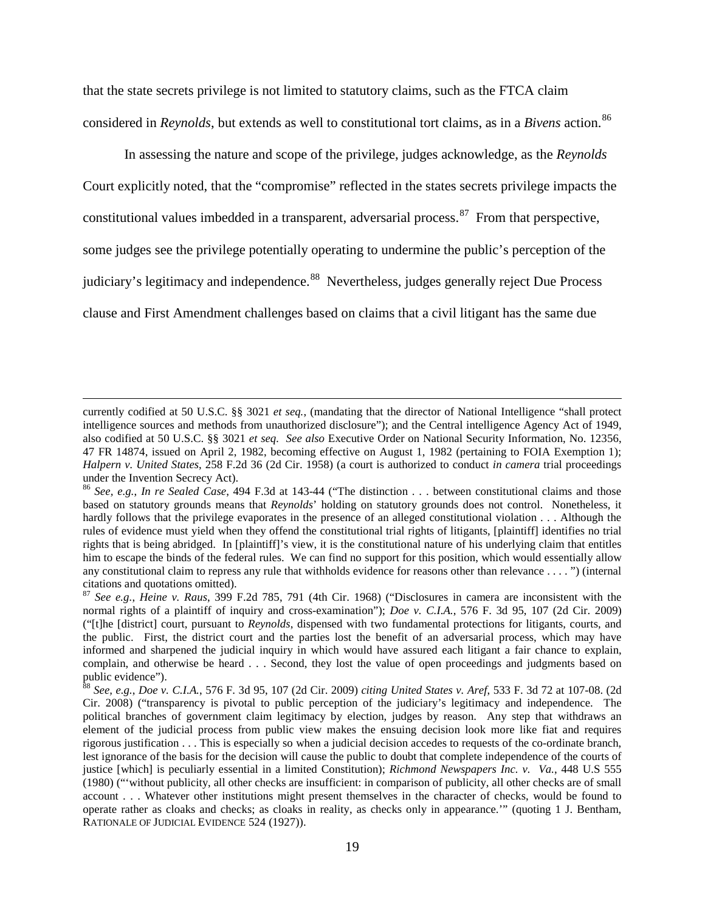that the state secrets privilege is not limited to statutory claims, such as the FTCA claim considered in *Reynolds*, but extends as well to constitutional tort claims, as in a *Bivens* action.[86]

In assessing the nature and scope of the privilege, judges acknowledge, as the *Reynolds* Court explicitly noted, that the "compromise" reflected in the states secrets privilege impacts the constitutional values imbedded in a transparent, adversarial process.[87] From that perspective, some judges see the privilege potentially operating to undermine the public's perception of the judiciary's legitimacy and independence.[88] Nevertheless, judges generally reject Due Process clause and First Amendment challenges based on claims that a civil litigant has the same due

---

currently codified at 50 U.S.C. §§ 3021 *et seq.*, (mandating that the director of National Intelligence "shall protect intelligence sources and methods from unauthorized disclosure"); and the Central intelligence Agency Act of 1949, also codified at 50 U.S.C. §§ 3021 *et seq*. *See also* Executive Order on National Security Information, No. 12356, 47 FR 14874, issued on April 2, 1982, becoming effective on August 1, 1982 (pertaining to FOIA Exemption 1); *Halpern v. United States*, 258 F.2d 36 (2d Cir. 1958) (a court is authorized to conduct *in camera* trial proceedings under the Invention Secrecy Act).

[86] *See, e.g.*, *In re Sealed Case*, 494 F.3d at 143-44 ("The distinction . . . between constitutional claims and those based on statutory grounds means that *Reynolds*' holding on statutory grounds does not control. Nonetheless, it hardly follows that the privilege evaporates in the presence of an alleged constitutional violation . . . Although the rules of evidence must yield when they offend the constitutional trial rights of litigants, [plaintiff] identifies no trial rights that is being abridged. In [plaintiff]'s view, it is the constitutional nature of his underlying claim that entitles him to escape the binds of the federal rules. We can find no support for this position, which would essentially allow any constitutional claim to repress any rule that withholds evidence for reasons other than relevance . . . . ") (internal citations and quotations omitted).

[87] *See e.g.*, *Heine v. Raus*, 399 F.2d 785, 791 (4th Cir. 1968) ("Disclosures in camera are inconsistent with the normal rights of a plaintiff of inquiry and cross-examination"); *Doe v. C.I.A.*, 576 F. 3d 95, 107 (2d Cir. 2009) ("[t]he [district] court, pursuant to *Reynolds*, dispensed with two fundamental protections for litigants, courts, and the public. First, the district court and the parties lost the benefit of an adversarial process, which may have informed and sharpened the judicial inquiry in which would have assured each litigant a fair chance to explain, complain, and otherwise be heard . . . Second, they lost the value of open proceedings and judgments based on public evidence").

[88] *See, e.g.*, *Doe v. C.I.A.*, 576 F. 3d 95, 107 (2d Cir. 2009) *citing United States v. Aref*, 533 F. 3d 72 at 107-08. (2d Cir. 2008) ("transparency is pivotal to public perception of the judiciary's legitimacy and independence. The political branches of government claim legitimacy by election, judges by reason. Any step that withdraws an element of the judicial process from public view makes the ensuing decision look more like fiat and requires rigorous justification . . . This is especially so when a judicial decision accedes to requests of the co-ordinate branch, lest ignorance of the basis for the decision will cause the public to doubt that complete independence of the courts of justice [which] is peculiarly essential in a limited Constitution); *Richmond Newspapers Inc. v. Va.*, 448 U.S 555 (1980) ("'without publicity, all other checks are insufficient: in comparison of publicity, all other checks are of small account . . . Whatever other institutions might present themselves in the character of checks, would be found to operate rather as cloaks and checks; as cloaks in reality, as checks only in appearance.'" (quoting 1 J. Bentham, RATIONALE OF JUDICIAL EVIDENCE 524 (1927)).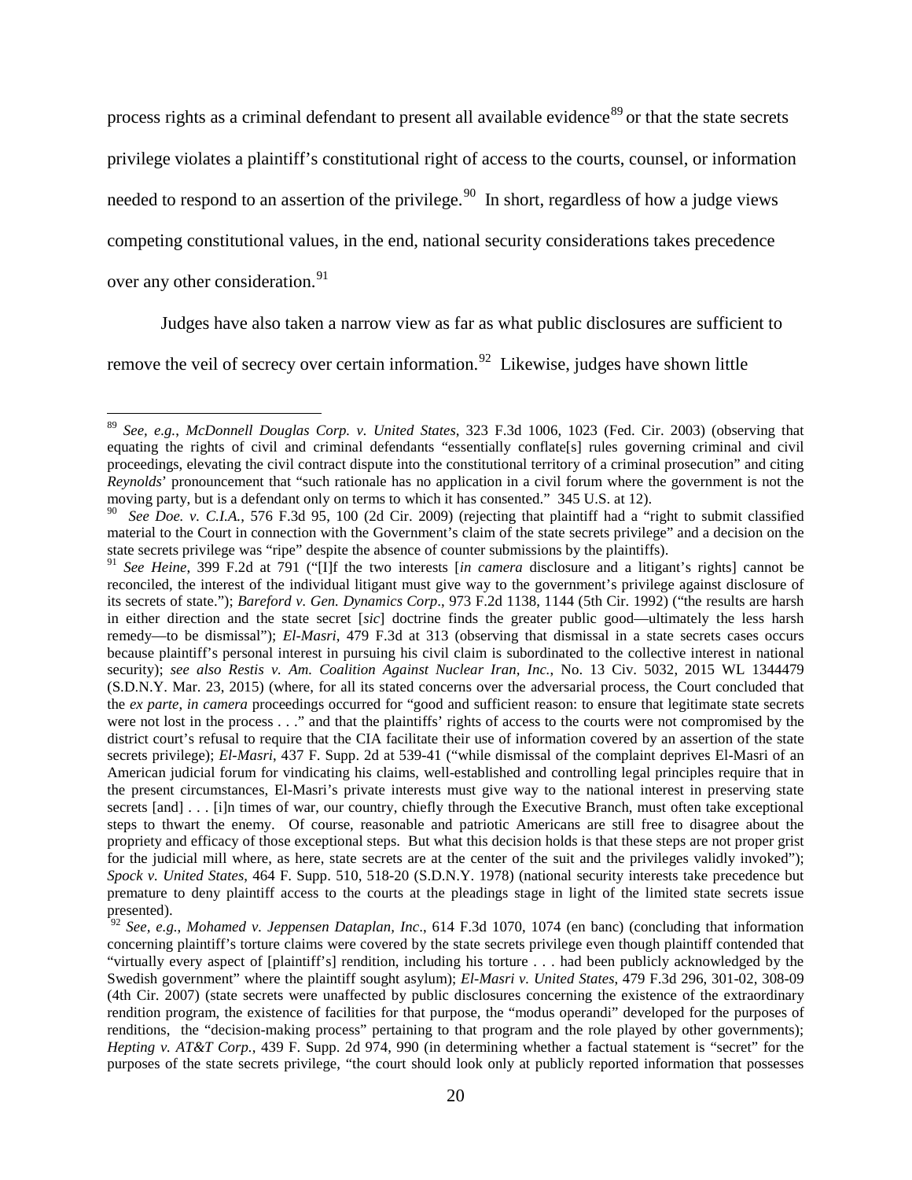process rights as a criminal defendant to present all available evidence[89] or that the state secrets privilege violates a plaintiff's constitutional right of access to the courts, counsel, or information needed to respond to an assertion of the privilege.[90] In short, regardless of how a judge views competing constitutional values, in the end, national security considerations takes precedence over any other consideration.[91]

Judges have also taken a narrow view as far as what public disclosures are sufficient to remove the veil of secrecy over certain information.[92] Likewise, judges have shown little

---

[89] *See, e.g.*, *McDonnell Douglas Corp. v. United States*, 323 F.3d 1006, 1023 (Fed. Cir. 2003) (observing that equating the rights of civil and criminal defendants "essentially conflate[s] rules governing criminal and civil proceedings, elevating the civil contract dispute into the constitutional territory of a criminal prosecution" and citing *Reynolds*' pronouncement that "such rationale has no application in a civil forum where the government is not the moving party, but is a defendant only on terms to which it has consented." 345 U.S. at 12).

[90] *See Doe. v. C.I.A.*, 576 F.3d 95, 100 (2d Cir. 2009) (rejecting that plaintiff had a "right to submit classified material to the Court in connection with the Government's claim of the state secrets privilege" and a decision on the state secrets privilege was "ripe" despite the absence of counter submissions by the plaintiffs).

[91] *See Heine*, 399 F.2d at 791 ("[I]f the two interests [*in camera* disclosure and a litigant's rights] cannot be reconciled, the interest of the individual litigant must give way to the government's privilege against disclosure of its secrets of state."); *Bareford v. Gen. Dynamics Corp*., 973 F.2d 1138, 1144 (5th Cir. 1992) ("the results are harsh in either direction and the state secret [*sic*] doctrine finds the greater public good—ultimately the less harsh remedy—to be dismissal"); *El-Masri*, 479 F.3d at 313 (observing that dismissal in a state secrets cases occurs because plaintiff's personal interest in pursuing his civil claim is subordinated to the collective interest in national security); *see also Restis v. Am. Coalition Against Nuclear Iran, Inc.*, No. 13 Civ. 5032, 2015 WL 1344479 (S.D.N.Y. Mar. 23, 2015) (where, for all its stated concerns over the adversarial process, the Court concluded that the *ex parte*, *in camera* proceedings occurred for "good and sufficient reason: to ensure that legitimate state secrets were not lost in the process . . ." and that the plaintiffs' rights of access to the courts were not compromised by the district court's refusal to require that the CIA facilitate their use of information covered by an assertion of the state secrets privilege); *El-Masri*, 437 F. Supp. 2d at 539-41 ("while dismissal of the complaint deprives El-Masri of an American judicial forum for vindicating his claims, well-established and controlling legal principles require that in the present circumstances, El-Masri's private interests must give way to the national interest in preserving state secrets [and] . . . [i]n times of war, our country, chiefly through the Executive Branch, must often take exceptional steps to thwart the enemy. Of course, reasonable and patriotic Americans are still free to disagree about the propriety and efficacy of those exceptional steps. But what this decision holds is that these steps are not proper grist for the judicial mill where, as here, state secrets are at the center of the suit and the privileges validly invoked"); *Spock v. United States*, 464 F. Supp. 510, 518-20 (S.D.N.Y. 1978) (national security interests take precedence but premature to deny plaintiff access to the courts at the pleadings stage in light of the limited state secrets issue presented).

[92] *See, e.g., Mohamed v. Jeppensen Dataplan, Inc*., 614 F.3d 1070, 1074 (en banc) (concluding that information concerning plaintiff's torture claims were covered by the state secrets privilege even though plaintiff contended that "virtually every aspect of [plaintiff's] rendition, including his torture . . . had been publicly acknowledged by the Swedish government" where the plaintiff sought asylum); *El-Masri v. United States*, 479 F.3d 296, 301-02, 308-09 (4th Cir. 2007) (state secrets were unaffected by public disclosures concerning the existence of the extraordinary rendition program, the existence of facilities for that purpose, the "modus operandi" developed for the purposes of renditions, the "decision-making process" pertaining to that program and the role played by other governments); *Hepting v. AT&T Corp.*, 439 F. Supp. 2d 974, 990 (in determining whether a factual statement is "secret" for the purposes of the state secrets privilege, "the court should look only at publicly reported information that possesses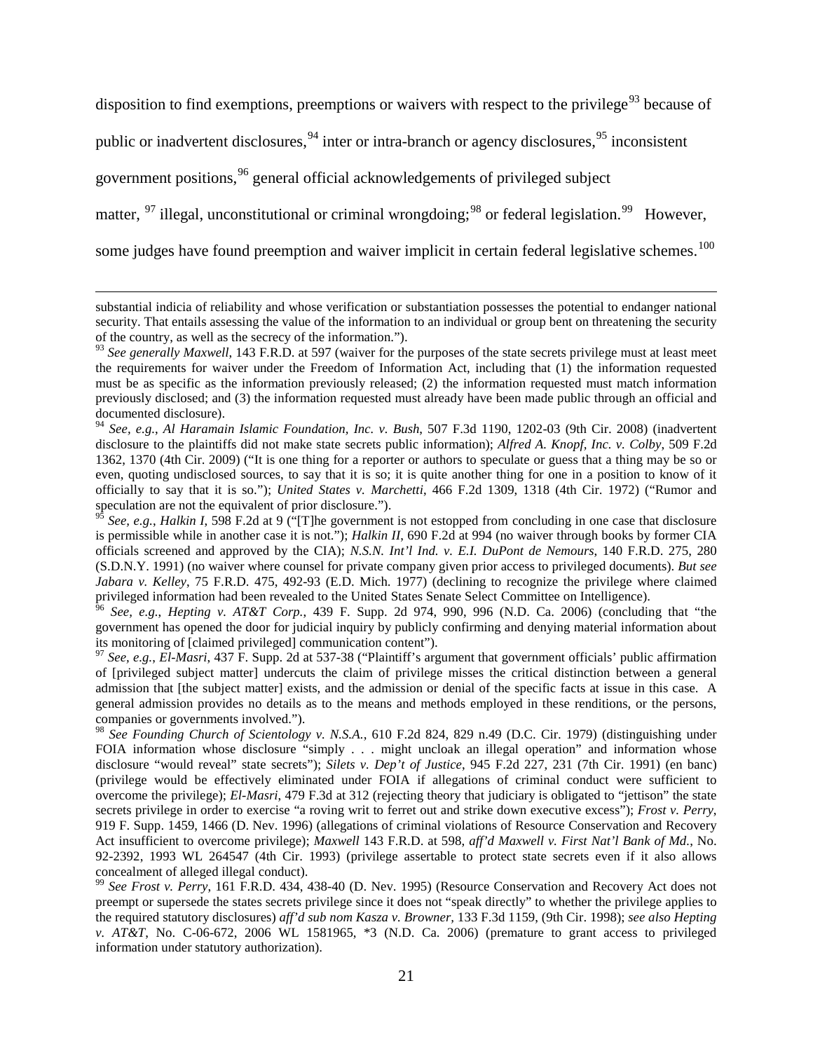disposition to find exemptions, preemptions or waivers with respect to the privilege[93] because of public or inadvertent disclosures,[94] inter or intra-branch or agency disclosures,[95] inconsistent government positions,[96] general official acknowledgements of privileged subject matter,[97] illegal, unconstitutional or criminal wrongdoing;[98] or federal legislation.[99] However, some judges have found preemption and waiver implicit in certain federal legislative schemes.[100]

---

substantial indicia of reliability and whose verification or substantiation possesses the potential to endanger national security. That entails assessing the value of the information to an individual or group bent on threatening the security of the country, as well as the secrecy of the information.").

[93] *See generally Maxwell*, 143 F.R.D. at 597 (waiver for the purposes of the state secrets privilege must at least meet the requirements for waiver under the Freedom of Information Act, including that (1) the information requested must be as specific as the information previously released; (2) the information requested must match information previously disclosed; and (3) the information requested must already have been made public through an official and documented disclosure).

[94] *See, e.g.*, *Al Haramain Islamic Foundation, Inc. v. Bush*, 507 F.3d 1190, 1202-03 (9th Cir. 2008) (inadvertent disclosure to the plaintiffs did not make state secrets public information); *Alfred A. Knopf, Inc. v. Colby*, 509 F.2d 1362, 1370 (4th Cir. 2009) ("It is one thing for a reporter or authors to speculate or guess that a thing may be so or even, quoting undisclosed sources, to say that it is so; it is quite another thing for one in a position to know of it officially to say that it is so."); *United States v. Marchetti*, 466 F.2d 1309, 1318 (4th Cir. 1972) ("Rumor and speculation are not the equivalent of prior disclosure.").

[95] *See, e.g.*, *Halkin I*, 598 F.2d at 9 ("[T]he government is not estopped from concluding in one case that disclosure is permissible while in another case it is not."); *Halkin II*, 690 F.2d at 994 (no waiver through books by former CIA officials screened and approved by the CIA); *N.S.N. Int'l Ind. v. E.I. DuPont de Nemours*, 140 F.R.D. 275, 280 (S.D.N.Y. 1991) (no waiver where counsel for private company given prior access to privileged documents). *But see Jabara v. Kelley*, 75 F.R.D. 475, 492-93 (E.D. Mich. 1977) (declining to recognize the privilege where claimed privileged information had been revealed to the United States Senate Select Committee on Intelligence).

[96] *See, e.g.*, *Hepting v. AT&T Corp.*, 439 F. Supp. 2d 974, 990, 996 (N.D. Ca. 2006) (concluding that "the government has opened the door for judicial inquiry by publicly confirming and denying material information about its monitoring of [claimed privileged] communication content").

[97] *See, e.g.*, *El-Masri*, 437 F. Supp. 2d at 537-38 ("Plaintiff's argument that government officials' public affirmation of [privileged subject matter] undercuts the claim of privilege misses the critical distinction between a general admission that [the subject matter] exists, and the admission or denial of the specific facts at issue in this case. A general admission provides no details as to the means and methods employed in these renditions, or the persons, companies or governments involved.").

[98] *See Founding Church of Scientology v. N.S.A.*, 610 F.2d 824, 829 n.49 (D.C. Cir. 1979) (distinguishing under FOIA information whose disclosure "simply . . . might uncloak an illegal operation" and information whose disclosure "would reveal" state secrets"); *Silets v. Dep't of Justice*, 945 F.2d 227, 231 (7th Cir. 1991) (en banc) (privilege would be effectively eliminated under FOIA if allegations of criminal conduct were sufficient to overcome the privilege); *El-Masri*, 479 F.3d at 312 (rejecting theory that judiciary is obligated to "jettison" the state secrets privilege in order to exercise "a roving writ to ferret out and strike down executive excess"); *Frost v. Perry*, 919 F. Supp. 1459, 1466 (D. Nev. 1996) (allegations of criminal violations of Resource Conservation and Recovery Act insufficient to overcome privilege); *Maxwell* 143 F.R.D. at 598, *aff'd Maxwell v. First Nat'l Bank of Md.*, No. 92-2392, 1993 WL 264547 (4th Cir. 1993) (privilege assertable to protect state secrets even if it also allows concealment of alleged illegal conduct).

[99] *See Frost v. Perry*, 161 F.R.D. 434, 438-40 (D. Nev. 1995) (Resource Conservation and Recovery Act does not preempt or supersede the states secrets privilege since it does not "speak directly" to whether the privilege applies to the required statutory disclosures) *aff'd sub nom Kasza v. Browner*, 133 F.3d 1159, (9th Cir. 1998); *see also Hepting v. AT&T*, No. C-06-672, 2006 WL 1581965, *3 (N.D. Ca. 2006) (premature to grant access to privileged information under statutory authorization).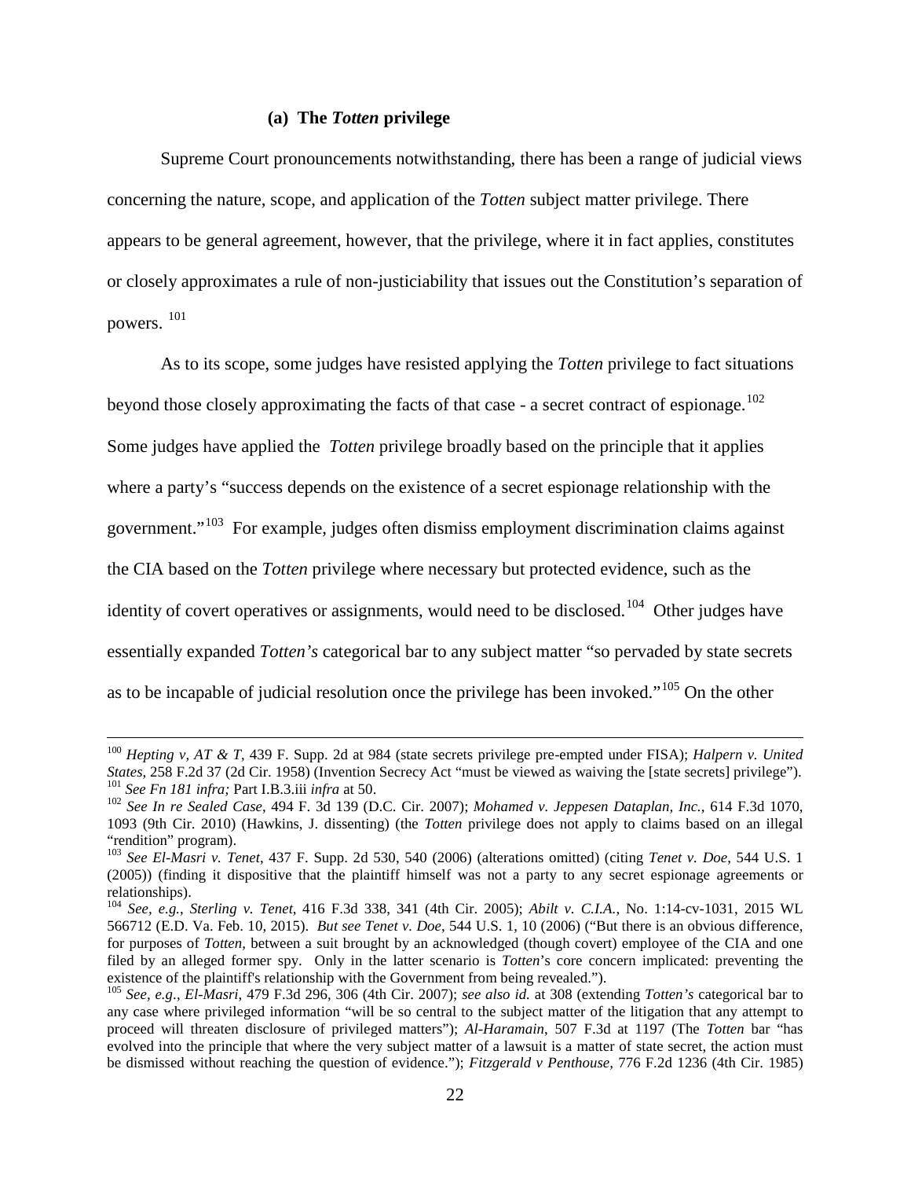#### (a) The *Totten* privilege

Supreme Court pronouncements notwithstanding, there has been a range of judicial views concerning the nature, scope, and application of the *Totten* subject matter privilege. There appears to be general agreement, however, that the privilege, where it in fact applies, constitutes or closely approximates a rule of non-justiciability that issues out the Constitution's separation of powers. [101]

As to its scope, some judges have resisted applying the *Totten* privilege to fact situations beyond those closely approximating the facts of that case - a secret contract of espionage.[102] Some judges have applied the *Totten* privilege broadly based on the principle that it applies where a party's "success depends on the existence of a secret espionage relationship with the government."[103] For example, judges often dismiss employment discrimination claims against the CIA based on the *Totten* privilege where necessary but protected evidence, such as the identity of covert operatives or assignments, would need to be disclosed.[104] Other judges have essentially expanded *Totten's* categorical bar to any subject matter "so pervaded by state secrets as to be incapable of judicial resolution once the privilege has been invoked."[105] On the other

---

[100] *Hepting v, AT & T*, 439 F. Supp. 2d at 984 (state secrets privilege pre-empted under FISA); *Halpern v. United States*, 258 F.2d 37 (2d Cir. 1958) (Invention Secrecy Act "must be viewed as waiving the [state secrets] privilege").

[101] *See Fn 181 infra;* Part I.B.3.iii *infra* at 50.

[102] *See In re Sealed Case*, 494 F. 3d 139 (D.C. Cir. 2007); *Mohamed v. Jeppesen Dataplan, Inc.*, 614 F.3d 1070, 1093 (9th Cir. 2010) (Hawkins, J. dissenting) (the *Totten* privilege does not apply to claims based on an illegal "rendition" program).

[103] *See El-Masri v. Tenet*, 437 F. Supp. 2d 530, 540 (2006) (alterations omitted) (citing *Tenet v. Doe*, 544 U.S. 1 (2005)) (finding it dispositive that the plaintiff himself was not a party to any secret espionage agreements or relationships).

[104] *See, e.g.*, *Sterling v. Tenet*, 416 F.3d 338, 341 (4th Cir. 2005); *Abilt v. C.I.A.*, No. 1:14-cv-1031, 2015 WL 566712 (E.D. Va. Feb. 10, 2015). *But see Tenet v. Doe*, 544 U.S. 1, 10 (2006) ("But there is an obvious difference, for purposes of *Totten*, between a suit brought by an acknowledged (though covert) employee of the CIA and one filed by an alleged former spy. Only in the latter scenario is *Totten*'s core concern implicated: preventing the existence of the plaintiff's relationship with the Government from being revealed.").

[105] *See, e.g*., *El-Masri*, 479 F.3d 296, 306 (4th Cir. 2007); *see also id.* at 308 (extending *Totten's* categorical bar to any case where privileged information "will be so central to the subject matter of the litigation that any attempt to proceed will threaten disclosure of privileged matters"); *Al-Haramain*, 507 F.3d at 1197 (The *Totten* bar "has evolved into the principle that where the very subject matter of a lawsuit is a matter of state secret, the action must be dismissed without reaching the question of evidence."); *Fitzgerald v Penthouse,* 776 F.2d 1236 (4th Cir. 1985)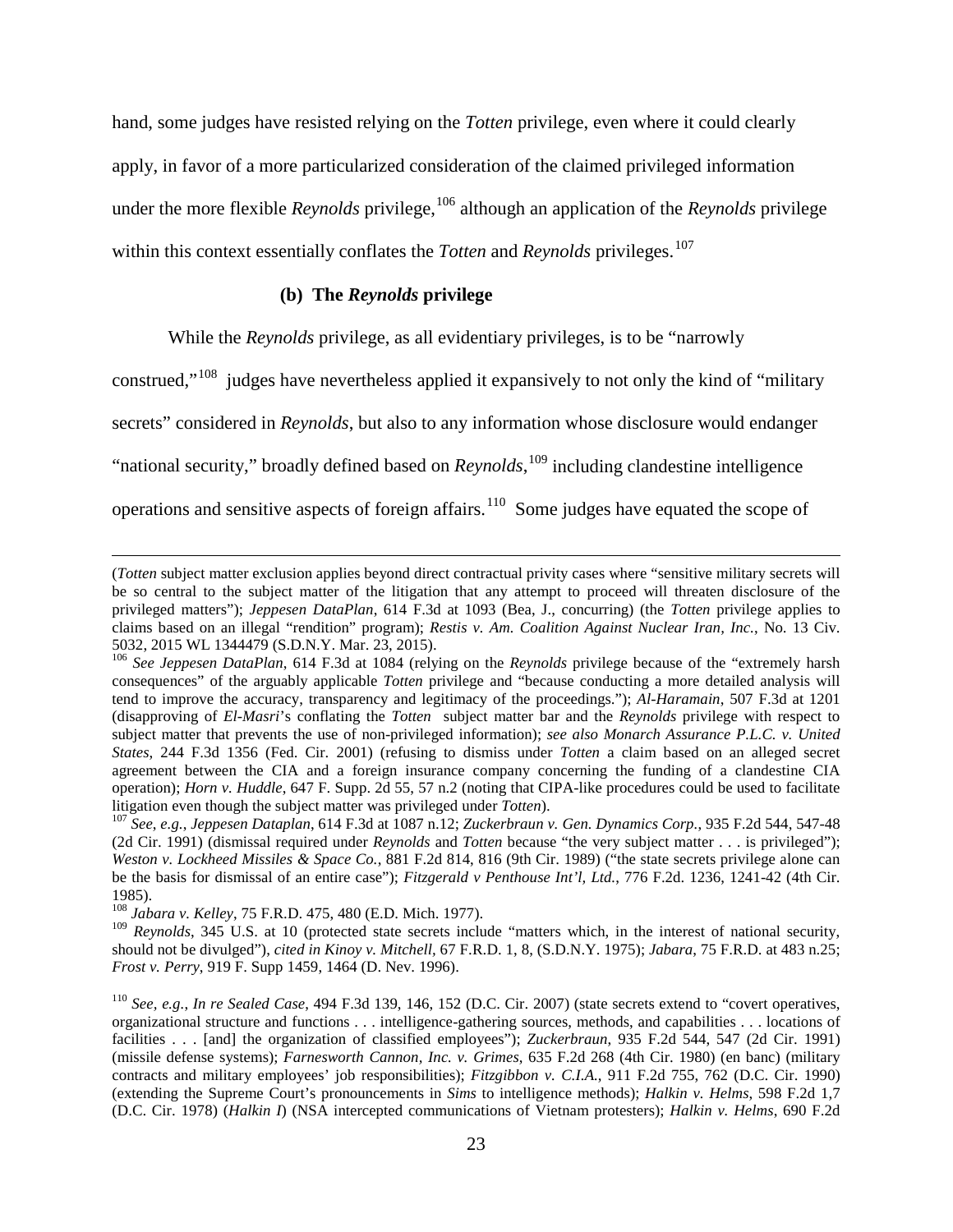hand, some judges have resisted relying on the *Totten* privilege, even where it could clearly apply, in favor of a more particularized consideration of the claimed privileged information under the more flexible *Reynolds* privilege,[106] although an application of the *Reynolds* privilege within this context essentially conflates the *Totten* and *Reynolds* privileges.[107]

**(b) The *Reynolds* privilege**

While the *Reynolds* privilege, as all evidentiary privileges, is to be "narrowly construed,"[108] judges have nevertheless applied it expansively to not only the kind of "military secrets" considered in *Reynolds*, but also to any information whose disclosure would endanger "national security," broadly defined based on *Reynolds*,[109] including clandestine intelligence operations and sensitive aspects of foreign affairs.[110] Some judges have equated the scope of

---

(*Totten* subject matter exclusion applies beyond direct contractual privity cases where "sensitive military secrets will be so central to the subject matter of the litigation that any attempt to proceed will threaten disclosure of the privileged matters"); *Jeppesen DataPlan*, 614 F.3d at 1093 (Bea, J., concurring) (the *Totten* privilege applies to claims based on an illegal "rendition" program); *Restis v. Am. Coalition Against Nuclear Iran, Inc.*, No. 13 Civ. 5032, 2015 WL 1344479 (S.D.N.Y. Mar. 23, 2015).

[106] *See Jeppesen DataPlan*, 614 F.3d at 1084 (relying on the *Reynolds* privilege because of the "extremely harsh consequences" of the arguably applicable *Totten* privilege and "because conducting a more detailed analysis will tend to improve the accuracy, transparency and legitimacy of the proceedings."); *Al-Haramain*, 507 F.3d at 1201 (disapproving of *El-Masri*'s conflating the *Totten* subject matter bar and the *Reynolds* privilege with respect to subject matter that prevents the use of non-privileged information); *see also Monarch Assurance P.L.C. v. United States*, 244 F.3d 1356 (Fed. Cir. 2001) (refusing to dismiss under *Totten* a claim based on an alleged secret agreement between the CIA and a foreign insurance company concerning the funding of a clandestine CIA operation); *Horn v. Huddle*, 647 F. Supp. 2d 55, 57 n.2 (noting that CIPA-like procedures could be used to facilitate litigation even though the subject matter was privileged under *Totten*).

[107] *See, e.g.*, *Jeppesen Dataplan*, 614 F.3d at 1087 n.12; *Zuckerbraun v. Gen. Dynamics Corp.*, 935 F.2d 544, 547-48 (2d Cir. 1991) (dismissal required under *Reynolds* and *Totten* because "the very subject matter . . . is privileged"); *Weston v. Lockheed Missiles & Space Co.*, 881 F.2d 814, 816 (9th Cir. 1989) ("the state secrets privilege alone can be the basis for dismissal of an entire case"); *Fitzgerald v Penthouse Int'l, Ltd.*, 776 F.2d. 1236, 1241-42 (4th Cir. 1985).

[108] *Jabara v. Kelley*, 75 F.R.D. 475, 480 (E.D. Mich. 1977).

[109] *Reynolds*, 345 U.S. at 10 (protected state secrets include "matters which, in the interest of national security, should not be divulged"), *cited in Kinoy v. Mitchell*, 67 F.R.D. 1, 8, (S.D.N.Y. 1975); *Jabara*, 75 F.R.D. at 483 n.25; *Frost v. Perry*, 919 F. Supp 1459, 1464 (D. Nev. 1996).

[110] *See, e.g.*, *In re Sealed Case*, 494 F.3d 139, 146, 152 (D.C. Cir. 2007) (state secrets extend to "covert operatives, organizational structure and functions . . . intelligence-gathering sources, methods, and capabilities . . . locations of facilities . . . [and] the organization of classified employees"); *Zuckerbraun*, 935 F.2d 544, 547 (2d Cir. 1991) (missile defense systems); *Farnesworth Cannon, Inc. v. Grimes*, 635 F.2d 268 (4th Cir. 1980) (en banc) (military contracts and military employees' job responsibilities); *Fitzgibbon v. C.I.A.*, 911 F.2d 755, 762 (D.C. Cir. 1990) (extending the Supreme Court's pronouncements in *Sims* to intelligence methods); *Halkin v. Helms*, 598 F.2d 1,7 (D.C. Cir. 1978) (*Halkin I*) (NSA intercepted communications of Vietnam protesters); *Halkin v. Helms*, 690 F.2d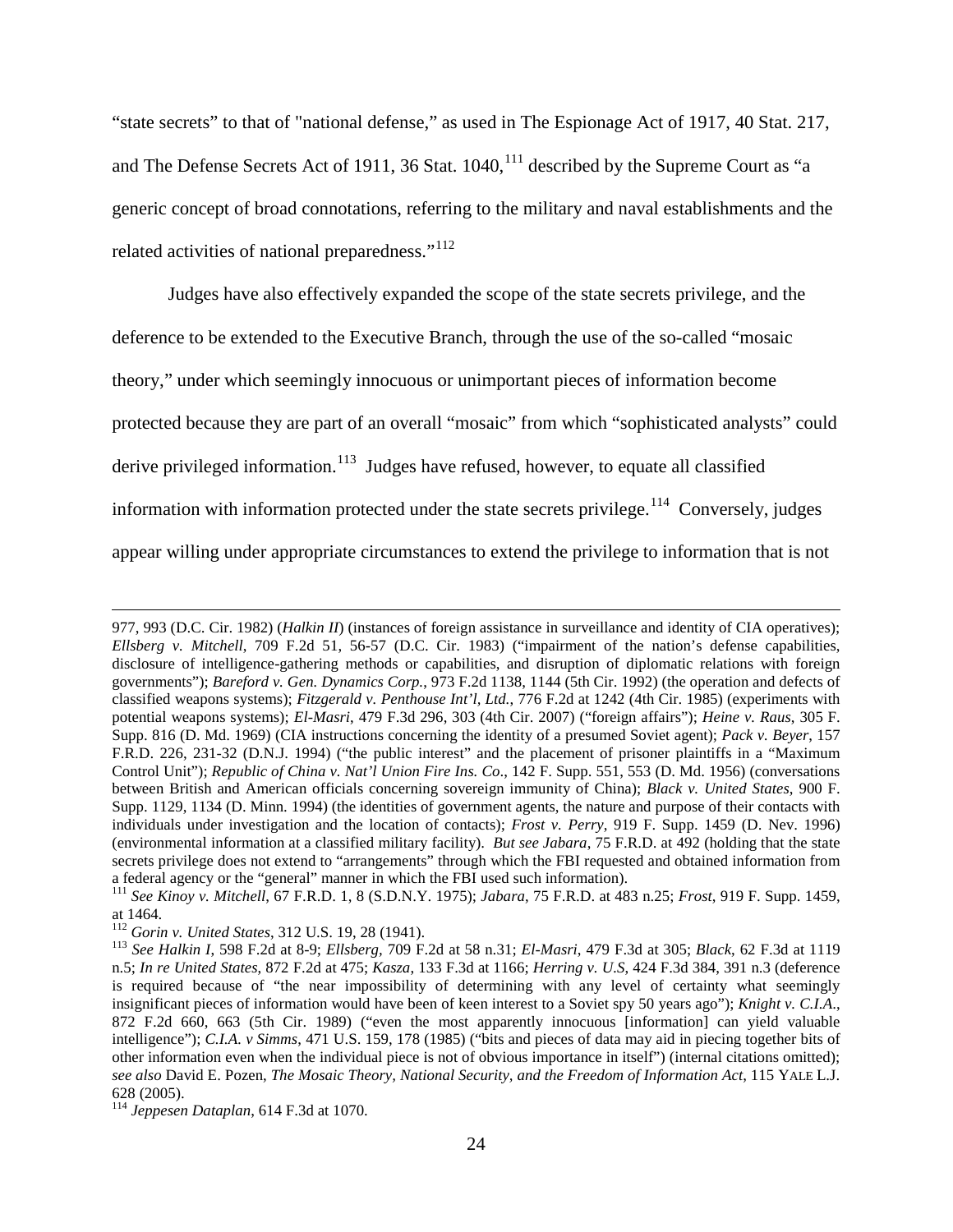"state secrets" to that of "national defense," as used in The Espionage Act of 1917, 40 Stat. 217, and The Defense Secrets Act of 1911, 36 Stat. 1040,[111] described by the Supreme Court as "a generic concept of broad connotations, referring to the military and naval establishments and the related activities of national preparedness."[112]

Judges have also effectively expanded the scope of the state secrets privilege, and the deference to be extended to the Executive Branch, through the use of the so-called "mosaic theory," under which seemingly innocuous or unimportant pieces of information become protected because they are part of an overall "mosaic" from which "sophisticated analysts" could derive privileged information.[113] Judges have refused, however, to equate all classified information with information protected under the state secrets privilege.[114] Conversely, judges appear willing under appropriate circumstances to extend the privilege to information that is not

---

977, 993 (D.C. Cir. 1982) (*Halkin II*) (instances of foreign assistance in surveillance and identity of CIA operatives); *Ellsberg v. Mitchell*, 709 F.2d 51, 56-57 (D.C. Cir. 1983) ("impairment of the nation's defense capabilities, disclosure of intelligence-gathering methods or capabilities, and disruption of diplomatic relations with foreign governments"); *Bareford v. Gen. Dynamics Corp.*, 973 F.2d 1138, 1144 (5th Cir. 1992) (the operation and defects of classified weapons systems); *Fitzgerald v. Penthouse Int'l, Ltd.*, 776 F.2d at 1242 (4th Cir. 1985) (experiments with potential weapons systems); *El-Masri*, 479 F.3d 296, 303 (4th Cir. 2007) ("foreign affairs"); *Heine v. Raus*, 305 F. Supp. 816 (D. Md. 1969) (CIA instructions concerning the identity of a presumed Soviet agent); *Pack v. Beyer*, 157 F.R.D. 226, 231-32 (D.N.J. 1994) ("the public interest" and the placement of prisoner plaintiffs in a "Maximum Control Unit"); *Republic of China v. Nat'l Union Fire Ins. Co*., 142 F. Supp. 551, 553 (D. Md. 1956) (conversations between British and American officials concerning sovereign immunity of China); *Black v. United States*, 900 F. Supp. 1129, 1134 (D. Minn. 1994) (the identities of government agents, the nature and purpose of their contacts with individuals under investigation and the location of contacts); *Frost v. Perry*, 919 F. Supp. 1459 (D. Nev. 1996) (environmental information at a classified military facility). *But see Jabara*, 75 F.R.D. at 492 (holding that the state secrets privilege does not extend to "arrangements" through which the FBI requested and obtained information from a federal agency or the "general" manner in which the FBI used such information).

[111] *See Kinoy v. Mitchell*, 67 F.R.D. 1, 8 (S.D.N.Y. 1975); *Jabara*, 75 F.R.D. at 483 n.25; *Frost*, 919 F. Supp. 1459, at 1464.

[112] *Gorin v. United States*, 312 U.S. 19, 28 (1941).

[113] *See Halkin I*, 598 F.2d at 8-9; *Ellsberg*, 709 F.2d at 58 n.31; *El-Masri*, 479 F.3d at 305; *Black*, 62 F.3d at 1119 n.5; *In re United States*, 872 F.2d at 475; *Kasza*, 133 F.3d at 1166; *Herring v. U.S*, 424 F.3d 384, 391 n.3 (deference is required because of "the near impossibility of determining with any level of certainty what seemingly insignificant pieces of information would have been of keen interest to a Soviet spy 50 years ago"); *Knight v. C.I.A.*, 872 F.2d 660, 663 (5th Cir. 1989) ("even the most apparently innocuous [information] can yield valuable intelligence"); *C.I.A. v Simms*, 471 U.S. 159, 178 (1985) ("bits and pieces of data may aid in piecing together bits of other information even when the individual piece is not of obvious importance in itself") (internal citations omitted); *see also* David E. Pozen, *The Mosaic Theory, National Security, and the Freedom of Information Act*, 115 YALE L.J. 628 (2005).

[114] *Jeppesen Dataplan*, 614 F.3d at 1070.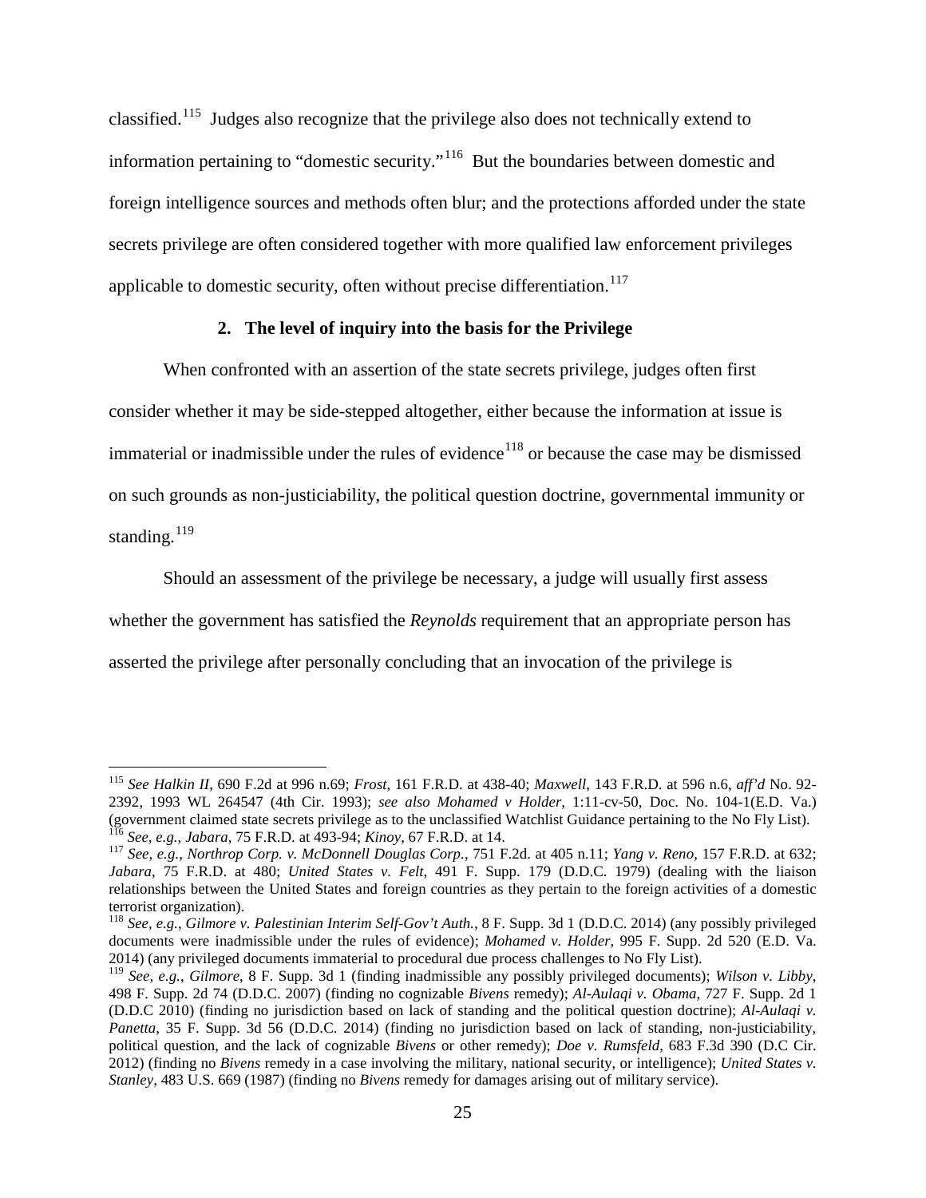classified.[115] Judges also recognize that the privilege also does not technically extend to information pertaining to "domestic security."[116] But the boundaries between domestic and foreign intelligence sources and methods often blur; and the protections afforded under the state secrets privilege are often considered together with more qualified law enforcement privileges applicable to domestic security, often without precise differentiation.[117]

### 2. The level of inquiry into the basis for the Privilege

When confronted with an assertion of the state secrets privilege, judges often first consider whether it may be side-stepped altogether, either because the information at issue is immaterial or inadmissible under the rules of evidence[118] or because the case may be dismissed on such grounds as non-justiciability, the political question doctrine, governmental immunity or standing.[119]

Should an assessment of the privilege be necessary, a judge will usually first assess whether the government has satisfied the *Reynolds* requirement that an appropriate person has asserted the privilege after personally concluding that an invocation of the privilege is

---

[115] *See Halkin II*, 690 F.2d at 996 n.69; *Frost*, 161 F.R.D. at 438-40; *Maxwell*, 143 F.R.D. at 596 n.6, *aff'd* No. 92-2392, 1993 WL 264547 (4th Cir. 1993); *see also Mohamed v Holder*, 1:11-cv-50, Doc. No. 104-1(E.D. Va.) (government claimed state secrets privilege as to the unclassified Watchlist Guidance pertaining to the No Fly List).

[116] *See, e.g., Jabara*, 75 F.R.D. at 493-94; *Kinoy*, 67 F.R.D. at 14.

[117] *See, e.g., Northrop Corp. v. McDonnell Douglas Corp.*, 751 F.2d. at 405 n.11; *Yang v. Reno*, 157 F.R.D. at 632; *Jabara*, 75 F.R.D. at 480; *United States v. Felt*, 491 F. Supp. 179 (D.D.C. 1979) (dealing with the liaison relationships between the United States and foreign countries as they pertain to the foreign activities of a domestic terrorist organization).

[118] *See, e.g., Gilmore v. Palestinian Interim Self-Gov't Auth.*, 8 F. Supp. 3d 1 (D.D.C. 2014) (any possibly privileged documents were inadmissible under the rules of evidence); *Mohamed v. Holder*, 995 F. Supp. 2d 520 (E.D. Va. 2014) (any privileged documents immaterial to procedural due process challenges to No Fly List).

[119] *See, e.g., Gilmore*, 8 F. Supp. 3d 1 (finding inadmissible any possibly privileged documents); *Wilson v. Libby*, 498 F. Supp. 2d 74 (D.D.C. 2007) (finding no cognizable *Bivens* remedy); *Al-Aulaqi v. Obama*, 727 F. Supp. 2d 1 (D.D.C 2010) (finding no jurisdiction based on lack of standing and the political question doctrine); *Al-Aulaqi v. Panetta*, 35 F. Supp. 3d 56 (D.D.C. 2014) (finding no jurisdiction based on lack of standing, non-justiciability, political question, and the lack of cognizable *Bivens* or other remedy); *Doe v. Rumsfeld*, 683 F.3d 390 (D.C Cir. 2012) (finding no *Bivens* remedy in a case involving the military, national security, or intelligence); *United States v. Stanley*, 483 U.S. 669 (1987) (finding no *Bivens* remedy for damages arising out of military service).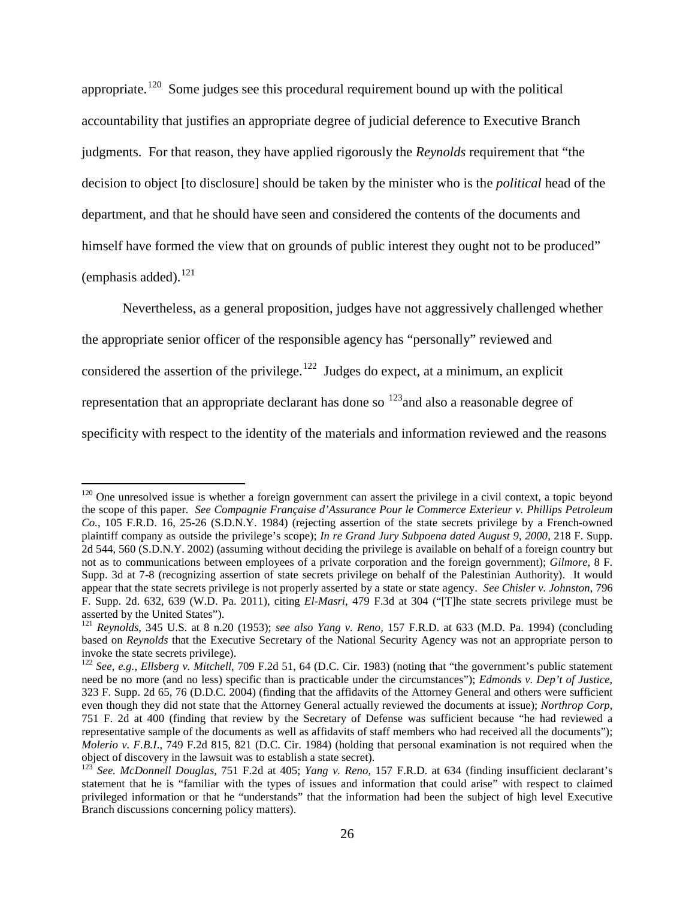appropriate.[120] Some judges see this procedural requirement bound up with the political accountability that justifies an appropriate degree of judicial deference to Executive Branch judgments. For that reason, they have applied rigorously the *Reynolds* requirement that "the decision to object [to disclosure] should be taken by the minister who is the *political* head of the department, and that he should have seen and considered the contents of the documents and himself have formed the view that on grounds of public interest they ought not to be produced" (emphasis added).[121]

Nevertheless, as a general proposition, judges have not aggressively challenged whether the appropriate senior officer of the responsible agency has "personally" reviewed and considered the assertion of the privilege.[122] Judges do expect, at a minimum, an explicit representation that an appropriate declarant has done so [123]and also a reasonable degree of specificity with respect to the identity of the materials and information reviewed and the reasons

---

[120] One unresolved issue is whether a foreign government can assert the privilege in a civil context, a topic beyond the scope of this paper. *See Compagnie Française d'Assurance Pour le Commerce Exterieur v. Phillips Petroleum Co.*, 105 F.R.D. 16, 25-26 (S.D.N.Y. 1984) (rejecting assertion of the state secrets privilege by a French-owned plaintiff company as outside the privilege's scope); *In re Grand Jury Subpoena dated August 9, 2000*, 218 F. Supp. 2d 544, 560 (S.D.N.Y. 2002) (assuming without deciding the privilege is available on behalf of a foreign country but not as to communications between employees of a private corporation and the foreign government); *Gilmore*, 8 F. Supp. 3d at 7-8 (recognizing assertion of state secrets privilege on behalf of the Palestinian Authority). It would appear that the state secrets privilege is not properly asserted by a state or state agency. *See Chisler v. Johnston*, 796 F. Supp. 2d. 632, 639 (W.D. Pa. 2011), citing *El-Masri*, 479 F.3d at 304 ("[T]he state secrets privilege must be asserted by the United States").

[121] *Reynolds*, 345 U.S. at 8 n.20 (1953); *see also Yang v. Reno*, 157 F.R.D. at 633 (M.D. Pa. 1994) (concluding based on *Reynolds* that the Executive Secretary of the National Security Agency was not an appropriate person to invoke the state secrets privilege).

[122] *See, e.g.*, *Ellsberg v. Mitchell*, 709 F.2d 51, 64 (D.C. Cir. 1983) (noting that "the government's public statement need be no more (and no less) specific than is practicable under the circumstances"); *Edmonds v. Dep't of Justice*, 323 F. Supp. 2d 65, 76 (D.D.C. 2004) (finding that the affidavits of the Attorney General and others were sufficient even though they did not state that the Attorney General actually reviewed the documents at issue); *Northrop Corp*, 751 F. 2d at 400 (finding that review by the Secretary of Defense was sufficient because "he had reviewed a representative sample of the documents as well as affidavits of staff members who had received all the documents"); *Molerio v. F.B.I.*, 749 F.2d 815, 821 (D.C. Cir. 1984) (holding that personal examination is not required when the object of discovery in the lawsuit was to establish a state secret).

[123] *See. McDonnell Douglas*, 751 F.2d at 405; *Yang v. Reno*, 157 F.R.D. at 634 (finding insufficient declarant's statement that he is "familiar with the types of issues and information that could arise" with respect to claimed privileged information or that he "understands" that the information had been the subject of high level Executive Branch discussions concerning policy matters).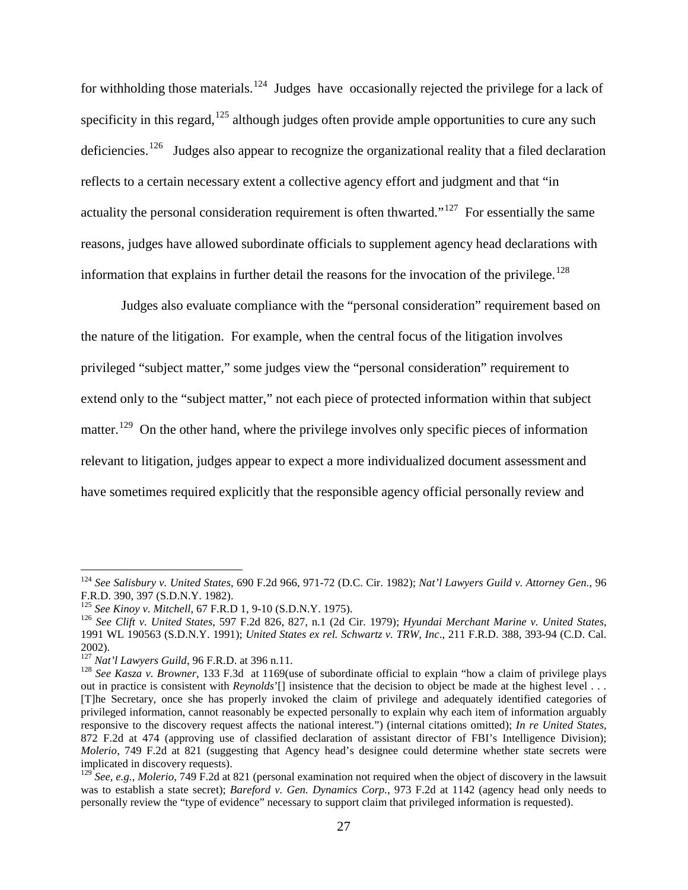for withholding those materials.[124] Judges have occasionally rejected the privilege for a lack of specificity in this regard,[125] although judges often provide ample opportunities to cure any such deficiencies.[126] Judges also appear to recognize the organizational reality that a filed declaration reflects to a certain necessary extent a collective agency effort and judgment and that "in actuality the personal consideration requirement is often thwarted."[127] For essentially the same reasons, judges have allowed subordinate officials to supplement agency head declarations with information that explains in further detail the reasons for the invocation of the privilege.[128]

Judges also evaluate compliance with the "personal consideration" requirement based on the nature of the litigation. For example, when the central focus of the litigation involves privileged "subject matter," some judges view the "personal consideration" requirement to extend only to the "subject matter," not each piece of protected information within that subject matter.[129] On the other hand, where the privilege involves only specific pieces of information relevant to litigation, judges appear to expect a more individualized document assessment and have sometimes required explicitly that the responsible agency official personally review and

---

[124] *See Salisbury v. United States*, 690 F.2d 966, 971-72 (D.C. Cir. 1982); *Nat'l Lawyers Guild v. Attorney Gen.*, 96 F.R.D. 390, 397 (S.D.N.Y. 1982).

[125] *See Kinoy v. Mitchell*, 67 F.R.D 1, 9-10 (S.D.N.Y. 1975).

[126] *See Clift v. United States*, 597 F.2d 826, 827, n.1 (2d Cir. 1979); *Hyundai Merchant Marine v. United States*, 1991 WL 190563 (S.D.N.Y. 1991); *United States ex rel. Schwartz v. TRW, Inc*., 211 F.R.D. 388, 393-94 (C.D. Cal. 2002).

[127] *Nat'l Lawyers Guild*, 96 F.R.D. at 396 n.11.

[128] *See Kasza v. Browner*, 133 F.3d at 1169(use of subordinate official to explain "how a claim of privilege plays out in practice is consistent with *Reynolds*'[] insistence that the decision to object be made at the highest level . . . [T]he Secretary, once she has properly invoked the claim of privilege and adequately identified categories of privileged information, cannot reasonably be expected personally to explain why each item of information arguably responsive to the discovery request affects the national interest.") (internal citations omitted); *In re United States*, 872 F.2d at 474 (approving use of classified declaration of assistant director of FBI's Intelligence Division); *Molerio*, 749 F.2d at 821 (suggesting that Agency head's designee could determine whether state secrets were implicated in discovery requests).

[129] *See, e.g.*, *Molerio*, 749 F.2d at 821 (personal examination not required when the object of discovery in the lawsuit was to establish a state secret); *Bareford v. Gen. Dynamics Corp.*, 973 F.2d at 1142 (agency head only needs to personally review the "type of evidence" necessary to support claim that privileged information is requested).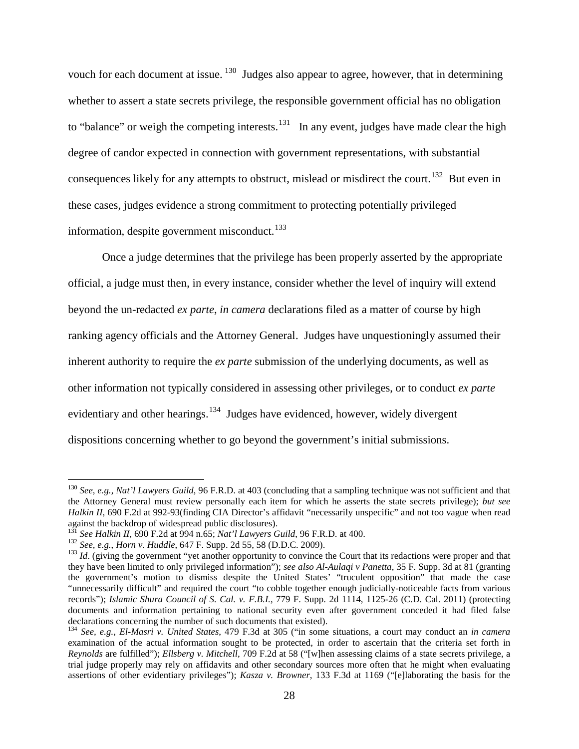vouch for each document at issue.[130] Judges also appear to agree, however, that in determining whether to assert a state secrets privilege, the responsible government official has no obligation to "balance" or weigh the competing interests.[131] In any event, judges have made clear the high degree of candor expected in connection with government representations, with substantial consequences likely for any attempts to obstruct, mislead or misdirect the court.[132] But even in these cases, judges evidence a strong commitment to protecting potentially privileged information, despite government misconduct.[133]

Once a judge determines that the privilege has been properly asserted by the appropriate official, a judge must then, in every instance, consider whether the level of inquiry will extend beyond the un-redacted *ex parte*, *in camera* declarations filed as a matter of course by high ranking agency officials and the Attorney General. Judges have unquestioningly assumed their inherent authority to require the *ex parte* submission of the underlying documents, as well as other information not typically considered in assessing other privileges, or to conduct *ex parte* evidentiary and other hearings.[134] Judges have evidenced, however, widely divergent dispositions concerning whether to go beyond the government's initial submissions.

---

[130] *See, e.g.*, *Nat'l Lawyers Guild*, 96 F.R.D. at 403 (concluding that a sampling technique was not sufficient and that the Attorney General must review personally each item for which he asserts the state secrets privilege); *but see Halkin II*, 690 F.2d at 992-93(finding CIA Director's affidavit "necessarily unspecific" and not too vague when read against the backdrop of widespread public disclosures).

[131] *See Halkin II*, 690 F.2d at 994 n.65; *Nat'l Lawyers Guild*, 96 F.R.D. at 400.

[132] *See, e.g.*, *Horn v. Huddle*, 647 F. Supp. 2d 55, 58 (D.D.C. 2009).

[133] *Id*. (giving the government "yet another opportunity to convince the Court that its redactions were proper and that they have been limited to only privileged information"); *see also Al-Aulaqi v Panetta*, 35 F. Supp. 3d at 81 (granting the government's motion to dismiss despite the United States' "truculent opposition" that made the case "unnecessarily difficult" and required the court "to cobble together enough judicially-noticeable facts from various records"); *Islamic Shura Council of S. Cal. v. F.B.I.*, 779 F. Supp. 2d 1114, 1125-26 (C.D. Cal. 2011) (protecting documents and information pertaining to national security even after government conceded it had filed false declarations concerning the number of such documents that existed).

[134] *See, e.g.*, *El-Masri v. United States*, 479 F.3d at 305 ("in some situations, a court may conduct an *in camera* examination of the actual information sought to be protected, in order to ascertain that the criteria set forth in *Reynolds* are fulfilled"); *Ellsberg v. Mitchell*, 709 F.2d at 58 ("[w]hen assessing claims of a state secrets privilege, a trial judge properly may rely on affidavits and other secondary sources more often that he might when evaluating assertions of other evidentiary privileges"); *Kasza v. Browner*, 133 F.3d at 1169 ("[e]laborating the basis for the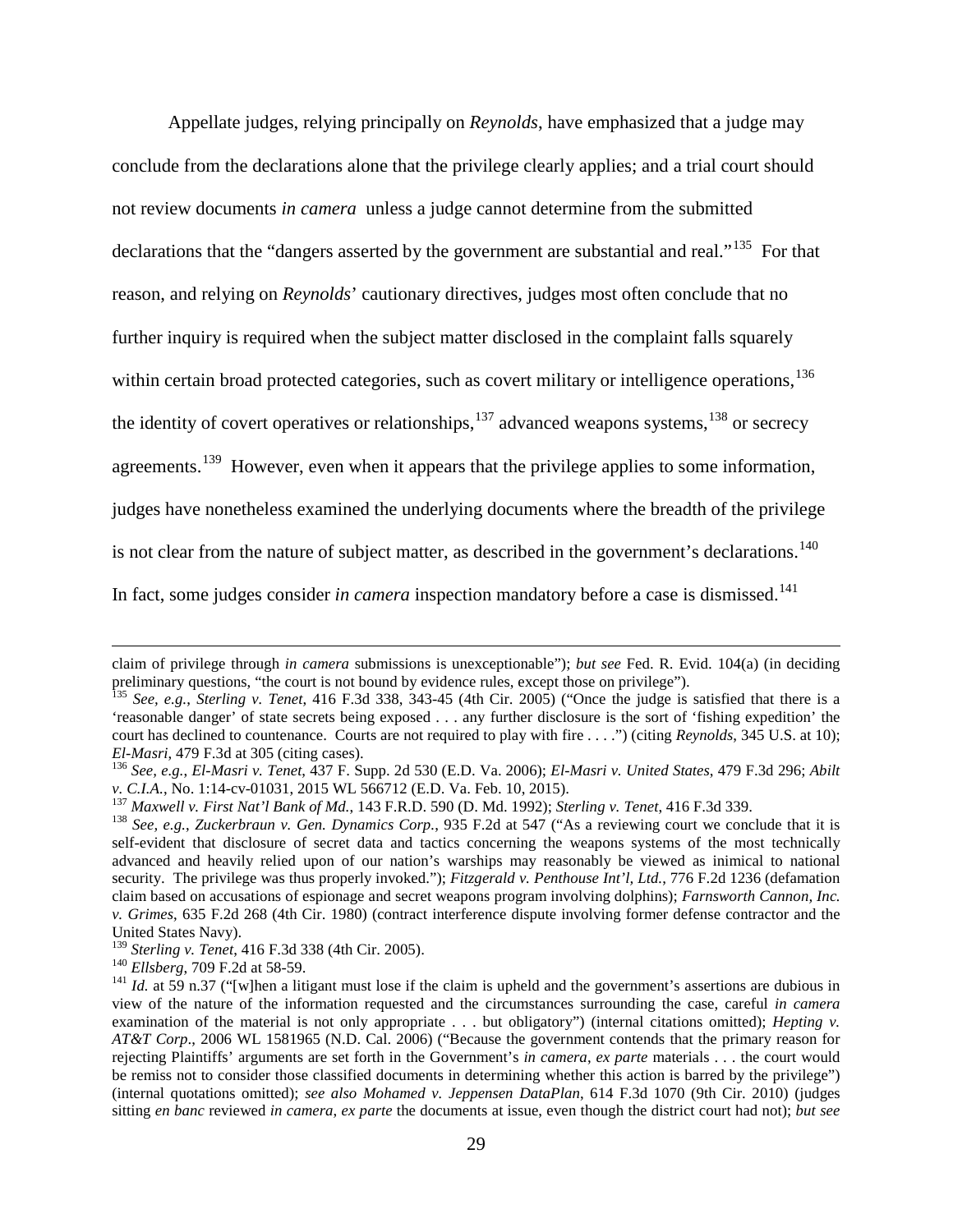Appellate judges, relying principally on *Reynolds*, have emphasized that a judge may conclude from the declarations alone that the privilege clearly applies; and a trial court should not review documents *in camera* unless a judge cannot determine from the submitted declarations that the "dangers asserted by the government are substantial and real."[135] For that reason, and relying on *Reynolds*' cautionary directives, judges most often conclude that no further inquiry is required when the subject matter disclosed in the complaint falls squarely within certain broad protected categories, such as covert military or intelligence operations,[136] the identity of covert operatives or relationships,[137] advanced weapons systems,[138] or secrecy agreements.[139] However, even when it appears that the privilege applies to some information, judges have nonetheless examined the underlying documents where the breadth of the privilege is not clear from the nature of subject matter, as described in the government's declarations.[140] In fact, some judges consider *in camera* inspection mandatory before a case is dismissed.[141]

---

claim of privilege through *in camera* submissions is unexceptionable"); *but see* Fed. R. Evid. 104(a) (in deciding preliminary questions, "the court is not bound by evidence rules, except those on privilege").

[135] *See, e.g.*, *Sterling v. Tenet*, 416 F.3d 338, 343-45 (4th Cir. 2005) ("Once the judge is satisfied that there is a 'reasonable danger' of state secrets being exposed . . . any further disclosure is the sort of 'fishing expedition' the court has declined to countenance. Courts are not required to play with fire . . . .") (citing *Reynolds*, 345 U.S. at 10); *El-Masri*, 479 F.3d at 305 (citing cases).

[136] *See, e.g.*, *El-Masri v. Tenet*, 437 F. Supp. 2d 530 (E.D. Va. 2006); *El-Masri v. United States*, 479 F.3d 296; *Abilt v. C.I.A.*, No. 1:14-cv-01031, 2015 WL 566712 (E.D. Va. Feb. 10, 2015).

[137] *Maxwell v. First Nat'l Bank of Md.*, 143 F.R.D. 590 (D. Md. 1992); *Sterling v. Tenet*, 416 F.3d 339.

[138] *See, e.g.*, *Zuckerbraun v. Gen. Dynamics Corp.*, 935 F.2d at 547 ("As a reviewing court we conclude that it is self-evident that disclosure of secret data and tactics concerning the weapons systems of the most technically advanced and heavily relied upon of our nation's warships may reasonably be viewed as inimical to national security. The privilege was thus properly invoked."); *Fitzgerald v. Penthouse Int'l, Ltd.*, 776 F.2d 1236 (defamation claim based on accusations of espionage and secret weapons program involving dolphins); *Farnsworth Cannon, Inc. v. Grimes*, 635 F.2d 268 (4th Cir. 1980) (contract interference dispute involving former defense contractor and the United States Navy).

[139] *Sterling v. Tenet*, 416 F.3d 338 (4th Cir. 2005).

[140] *Ellsberg*, 709 F.2d at 58-59.

[141] *Id.* at 59 n.37 ("[w]hen a litigant must lose if the claim is upheld and the government's assertions are dubious in view of the nature of the information requested and the circumstances surrounding the case, careful *in camera* examination of the material is not only appropriate . . . but obligatory") (internal citations omitted); *Hepting v. AT&T Corp*., 2006 WL 1581965 (N.D. Cal. 2006) ("Because the government contends that the primary reason for rejecting Plaintiffs' arguments are set forth in the Government's *in camera*, *ex parte* materials . . . the court would be remiss not to consider those classified documents in determining whether this action is barred by the privilege") (internal quotations omitted); *see also Mohamed v. Jeppensen DataPlan*, 614 F.3d 1070 (9th Cir. 2010) (judges sitting *en banc* reviewed *in camera*, *ex parte* the documents at issue, even though the district court had not); *but see*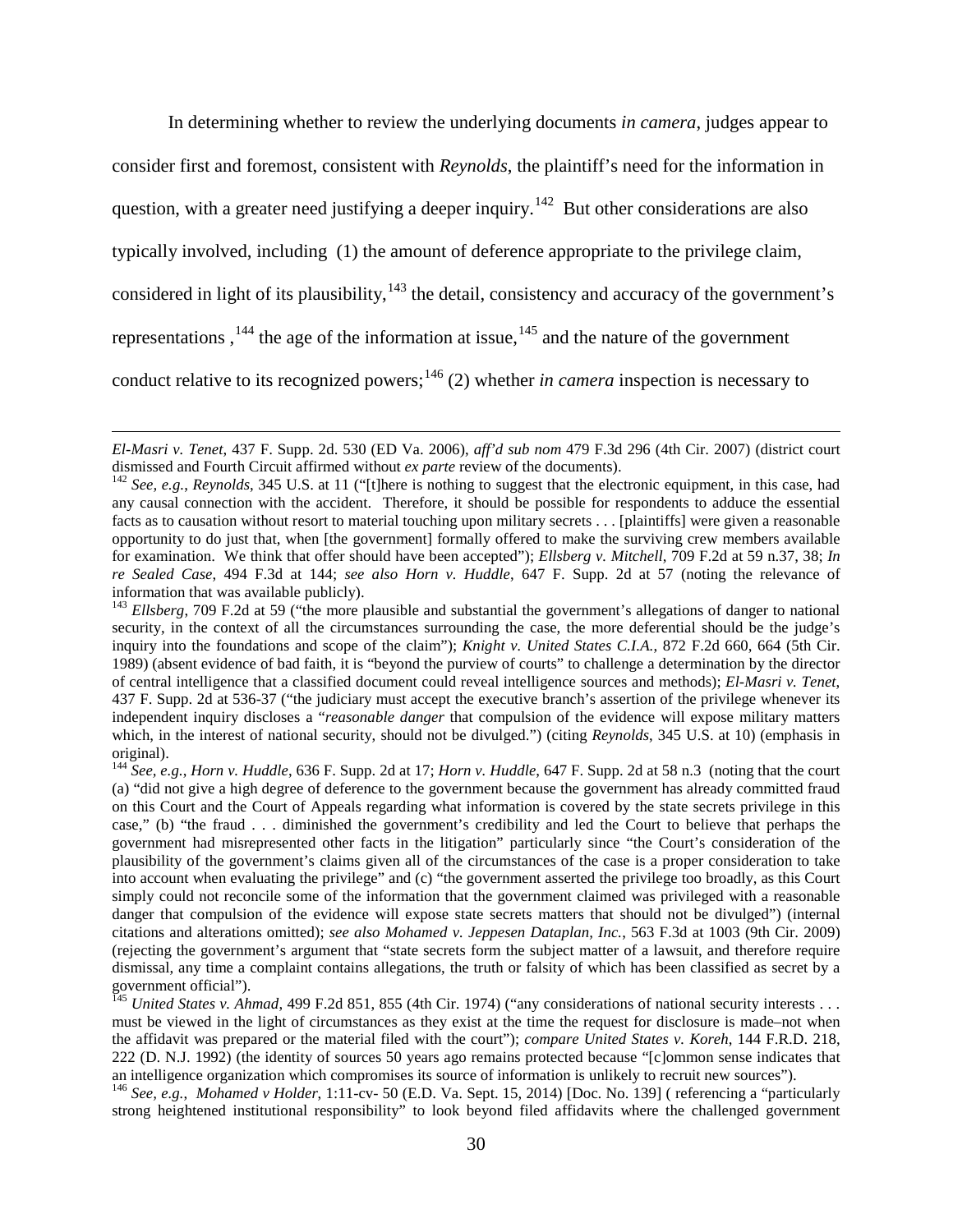In determining whether to review the underlying documents *in camera*, judges appear to consider first and foremost, consistent with *Reynolds*, the plaintiff's need for the information in question, with a greater need justifying a deeper inquiry.[142] But other considerations are also typically involved, including (1) the amount of deference appropriate to the privilege claim, considered in light of its plausibility,[143] the detail, consistency and accuracy of the government's representations ,[144] the age of the information at issue,[145] and the nature of the government conduct relative to its recognized powers;[146] (2) whether *in camera* inspection is necessary to

---

*El-Masri v. Tenet*, 437 F. Supp. 2d. 530 (ED Va. 2006), *aff'd sub nom* 479 F.3d 296 (4th Cir. 2007) (district court dismissed and Fourth Circuit affirmed without *ex parte* review of the documents).

[142] *See, e.g.*, *Reynolds*, 345 U.S. at 11 ("[t]here is nothing to suggest that the electronic equipment, in this case, had any causal connection with the accident. Therefore, it should be possible for respondents to adduce the essential facts as to causation without resort to material touching upon military secrets . . . [plaintiffs] were given a reasonable opportunity to do just that, when [the government] formally offered to make the surviving crew members available for examination. We think that offer should have been accepted"); *Ellsberg v. Mitchell*, 709 F.2d at 59 n.37, 38; *In re Sealed Case*, 494 F.3d at 144; *see also Horn v. Huddle*, 647 F. Supp. 2d at 57 (noting the relevance of information that was available publicly).

[143] *Ellsberg*, 709 F.2d at 59 ("the more plausible and substantial the government's allegations of danger to national security, in the context of all the circumstances surrounding the case, the more deferential should be the judge's inquiry into the foundations and scope of the claim"); *Knight v. United States C.I.A.*, 872 F.2d 660, 664 (5th Cir. 1989) (absent evidence of bad faith, it is "beyond the purview of courts" to challenge a determination by the director of central intelligence that a classified document could reveal intelligence sources and methods); *El-Masri v. Tenet*, 437 F. Supp. 2d at 536-37 ("the judiciary must accept the executive branch's assertion of the privilege whenever its independent inquiry discloses a "*reasonable danger* that compulsion of the evidence will expose military matters which, in the interest of national security, should not be divulged.") (citing *Reynolds*, 345 U.S. at 10) (emphasis in original).

[144] *See, e.g.*, *Horn v. Huddle*, 636 F. Supp. 2d at 17; *Horn v. Huddle*, 647 F. Supp. 2d at 58 n.3 (noting that the court (a) "did not give a high degree of deference to the government because the government has already committed fraud on this Court and the Court of Appeals regarding what information is covered by the state secrets privilege in this case," (b) "the fraud . . . diminished the government's credibility and led the Court to believe that perhaps the government had misrepresented other facts in the litigation" particularly since "the Court's consideration of the plausibility of the government's claims given all of the circumstances of the case is a proper consideration to take into account when evaluating the privilege" and (c) "the government asserted the privilege too broadly, as this Court simply could not reconcile some of the information that the government claimed was privileged with a reasonable danger that compulsion of the evidence will expose state secrets matters that should not be divulged") (internal citations and alterations omitted); *see also Mohamed v. Jeppesen Dataplan, Inc.*, 563 F.3d at 1003 (9th Cir. 2009) (rejecting the government's argument that "state secrets form the subject matter of a lawsuit, and therefore require dismissal, any time a complaint contains allegations, the truth or falsity of which has been classified as secret by a government official").

[145] *United States v. Ahmad*, 499 F.2d 851, 855 (4th Cir. 1974) ("any considerations of national security interests . . . must be viewed in the light of circumstances as they exist at the time the request for disclosure is made–not when the affidavit was prepared or the material filed with the court"); *compare United States v. Koreh*, 144 F.R.D. 218, 222 (D. N.J. 1992) (the identity of sources 50 years ago remains protected because "[c]ommon sense indicates that an intelligence organization which compromises its source of information is unlikely to recruit new sources").

[146] *See, e.g.*, *Mohamed v Holder*, 1:11-cv- 50 (E.D. Va. Sept. 15, 2014) [Doc. No. 139] ( referencing a "particularly strong heightened institutional responsibility" to look beyond filed affidavits where the challenged government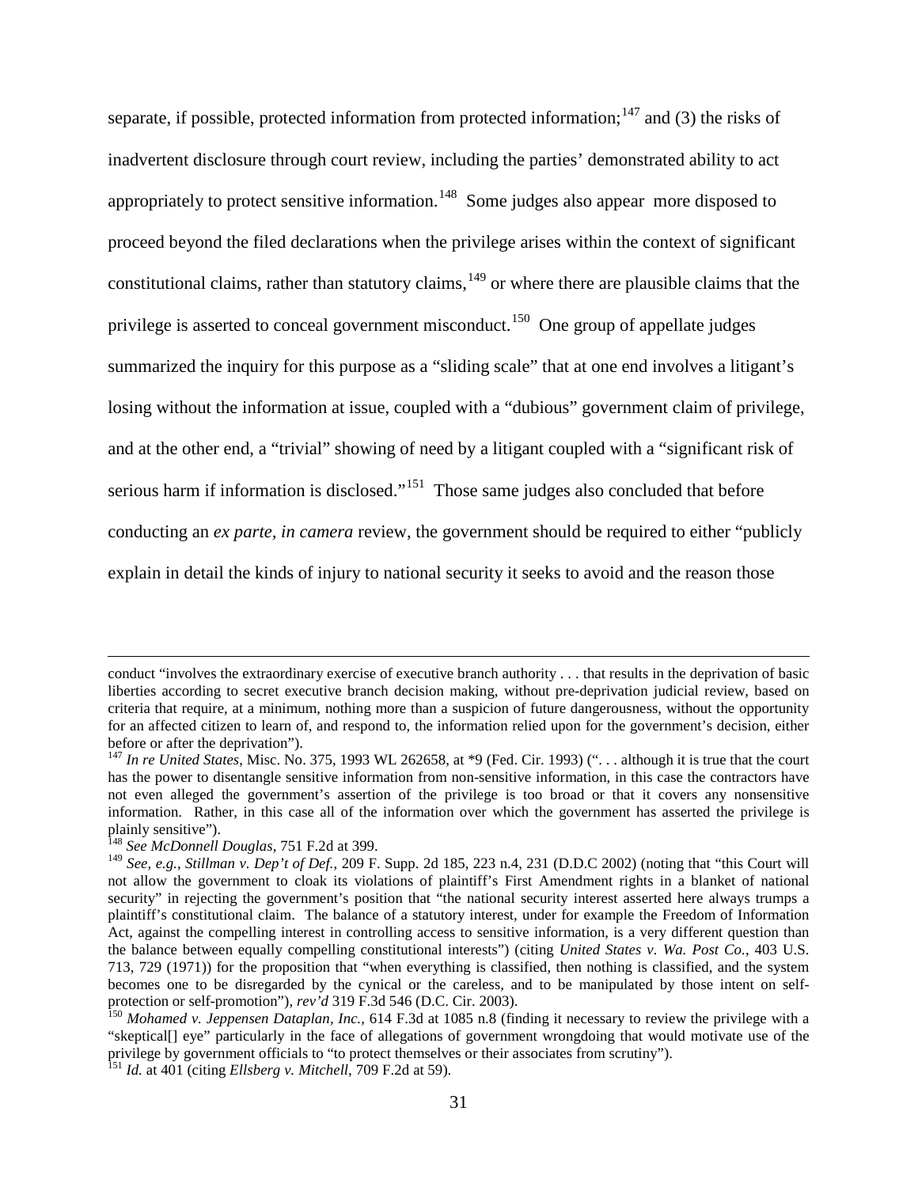separate, if possible, protected information from protected information;[147] and (3) the risks of inadvertent disclosure through court review, including the parties' demonstrated ability to act appropriately to protect sensitive information.[148] Some judges also appear more disposed to proceed beyond the filed declarations when the privilege arises within the context of significant constitutional claims, rather than statutory claims,[149] or where there are plausible claims that the privilege is asserted to conceal government misconduct.[150] One group of appellate judges summarized the inquiry for this purpose as a "sliding scale" that at one end involves a litigant's losing without the information at issue, coupled with a "dubious" government claim of privilege, and at the other end, a "trivial" showing of need by a litigant coupled with a "significant risk of serious harm if information is disclosed."[151] Those same judges also concluded that before conducting an *ex parte*, *in camera* review, the government should be required to either "publicly explain in detail the kinds of injury to national security it seeks to avoid and the reason those

---

conduct "involves the extraordinary exercise of executive branch authority . . . that results in the deprivation of basic liberties according to secret executive branch decision making, without pre-deprivation judicial review, based on criteria that require, at a minimum, nothing more than a suspicion of future dangerousness, without the opportunity for an affected citizen to learn of, and respond to, the information relied upon for the government's decision, either before or after the deprivation").

[147] *In re United States*, Misc. No. 375, 1993 WL 262658, at *9 (Fed. Cir. 1993) (". . . although it is true that the court has the power to disentangle sensitive information from non-sensitive information, in this case the contractors have not even alleged the government's assertion of the privilege is too broad or that it covers any nonsensitive information. Rather, in this case all of the information over which the government has asserted the privilege is plainly sensitive").

[148] *See McDonnell Douglas*, 751 F.2d at 399.

[149] *See, e.g.*, *Stillman v. Dep't of Def.*, 209 F. Supp. 2d 185, 223 n.4, 231 (D.D.C 2002) (noting that "this Court will not allow the government to cloak its violations of plaintiff's First Amendment rights in a blanket of national security" in rejecting the government's position that "the national security interest asserted here always trumps a plaintiff's constitutional claim. The balance of a statutory interest, under for example the Freedom of Information Act, against the compelling interest in controlling access to sensitive information, is a very different question than the balance between equally compelling constitutional interests") (citing *United States v. Wa. Post Co.*, 403 U.S. 713, 729 (1971)) for the proposition that "when everything is classified, then nothing is classified, and the system becomes one to be disregarded by the cynical or the careless, and to be manipulated by those intent on self-protection or self-promotion"), *rev'd* 319 F.3d 546 (D.C. Cir. 2003).

[150] *Mohamed v. Jeppensen Dataplan, Inc.*, 614 F.3d at 1085 n.8 (finding it necessary to review the privilege with a "skeptical[] eye" particularly in the face of allegations of government wrongdoing that would motivate use of the privilege by government officials to "to protect themselves or their associates from scrutiny").

[151] *Id.* at 401 (citing *Ellsberg v. Mitchell*, 709 F.2d at 59).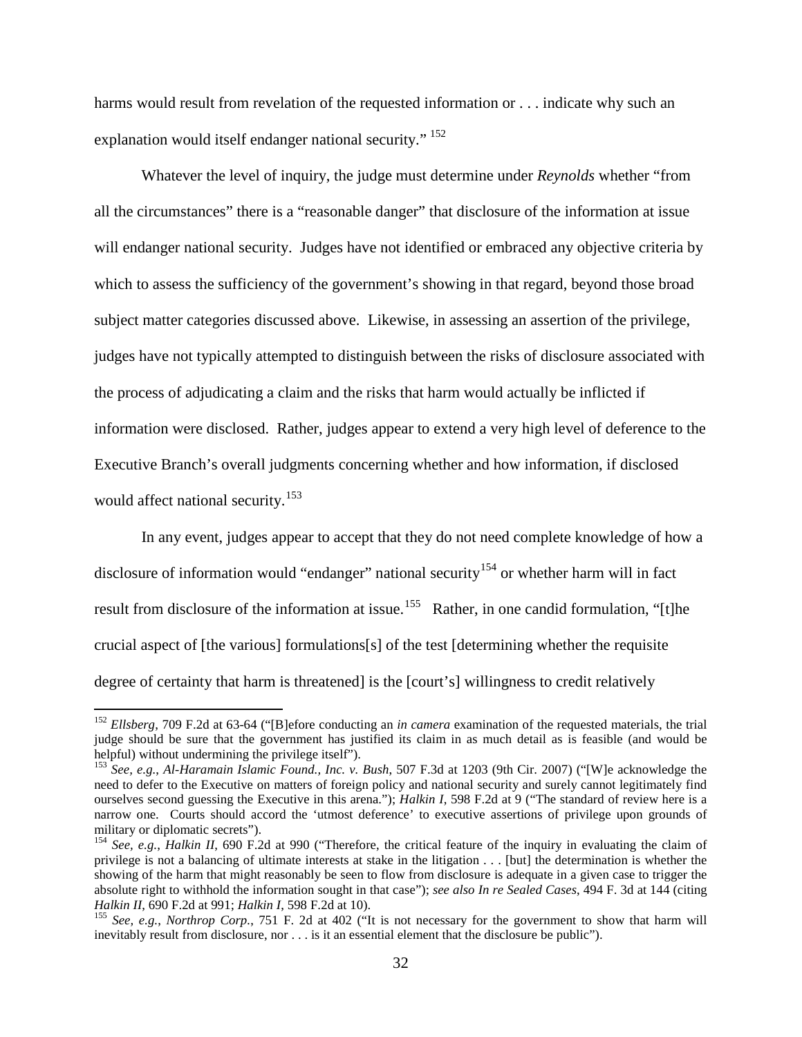harms would result from revelation of the requested information or . . . indicate why such an explanation would itself endanger national security." [152]

Whatever the level of inquiry, the judge must determine under *Reynolds* whether "from all the circumstances" there is a "reasonable danger" that disclosure of the information at issue will endanger national security. Judges have not identified or embraced any objective criteria by which to assess the sufficiency of the government's showing in that regard, beyond those broad subject matter categories discussed above. Likewise, in assessing an assertion of the privilege, judges have not typically attempted to distinguish between the risks of disclosure associated with the process of adjudicating a claim and the risks that harm would actually be inflicted if information were disclosed. Rather, judges appear to extend a very high level of deference to the Executive Branch's overall judgments concerning whether and how information, if disclosed would affect national security.[153]

In any event, judges appear to accept that they do not need complete knowledge of how a disclosure of information would "endanger" national security[154] or whether harm will in fact result from disclosure of the information at issue.[155] Rather, in one candid formulation, "[t]he crucial aspect of [the various] formulations[s] of the test [determining whether the requisite degree of certainty that harm is threatened] is the [court's] willingness to credit relatively

---

[152] *Ellsberg*, 709 F.2d at 63-64 ("[B]efore conducting an *in camera* examination of the requested materials, the trial judge should be sure that the government has justified its claim in as much detail as is feasible (and would be helpful) without undermining the privilege itself").

[153] *See, e.g.*, *Al-Haramain Islamic Found., Inc. v. Bush*, 507 F.3d at 1203 (9th Cir. 2007) ("[W]e acknowledge the need to defer to the Executive on matters of foreign policy and national security and surely cannot legitimately find ourselves second guessing the Executive in this arena."); *Halkin I*, 598 F.2d at 9 ("The standard of review here is a narrow one. Courts should accord the 'utmost deference' to executive assertions of privilege upon grounds of military or diplomatic secrets").

[154] *See, e.g.*, *Halkin II*, 690 F.2d at 990 ("Therefore, the critical feature of the inquiry in evaluating the claim of privilege is not a balancing of ultimate interests at stake in the litigation . . . [but] the determination is whether the showing of the harm that might reasonably be seen to flow from disclosure is adequate in a given case to trigger the absolute right to withhold the information sought in that case"); *see also In re Sealed Cases*, 494 F. 3d at 144 (citing *Halkin II*, 690 F.2d at 991; *Halkin I*, 598 F.2d at 10).

[155] *See, e.g.*, *Northrop Corp.*, 751 F. 2d at 402 ("It is not necessary for the government to show that harm will inevitably result from disclosure, nor . . . is it an essential element that the disclosure be public").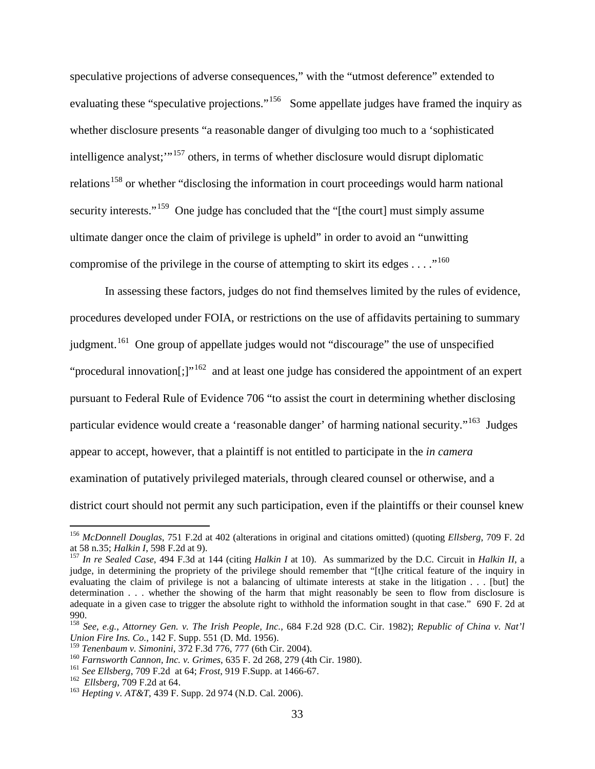speculative projections of adverse consequences," with the "utmost deference" extended to evaluating these "speculative projections."[156] Some appellate judges have framed the inquiry as whether disclosure presents "a reasonable danger of divulging too much to a 'sophisticated intelligence analyst;'"[157] others, in terms of whether disclosure would disrupt diplomatic relations[158] or whether "disclosing the information in court proceedings would harm national security interests."[159] One judge has concluded that the "[the court] must simply assume ultimate danger once the claim of privilege is upheld" in order to avoid an "unwitting compromise of the privilege in the course of attempting to skirt its edges . . . ."[160]

In assessing these factors, judges do not find themselves limited by the rules of evidence, procedures developed under FOIA, or restrictions on the use of affidavits pertaining to summary judgment.[161] One group of appellate judges would not "discourage" the use of unspecified "procedural innovation[;]"[162] and at least one judge has considered the appointment of an expert pursuant to Federal Rule of Evidence 706 "to assist the court in determining whether disclosing particular evidence would create a 'reasonable danger' of harming national security."[163] Judges appear to accept, however, that a plaintiff is not entitled to participate in the *in camera* examination of putatively privileged materials, through cleared counsel or otherwise, and a district court should not permit any such participation, even if the plaintiffs or their counsel knew

---

[156] *McDonnell Douglas*, 751 F.2d at 402 (alterations in original and citations omitted) (quoting *Ellsberg*, 709 F. 2d at 58 n.35; *Halkin I*, 598 F.2d at 9).

[157] *In re Sealed Case*, 494 F.3d at 144 (citing *Halkin I* at 10). As summarized by the D.C. Circuit in *Halkin II*, a judge, in determining the propriety of the privilege should remember that "[t]he critical feature of the inquiry in evaluating the claim of privilege is not a balancing of ultimate interests at stake in the litigation . . . [but] the determination . . . whether the showing of the harm that might reasonably be seen to flow from disclosure is adequate in a given case to trigger the absolute right to withhold the information sought in that case." 690 F. 2d at 990.

[158] *See, e.g.*, *Attorney Gen. v. The Irish People, Inc.*, 684 F.2d 928 (D.C. Cir. 1982); *Republic of China v. Nat'l Union Fire Ins. Co.*, 142 F. Supp. 551 (D. Md. 1956).

[159] *Tenenbaum v. Simonini*, 372 F.3d 776, 777 (6th Cir. 2004).

[160] *Farnsworth Cannon, Inc. v. Grimes*, 635 F. 2d 268, 279 (4th Cir. 1980).

[161] *See Ellsberg*, 709 F.2d at 64; *Frost*, 919 F.Supp. at 1466-67.

[162] *Ellsberg*, 709 F.2d at 64.

[163] *Hepting v. AT&T*, 439 F. Supp. 2d 974 (N.D. Cal. 2006).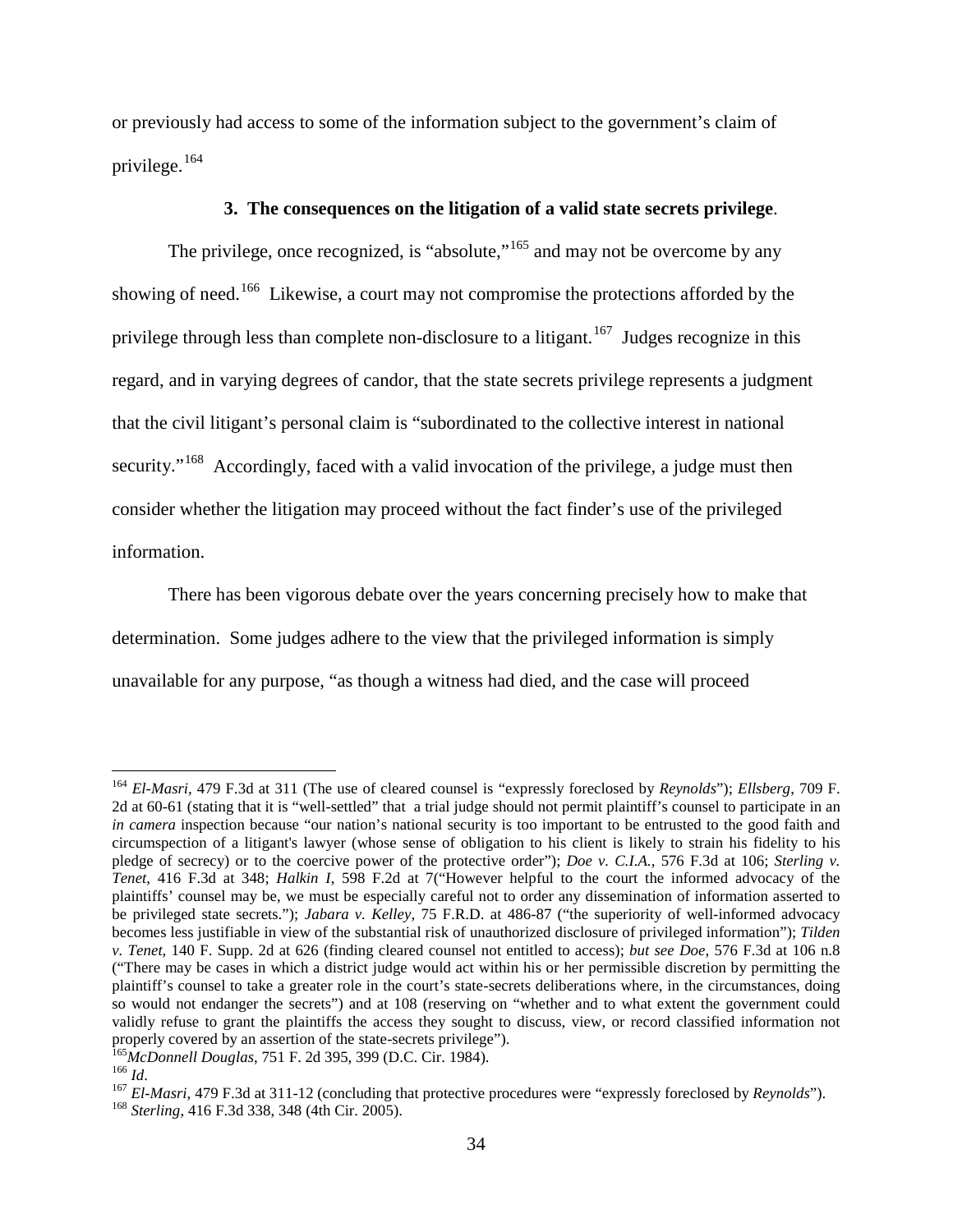or previously had access to some of the information subject to the government's claim of privilege.[164]

**3. The consequences on the litigation of a valid state secrets privilege**.

The privilege, once recognized, is "absolute,"[165] and may not be overcome by any showing of need.[166] Likewise, a court may not compromise the protections afforded by the privilege through less than complete non-disclosure to a litigant.[167] Judges recognize in this regard, and in varying degrees of candor, that the state secrets privilege represents a judgment that the civil litigant's personal claim is "subordinated to the collective interest in national security."[168] Accordingly, faced with a valid invocation of the privilege, a judge must then consider whether the litigation may proceed without the fact finder's use of the privileged information.

There has been vigorous debate over the years concerning precisely how to make that determination. Some judges adhere to the view that the privileged information is simply unavailable for any purpose, "as though a witness had died, and the case will proceed

---

[164] *El-Masri*, 479 F.3d at 311 (The use of cleared counsel is "expressly foreclosed by *Reynolds*"); *Ellsberg*, 709 F. 2d at 60-61 (stating that it is "well-settled" that a trial judge should not permit plaintiff's counsel to participate in an *in camera* inspection because "our nation's national security is too important to be entrusted to the good faith and circumspection of a litigant's lawyer (whose sense of obligation to his client is likely to strain his fidelity to his pledge of secrecy) or to the coercive power of the protective order"); *Doe v. C.I.A.*, 576 F.3d at 106; *Sterling v. Tenet*, 416 F.3d at 348; *Halkin I*, 598 F.2d at 7("However helpful to the court the informed advocacy of the plaintiffs' counsel may be, we must be especially careful not to order any dissemination of information asserted to be privileged state secrets."); *Jabara v. Kelley*, 75 F.R.D. at 486-87 ("the superiority of well-informed advocacy becomes less justifiable in view of the substantial risk of unauthorized disclosure of privileged information"); *Tilden v. Tenet*, 140 F. Supp. 2d at 626 (finding cleared counsel not entitled to access); *but see Doe*, 576 F.3d at 106 n.8 ("There may be cases in which a district judge would act within his or her permissible discretion by permitting the plaintiff's counsel to take a greater role in the court's state-secrets deliberations where, in the circumstances, doing so would not endanger the secrets") and at 108 (reserving on "whether and to what extent the government could validly refuse to grant the plaintiffs the access they sought to discuss, view, or record classified information not properly covered by an assertion of the state-secrets privilege").

[165] *McDonnell Douglas*, 751 F. 2d 395, 399 (D.C. Cir. 1984).

[166] *Id*.

[167] *El-Masri*, 479 F.3d at 311-12 (concluding that protective procedures were "expressly foreclosed by *Reynolds*").

[168] *Sterling*, 416 F.3d 338, 348 (4th Cir. 2005).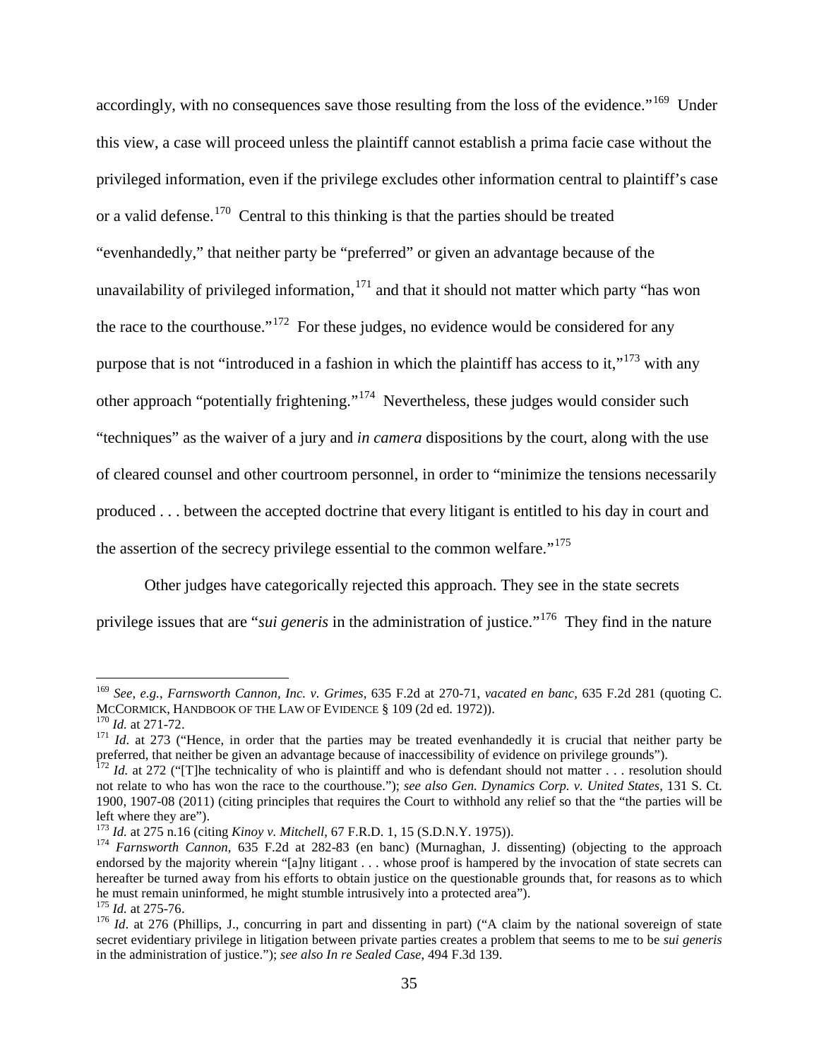accordingly, with no consequences save those resulting from the loss of the evidence."[169] Under this view, a case will proceed unless the plaintiff cannot establish a prima facie case without the privileged information, even if the privilege excludes other information central to plaintiff's case or a valid defense.[170] Central to this thinking is that the parties should be treated "evenhandedly," that neither party be "preferred" or given an advantage because of the unavailability of privileged information,[171] and that it should not matter which party "has won the race to the courthouse."[172] For these judges, no evidence would be considered for any purpose that is not "introduced in a fashion in which the plaintiff has access to it,"[173] with any other approach "potentially frightening."[174] Nevertheless, these judges would consider such "techniques" as the waiver of a jury and *in camera* dispositions by the court, along with the use of cleared counsel and other courtroom personnel, in order to "minimize the tensions necessarily produced . . . between the accepted doctrine that every litigant is entitled to his day in court and the assertion of the secrecy privilege essential to the common welfare."[175]

Other judges have categorically rejected this approach. They see in the state secrets privilege issues that are "*sui generis* in the administration of justice."[176] They find in the nature

---

[169] *See, e.g.*, *Farnsworth Cannon, Inc. v. Grimes*, 635 F.2d at 270-71, *vacated en banc*, 635 F.2d 281 (quoting C. McCormick, Handbook of the Law of Evidence § 109 (2d ed. 1972)).

[170] *Id.* at 271-72.

[171] *Id*. at 273 ("Hence, in order that the parties may be treated evenhandedly it is crucial that neither party be preferred, that neither be given an advantage because of inaccessibility of evidence on privilege grounds").

[172] *Id.* at 272 ("[T]he technicality of who is plaintiff and who is defendant should not matter . . . resolution should not relate to who has won the race to the courthouse."); *see also Gen. Dynamics Corp. v. United States*, 131 S. Ct. 1900, 1907-08 (2011) (citing principles that requires the Court to withhold any relief so that the "the parties will be left where they are").

[173] *Id.* at 275 n.16 (citing *Kinoy v. Mitchell*, 67 F.R.D. 1, 15 (S.D.N.Y. 1975)).

[174] *Farnsworth Cannon*, 635 F.2d at 282-83 (en banc) (Murnaghan, J. dissenting) (objecting to the approach endorsed by the majority wherein "[a]ny litigant . . . whose proof is hampered by the invocation of state secrets can hereafter be turned away from his efforts to obtain justice on the questionable grounds that, for reasons as to which he must remain uninformed, he might stumble intrusively into a protected area").

[175] *Id.* at 275-76.

[176] *Id*. at 276 (Phillips, J., concurring in part and dissenting in part) ("A claim by the national sovereign of state secret evidentiary privilege in litigation between private parties creates a problem that seems to me to be *sui generis* in the administration of justice."); *see also In re Sealed Case*, 494 F.3d 139.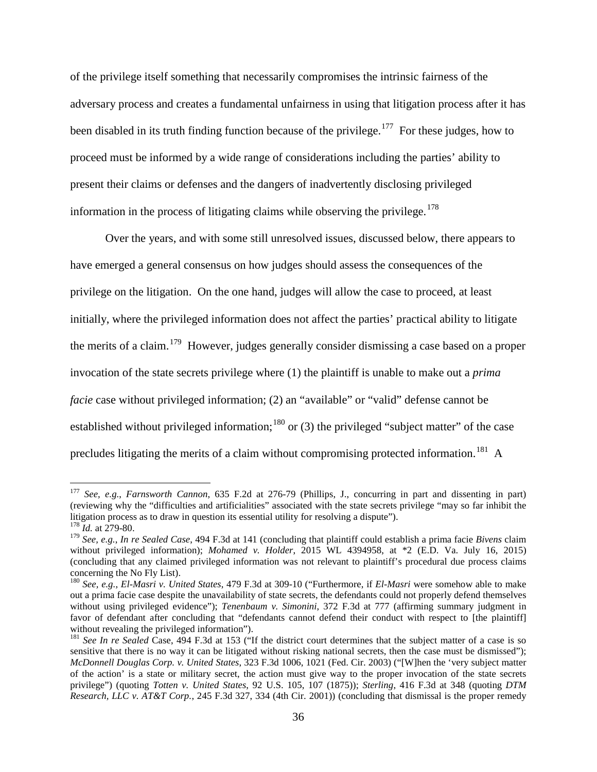of the privilege itself something that necessarily compromises the intrinsic fairness of the adversary process and creates a fundamental unfairness in using that litigation process after it has been disabled in its truth finding function because of the privilege.[177] For these judges, how to proceed must be informed by a wide range of considerations including the parties' ability to present their claims or defenses and the dangers of inadvertently disclosing privileged information in the process of litigating claims while observing the privilege.[178]

Over the years, and with some still unresolved issues, discussed below, there appears to have emerged a general consensus on how judges should assess the consequences of the privilege on the litigation. On the one hand, judges will allow the case to proceed, at least initially, where the privileged information does not affect the parties' practical ability to litigate the merits of a claim.[179] However, judges generally consider dismissing a case based on a proper invocation of the state secrets privilege where (1) the plaintiff is unable to make out a *prima facie* case without privileged information; (2) an "available" or "valid" defense cannot be established without privileged information;[180] or (3) the privileged "subject matter" of the case precludes litigating the merits of a claim without compromising protected information.[181] A

---

[177] *See, e.g.*, *Farnsworth Cannon*, 635 F.2d at 276-79 (Phillips, J., concurring in part and dissenting in part) (reviewing why the "difficulties and artificialities" associated with the state secrets privilege "may so far inhibit the litigation process as to draw in question its essential utility for resolving a dispute").

[178] *Id.* at 279-80.

[179] *See, e.g.*, *In re Sealed Case*, 494 F.3d at 141 (concluding that plaintiff could establish a prima facie *Bivens* claim without privileged information); *Mohamed v. Holder*, 2015 WL 4394958, at *2 (E.D. Va. July 16, 2015) (concluding that any claimed privileged information was not relevant to plaintiff's procedural due process claims concerning the No Fly List).

[180] *See, e.g.*, *El-Masri v. United States*, 479 F.3d at 309-10 ("Furthermore, if *El-Masri* were somehow able to make out a prima facie case despite the unavailability of state secrets, the defendants could not properly defend themselves without using privileged evidence"); *Tenenbaum v. Simonini*, 372 F.3d at 777 (affirming summary judgment in favor of defendant after concluding that "defendants cannot defend their conduct with respect to [the plaintiff] without revealing the privileged information").

[181] *See In re Sealed* Case, 494 F.3d at 153 ("If the district court determines that the subject matter of a case is so sensitive that there is no way it can be litigated without risking national secrets, then the case must be dismissed"); *McDonnell Douglas Corp. v. United States*, 323 F.3d 1006, 1021 (Fed. Cir. 2003) ("[W]hen the 'very subject matter of the action' is a state or military secret, the action must give way to the proper invocation of the state secrets privilege") (quoting *Totten v. United States*, 92 U.S. 105, 107 (1875)); *Sterling*, 416 F.3d at 348 (quoting *DTM Research, LLC v. AT&T Corp.*, 245 F.3d 327, 334 (4th Cir. 2001)) (concluding that dismissal is the proper remedy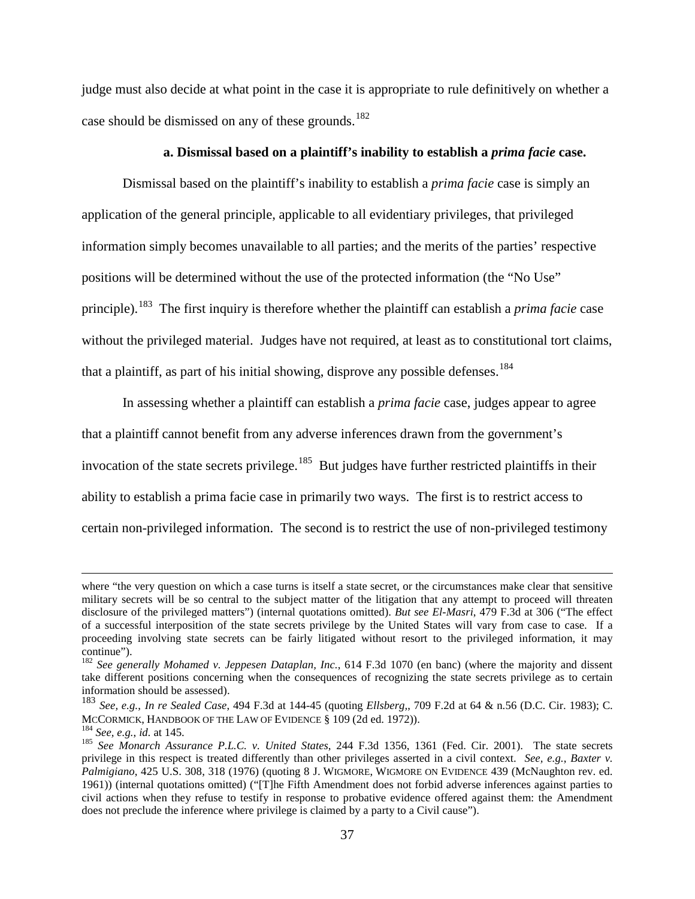judge must also decide at what point in the case it is appropriate to rule definitively on whether a case should be dismissed on any of these grounds.[182]

**a. Dismissal based on a plaintiff's inability to establish a *prima facie* case.**

Dismissal based on the plaintiff's inability to establish a *prima facie* case is simply an application of the general principle, applicable to all evidentiary privileges, that privileged information simply becomes unavailable to all parties; and the merits of the parties' respective positions will be determined without the use of the protected information (the "No Use" principle).[183] The first inquiry is therefore whether the plaintiff can establish a *prima facie* case without the privileged material. Judges have not required, at least as to constitutional tort claims, that a plaintiff, as part of his initial showing, disprove any possible defenses.[184]

In assessing whether a plaintiff can establish a *prima facie* case, judges appear to agree that a plaintiff cannot benefit from any adverse inferences drawn from the government's invocation of the state secrets privilege.[185] But judges have further restricted plaintiffs in their ability to establish a prima facie case in primarily two ways. The first is to restrict access to certain non-privileged information. The second is to restrict the use of non-privileged testimony

---

where "the very question on which a case turns is itself a state secret, or the circumstances make clear that sensitive military secrets will be so central to the subject matter of the litigation that any attempt to proceed will threaten disclosure of the privileged matters") (internal quotations omitted). *But see El-Masri*, 479 F.3d at 306 ("The effect of a successful interposition of the state secrets privilege by the United States will vary from case to case. If a proceeding involving state secrets can be fairly litigated without resort to the privileged information, it may continue").

[182] *See generally Mohamed v. Jeppesen Dataplan, Inc.*, 614 F.3d 1070 (en banc) (where the majority and dissent take different positions concerning when the consequences of recognizing the state secrets privilege as to certain information should be assessed).

[183] *See, e.g.*, *In re Sealed Case*, 494 F.3d at 144-45 (quoting *Ellsberg*,, 709 F.2d at 64 & n.56 (D.C. Cir. 1983); C. McCormick, Handbook of the Law of Evidence § 109 (2d ed. 1972)).

[184] *See, e.g.*, *id.* at 145.

[185] *See Monarch Assurance P.L.C. v. United States*, 244 F.3d 1356, 1361 (Fed. Cir. 2001). The state secrets privilege in this respect is treated differently than other privileges asserted in a civil context. *See, e.g.*, *Baxter v. Palmigiano*, 425 U.S. 308, 318 (1976) (quoting 8 J. Wigmore, Wigmore on Evidence 439 (McNaughton rev. ed. 1961)) (internal quotations omitted) ("[T]he Fifth Amendment does not forbid adverse inferences against parties to civil actions when they refuse to testify in response to probative evidence offered against them: the Amendment does not preclude the inference where privilege is claimed by a party to a Civil cause").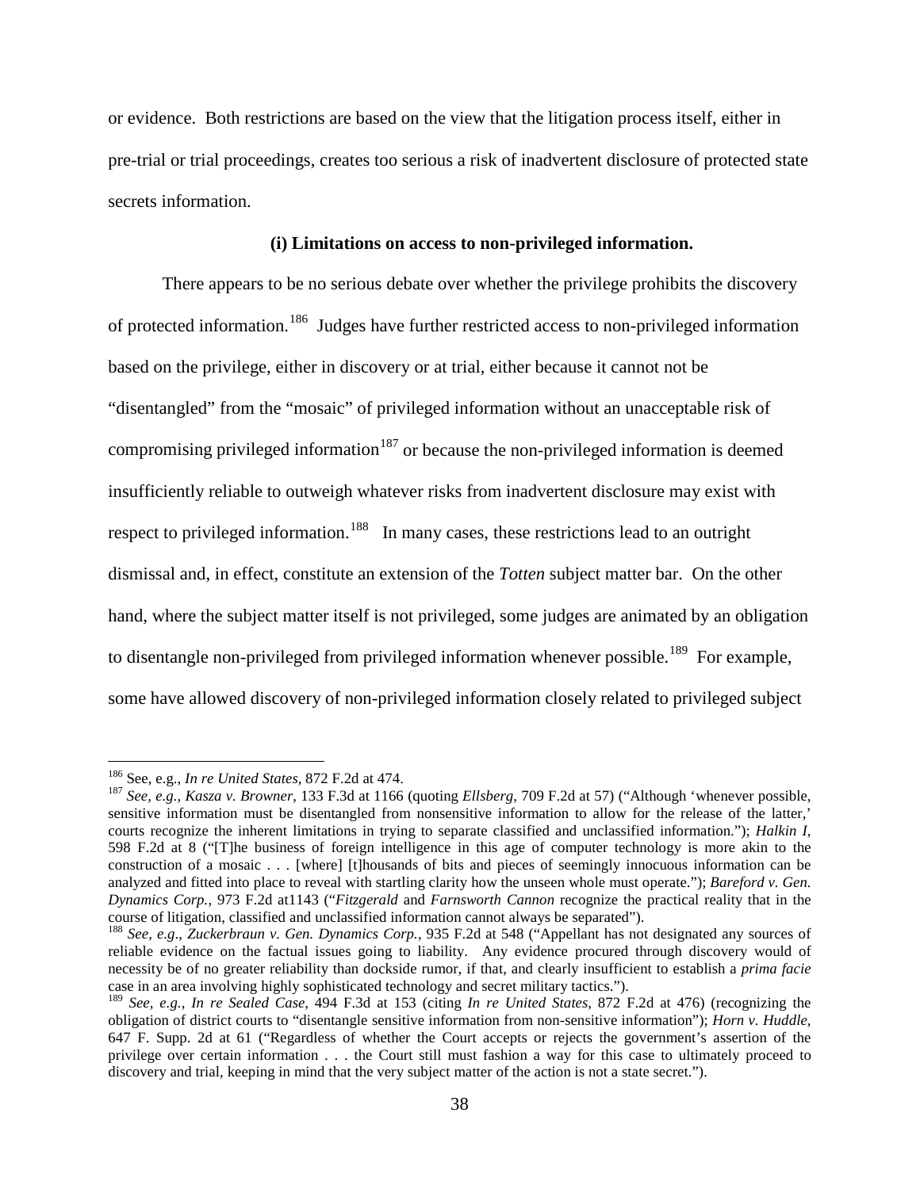or evidence. Both restrictions are based on the view that the litigation process itself, either in pre-trial or trial proceedings, creates too serious a risk of inadvertent disclosure of protected state secrets information.

**(i) Limitations on access to non-privileged information.**

There appears to be no serious debate over whether the privilege prohibits the discovery of protected information.[186] Judges have further restricted access to non-privileged information based on the privilege, either in discovery or at trial, either because it cannot not be "disentangled" from the "mosaic" of privileged information without an unacceptable risk of compromising privileged information[187] or because the non-privileged information is deemed insufficiently reliable to outweigh whatever risks from inadvertent disclosure may exist with respect to privileged information.[188] In many cases, these restrictions lead to an outright dismissal and, in effect, constitute an extension of the *Totten* subject matter bar. On the other hand, where the subject matter itself is not privileged, some judges are animated by an obligation to disentangle non-privileged from privileged information whenever possible.[189] For example, some have allowed discovery of non-privileged information closely related to privileged subject

---

[186] See, e.g., *In re United States*, 872 F.2d at 474.

[187] *See, e.g.*, *Kasza v. Browner*, 133 F.3d at 1166 (quoting *Ellsberg*, 709 F.2d at 57) ("Although 'whenever possible, sensitive information must be disentangled from nonsensitive information to allow for the release of the latter,' courts recognize the inherent limitations in trying to separate classified and unclassified information."); *Halkin I*, 598 F.2d at 8 ("[T]he business of foreign intelligence in this age of computer technology is more akin to the construction of a mosaic . . . [where] [t]housands of bits and pieces of seemingly innocuous information can be analyzed and fitted into place to reveal with startling clarity how the unseen whole must operate."); *Bareford v. Gen. Dynamics Corp.*, 973 F.2d at1143 ("*Fitzgerald* and *Farnsworth Cannon* recognize the practical reality that in the course of litigation, classified and unclassified information cannot always be separated").

[188] *See, e.g*., *Zuckerbraun v. Gen. Dynamics Corp.*, 935 F.2d at 548 ("Appellant has not designated any sources of reliable evidence on the factual issues going to liability. Any evidence procured through discovery would of necessity be of no greater reliability than dockside rumor, if that, and clearly insufficient to establish a *prima facie* case in an area involving highly sophisticated technology and secret military tactics.").

[189] *See, e.g.*, *In re Sealed Case*, 494 F.3d at 153 (citing *In re United States*, 872 F.2d at 476) (recognizing the obligation of district courts to "disentangle sensitive information from non-sensitive information"); *Horn v. Huddle*, 647 F. Supp. 2d at 61 ("Regardless of whether the Court accepts or rejects the government's assertion of the privilege over certain information . . . the Court still must fashion a way for this case to ultimately proceed to discovery and trial, keeping in mind that the very subject matter of the action is not a state secret.").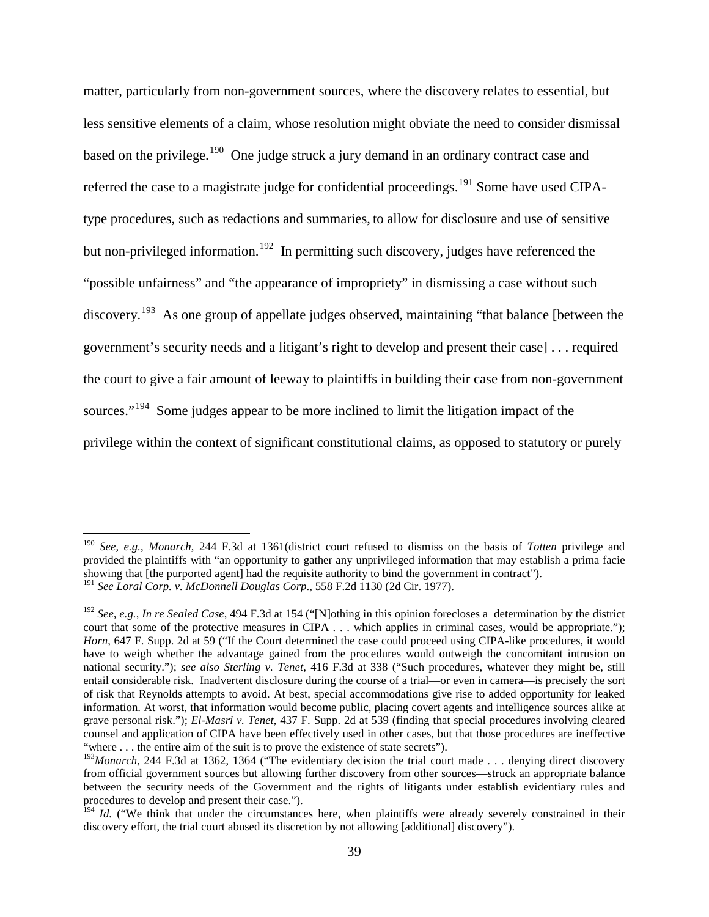matter, particularly from non-government sources, where the discovery relates to essential, but less sensitive elements of a claim, whose resolution might obviate the need to consider dismissal based on the privilege.[190] One judge struck a jury demand in an ordinary contract case and referred the case to a magistrate judge for confidential proceedings.[191] Some have used CIPA-type procedures, such as redactions and summaries, to allow for disclosure and use of sensitive but non-privileged information.[192] In permitting such discovery, judges have referenced the "possible unfairness" and "the appearance of impropriety" in dismissing a case without such discovery.[193] As one group of appellate judges observed, maintaining "that balance [between the government's security needs and a litigant's right to develop and present their case] . . . required the court to give a fair amount of leeway to plaintiffs in building their case from non-government sources."[194] Some judges appear to be more inclined to limit the litigation impact of the privilege within the context of significant constitutional claims, as opposed to statutory or purely

---

[190] *See, e.g.*, *Monarch*, 244 F.3d at 1361(district court refused to dismiss on the basis of *Totten* privilege and provided the plaintiffs with "an opportunity to gather any unprivileged information that may establish a prima facie showing that [the purported agent] had the requisite authority to bind the government in contract").

[191] *See Loral Corp. v. McDonnell Douglas Corp*., 558 F.2d 1130 (2d Cir. 1977).

[192] *See, e.g.*, *In re Sealed Case*, 494 F.3d at 154 ("[N]othing in this opinion forecloses a determination by the district court that some of the protective measures in CIPA . . . which applies in criminal cases, would be appropriate."); *Horn*, 647 F. Supp. 2d at 59 ("If the Court determined the case could proceed using CIPA-like procedures, it would have to weigh whether the advantage gained from the procedures would outweigh the concomitant intrusion on national security."); *see also Sterling v. Tenet*, 416 F.3d at 338 ("Such procedures, whatever they might be, still entail considerable risk. Inadvertent disclosure during the course of a trial—or even in camera—is precisely the sort of risk that Reynolds attempts to avoid. At best, special accommodations give rise to added opportunity for leaked information. At worst, that information would become public, placing covert agents and intelligence sources alike at grave personal risk."); *El-Masri v. Tenet*, 437 F. Supp. 2d at 539 (finding that special procedures involving cleared counsel and application of CIPA have been effectively used in other cases, but that those procedures are ineffective "where . . . the entire aim of the suit is to prove the existence of state secrets").

[193] *Monarch*, 244 F.3d at 1362, 1364 ("The evidentiary decision the trial court made . . . denying direct discovery from official government sources but allowing further discovery from other sources—struck an appropriate balance between the security needs of the Government and the rights of litigants under establish evidentiary rules and procedures to develop and present their case.").

[194] *Id.* ("We think that under the circumstances here, when plaintiffs were already severely constrained in their discovery effort, the trial court abused its discretion by not allowing [additional] discovery").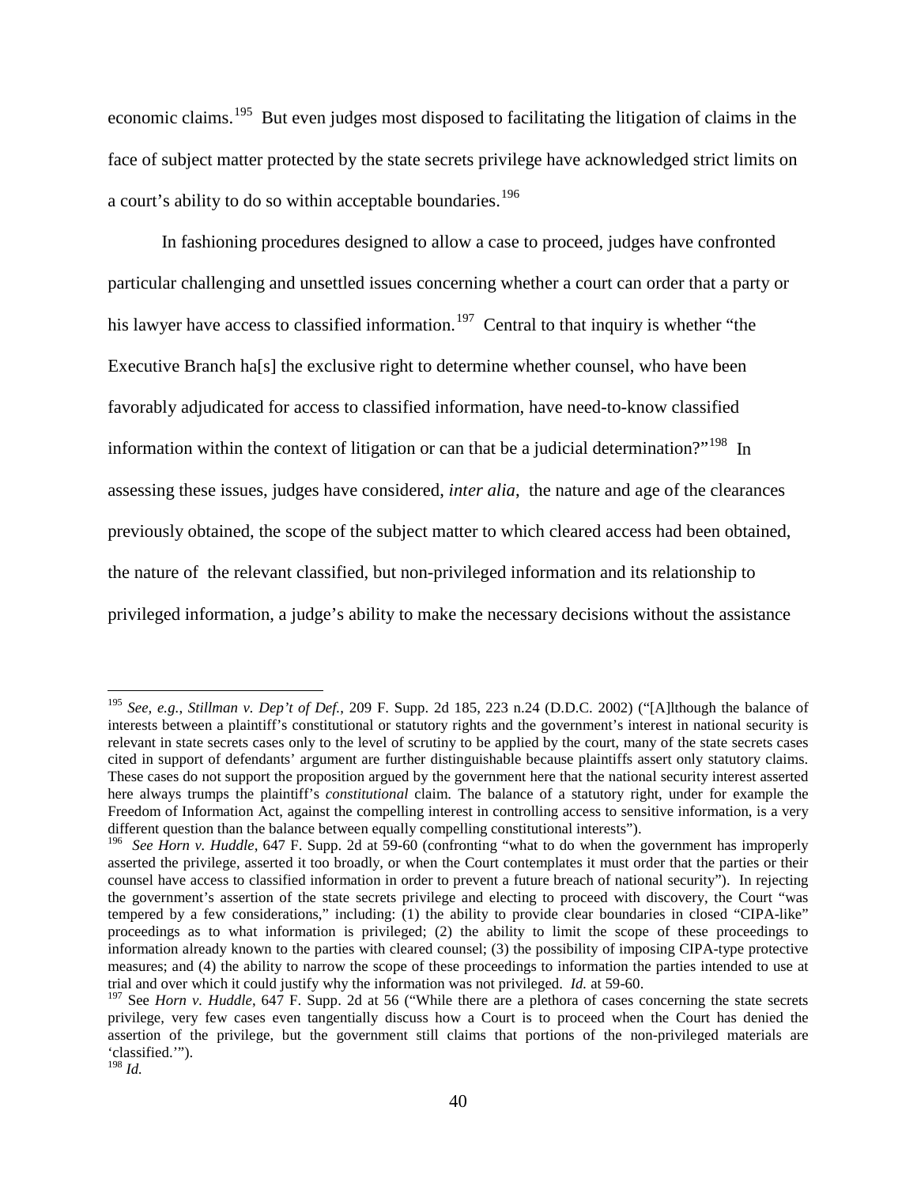economic claims.[195] But even judges most disposed to facilitating the litigation of claims in the face of subject matter protected by the state secrets privilege have acknowledged strict limits on a court's ability to do so within acceptable boundaries.[196]

In fashioning procedures designed to allow a case to proceed, judges have confronted particular challenging and unsettled issues concerning whether a court can order that a party or his lawyer have access to classified information.[197] Central to that inquiry is whether "the Executive Branch ha[s] the exclusive right to determine whether counsel, who have been favorably adjudicated for access to classified information, have need-to-know classified information within the context of litigation or can that be a judicial determination?"[198] In assessing these issues, judges have considered, *inter alia*, the nature and age of the clearances previously obtained, the scope of the subject matter to which cleared access had been obtained, the nature of the relevant classified, but non-privileged information and its relationship to privileged information, a judge's ability to make the necessary decisions without the assistance

---

[195] *See, e.g.*, *Stillman v. Dep't of Def.*, 209 F. Supp. 2d 185, 223 n.24 (D.D.C. 2002) ("[A]lthough the balance of interests between a plaintiff's constitutional or statutory rights and the government's interest in national security is relevant in state secrets cases only to the level of scrutiny to be applied by the court, many of the state secrets cases cited in support of defendants' argument are further distinguishable because plaintiffs assert only statutory claims. These cases do not support the proposition argued by the government here that the national security interest asserted here always trumps the plaintiff's *constitutional* claim. The balance of a statutory right, under for example the Freedom of Information Act, against the compelling interest in controlling access to sensitive information, is a very different question than the balance between equally compelling constitutional interests").

[196] *See Horn v. Huddle*, 647 F. Supp. 2d at 59-60 (confronting "what to do when the government has improperly asserted the privilege, asserted it too broadly, or when the Court contemplates it must order that the parties or their counsel have access to classified information in order to prevent a future breach of national security"). In rejecting the government's assertion of the state secrets privilege and electing to proceed with discovery, the Court "was tempered by a few considerations," including: (1) the ability to provide clear boundaries in closed "CIPA-like" proceedings as to what information is privileged; (2) the ability to limit the scope of these proceedings to information already known to the parties with cleared counsel; (3) the possibility of imposing CIPA-type protective measures; and (4) the ability to narrow the scope of these proceedings to information the parties intended to use at trial and over which it could justify why the information was not privileged. *Id.* at 59-60.

[197] See *Horn v. Huddle*, 647 F. Supp. 2d at 56 ("While there are a plethora of cases concerning the state secrets privilege, very few cases even tangentially discuss how a Court is to proceed when the Court has denied the assertion of the privilege, but the government still claims that portions of the non-privileged materials are 'classified.'").

[198] *Id.*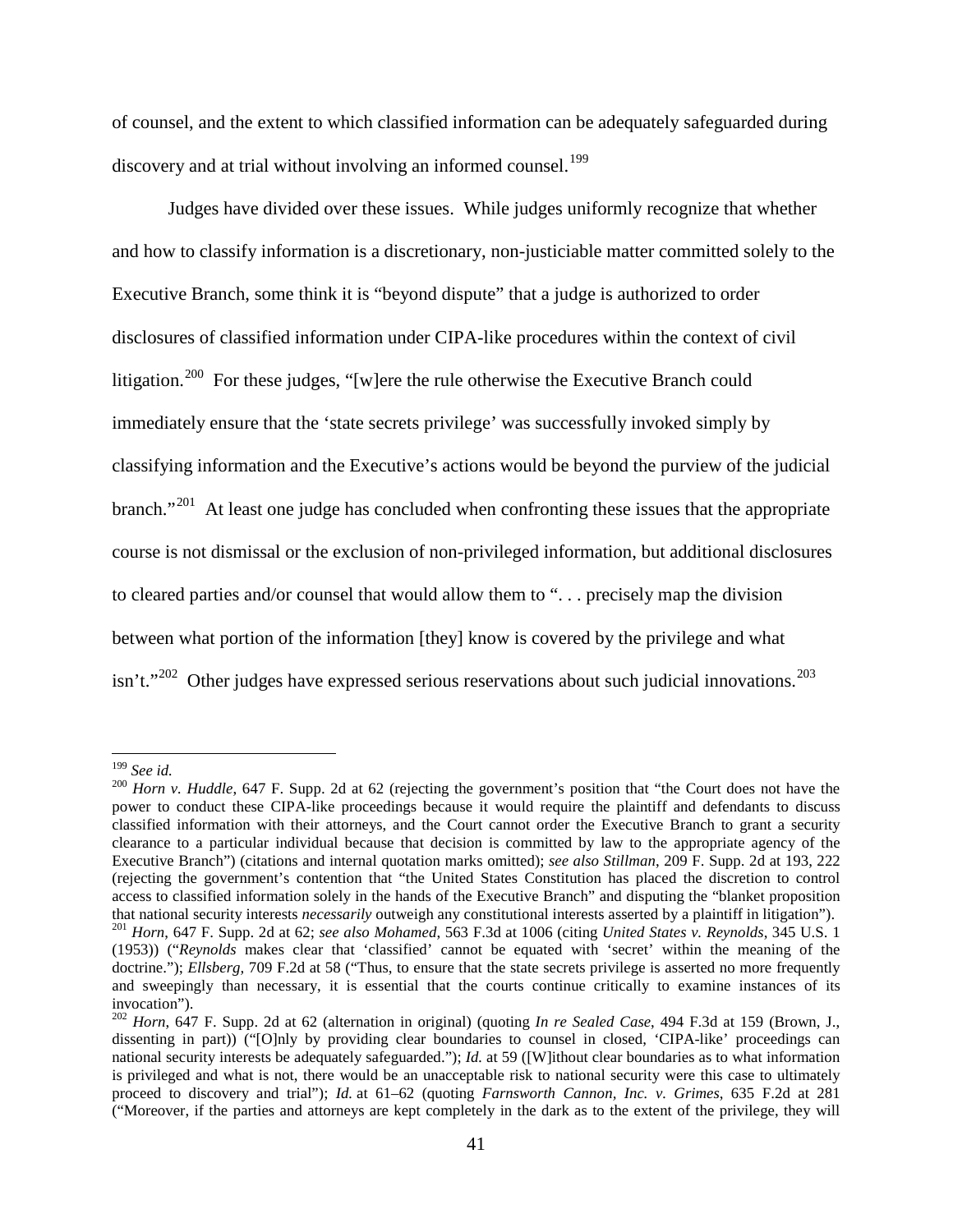of counsel, and the extent to which classified information can be adequately safeguarded during discovery and at trial without involving an informed counsel.[199]

Judges have divided over these issues. While judges uniformly recognize that whether and how to classify information is a discretionary, non-justiciable matter committed solely to the Executive Branch, some think it is "beyond dispute" that a judge is authorized to order disclosures of classified information under CIPA-like procedures within the context of civil litigation.[200] For these judges, "[w]ere the rule otherwise the Executive Branch could immediately ensure that the 'state secrets privilege' was successfully invoked simply by classifying information and the Executive's actions would be beyond the purview of the judicial branch."[201] At least one judge has concluded when confronting these issues that the appropriate course is not dismissal or the exclusion of non-privileged information, but additional disclosures to cleared parties and/or counsel that would allow them to ". . . precisely map the division between what portion of the information [they] know is covered by the privilege and what isn't."[202] Other judges have expressed serious reservations about such judicial innovations.[203]

---

[199] *See id.*

[200] *Horn v. Huddle*, 647 F. Supp. 2d at 62 (rejecting the government's position that "the Court does not have the power to conduct these CIPA-like proceedings because it would require the plaintiff and defendants to discuss classified information with their attorneys, and the Court cannot order the Executive Branch to grant a security clearance to a particular individual because that decision is committed by law to the appropriate agency of the Executive Branch") (citations and internal quotation marks omitted); *see also Stillman*, 209 F. Supp. 2d at 193, 222 (rejecting the government's contention that "the United States Constitution has placed the discretion to control access to classified information solely in the hands of the Executive Branch" and disputing the "blanket proposition that national security interests *necessarily* outweigh any constitutional interests asserted by a plaintiff in litigation").

[201] *Horn*, 647 F. Supp. 2d at 62; *see also Mohamed*, 563 F.3d at 1006 (citing *United States v. Reynolds*, 345 U.S. 1 (1953)) ("*Reynolds* makes clear that 'classified' cannot be equated with 'secret' within the meaning of the doctrine."); *Ellsberg*, 709 F.2d at 58 ("Thus, to ensure that the state secrets privilege is asserted no more frequently and sweepingly than necessary, it is essential that the courts continue critically to examine instances of its invocation").

[202] *Horn*, 647 F. Supp. 2d at 62 (alternation in original) (quoting *In re Sealed Case*, 494 F.3d at 159 (Brown, J., dissenting in part)) ("[O]nly by providing clear boundaries to counsel in closed, 'CIPA-like' proceedings can national security interests be adequately safeguarded."); *Id.* at 59 ([W]ithout clear boundaries as to what information is privileged and what is not, there would be an unacceptable risk to national security were this case to ultimately proceed to discovery and trial"); *Id.* at 61–62 (quoting *Farnsworth Cannon, Inc. v. Grimes*, 635 F.2d at 281 ("Moreover, if the parties and attorneys are kept completely in the dark as to the extent of the privilege, they will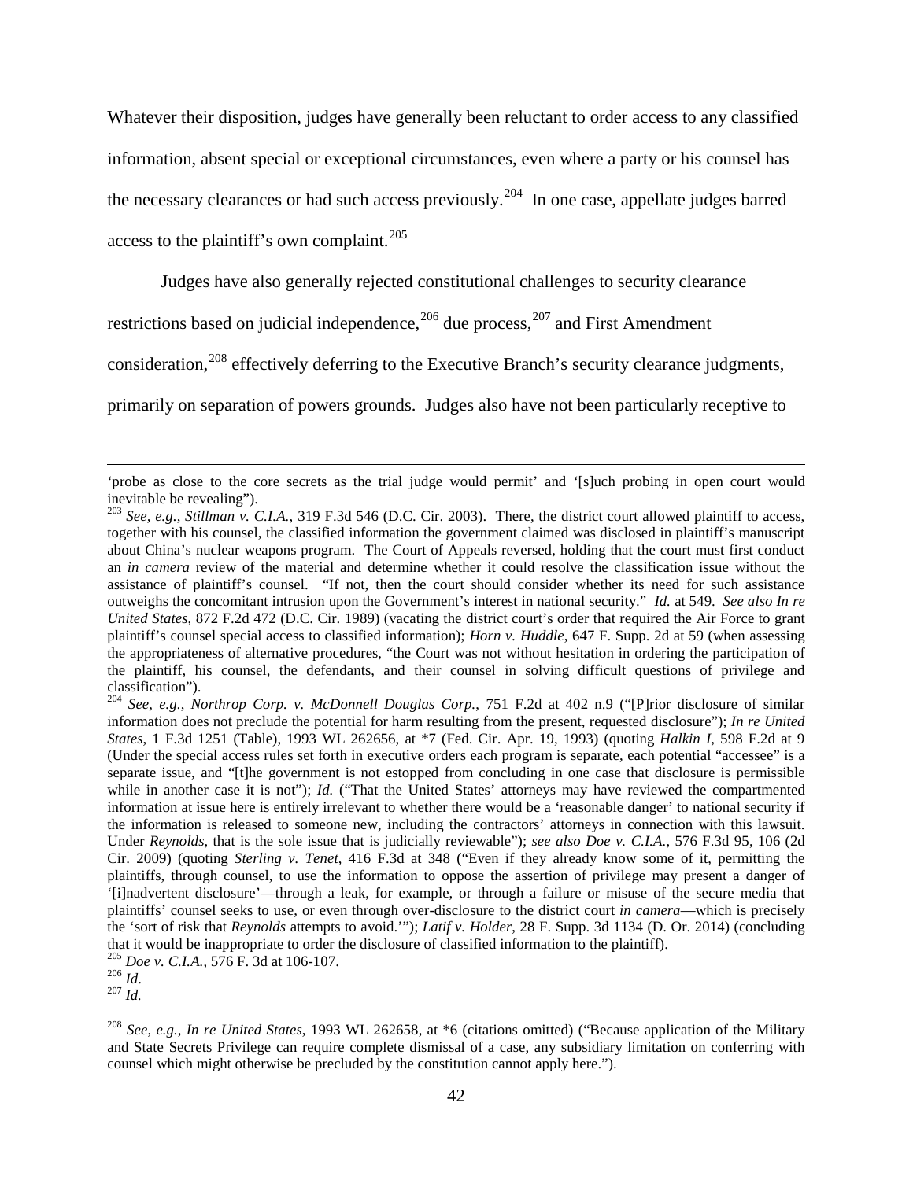Whatever their disposition, judges have generally been reluctant to order access to any classified information, absent special or exceptional circumstances, even where a party or his counsel has the necessary clearances or had such access previously.[204] In one case, appellate judges barred access to the plaintiff's own complaint.[205]

Judges have also generally rejected constitutional challenges to security clearance restrictions based on judicial independence,[206] due process,[207] and First Amendment consideration,[208] effectively deferring to the Executive Branch's security clearance judgments, primarily on separation of powers grounds. Judges also have not been particularly receptive to

---

'probe as close to the core secrets as the trial judge would permit' and '[s]uch probing in open court would inevitable be revealing").

[203] *See, e.g.*, *Stillman v. C.I.A.*, 319 F.3d 546 (D.C. Cir. 2003). There, the district court allowed plaintiff to access, together with his counsel, the classified information the government claimed was disclosed in plaintiff's manuscript about China's nuclear weapons program. The Court of Appeals reversed, holding that the court must first conduct an *in camera* review of the material and determine whether it could resolve the classification issue without the assistance of plaintiff's counsel. "If not, then the court should consider whether its need for such assistance outweighs the concomitant intrusion upon the Government's interest in national security." *Id.* at 549. *See also In re United States,* 872 F.2d 472 (D.C. Cir. 1989) (vacating the district court's order that required the Air Force to grant plaintiff's counsel special access to classified information); *Horn v. Huddle*, 647 F. Supp. 2d at 59 (when assessing the appropriateness of alternative procedures, "the Court was not without hesitation in ordering the participation of the plaintiff, his counsel, the defendants, and their counsel in solving difficult questions of privilege and classification").

[204] *See, e.g.*, *Northrop Corp. v. McDonnell Douglas Corp.*, 751 F.2d at 402 n.9 ("[P]rior disclosure of similar information does not preclude the potential for harm resulting from the present, requested disclosure"); *In re United States*, 1 F.3d 1251 (Table), 1993 WL 262656, at *7 (Fed. Cir. Apr. 19, 1993) (quoting *Halkin I*, 598 F.2d at 9 (Under the special access rules set forth in executive orders each program is separate, each potential "accessee" is a separate issue, and "[t]he government is not estopped from concluding in one case that disclosure is permissible while in another case it is not"); *Id.* ("That the United States' attorneys may have reviewed the compartmented information at issue here is entirely irrelevant to whether there would be a 'reasonable danger' to national security if the information is released to someone new, including the contractors' attorneys in connection with this lawsuit. Under *Reynolds*, that is the sole issue that is judicially reviewable"); *see also Doe v. C.I.A.*, 576 F.3d 95, 106 (2d Cir. 2009) (quoting *Sterling v. Tenet*, 416 F.3d at 348 ("Even if they already know some of it, permitting the plaintiffs, through counsel, to use the information to oppose the assertion of privilege may present a danger of '[i]nadvertent disclosure'—through a leak, for example, or through a failure or misuse of the secure media that plaintiffs' counsel seeks to use, or even through over-disclosure to the district court *in camera*—which is precisely the 'sort of risk that *Reynolds* attempts to avoid.'"); *Latif v. Holder*, 28 F. Supp. 3d 1134 (D. Or. 2014) (concluding that it would be inappropriate to order the disclosure of classified information to the plaintiff).

[205] *Doe v. C.I.A.*, 576 F. 3d at 106-107.

[206] *Id*.

[207] *Id.*

[208] *See, e.g.*, *In re United States*, 1993 WL 262658, at *6 (citations omitted) ("Because application of the Military and State Secrets Privilege can require complete dismissal of a case, any subsidiary limitation on conferring with counsel which might otherwise be precluded by the constitution cannot apply here.").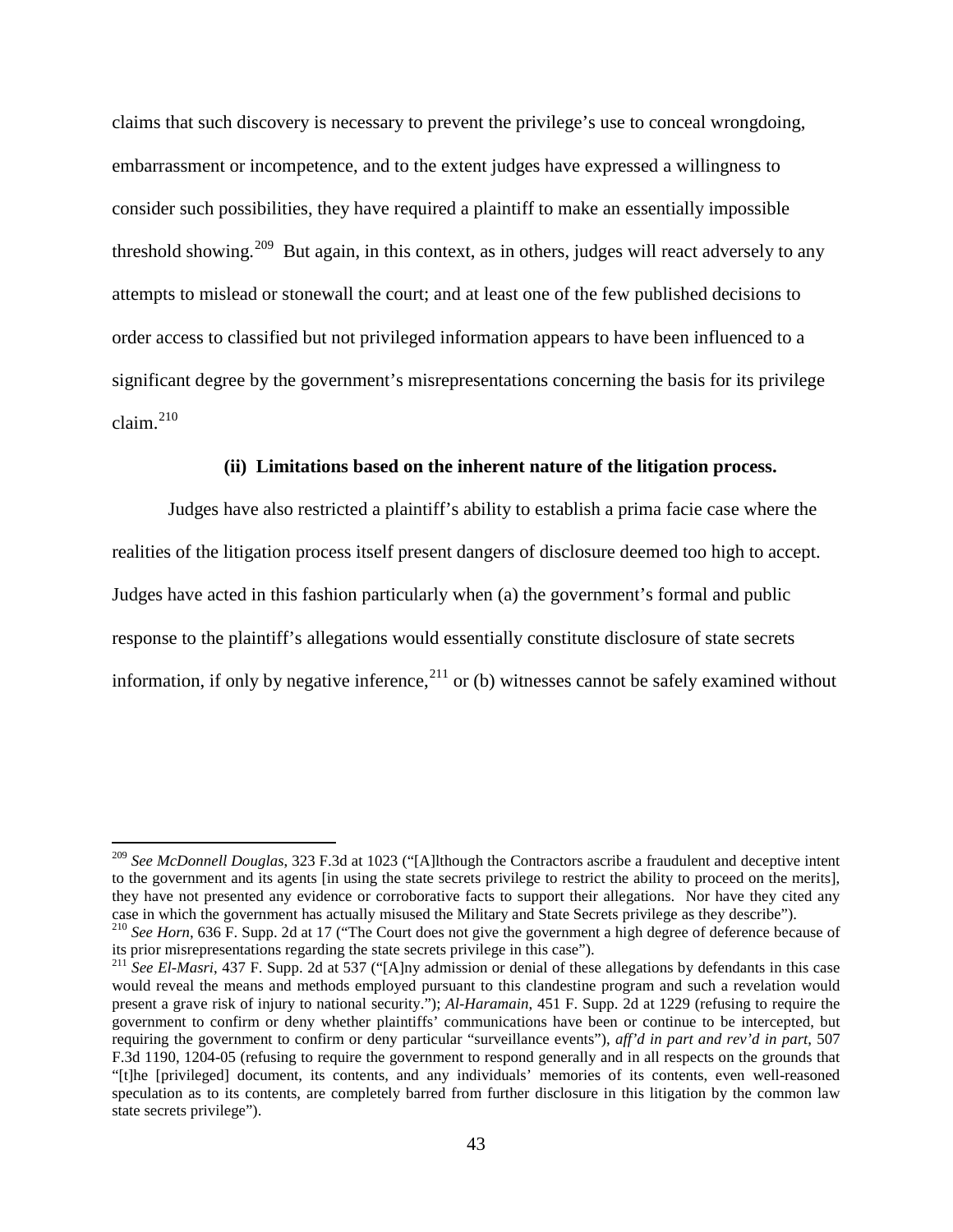claims that such discovery is necessary to prevent the privilege's use to conceal wrongdoing, embarrassment or incompetence, and to the extent judges have expressed a willingness to consider such possibilities, they have required a plaintiff to make an essentially impossible threshold showing.[209] But again, in this context, as in others, judges will react adversely to any attempts to mislead or stonewall the court; and at least one of the few published decisions to order access to classified but not privileged information appears to have been influenced to a significant degree by the government's misrepresentations concerning the basis for its privilege claim.[210]

**(ii) Limitations based on the inherent nature of the litigation process.**

Judges have also restricted a plaintiff's ability to establish a prima facie case where the realities of the litigation process itself present dangers of disclosure deemed too high to accept. Judges have acted in this fashion particularly when (a) the government's formal and public response to the plaintiff's allegations would essentially constitute disclosure of state secrets information, if only by negative inference,[211] or (b) witnesses cannot be safely examined without

---

[209] *See McDonnell Douglas*, 323 F.3d at 1023 ("[A]lthough the Contractors ascribe a fraudulent and deceptive intent to the government and its agents [in using the state secrets privilege to restrict the ability to proceed on the merits], they have not presented any evidence or corroborative facts to support their allegations. Nor have they cited any case in which the government has actually misused the Military and State Secrets privilege as they describe").

[210] *See Horn*, 636 F. Supp. 2d at 17 ("The Court does not give the government a high degree of deference because of its prior misrepresentations regarding the state secrets privilege in this case").

[211] *See El-Masri*, 437 F. Supp. 2d at 537 ("[A]ny admission or denial of these allegations by defendants in this case would reveal the means and methods employed pursuant to this clandestine program and such a revelation would present a grave risk of injury to national security."); *Al-Haramain*, 451 F. Supp. 2d at 1229 (refusing to require the government to confirm or deny whether plaintiffs' communications have been or continue to be intercepted, but requiring the government to confirm or deny particular "surveillance events"), *aff'd in part and rev'd in part*, 507 F.3d 1190, 1204-05 (refusing to require the government to respond generally and in all respects on the grounds that "[t]he [privileged] document, its contents, and any individuals' memories of its contents, even well-reasoned speculation as to its contents, are completely barred from further disclosure in this litigation by the common law state secrets privilege").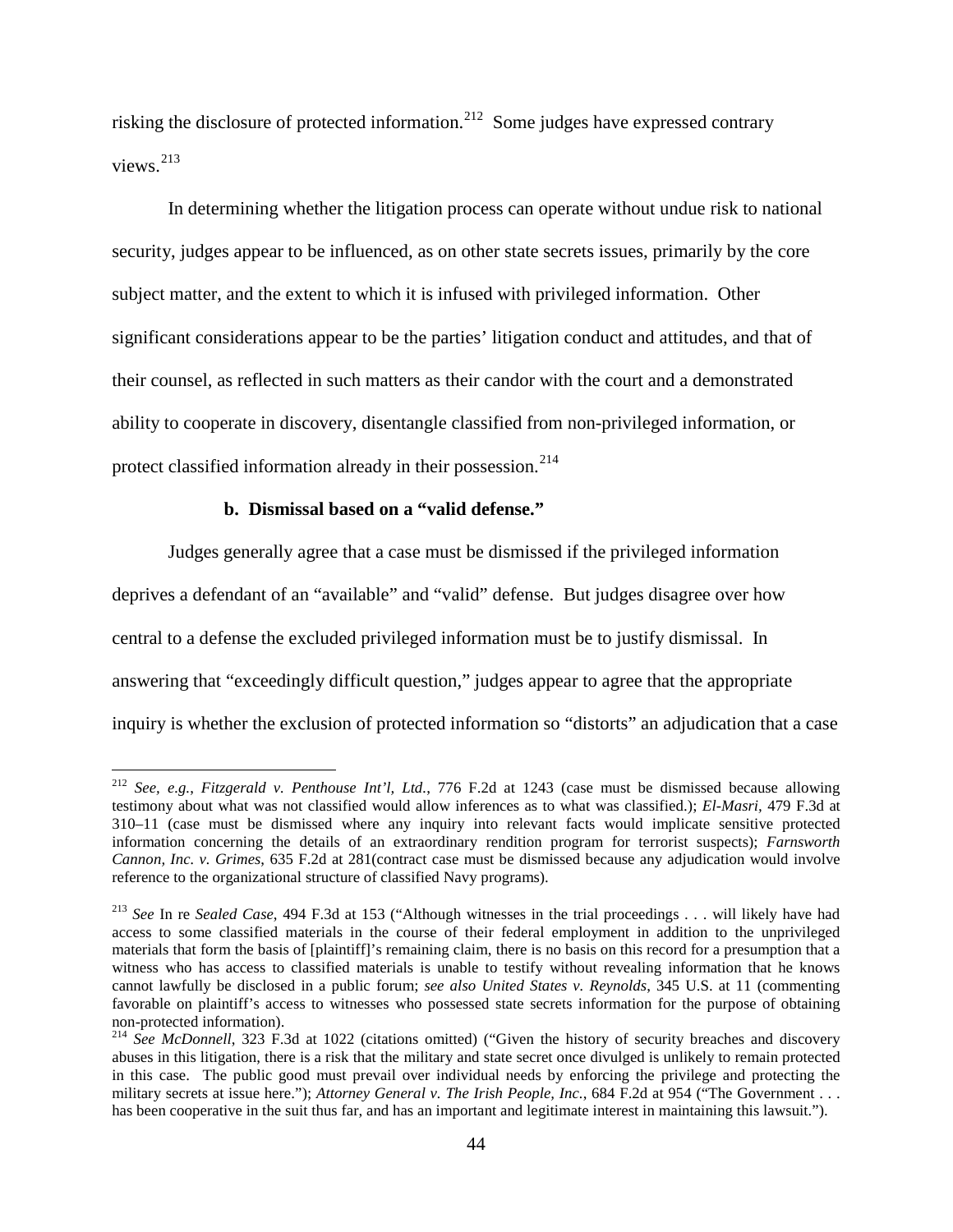risking the disclosure of protected information.[212] Some judges have expressed contrary views.[213]

In determining whether the litigation process can operate without undue risk to national security, judges appear to be influenced, as on other state secrets issues, primarily by the core subject matter, and the extent to which it is infused with privileged information. Other significant considerations appear to be the parties' litigation conduct and attitudes, and that of their counsel, as reflected in such matters as their candor with the court and a demonstrated ability to cooperate in discovery, disentangle classified from non-privileged information, or protect classified information already in their possession.[214]

**b. Dismissal based on a "valid defense."**

Judges generally agree that a case must be dismissed if the privileged information deprives a defendant of an "available" and "valid" defense. But judges disagree over how central to a defense the excluded privileged information must be to justify dismissal. In answering that "exceedingly difficult question," judges appear to agree that the appropriate inquiry is whether the exclusion of protected information so "distorts" an adjudication that a case

---

[212] *See, e.g., Fitzgerald v. Penthouse Int'l, Ltd.*, 776 F.2d at 1243 (case must be dismissed because allowing testimony about what was not classified would allow inferences as to what was classified.); *El-Masri*, 479 F.3d at 310–11 (case must be dismissed where any inquiry into relevant facts would implicate sensitive protected information concerning the details of an extraordinary rendition program for terrorist suspects); *Farnsworth Cannon, Inc. v. Grimes*, 635 F.2d at 281(contract case must be dismissed because any adjudication would involve reference to the organizational structure of classified Navy programs).

[213] *See* In re *Sealed Case*, 494 F.3d at 153 ("Although witnesses in the trial proceedings . . . will likely have had access to some classified materials in the course of their federal employment in addition to the unprivileged materials that form the basis of [plaintiff]'s remaining claim, there is no basis on this record for a presumption that a witness who has access to classified materials is unable to testify without revealing information that he knows cannot lawfully be disclosed in a public forum; *see also United States v. Reynolds*, 345 U.S. at 11 (commenting favorable on plaintiff's access to witnesses who possessed state secrets information for the purpose of obtaining non-protected information).

[214] *See McDonnell*, 323 F.3d at 1022 (citations omitted) ("Given the history of security breaches and discovery abuses in this litigation, there is a risk that the military and state secret once divulged is unlikely to remain protected in this case. The public good must prevail over individual needs by enforcing the privilege and protecting the military secrets at issue here."); *Attorney General v. The Irish People, Inc.*, 684 F.2d at 954 ("The Government . . . has been cooperative in the suit thus far, and has an important and legitimate interest in maintaining this lawsuit.").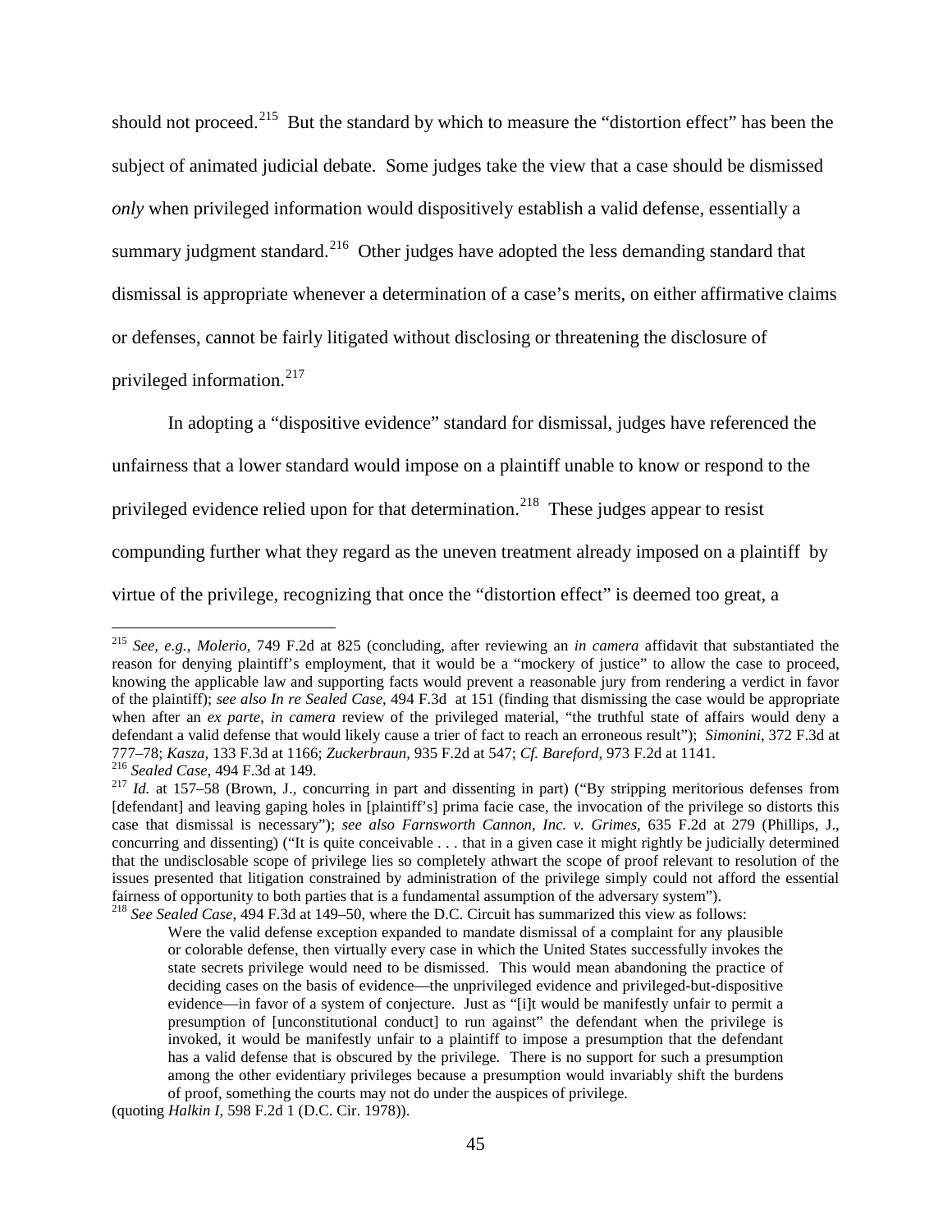should not proceed.[215] But the standard by which to measure the "distortion effect" has been the subject of animated judicial debate. Some judges take the view that a case should be dismissed *only* when privileged information would dispositively establish a valid defense, essentially a summary judgment standard.[216] Other judges have adopted the less demanding standard that dismissal is appropriate whenever a determination of a case's merits, on either affirmative claims or defenses, cannot be fairly litigated without disclosing or threatening the disclosure of privileged information.[217]

In adopting a "dispositive evidence" standard for dismissal, judges have referenced the unfairness that a lower standard would impose on a plaintiff unable to know or respond to the privileged evidence relied upon for that determination.[218] These judges appear to resist compounding further what they regard as the uneven treatment already imposed on a plaintiff by virtue of the privilege, recognizing that once the "distortion effect" is deemed too great, a

---

[215] *See, e.g.*, *Molerio*, 749 F.2d at 825 (concluding, after reviewing an *in camera* affidavit that substantiated the reason for denying plaintiff's employment, that it would be a "mockery of justice" to allow the case to proceed, knowing the applicable law and supporting facts would prevent a reasonable jury from rendering a verdict in favor of the plaintiff); *see also In re Sealed Case*, 494 F.3d at 151 (finding that dismissing the case would be appropriate when after an *ex parte, in camera* review of the privileged material, "the truthful state of affairs would deny a defendant a valid defense that would likely cause a trier of fact to reach an erroneous result"); *Simonini*, 372 F.3d at 777–78; *Kasza*, 133 F.3d at 1166; *Zuckerbraun*, 935 F.2d at 547; *Cf. Bareford*, 973 F.2d at 1141.

[216] *Sealed Case*, 494 F.3d at 149.

[217] *Id.* at 157–58 (Brown, J., concurring in part and dissenting in part) ("By stripping meritorious defenses from [defendant] and leaving gaping holes in [plaintiff's] prima facie case, the invocation of the privilege so distorts this case that dismissal is necessary"); *see also Farnsworth Cannon, Inc. v. Grimes*, 635 F.2d at 279 (Phillips, J., concurring and dissenting) ("It is quite conceivable . . . that in a given case it might rightly be judicially determined that the undisclosable scope of privilege lies so completely athwart the scope of proof relevant to resolution of the issues presented that litigation constrained by administration of the privilege simply could not afford the essential fairness of opportunity to both parties that is a fundamental assumption of the adversary system").

[218] *See Sealed Case*, 494 F.3d at 149–50, where the D.C. Circuit has summarized this view as follows:

> Were the valid defense exception expanded to mandate dismissal of a complaint for any plausible or colorable defense, then virtually every case in which the United States successfully invokes the state secrets privilege would need to be dismissed. This would mean abandoning the practice of deciding cases on the basis of evidence—the unprivileged evidence and privileged-but-dispositive evidence—in favor of a system of conjecture. Just as "[i]t would be manifestly unfair to permit a presumption of [unconstitutional conduct] to run against" the defendant when the privilege is invoked, it would be manifestly unfair to a plaintiff to impose a presumption that the defendant has a valid defense that is obscured by the privilege. There is no support for such a presumption among the other evidentiary privileges because a presumption would invariably shift the burdens of proof, something the courts may not do under the auspices of privilege.

(quoting *Halkin I*, 598 F.2d 1 (D.C. Cir. 1978)).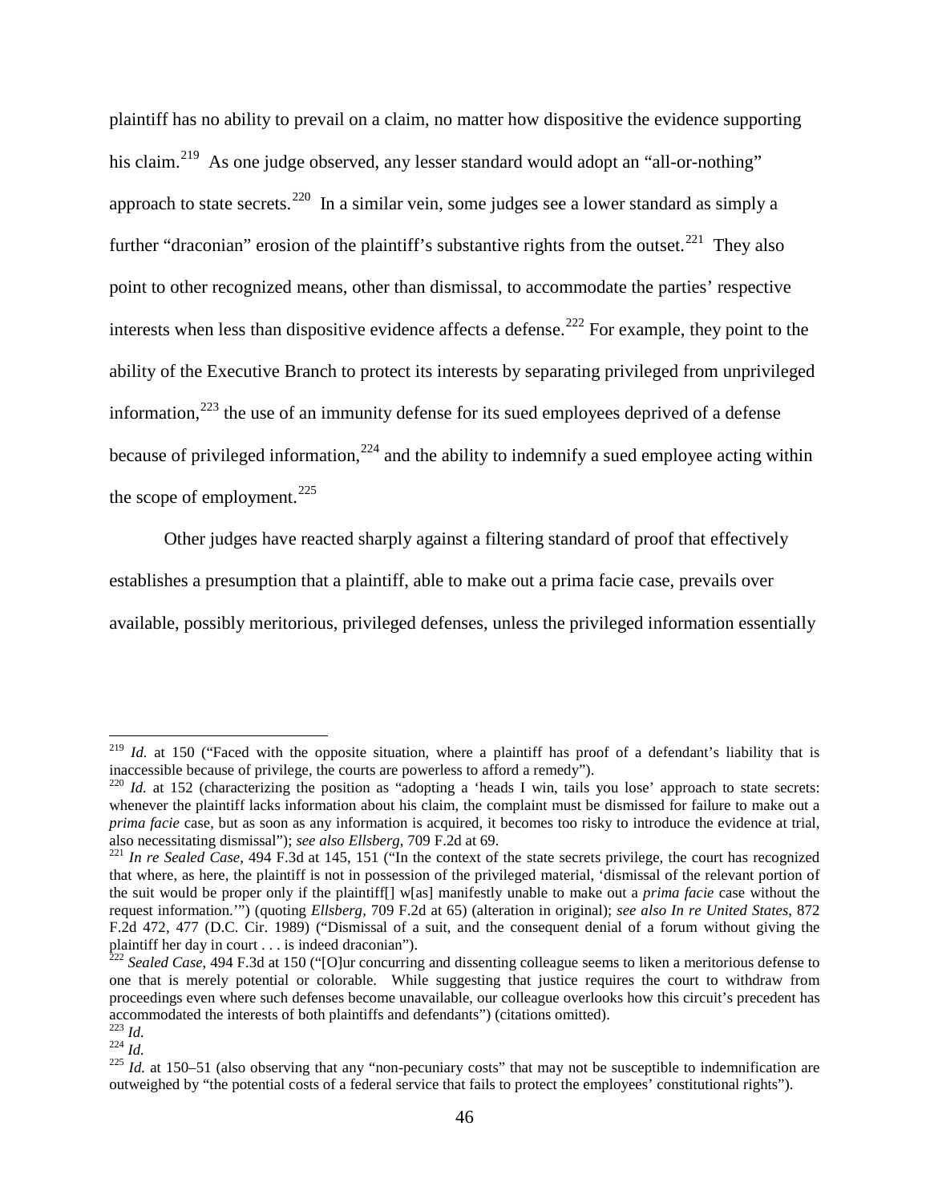plaintiff has no ability to prevail on a claim, no matter how dispositive the evidence supporting his claim.[219] As one judge observed, any lesser standard would adopt an "all-or-nothing" approach to state secrets.[220] In a similar vein, some judges see a lower standard as simply a further "draconian" erosion of the plaintiff's substantive rights from the outset.[221] They also point to other recognized means, other than dismissal, to accommodate the parties' respective interests when less than dispositive evidence affects a defense.[222] For example, they point to the ability of the Executive Branch to protect its interests by separating privileged from unprivileged information,[223] the use of an immunity defense for its sued employees deprived of a defense because of privileged information,[224] and the ability to indemnify a sued employee acting within the scope of employment.[225]

Other judges have reacted sharply against a filtering standard of proof that effectively establishes a presumption that a plaintiff, able to make out a prima facie case, prevails over available, possibly meritorious, privileged defenses, unless the privileged information essentially

---

[219] *Id.* at 150 ("Faced with the opposite situation, where a plaintiff has proof of a defendant's liability that is inaccessible because of privilege, the courts are powerless to afford a remedy").

[220] *Id.* at 152 (characterizing the position as "adopting a 'heads I win, tails you lose' approach to state secrets: whenever the plaintiff lacks information about his claim, the complaint must be dismissed for failure to make out a *prima facie* case, but as soon as any information is acquired, it becomes too risky to introduce the evidence at trial, also necessitating dismissal"); *see also Ellsberg*, 709 F.2d at 69.

[221] *In re Sealed Case*, 494 F.3d at 145, 151 ("In the context of the state secrets privilege, the court has recognized that where, as here, the plaintiff is not in possession of the privileged material, 'dismissal of the relevant portion of the suit would be proper only if the plaintiff[] w[as] manifestly unable to make out a *prima facie* case without the request information.'") (quoting *Ellsberg*, 709 F.2d at 65) (alteration in original); *see also In re United States*, 872 F.2d 472, 477 (D.C. Cir. 1989) ("Dismissal of a suit, and the consequent denial of a forum without giving the plaintiff her day in court . . . is indeed draconian").

[222] *Sealed Case*, 494 F.3d at 150 ("[O]ur concurring and dissenting colleague seems to liken a meritorious defense to one that is merely potential or colorable. While suggesting that justice requires the court to withdraw from proceedings even where such defenses become unavailable, our colleague overlooks how this circuit's precedent has accommodated the interests of both plaintiffs and defendants") (citations omitted).

[223] *Id.*

[224] *Id.*

[225] *Id.* at 150–51 (also observing that any "non-pecuniary costs" that may not be susceptible to indemnification are outweighed by "the potential costs of a federal service that fails to protect the employees' constitutional rights").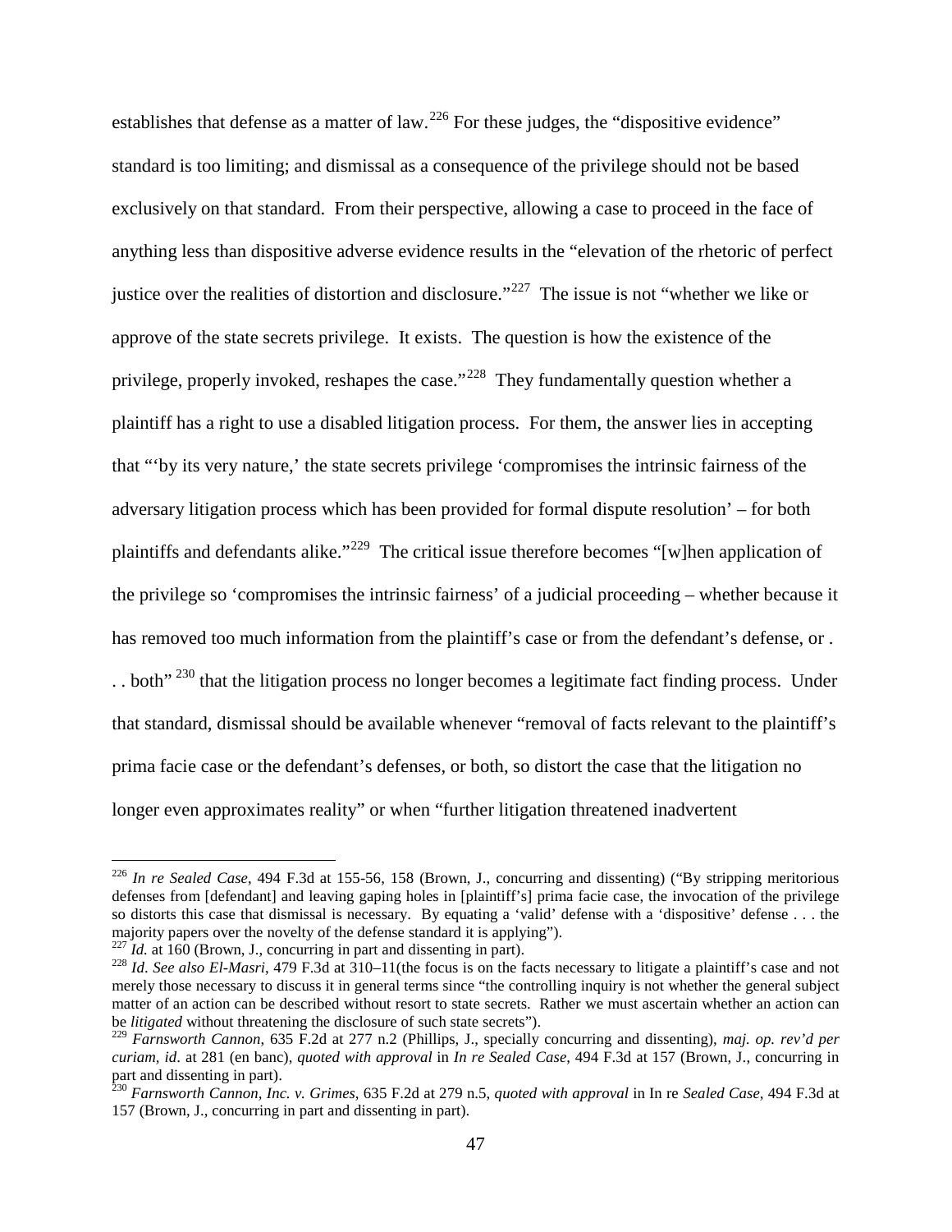establishes that defense as a matter of law.[226] For these judges, the "dispositive evidence" standard is too limiting; and dismissal as a consequence of the privilege should not be based exclusively on that standard. From their perspective, allowing a case to proceed in the face of anything less than dispositive adverse evidence results in the "elevation of the rhetoric of perfect justice over the realities of distortion and disclosure."[227] The issue is not "whether we like or approve of the state secrets privilege. It exists. The question is how the existence of the privilege, properly invoked, reshapes the case."[228] They fundamentally question whether a plaintiff has a right to use a disabled litigation process. For them, the answer lies in accepting that "'by its very nature,' the state secrets privilege 'compromises the intrinsic fairness of the adversary litigation process which has been provided for formal dispute resolution' – for both plaintiffs and defendants alike."[229] The critical issue therefore becomes "[w]hen application of the privilege so 'compromises the intrinsic fairness' of a judicial proceeding – whether because it has removed too much information from the plaintiff's case or from the defendant's defense, or . . . both" [230] that the litigation process no longer becomes a legitimate fact finding process. Under that standard, dismissal should be available whenever "removal of facts relevant to the plaintiff's prima facie case or the defendant's defenses, or both, so distort the case that the litigation no longer even approximates reality" or when "further litigation threatened inadvertent

---

[226] *In re Sealed Case*, 494 F.3d at 155-56, 158 (Brown, J., concurring and dissenting) ("By stripping meritorious defenses from [defendant] and leaving gaping holes in [plaintiff's] prima facie case, the invocation of the privilege so distorts this case that dismissal is necessary. By equating a 'valid' defense with a 'dispositive' defense . . . the majority papers over the novelty of the defense standard it is applying").

[227] *Id.* at 160 (Brown, J., concurring in part and dissenting in part).

[228] *Id*. *See also El-Masri*, 479 F.3d at 310–11(the focus is on the facts necessary to litigate a plaintiff's case and not merely those necessary to discuss it in general terms since "the controlling inquiry is not whether the general subject matter of an action can be described without resort to state secrets. Rather we must ascertain whether an action can be *litigated* without threatening the disclosure of such state secrets").

[229] *Farnsworth Cannon*, 635 F.2d at 277 n.2 (Phillips, J., specially concurring and dissenting), *maj. op. rev'd per curiam, id*. at 281 (en banc), *quoted with approval* in *In re Sealed Case*, 494 F.3d at 157 (Brown, J., concurring in part and dissenting in part).

[230] *Farnsworth Cannon, Inc. v. Grimes*, 635 F.2d at 279 n.5, *quoted with approval* in In re *Sealed Case*, 494 F.3d at 157 (Brown, J., concurring in part and dissenting in part).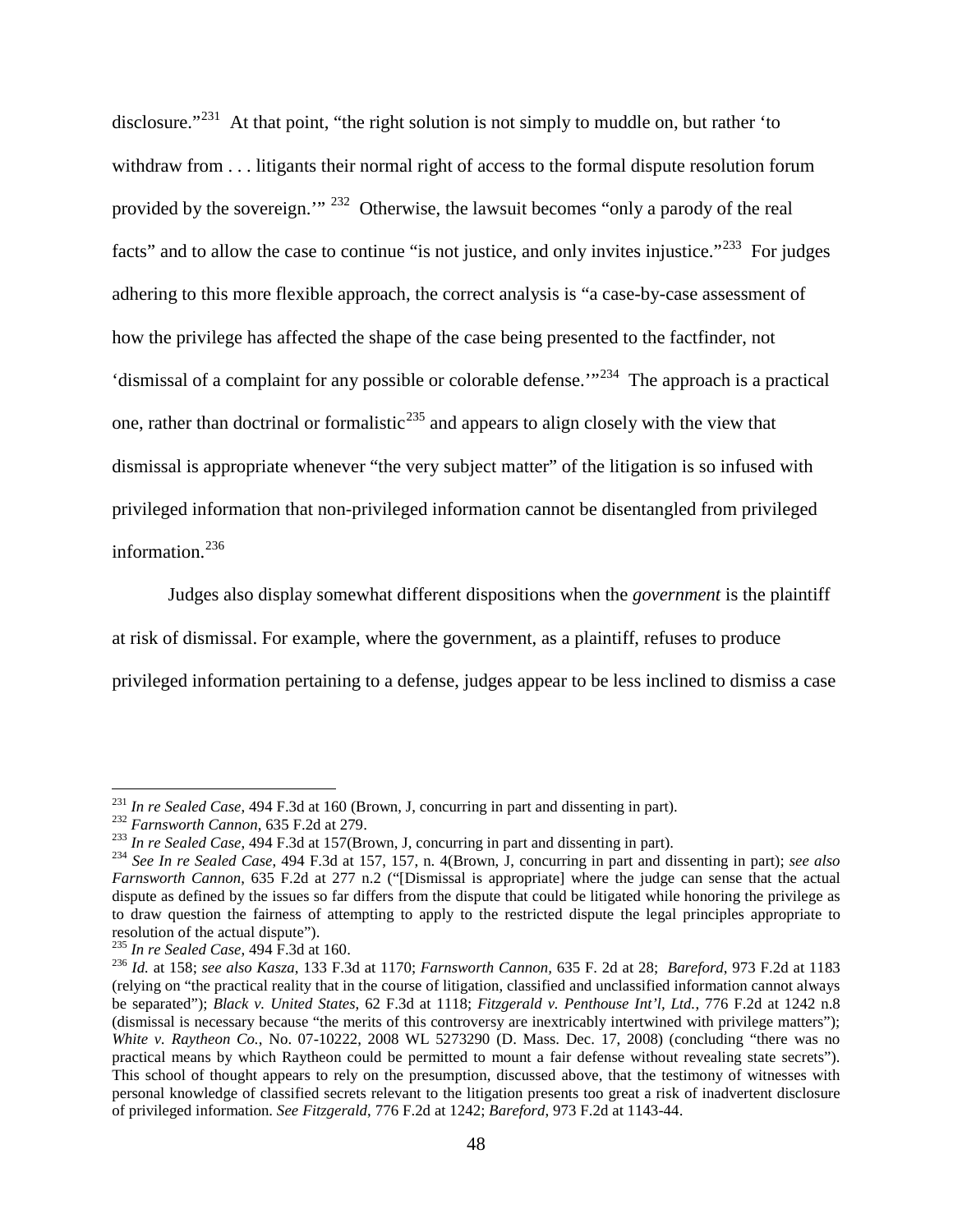disclosure."[231] At that point, "the right solution is not simply to muddle on, but rather 'to withdraw from . . . litigants their normal right of access to the formal dispute resolution forum provided by the sovereign.'" [232] Otherwise, the lawsuit becomes "only a parody of the real facts" and to allow the case to continue "is not justice, and only invites injustice."[233] For judges adhering to this more flexible approach, the correct analysis is "a case-by-case assessment of how the privilege has affected the shape of the case being presented to the factfinder, not 'dismissal of a complaint for any possible or colorable defense.'"[234] The approach is a practical one, rather than doctrinal or formalistic[235] and appears to align closely with the view that dismissal is appropriate whenever "the very subject matter" of the litigation is so infused with privileged information that non-privileged information cannot be disentangled from privileged information.[236]

Judges also display somewhat different dispositions when the *government* is the plaintiff at risk of dismissal. For example, where the government, as a plaintiff, refuses to produce privileged information pertaining to a defense, judges appear to be less inclined to dismiss a case

---

[231] *In re Sealed Case*, 494 F.3d at 160 (Brown, J, concurring in part and dissenting in part).

[232] *Farnsworth Cannon*, 635 F.2d at 279.

[233] *In re Sealed Case*, 494 F.3d at 157(Brown, J, concurring in part and dissenting in part).

[234] *See In re Sealed Case*, 494 F.3d at 157, 157, n. 4(Brown, J, concurring in part and dissenting in part); *see also Farnsworth Cannon*, 635 F.2d at 277 n.2 ("[Dismissal is appropriate] where the judge can sense that the actual dispute as defined by the issues so far differs from the dispute that could be litigated while honoring the privilege as to draw question the fairness of attempting to apply to the restricted dispute the legal principles appropriate to resolution of the actual dispute").

[235] *In re Sealed Case*, 494 F.3d at 160.

[236] *Id.* at 158; *see also Kasza*, 133 F.3d at 1170; *Farnsworth Cannon,* 635 F. 2d at 28; *Bareford*, 973 F.2d at 1183 (relying on "the practical reality that in the course of litigation, classified and unclassified information cannot always be separated"); *Black v. United States*, 62 F.3d at 1118; *Fitzgerald v. Penthouse Int'l, Ltd.*, 776 F.2d at 1242 n.8 (dismissal is necessary because "the merits of this controversy are inextricably intertwined with privilege matters"); *White v. Raytheon Co.*, No. 07-10222, 2008 WL 5273290 (D. Mass. Dec. 17, 2008) (concluding "there was no practical means by which Raytheon could be permitted to mount a fair defense without revealing state secrets"). This school of thought appears to rely on the presumption, discussed above, that the testimony of witnesses with personal knowledge of classified secrets relevant to the litigation presents too great a risk of inadvertent disclosure of privileged information. *See Fitzgerald*, 776 F.2d at 1242; *Bareford*, 973 F.2d at 1143-44.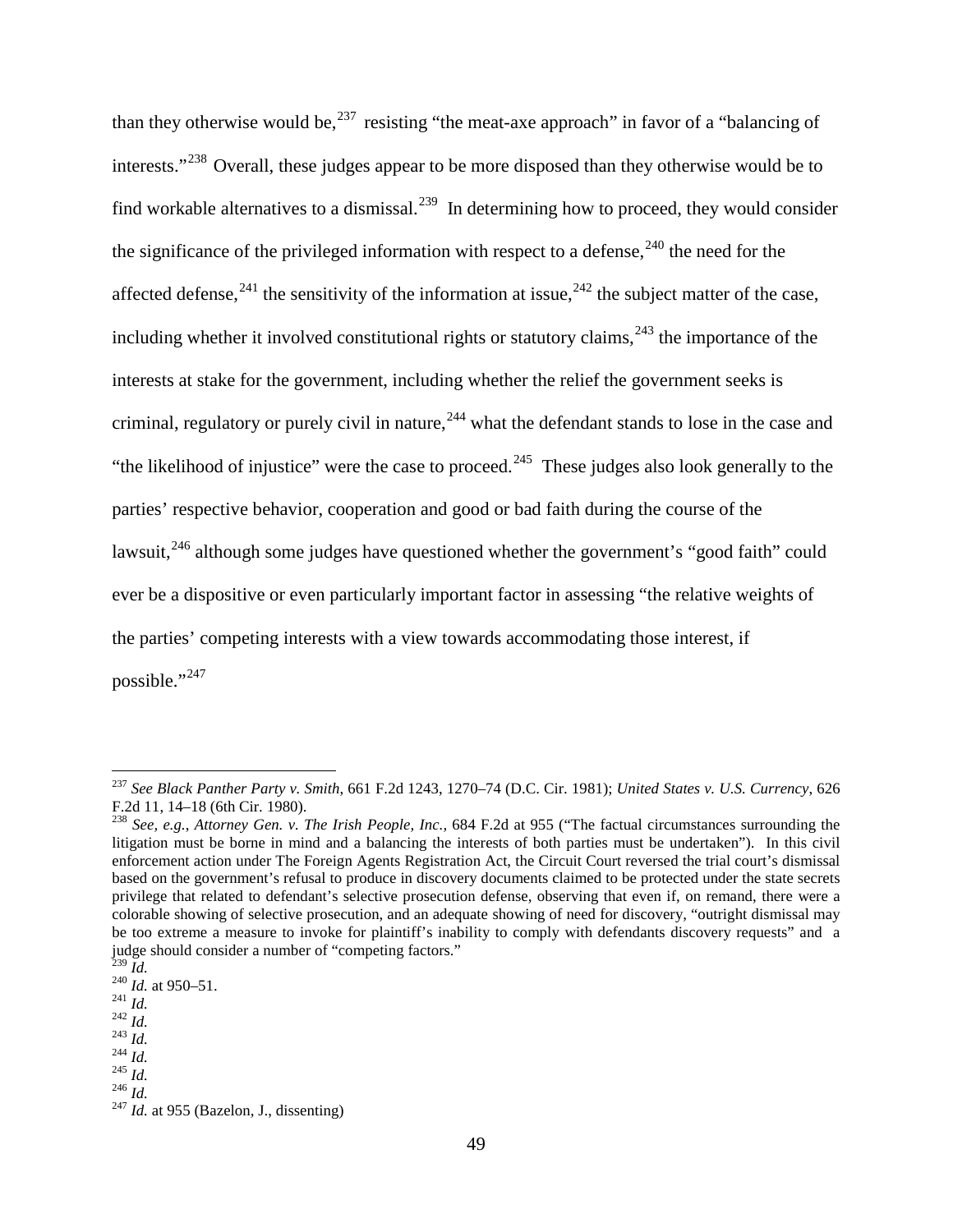than they otherwise would be,[237] resisting "the meat-axe approach" in favor of a "balancing of interests."[238] Overall, these judges appear to be more disposed than they otherwise would be to find workable alternatives to a dismissal.[239] In determining how to proceed, they would consider the significance of the privileged information with respect to a defense,[240] the need for the affected defense,[241] the sensitivity of the information at issue,[242] the subject matter of the case, including whether it involved constitutional rights or statutory claims,[243] the importance of the interests at stake for the government, including whether the relief the government seeks is criminal, regulatory or purely civil in nature,[244] what the defendant stands to lose in the case and "the likelihood of injustice" were the case to proceed.[245] These judges also look generally to the parties' respective behavior, cooperation and good or bad faith during the course of the lawsuit,[246] although some judges have questioned whether the government's "good faith" could ever be a dispositive or even particularly important factor in assessing "the relative weights of the parties' competing interests with a view towards accommodating those interest, if possible."[247]

---

[237] *See Black Panther Party v. Smith*, 661 F.2d 1243, 1270–74 (D.C. Cir. 1981); *United States v. U.S. Currency*, 626 F.2d 11, 14–18 (6th Cir. 1980).

[238] *See, e.g.*, *Attorney Gen. v. The Irish People, Inc.*, 684 F.2d at 955 ("The factual circumstances surrounding the litigation must be borne in mind and a balancing the interests of both parties must be undertaken"). In this civil enforcement action under The Foreign Agents Registration Act, the Circuit Court reversed the trial court's dismissal based on the government's refusal to produce in discovery documents claimed to be protected under the state secrets privilege that related to defendant's selective prosecution defense, observing that even if, on remand, there were a colorable showing of selective prosecution, and an adequate showing of need for discovery, "outright dismissal may be too extreme a measure to invoke for plaintiff's inability to comply with defendants discovery requests" and a judge should consider a number of "competing factors."

[239] *Id.*

[240] *Id.* at 950–51.

[241] *Id.*

[242] *Id.*

[243] *Id.*

[244] *Id.*

[245] *Id.*

[246] *Id.*

[247] *Id.* at 955 (Bazelon, J., dissenting)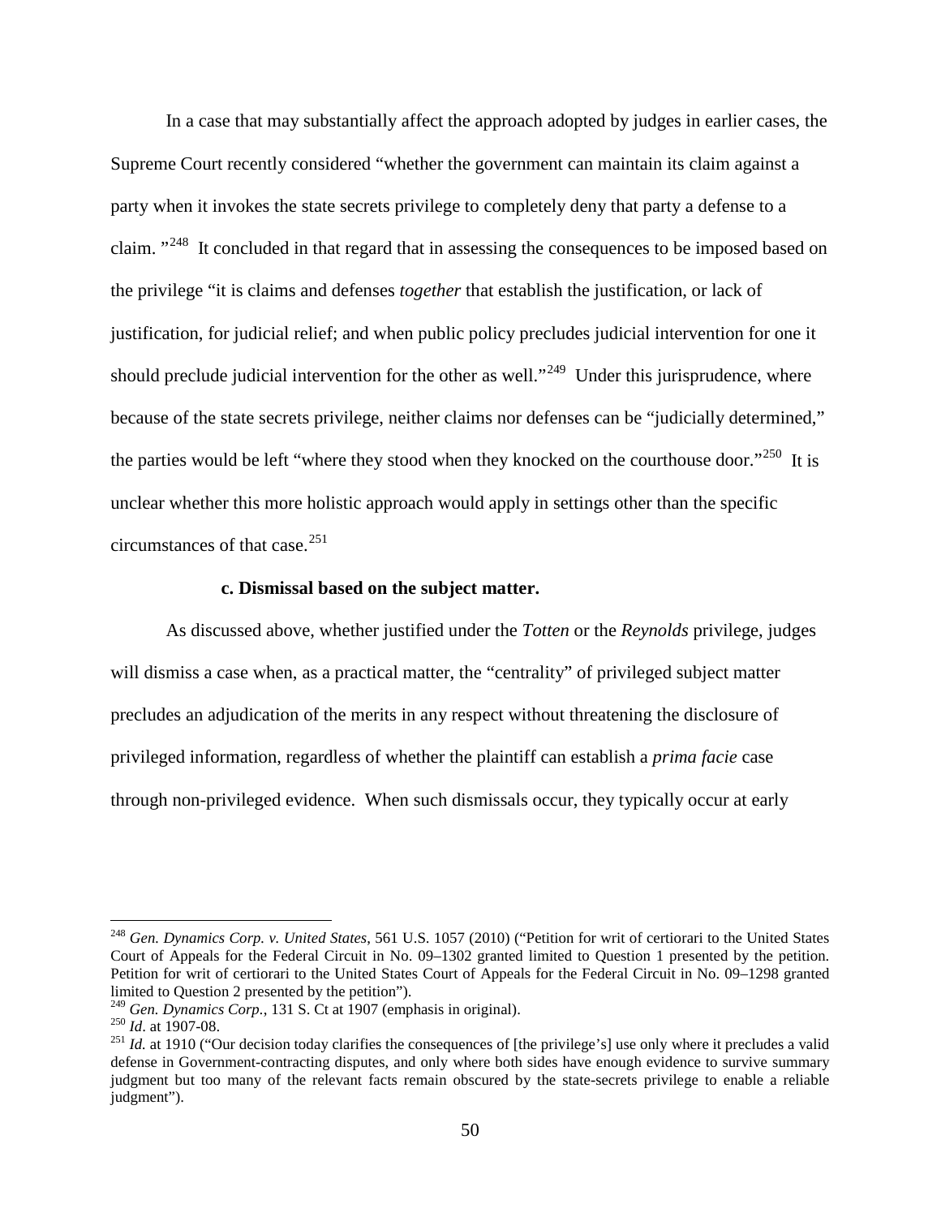In a case that may substantially affect the approach adopted by judges in earlier cases, the Supreme Court recently considered "whether the government can maintain its claim against a party when it invokes the state secrets privilege to completely deny that party a defense to a claim. "[248] It concluded in that regard that in assessing the consequences to be imposed based on the privilege "it is claims and defenses *together* that establish the justification, or lack of justification, for judicial relief; and when public policy precludes judicial intervention for one it should preclude judicial intervention for the other as well."[249] Under this jurisprudence, where because of the state secrets privilege, neither claims nor defenses can be "judicially determined," the parties would be left "where they stood when they knocked on the courthouse door."[250] It is unclear whether this more holistic approach would apply in settings other than the specific circumstances of that case.[251]

**c. Dismissal based on the subject matter.**

As discussed above, whether justified under the *Totten* or the *Reynolds* privilege, judges will dismiss a case when, as a practical matter, the "centrality" of privileged subject matter precludes an adjudication of the merits in any respect without threatening the disclosure of privileged information, regardless of whether the plaintiff can establish a *prima facie* case through non-privileged evidence. When such dismissals occur, they typically occur at early

---

[248] *Gen. Dynamics Corp. v. United States*, 561 U.S. 1057 (2010) ("Petition for writ of certiorari to the United States Court of Appeals for the Federal Circuit in No. 09–1302 granted limited to Question 1 presented by the petition. Petition for writ of certiorari to the United States Court of Appeals for the Federal Circuit in No. 09–1298 granted limited to Question 2 presented by the petition").

[249] *Gen. Dynamics Corp.*, 131 S. Ct at 1907 (emphasis in original).

[250] *Id*. at 1907-08.

[251] *Id.* at 1910 ("Our decision today clarifies the consequences of [the privilege's] use only where it precludes a valid defense in Government-contracting disputes, and only where both sides have enough evidence to survive summary judgment but too many of the relevant facts remain obscured by the state-secrets privilege to enable a reliable judgment").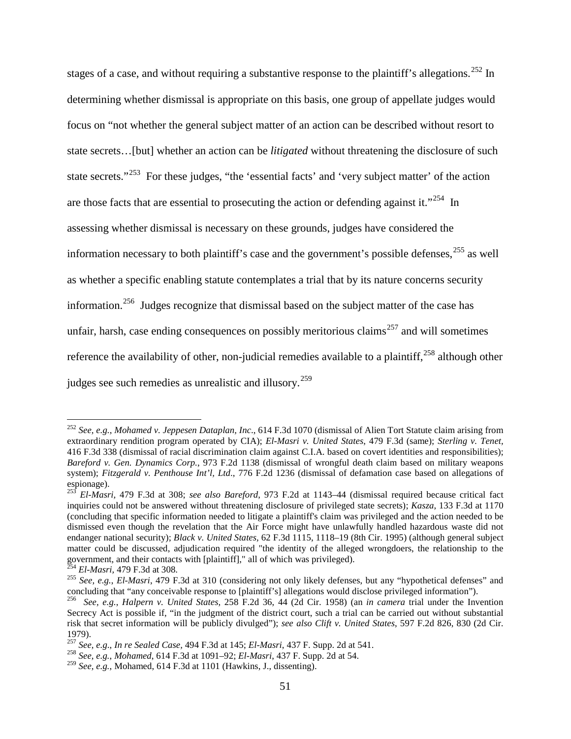stages of a case, and without requiring a substantive response to the plaintiff's allegations.[252] In determining whether dismissal is appropriate on this basis, one group of appellate judges would focus on "not whether the general subject matter of an action can be described without resort to state secrets…[but] whether an action can be *litigated* without threatening the disclosure of such state secrets."[253] For these judges, "the 'essential facts' and 'very subject matter' of the action are those facts that are essential to prosecuting the action or defending against it."[254] In assessing whether dismissal is necessary on these grounds, judges have considered the information necessary to both plaintiff's case and the government's possible defenses,[255] as well as whether a specific enabling statute contemplates a trial that by its nature concerns security information.[256] Judges recognize that dismissal based on the subject matter of the case has unfair, harsh, case ending consequences on possibly meritorious claims[257] and will sometimes reference the availability of other, non-judicial remedies available to a plaintiff,[258] although other judges see such remedies as unrealistic and illusory.[259]

---

[252] *See, e.g.*, *Mohamed v. Jeppesen Dataplan, Inc*., 614 F.3d 1070 (dismissal of Alien Tort Statute claim arising from extraordinary rendition program operated by CIA); *El-Masri v. United States*, 479 F.3d (same); *Sterling v. Tenet*, 416 F.3d 338 (dismissal of racial discrimination claim against C.I.A. based on covert identities and responsibilities); *Bareford v. Gen. Dynamics Corp.*, 973 F.2d 1138 (dismissal of wrongful death claim based on military weapons system); *Fitzgerald v. Penthouse Int'l, Ltd*., 776 F.2d 1236 (dismissal of defamation case based on allegations of espionage).

[253] *El-Masri*, 479 F.3d at 308; *see also Bareford*, 973 F.2d at 1143–44 (dismissal required because critical fact inquiries could not be answered without threatening disclosure of privileged state secrets); *Kasza*, 133 F.3d at 1170 (concluding that specific information needed to litigate a plaintiff's claim was privileged and the action needed to be dismissed even though the revelation that the Air Force might have unlawfully handled hazardous waste did not endanger national security); *Black v. United States*, 62 F.3d 1115, 1118–19 (8th Cir. 1995) (although general subject matter could be discussed, adjudication required "the identity of the alleged wrongdoers, the relationship to the government, and their contacts with [plaintiff]," all of which was privileged).

[254] *El-Masri*, 479 F.3d at 308.

[255] *See, e.g.*, *El-Masri*, 479 F.3d at 310 (considering not only likely defenses, but any "hypothetical defenses" and concluding that "any conceivable response to [plaintiff's] allegations would disclose privileged information").

[256] *See*, *e.g.*, *Halpern v. United States*, 258 F.2d 36, 44 (2d Cir. 1958) (an *in camera* trial under the Invention Secrecy Act is possible if, "in the judgment of the district court, such a trial can be carried out without substantial risk that secret information will be publicly divulged"); *see also Clift v. United States*, 597 F.2d 826, 830 (2d Cir. 1979).

[257] *See, e.g.*, *In re Sealed Case*, 494 F.3d at 145; *El-Masri*, 437 F. Supp. 2d at 541.

[258] *See, e.g.*, *Mohamed*, 614 F.3d at 1091–92; *El-Masri*, 437 F. Supp. 2d at 54.

[259] *See, e.g.*, Mohamed, 614 F.3d at 1101 (Hawkins, J., dissenting).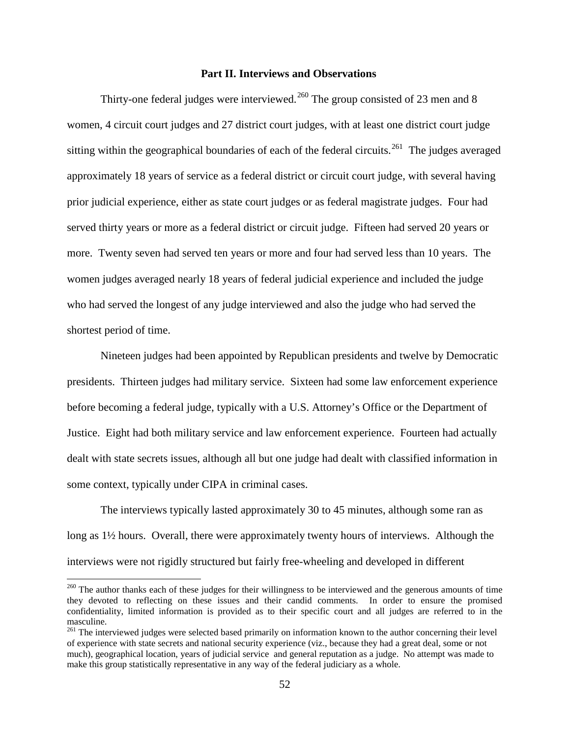## Part II. Interviews and Observations

Thirty-one federal judges were interviewed.[260] The group consisted of 23 men and 8 women, 4 circuit court judges and 27 district court judges, with at least one district court judge sitting within the geographical boundaries of each of the federal circuits.[261] The judges averaged approximately 18 years of service as a federal district or circuit court judge, with several having prior judicial experience, either as state court judges or as federal magistrate judges. Four had served thirty years or more as a federal district or circuit judge. Fifteen had served 20 years or more. Twenty seven had served ten years or more and four had served less than 10 years. The women judges averaged nearly 18 years of federal judicial experience and included the judge who had served the longest of any judge interviewed and also the judge who had served the shortest period of time.

Nineteen judges had been appointed by Republican presidents and twelve by Democratic presidents. Thirteen judges had military service. Sixteen had some law enforcement experience before becoming a federal judge, typically with a U.S. Attorney's Office or the Department of Justice. Eight had both military service and law enforcement experience. Fourteen had actually dealt with state secrets issues, although all but one judge had dealt with classified information in some context, typically under CIPA in criminal cases.

The interviews typically lasted approximately 30 to 45 minutes, although some ran as long as 1½ hours. Overall, there were approximately twenty hours of interviews. Although the interviews were not rigidly structured but fairly free-wheeling and developed in different

---

[260] The author thanks each of these judges for their willingness to be interviewed and the generous amounts of time they devoted to reflecting on these issues and their candid comments. In order to ensure the promised confidentiality, limited information is provided as to their specific court and all judges are referred to in the masculine.

[261] The interviewed judges were selected based primarily on information known to the author concerning their level of experience with state secrets and national security experience (viz., because they had a great deal, some or not much), geographical location, years of judicial service and general reputation as a judge. No attempt was made to make this group statistically representative in any way of the federal judiciary as a whole.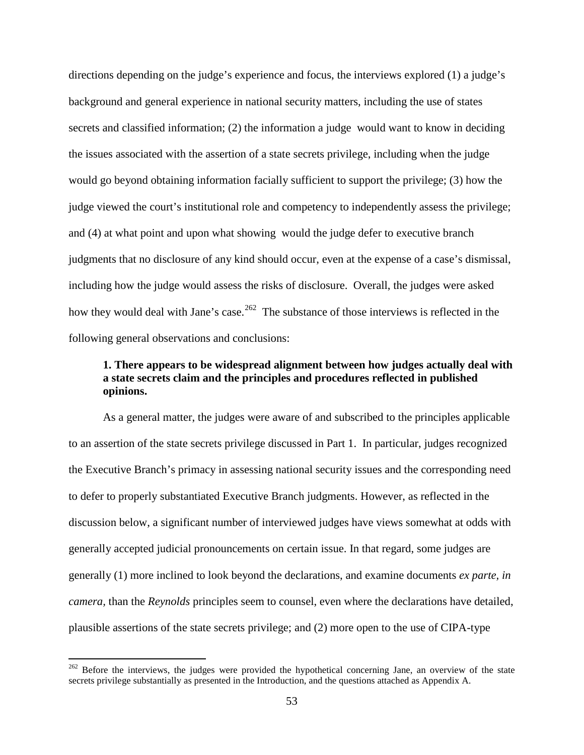directions depending on the judge's experience and focus, the interviews explored (1) a judge's background and general experience in national security matters, including the use of states secrets and classified information; (2) the information a judge would want to know in deciding the issues associated with the assertion of a state secrets privilege, including when the judge would go beyond obtaining information facially sufficient to support the privilege; (3) how the judge viewed the court's institutional role and competency to independently assess the privilege; and (4) at what point and upon what showing would the judge defer to executive branch judgments that no disclosure of any kind should occur, even at the expense of a case's dismissal, including how the judge would assess the risks of disclosure. Overall, the judges were asked how they would deal with Jane's case.[262] The substance of those interviews is reflected in the following general observations and conclusions:

**1. There appears to be widespread alignment between how judges actually deal with a state secrets claim and the principles and procedures reflected in published opinions.**

As a general matter, the judges were aware of and subscribed to the principles applicable to an assertion of the state secrets privilege discussed in Part 1. In particular, judges recognized the Executive Branch's primacy in assessing national security issues and the corresponding need to defer to properly substantiated Executive Branch judgments. However, as reflected in the discussion below, a significant number of interviewed judges have views somewhat at odds with generally accepted judicial pronouncements on certain issue. In that regard, some judges are generally (1) more inclined to look beyond the declarations, and examine documents *ex parte, in camera,* than the *Reynolds* principles seem to counsel, even where the declarations have detailed, plausible assertions of the state secrets privilege; and (2) more open to the use of CIPA-type

---

[262] Before the interviews, the judges were provided the hypothetical concerning Jane, an overview of the state secrets privilege substantially as presented in the Introduction, and the questions attached as Appendix A.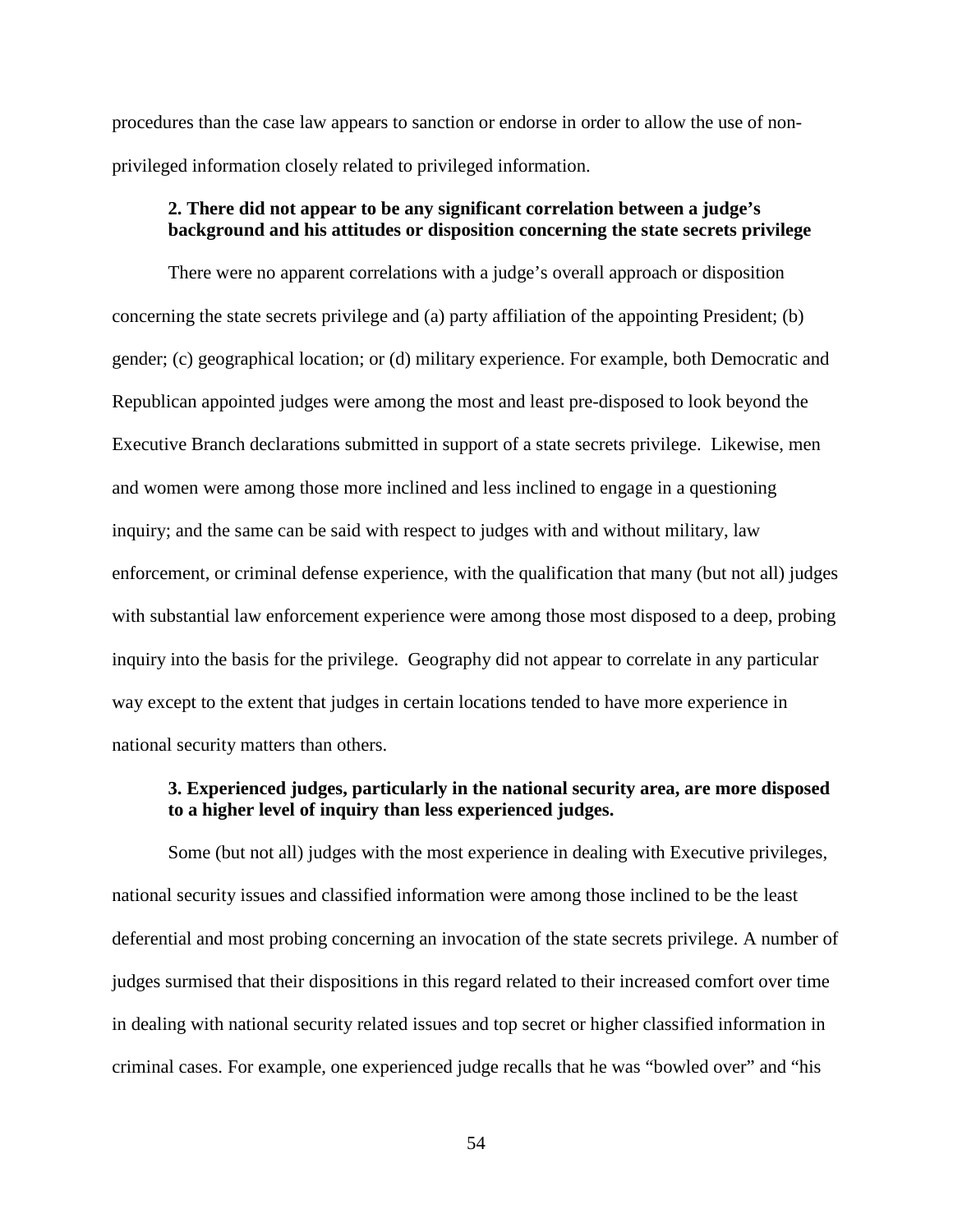procedures than the case law appears to sanction or endorse in order to allow the use of non-privileged information closely related to privileged information.

### 2. There did not appear to be any significant correlation between a judge's background and his attitudes or disposition concerning the state secrets privilege

There were no apparent correlations with a judge's overall approach or disposition concerning the state secrets privilege and (a) party affiliation of the appointing President; (b) gender; (c) geographical location; or (d) military experience. For example, both Democratic and Republican appointed judges were among the most and least pre-disposed to look beyond the Executive Branch declarations submitted in support of a state secrets privilege. Likewise, men and women were among those more inclined and less inclined to engage in a questioning inquiry; and the same can be said with respect to judges with and without military, law enforcement, or criminal defense experience, with the qualification that many (but not all) judges with substantial law enforcement experience were among those most disposed to a deep, probing inquiry into the basis for the privilege. Geography did not appear to correlate in any particular way except to the extent that judges in certain locations tended to have more experience in national security matters than others.

### 3. Experienced judges, particularly in the national security area, are more disposed to a higher level of inquiry than less experienced judges.

Some (but not all) judges with the most experience in dealing with Executive privileges, national security issues and classified information were among those inclined to be the least deferential and most probing concerning an invocation of the state secrets privilege. A number of judges surmised that their dispositions in this regard related to their increased comfort over time in dealing with national security related issues and top secret or higher classified information in criminal cases. For example, one experienced judge recalls that he was "bowled over" and "his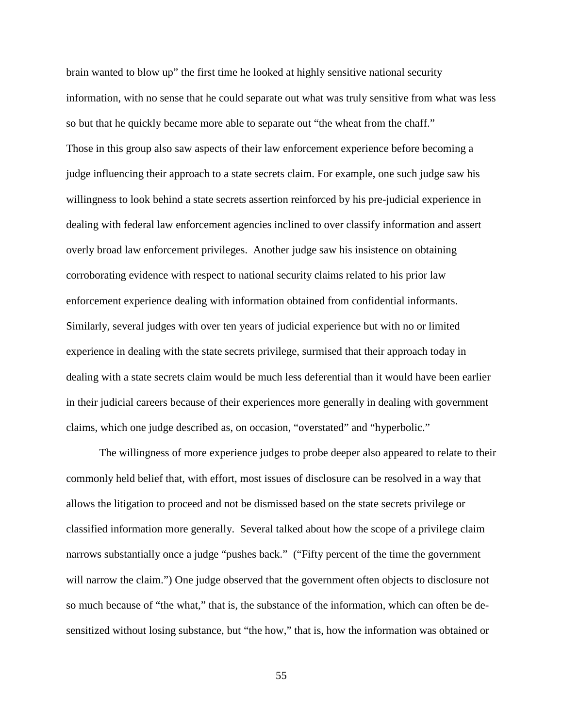brain wanted to blow up" the first time he looked at highly sensitive national security information, with no sense that he could separate out what was truly sensitive from what was less so but that he quickly became more able to separate out "the wheat from the chaff."

Those in this group also saw aspects of their law enforcement experience before becoming a judge influencing their approach to a state secrets claim. For example, one such judge saw his willingness to look behind a state secrets assertion reinforced by his pre-judicial experience in dealing with federal law enforcement agencies inclined to over classify information and assert overly broad law enforcement privileges. Another judge saw his insistence on obtaining corroborating evidence with respect to national security claims related to his prior law enforcement experience dealing with information obtained from confidential informants. Similarly, several judges with over ten years of judicial experience but with no or limited experience in dealing with the state secrets privilege, surmised that their approach today in dealing with a state secrets claim would be much less deferential than it would have been earlier in their judicial careers because of their experiences more generally in dealing with government claims, which one judge described as, on occasion, "overstated" and "hyperbolic."

The willingness of more experience judges to probe deeper also appeared to relate to their commonly held belief that, with effort, most issues of disclosure can be resolved in a way that allows the litigation to proceed and not be dismissed based on the state secrets privilege or classified information more generally. Several talked about how the scope of a privilege claim narrows substantially once a judge "pushes back." ("Fifty percent of the time the government will narrow the claim.") One judge observed that the government often objects to disclosure not so much because of "the what," that is, the substance of the information, which can often be de-sensitized without losing substance, but "the how," that is, how the information was obtained or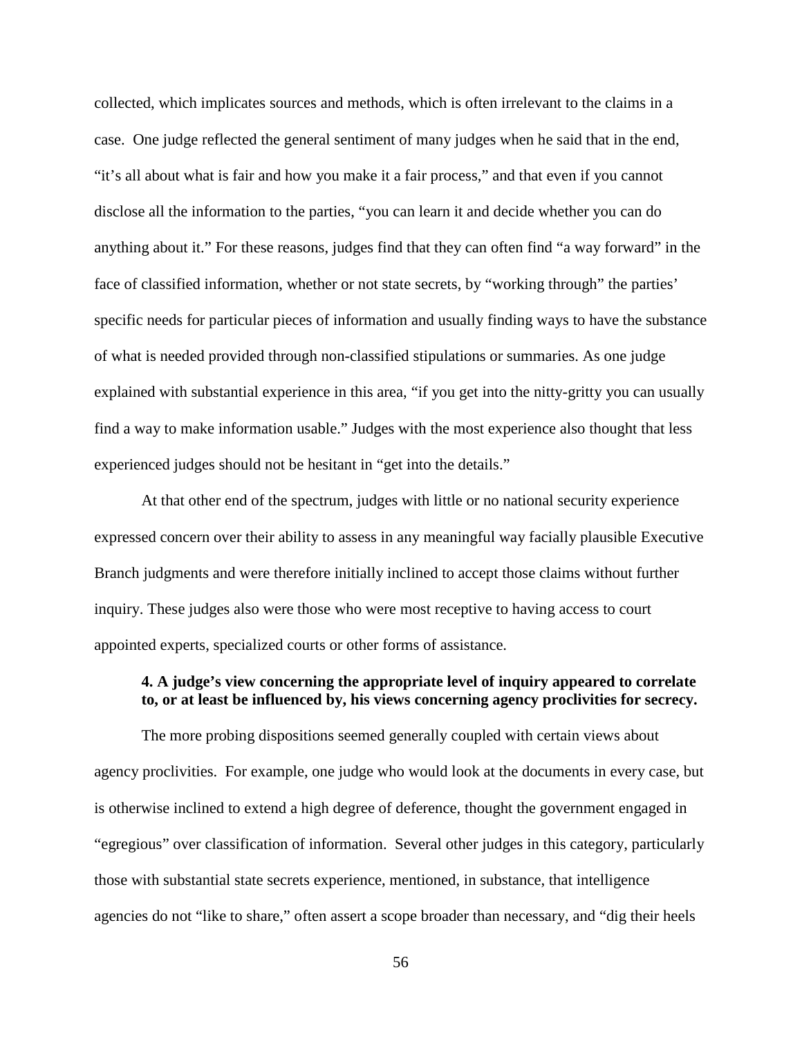collected, which implicates sources and methods, which is often irrelevant to the claims in a case. One judge reflected the general sentiment of many judges when he said that in the end, "it's all about what is fair and how you make it a fair process," and that even if you cannot disclose all the information to the parties, "you can learn it and decide whether you can do anything about it." For these reasons, judges find that they can often find "a way forward" in the face of classified information, whether or not state secrets, by "working through" the parties' specific needs for particular pieces of information and usually finding ways to have the substance of what is needed provided through non-classified stipulations or summaries. As one judge explained with substantial experience in this area, "if you get into the nitty-gritty you can usually find a way to make information usable." Judges with the most experience also thought that less experienced judges should not be hesitant in "get into the details."

At that other end of the spectrum, judges with little or no national security experience expressed concern over their ability to assess in any meaningful way facially plausible Executive Branch judgments and were therefore initially inclined to accept those claims without further inquiry. These judges also were those who were most receptive to having access to court appointed experts, specialized courts or other forms of assistance.

**4. A judge's view concerning the appropriate level of inquiry appeared to correlate to, or at least be influenced by, his views concerning agency proclivities for secrecy.**

The more probing dispositions seemed generally coupled with certain views about agency proclivities. For example, one judge who would look at the documents in every case, but is otherwise inclined to extend a high degree of deference, thought the government engaged in "egregious" over classification of information. Several other judges in this category, particularly those with substantial state secrets experience, mentioned, in substance, that intelligence agencies do not "like to share," often assert a scope broader than necessary, and "dig their heels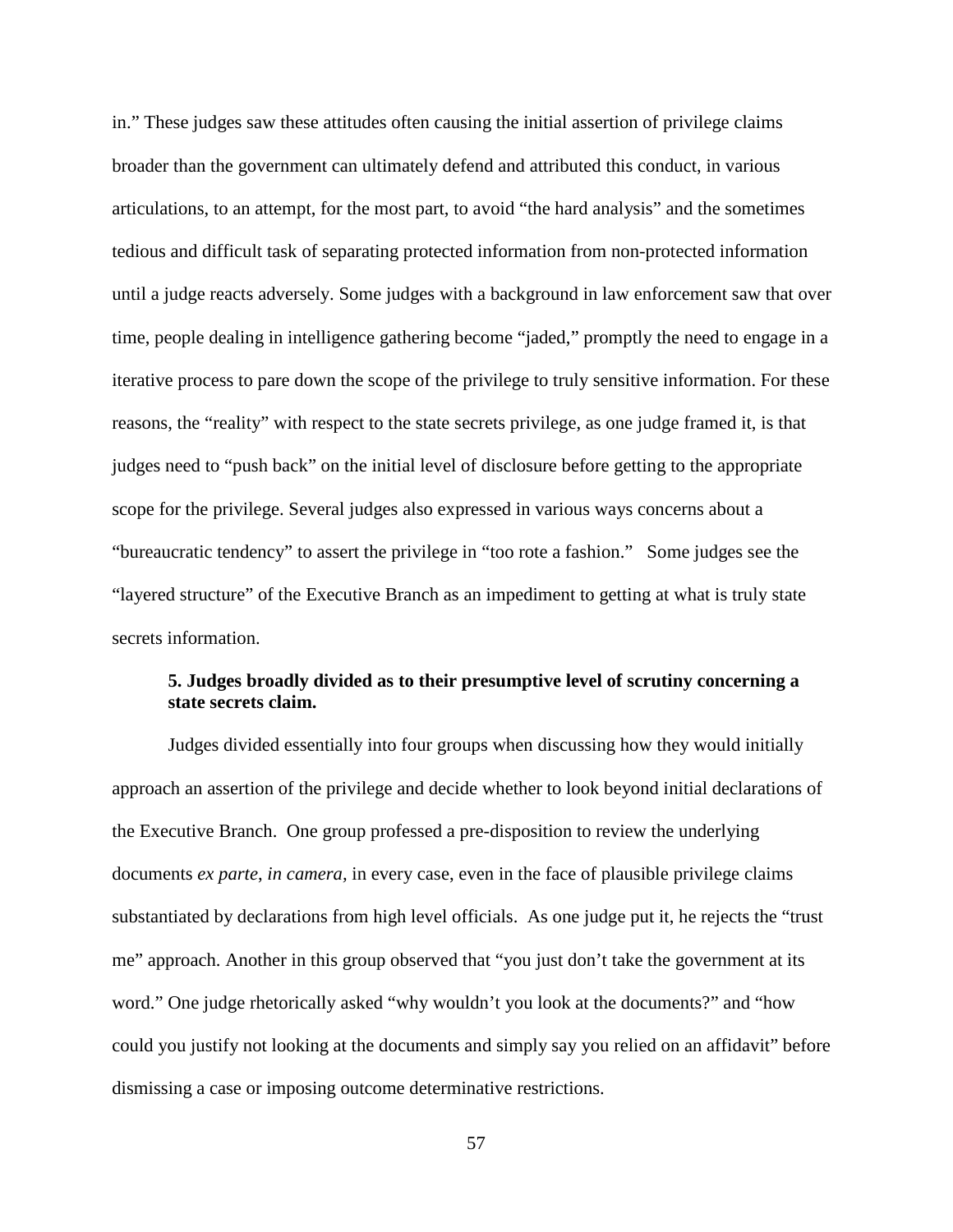in." These judges saw these attitudes often causing the initial assertion of privilege claims broader than the government can ultimately defend and attributed this conduct, in various articulations, to an attempt, for the most part, to avoid "the hard analysis" and the sometimes tedious and difficult task of separating protected information from non-protected information until a judge reacts adversely. Some judges with a background in law enforcement saw that over time, people dealing in intelligence gathering become "jaded," promptly the need to engage in a iterative process to pare down the scope of the privilege to truly sensitive information. For these reasons, the "reality" with respect to the state secrets privilege, as one judge framed it, is that judges need to "push back" on the initial level of disclosure before getting to the appropriate scope for the privilege. Several judges also expressed in various ways concerns about a "bureaucratic tendency" to assert the privilege in "too rote a fashion." Some judges see the "layered structure" of the Executive Branch as an impediment to getting at what is truly state secrets information.

**5. Judges broadly divided as to their presumptive level of scrutiny concerning a state secrets claim.**

Judges divided essentially into four groups when discussing how they would initially approach an assertion of the privilege and decide whether to look beyond initial declarations of the Executive Branch. One group professed a pre-disposition to review the underlying documents *ex parte*, *in camera,* in every case, even in the face of plausible privilege claims substantiated by declarations from high level officials. As one judge put it, he rejects the "trust me" approach. Another in this group observed that "you just don't take the government at its word." One judge rhetorically asked "why wouldn't you look at the documents?" and "how could you justify not looking at the documents and simply say you relied on an affidavit" before dismissing a case or imposing outcome determinative restrictions.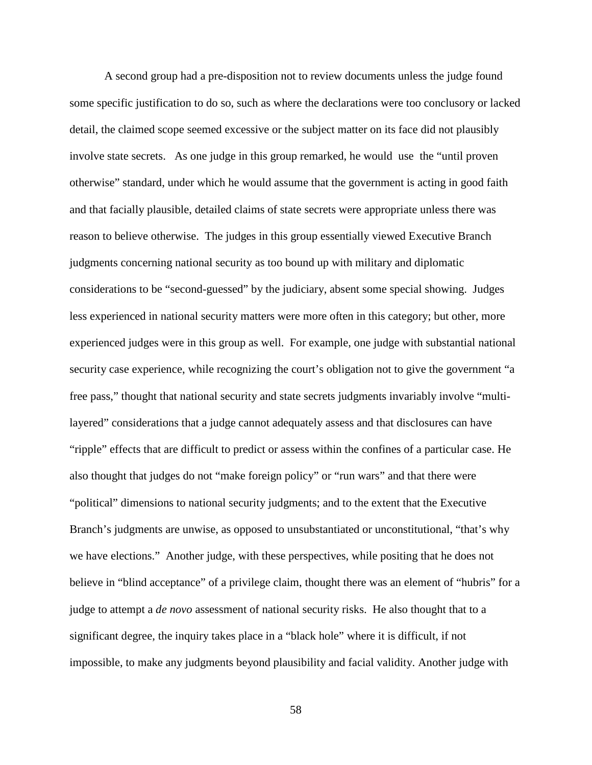A second group had a pre-disposition not to review documents unless the judge found some specific justification to do so, such as where the declarations were too conclusory or lacked detail, the claimed scope seemed excessive or the subject matter on its face did not plausibly involve state secrets. As one judge in this group remarked, he would use the "until proven otherwise" standard, under which he would assume that the government is acting in good faith and that facially plausible, detailed claims of state secrets were appropriate unless there was reason to believe otherwise. The judges in this group essentially viewed Executive Branch judgments concerning national security as too bound up with military and diplomatic considerations to be "second-guessed" by the judiciary, absent some special showing. Judges less experienced in national security matters were more often in this category; but other, more experienced judges were in this group as well. For example, one judge with substantial national security case experience, while recognizing the court's obligation not to give the government "a free pass," thought that national security and state secrets judgments invariably involve "multi-layered" considerations that a judge cannot adequately assess and that disclosures can have "ripple" effects that are difficult to predict or assess within the confines of a particular case. He also thought that judges do not "make foreign policy" or "run wars" and that there were "political" dimensions to national security judgments; and to the extent that the Executive Branch's judgments are unwise, as opposed to unsubstantiated or unconstitutional, "that's why we have elections." Another judge, with these perspectives, while positing that he does not believe in "blind acceptance" of a privilege claim, thought there was an element of "hubris" for a judge to attempt a *de novo* assessment of national security risks. He also thought that to a significant degree, the inquiry takes place in a "black hole" where it is difficult, if not impossible, to make any judgments beyond plausibility and facial validity. Another judge with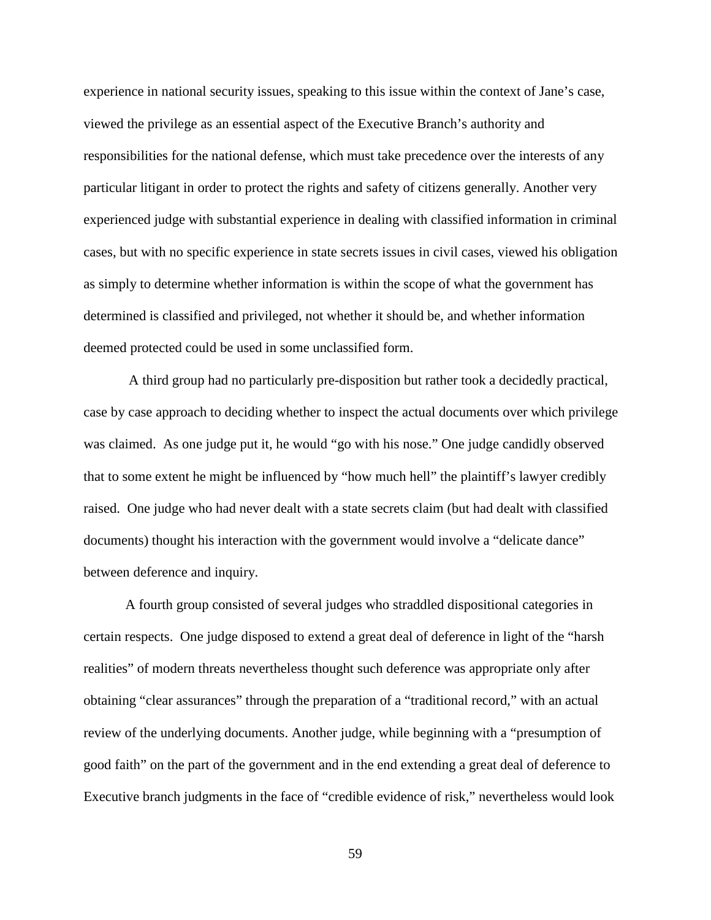experience in national security issues, speaking to this issue within the context of Jane's case, viewed the privilege as an essential aspect of the Executive Branch's authority and responsibilities for the national defense, which must take precedence over the interests of any particular litigant in order to protect the rights and safety of citizens generally. Another very experienced judge with substantial experience in dealing with classified information in criminal cases, but with no specific experience in state secrets issues in civil cases, viewed his obligation as simply to determine whether information is within the scope of what the government has determined is classified and privileged, not whether it should be, and whether information deemed protected could be used in some unclassified form.

A third group had no particularly pre-disposition but rather took a decidedly practical, case by case approach to deciding whether to inspect the actual documents over which privilege was claimed. As one judge put it, he would "go with his nose." One judge candidly observed that to some extent he might be influenced by "how much hell" the plaintiff's lawyer credibly raised. One judge who had never dealt with a state secrets claim (but had dealt with classified documents) thought his interaction with the government would involve a "delicate dance" between deference and inquiry.

A fourth group consisted of several judges who straddled dispositional categories in certain respects. One judge disposed to extend a great deal of deference in light of the "harsh realities" of modern threats nevertheless thought such deference was appropriate only after obtaining "clear assurances" through the preparation of a "traditional record," with an actual review of the underlying documents. Another judge, while beginning with a "presumption of good faith" on the part of the government and in the end extending a great deal of deference to Executive branch judgments in the face of "credible evidence of risk," nevertheless would look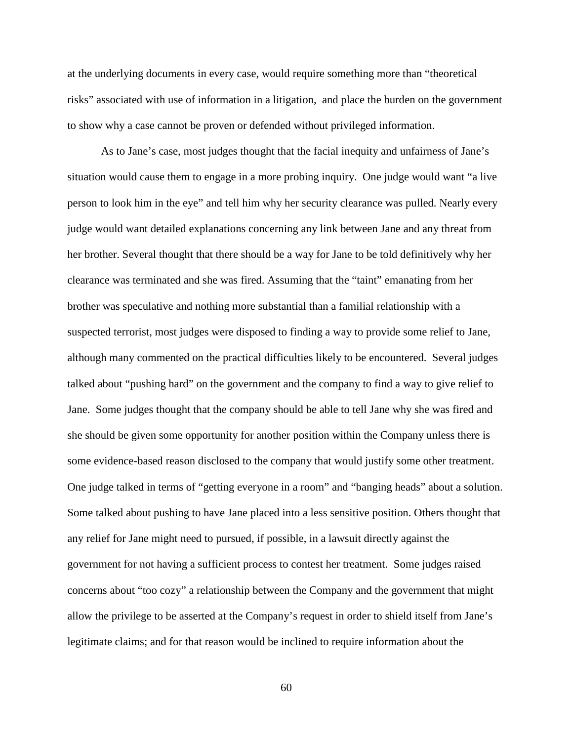at the underlying documents in every case, would require something more than "theoretical risks" associated with use of information in a litigation, and place the burden on the government to show why a case cannot be proven or defended without privileged information.

As to Jane's case, most judges thought that the facial inequity and unfairness of Jane's situation would cause them to engage in a more probing inquiry. One judge would want "a live person to look him in the eye" and tell him why her security clearance was pulled. Nearly every judge would want detailed explanations concerning any link between Jane and any threat from her brother. Several thought that there should be a way for Jane to be told definitively why her clearance was terminated and she was fired. Assuming that the "taint" emanating from her brother was speculative and nothing more substantial than a familial relationship with a suspected terrorist, most judges were disposed to finding a way to provide some relief to Jane, although many commented on the practical difficulties likely to be encountered. Several judges talked about "pushing hard" on the government and the company to find a way to give relief to Jane. Some judges thought that the company should be able to tell Jane why she was fired and she should be given some opportunity for another position within the Company unless there is some evidence-based reason disclosed to the company that would justify some other treatment. One judge talked in terms of "getting everyone in a room" and "banging heads" about a solution. Some talked about pushing to have Jane placed into a less sensitive position. Others thought that any relief for Jane might need to pursued, if possible, in a lawsuit directly against the government for not having a sufficient process to contest her treatment. Some judges raised concerns about "too cozy" a relationship between the Company and the government that might allow the privilege to be asserted at the Company's request in order to shield itself from Jane's legitimate claims; and for that reason would be inclined to require information about the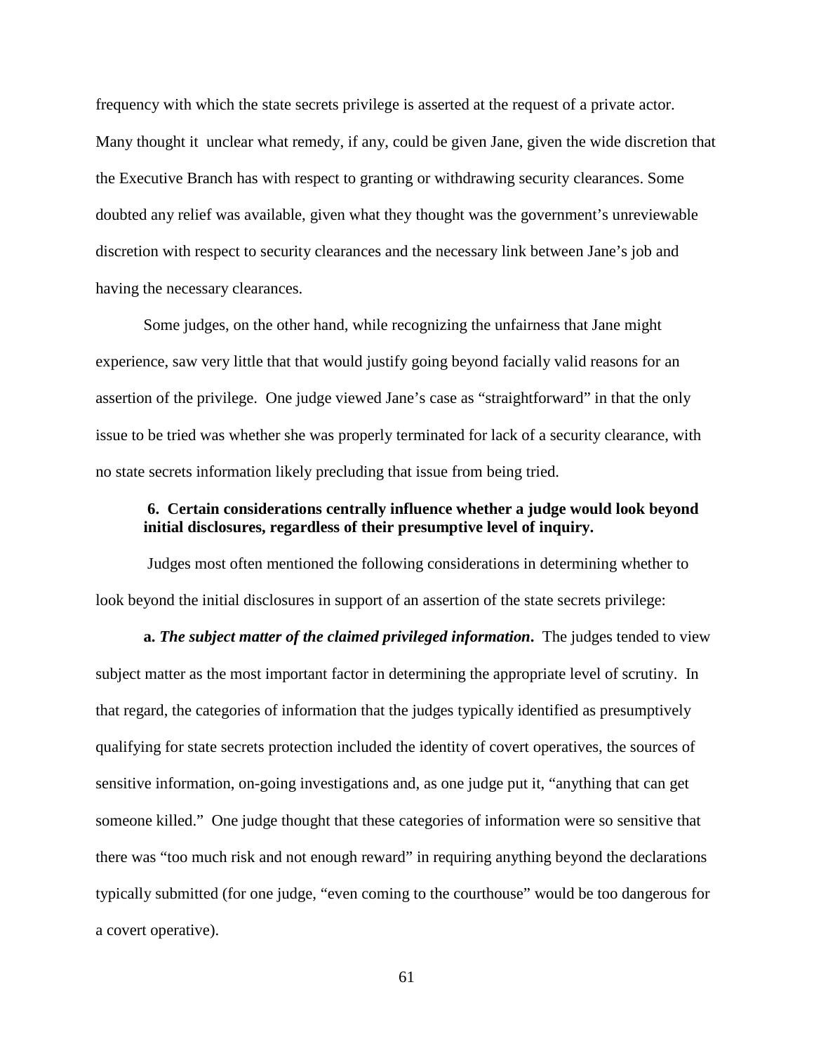frequency with which the state secrets privilege is asserted at the request of a private actor. Many thought it unclear what remedy, if any, could be given Jane, given the wide discretion that the Executive Branch has with respect to granting or withdrawing security clearances. Some doubted any relief was available, given what they thought was the government's unreviewable discretion with respect to security clearances and the necessary link between Jane's job and having the necessary clearances.

Some judges, on the other hand, while recognizing the unfairness that Jane might experience, saw very little that that would justify going beyond facially valid reasons for an assertion of the privilege. One judge viewed Jane's case as "straightforward" in that the only issue to be tried was whether she was properly terminated for lack of a security clearance, with no state secrets information likely precluding that issue from being tried.

**6. Certain considerations centrally influence whether a judge would look beyond initial disclosures, regardless of their presumptive level of inquiry.**

Judges most often mentioned the following considerations in determining whether to look beyond the initial disclosures in support of an assertion of the state secrets privilege:

**a.** ***The subject matter of the claimed privileged information*.** The judges tended to view subject matter as the most important factor in determining the appropriate level of scrutiny. In that regard, the categories of information that the judges typically identified as presumptively qualifying for state secrets protection included the identity of covert operatives, the sources of sensitive information, on-going investigations and, as one judge put it, "anything that can get someone killed." One judge thought that these categories of information were so sensitive that there was "too much risk and not enough reward" in requiring anything beyond the declarations typically submitted (for one judge, "even coming to the courthouse" would be too dangerous for a covert operative).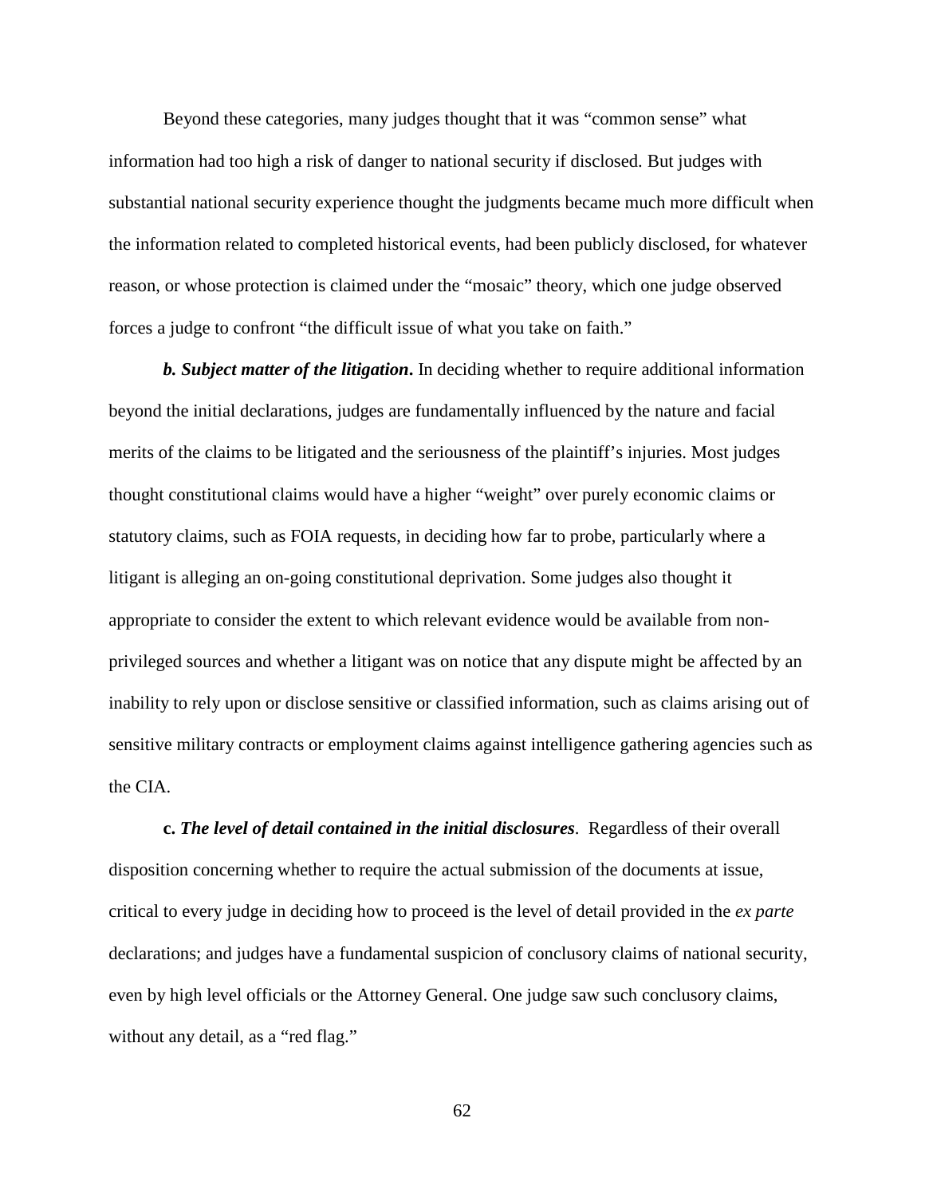Beyond these categories, many judges thought that it was "common sense" what information had too high a risk of danger to national security if disclosed. But judges with substantial national security experience thought the judgments became much more difficult when the information related to completed historical events, had been publicly disclosed, for whatever reason, or whose protection is claimed under the "mosaic" theory, which one judge observed forces a judge to confront "the difficult issue of what you take on faith."

***b. Subject matter of the litigation*.** In deciding whether to require additional information beyond the initial declarations, judges are fundamentally influenced by the nature and facial merits of the claims to be litigated and the seriousness of the plaintiff's injuries. Most judges thought constitutional claims would have a higher "weight" over purely economic claims or statutory claims, such as FOIA requests, in deciding how far to probe, particularly where a litigant is alleging an on-going constitutional deprivation. Some judges also thought it appropriate to consider the extent to which relevant evidence would be available from non-privileged sources and whether a litigant was on notice that any dispute might be affected by an inability to rely upon or disclose sensitive or classified information, such as claims arising out of sensitive military contracts or employment claims against intelligence gathering agencies such as the CIA.

**c. *The level of detail contained in the initial disclosures*.** Regardless of their overall disposition concerning whether to require the actual submission of the documents at issue, critical to every judge in deciding how to proceed is the level of detail provided in the *ex parte* declarations; and judges have a fundamental suspicion of conclusory claims of national security, even by high level officials or the Attorney General. One judge saw such conclusory claims, without any detail, as a "red flag."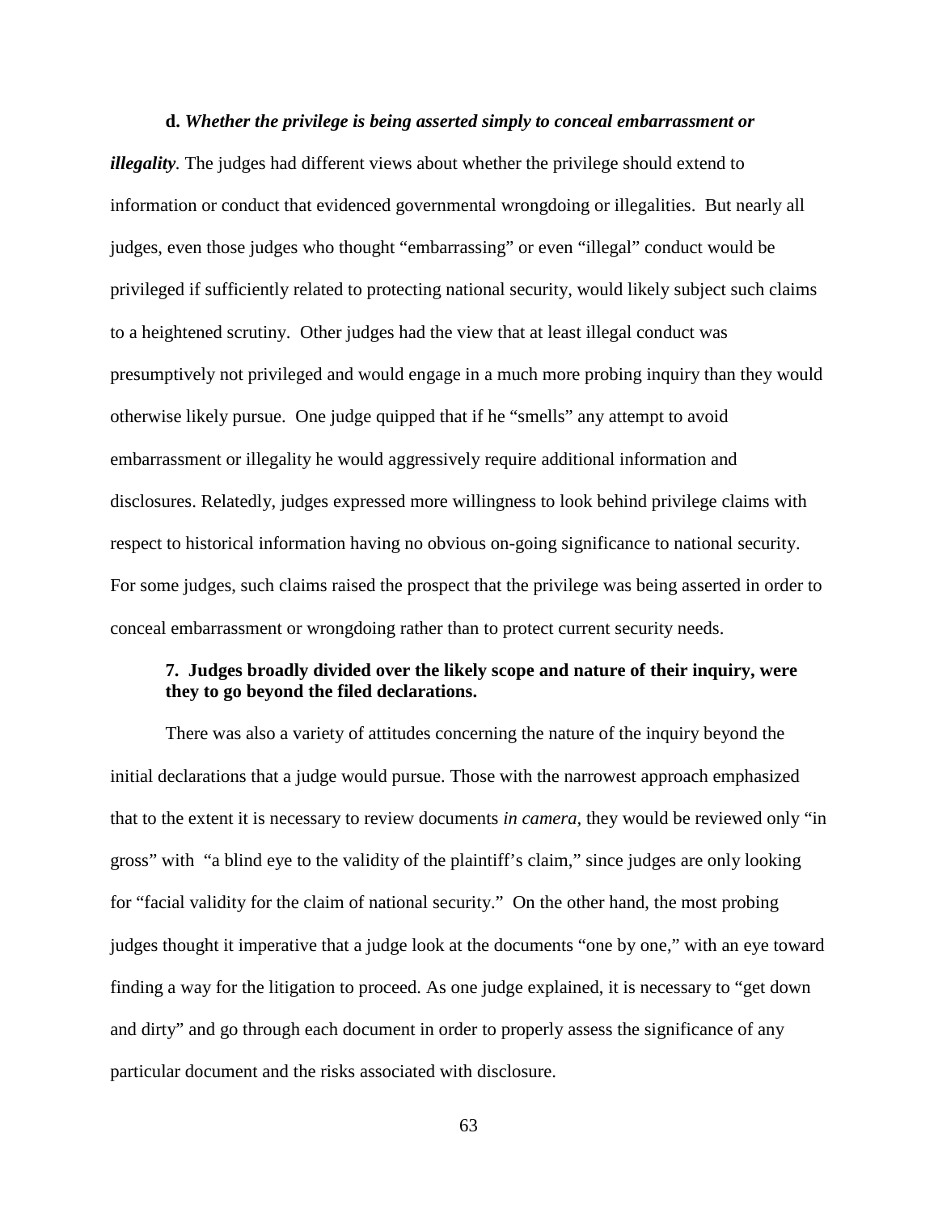**d.** ***Whether the privilege is being asserted simply to conceal embarrassment or illegality.*** The judges had different views about whether the privilege should extend to information or conduct that evidenced governmental wrongdoing or illegalities. But nearly all judges, even those judges who thought "embarrassing" or even "illegal" conduct would be privileged if sufficiently related to protecting national security, would likely subject such claims to a heightened scrutiny. Other judges had the view that at least illegal conduct was presumptively not privileged and would engage in a much more probing inquiry than they would otherwise likely pursue. One judge quipped that if he "smells" any attempt to avoid embarrassment or illegality he would aggressively require additional information and disclosures. Relatedly, judges expressed more willingness to look behind privilege claims with respect to historical information having no obvious on-going significance to national security. For some judges, such claims raised the prospect that the privilege was being asserted in order to conceal embarrassment or wrongdoing rather than to protect current security needs.

**7. Judges broadly divided over the likely scope and nature of their inquiry, were they to go beyond the filed declarations.**

There was also a variety of attitudes concerning the nature of the inquiry beyond the initial declarations that a judge would pursue. Those with the narrowest approach emphasized that to the extent it is necessary to review documents *in camera*, they would be reviewed only "in gross" with "a blind eye to the validity of the plaintiff's claim," since judges are only looking for "facial validity for the claim of national security." On the other hand, the most probing judges thought it imperative that a judge look at the documents "one by one," with an eye toward finding a way for the litigation to proceed. As one judge explained, it is necessary to "get down and dirty" and go through each document in order to properly assess the significance of any particular document and the risks associated with disclosure.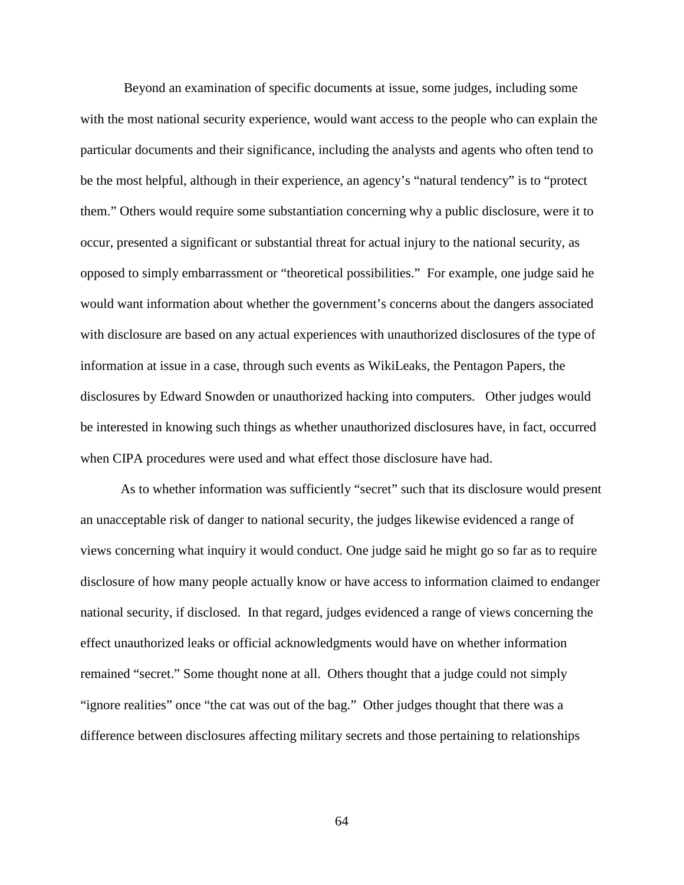Beyond an examination of specific documents at issue, some judges, including some with the most national security experience, would want access to the people who can explain the particular documents and their significance, including the analysts and agents who often tend to be the most helpful, although in their experience, an agency's "natural tendency" is to "protect them." Others would require some substantiation concerning why a public disclosure, were it to occur, presented a significant or substantial threat for actual injury to the national security, as opposed to simply embarrassment or "theoretical possibilities." For example, one judge said he would want information about whether the government's concerns about the dangers associated with disclosure are based on any actual experiences with unauthorized disclosures of the type of information at issue in a case, through such events as WikiLeaks, the Pentagon Papers, the disclosures by Edward Snowden or unauthorized hacking into computers. Other judges would be interested in knowing such things as whether unauthorized disclosures have, in fact, occurred when CIPA procedures were used and what effect those disclosure have had.

As to whether information was sufficiently "secret" such that its disclosure would present an unacceptable risk of danger to national security, the judges likewise evidenced a range of views concerning what inquiry it would conduct. One judge said he might go so far as to require disclosure of how many people actually know or have access to information claimed to endanger national security, if disclosed. In that regard, judges evidenced a range of views concerning the effect unauthorized leaks or official acknowledgments would have on whether information remained "secret." Some thought none at all. Others thought that a judge could not simply "ignore realities" once "the cat was out of the bag." Other judges thought that there was a difference between disclosures affecting military secrets and those pertaining to relationships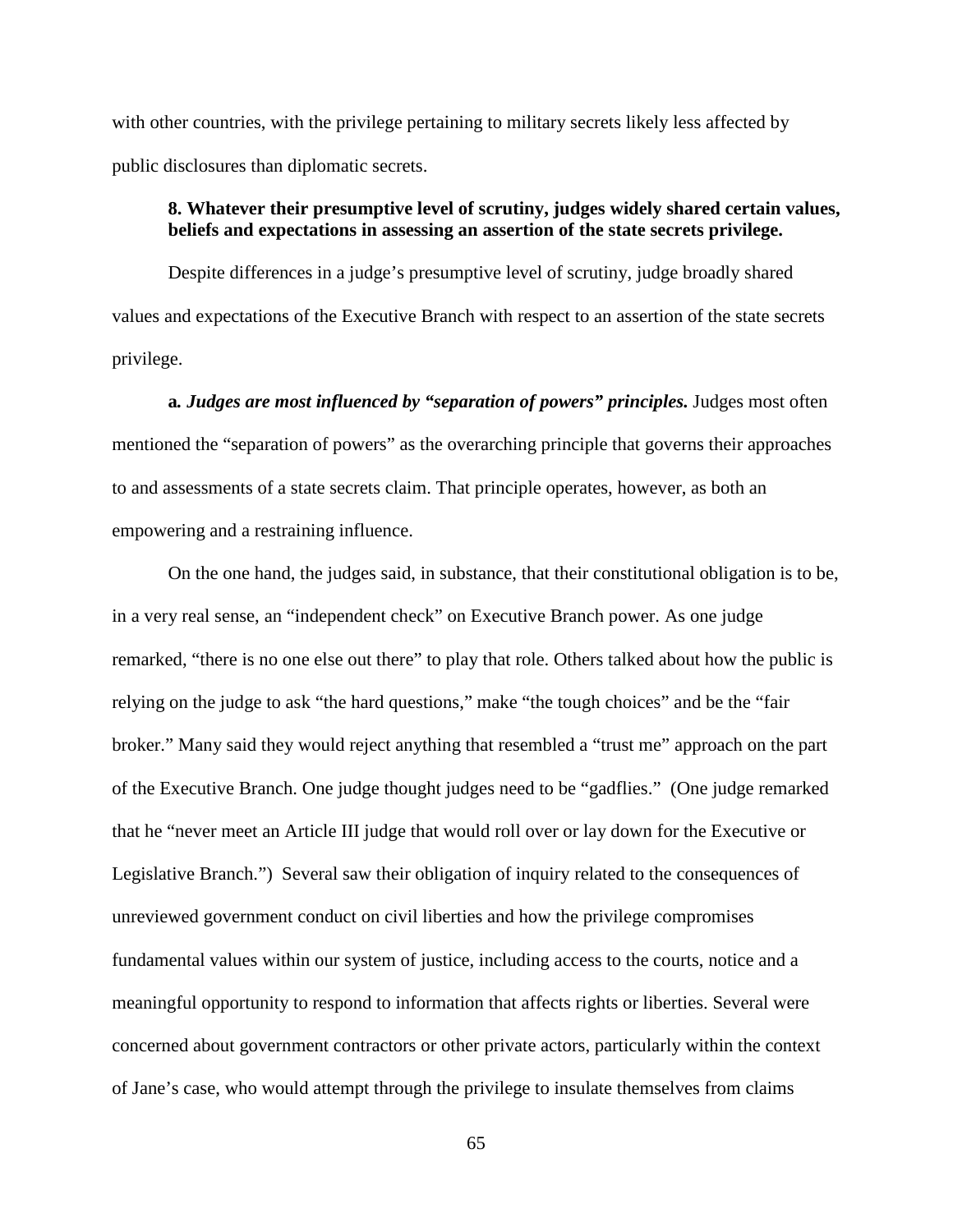with other countries, with the privilege pertaining to military secrets likely less affected by public disclosures than diplomatic secrets.

### 8. Whatever their presumptive level of scrutiny, judges widely shared certain values, beliefs and expectations in assessing an assertion of the state secrets privilege.

Despite differences in a judge's presumptive level of scrutiny, judge broadly shared values and expectations of the Executive Branch with respect to an assertion of the state secrets privilege.

**a.** ***Judges are most influenced by "separation of powers" principles.*** Judges most often mentioned the "separation of powers" as the overarching principle that governs their approaches to and assessments of a state secrets claim. That principle operates, however, as both an empowering and a restraining influence.

On the one hand, the judges said, in substance, that their constitutional obligation is to be, in a very real sense, an "independent check" on Executive Branch power. As one judge remarked, "there is no one else out there" to play that role. Others talked about how the public is relying on the judge to ask "the hard questions," make "the tough choices" and be the "fair broker." Many said they would reject anything that resembled a "trust me" approach on the part of the Executive Branch. One judge thought judges need to be "gadflies." (One judge remarked that he "never meet an Article III judge that would roll over or lay down for the Executive or Legislative Branch.") Several saw their obligation of inquiry related to the consequences of unreviewed government conduct on civil liberties and how the privilege compromises fundamental values within our system of justice, including access to the courts, notice and a meaningful opportunity to respond to information that affects rights or liberties. Several were concerned about government contractors or other private actors, particularly within the context of Jane's case, who would attempt through the privilege to insulate themselves from claims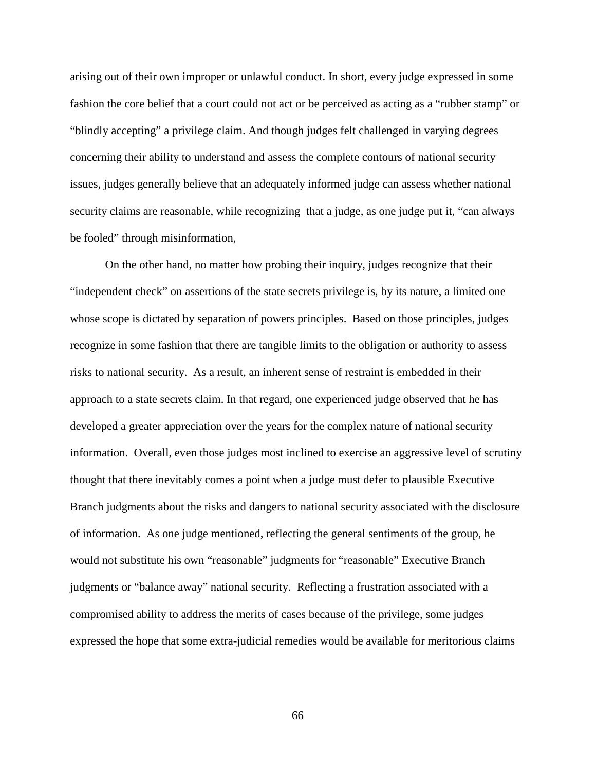arising out of their own improper or unlawful conduct. In short, every judge expressed in some fashion the core belief that a court could not act or be perceived as acting as a "rubber stamp" or "blindly accepting" a privilege claim. And though judges felt challenged in varying degrees concerning their ability to understand and assess the complete contours of national security issues, judges generally believe that an adequately informed judge can assess whether national security claims are reasonable, while recognizing that a judge, as one judge put it, "can always be fooled" through misinformation,

On the other hand, no matter how probing their inquiry, judges recognize that their "independent check" on assertions of the state secrets privilege is, by its nature, a limited one whose scope is dictated by separation of powers principles. Based on those principles, judges recognize in some fashion that there are tangible limits to the obligation or authority to assess risks to national security. As a result, an inherent sense of restraint is embedded in their approach to a state secrets claim. In that regard, one experienced judge observed that he has developed a greater appreciation over the years for the complex nature of national security information. Overall, even those judges most inclined to exercise an aggressive level of scrutiny thought that there inevitably comes a point when a judge must defer to plausible Executive Branch judgments about the risks and dangers to national security associated with the disclosure of information. As one judge mentioned, reflecting the general sentiments of the group, he would not substitute his own "reasonable" judgments for "reasonable" Executive Branch judgments or "balance away" national security. Reflecting a frustration associated with a compromised ability to address the merits of cases because of the privilege, some judges expressed the hope that some extra-judicial remedies would be available for meritorious claims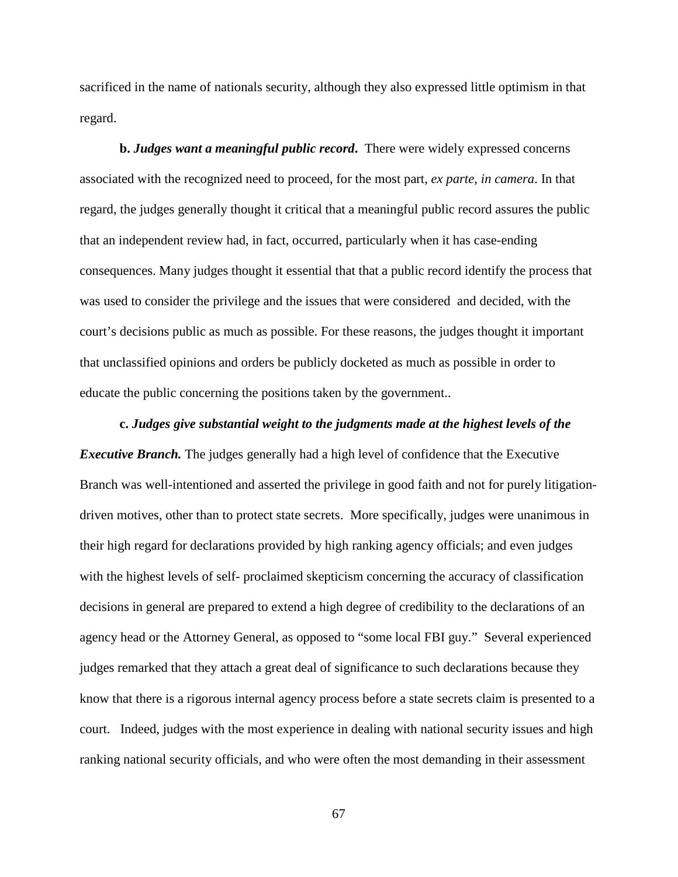sacrificed in the name of nationals security, although they also expressed little optimism in that regard.

**b.** ***Judges want a meaningful public record*.** There were widely expressed concerns associated with the recognized need to proceed, for the most part, *ex parte, in camera*. In that regard, the judges generally thought it critical that a meaningful public record assures the public that an independent review had, in fact, occurred, particularly when it has case-ending consequences. Many judges thought it essential that that a public record identify the process that was used to consider the privilege and the issues that were considered and decided, with the court's decisions public as much as possible. For these reasons, the judges thought it important that unclassified opinions and orders be publicly docketed as much as possible in order to educate the public concerning the positions taken by the government..

**c.** ***Judges give substantial weight to the judgments made at the highest levels of the Executive Branch.*** The judges generally had a high level of confidence that the Executive Branch was well-intentioned and asserted the privilege in good faith and not for purely litigation-driven motives, other than to protect state secrets. More specifically, judges were unanimous in their high regard for declarations provided by high ranking agency officials; and even judges with the highest levels of self- proclaimed skepticism concerning the accuracy of classification decisions in general are prepared to extend a high degree of credibility to the declarations of an agency head or the Attorney General, as opposed to "some local FBI guy." Several experienced judges remarked that they attach a great deal of significance to such declarations because they know that there is a rigorous internal agency process before a state secrets claim is presented to a court. Indeed, judges with the most experience in dealing with national security issues and high ranking national security officials, and who were often the most demanding in their assessment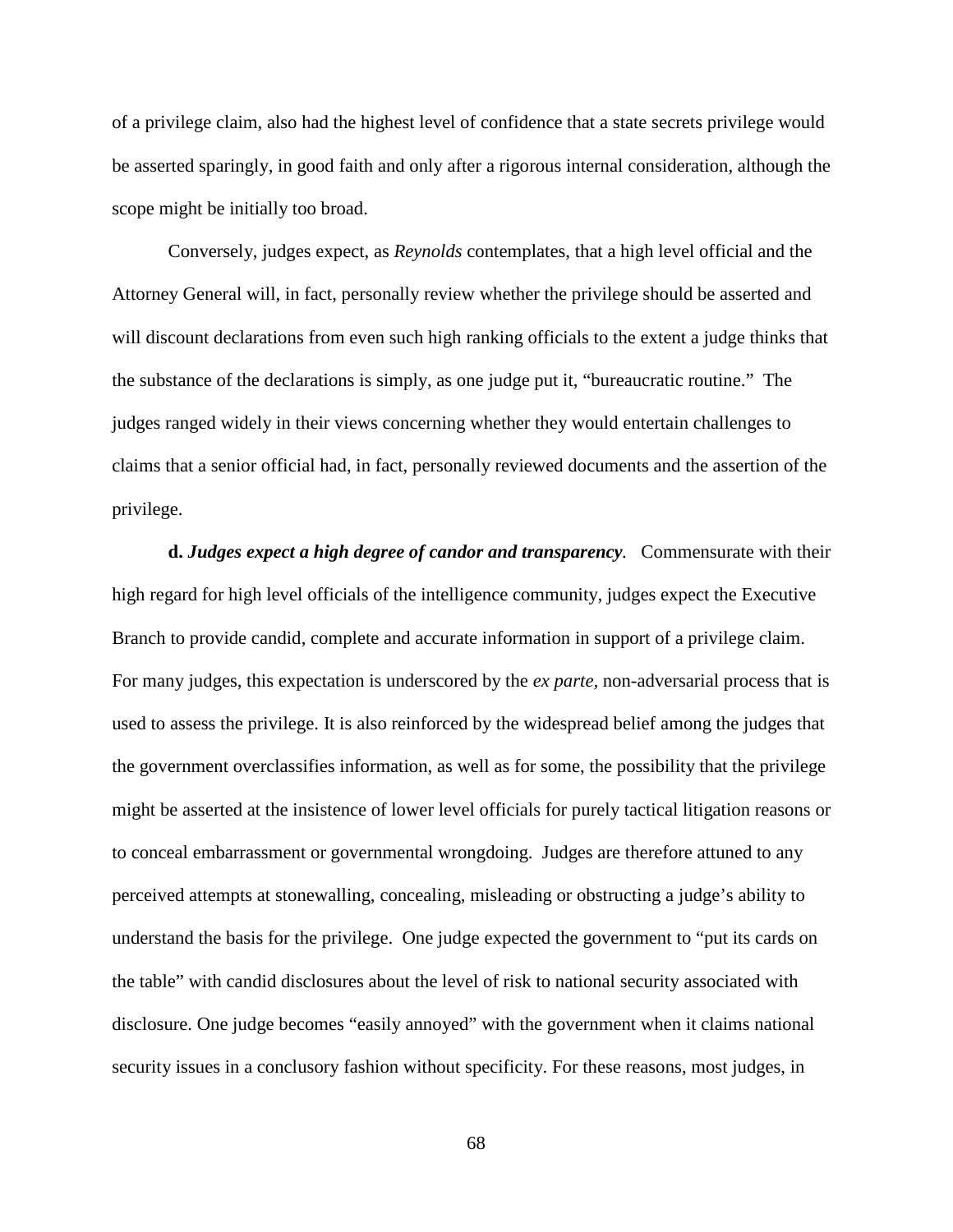of a privilege claim, also had the highest level of confidence that a state secrets privilege would be asserted sparingly, in good faith and only after a rigorous internal consideration, although the scope might be initially too broad.

Conversely, judges expect, as *Reynolds* contemplates, that a high level official and the Attorney General will, in fact, personally review whether the privilege should be asserted and will discount declarations from even such high ranking officials to the extent a judge thinks that the substance of the declarations is simply, as one judge put it, "bureaucratic routine." The judges ranged widely in their views concerning whether they would entertain challenges to claims that a senior official had, in fact, personally reviewed documents and the assertion of the privilege.

**d.** ***Judges expect a high degree of candor and transparency.*** Commensurate with their high regard for high level officials of the intelligence community, judges expect the Executive Branch to provide candid, complete and accurate information in support of a privilege claim. For many judges, this expectation is underscored by the *ex parte*, non-adversarial process that is used to assess the privilege. It is also reinforced by the widespread belief among the judges that the government overclassifies information, as well as for some, the possibility that the privilege might be asserted at the insistence of lower level officials for purely tactical litigation reasons or to conceal embarrassment or governmental wrongdoing. Judges are therefore attuned to any perceived attempts at stonewalling, concealing, misleading or obstructing a judge's ability to understand the basis for the privilege. One judge expected the government to "put its cards on the table" with candid disclosures about the level of risk to national security associated with disclosure. One judge becomes "easily annoyed" with the government when it claims national security issues in a conclusory fashion without specificity. For these reasons, most judges, in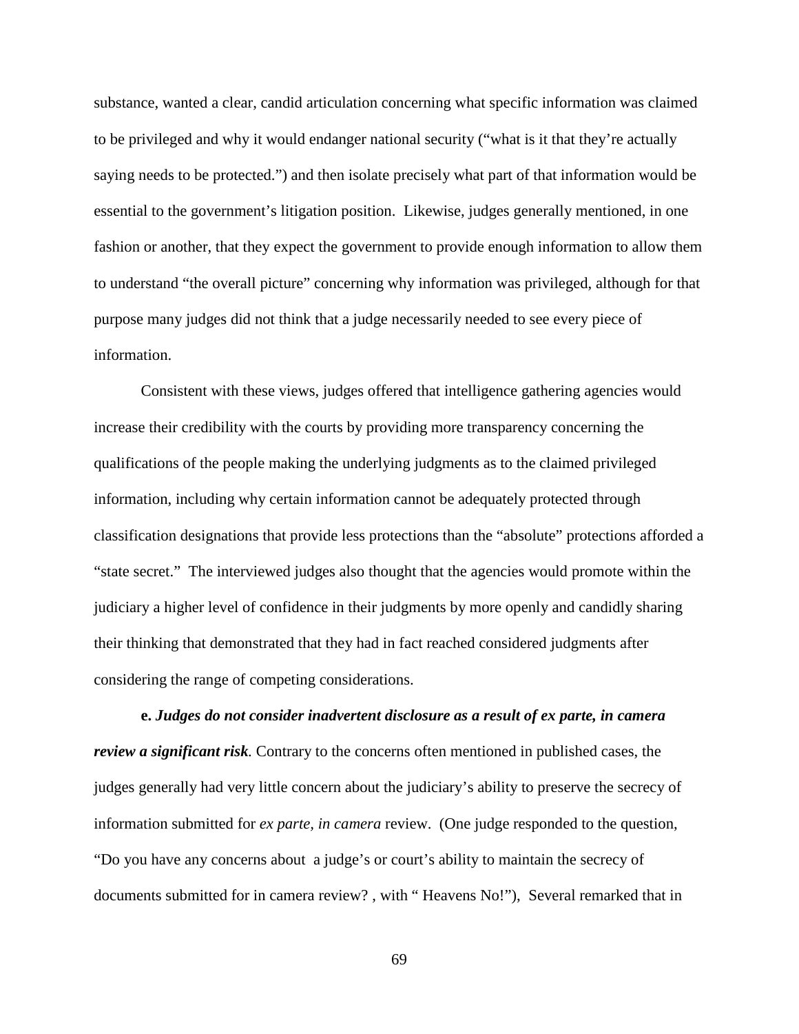substance, wanted a clear, candid articulation concerning what specific information was claimed to be privileged and why it would endanger national security ("what is it that they're actually saying needs to be protected.") and then isolate precisely what part of that information would be essential to the government's litigation position. Likewise, judges generally mentioned, in one fashion or another, that they expect the government to provide enough information to allow them to understand "the overall picture" concerning why information was privileged, although for that purpose many judges did not think that a judge necessarily needed to see every piece of information.

Consistent with these views, judges offered that intelligence gathering agencies would increase their credibility with the courts by providing more transparency concerning the qualifications of the people making the underlying judgments as to the claimed privileged information, including why certain information cannot be adequately protected through classification designations that provide less protections than the "absolute" protections afforded a "state secret." The interviewed judges also thought that the agencies would promote within the judiciary a higher level of confidence in their judgments by more openly and candidly sharing their thinking that demonstrated that they had in fact reached considered judgments after considering the range of competing considerations.

**e.** ***Judges do not consider inadvertent disclosure as a result of ex parte, in camera review a significant risk***. Contrary to the concerns often mentioned in published cases, the judges generally had very little concern about the judiciary's ability to preserve the secrecy of information submitted for *ex parte, in camera* review. (One judge responded to the question, "Do you have any concerns about a judge's or court's ability to maintain the secrecy of documents submitted for in camera review? , with " Heavens No!"), Several remarked that in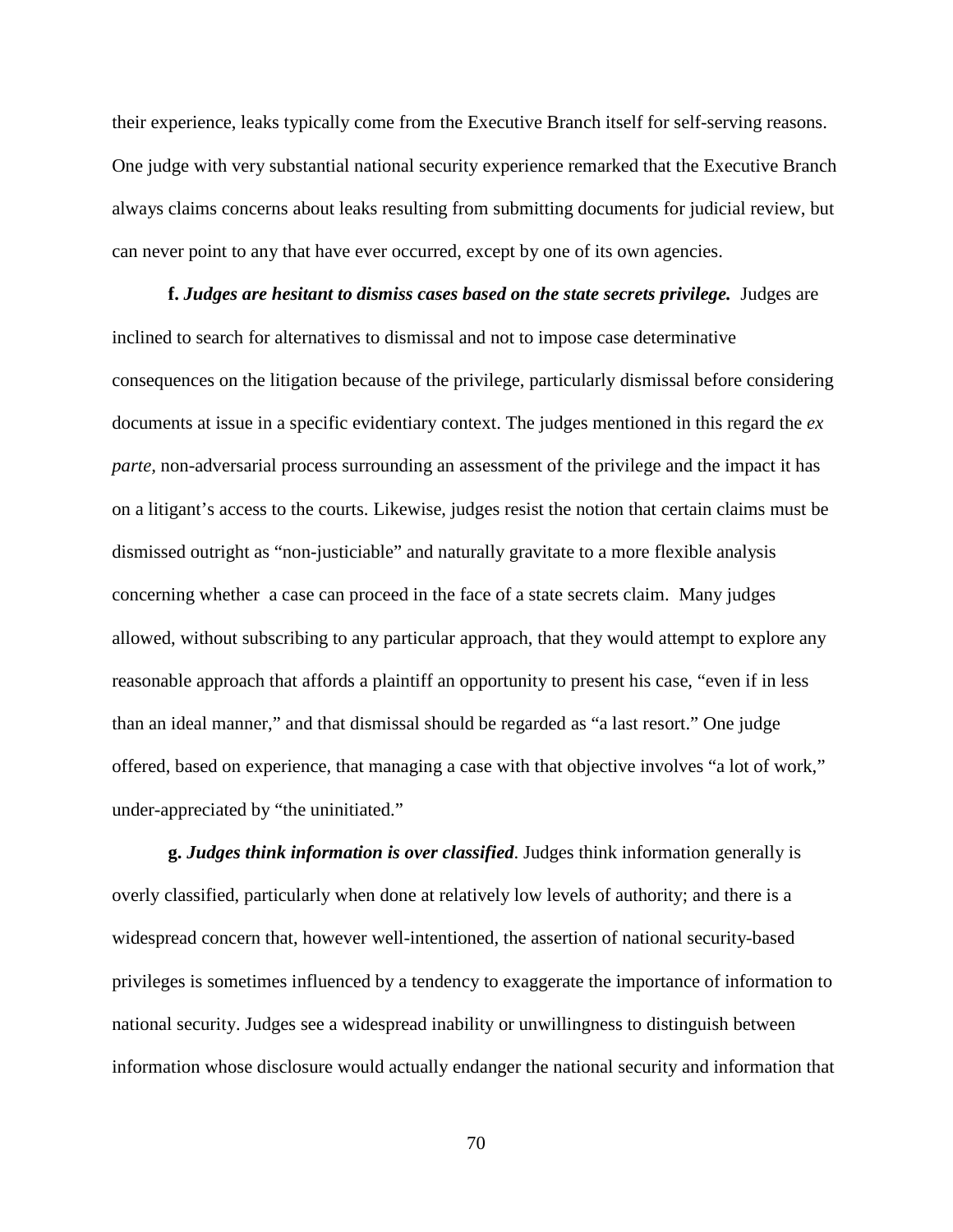their experience, leaks typically come from the Executive Branch itself for self-serving reasons. One judge with very substantial national security experience remarked that the Executive Branch always claims concerns about leaks resulting from submitting documents for judicial review, but can never point to any that have ever occurred, except by one of its own agencies.

**f.** ***Judges are hesitant to dismiss cases based on the state secrets privilege.*** Judges are inclined to search for alternatives to dismissal and not to impose case determinative consequences on the litigation because of the privilege, particularly dismissal before considering documents at issue in a specific evidentiary context. The judges mentioned in this regard the *ex parte*, non-adversarial process surrounding an assessment of the privilege and the impact it has on a litigant's access to the courts. Likewise, judges resist the notion that certain claims must be dismissed outright as "non-justiciable" and naturally gravitate to a more flexible analysis concerning whether a case can proceed in the face of a state secrets claim. Many judges allowed, without subscribing to any particular approach, that they would attempt to explore any reasonable approach that affords a plaintiff an opportunity to present his case, "even if in less than an ideal manner," and that dismissal should be regarded as "a last resort." One judge offered, based on experience, that managing a case with that objective involves "a lot of work," under-appreciated by "the uninitiated."

**g.** ***Judges think information is over classified***. Judges think information generally is overly classified, particularly when done at relatively low levels of authority; and there is a widespread concern that, however well-intentioned, the assertion of national security-based privileges is sometimes influenced by a tendency to exaggerate the importance of information to national security. Judges see a widespread inability or unwillingness to distinguish between information whose disclosure would actually endanger the national security and information that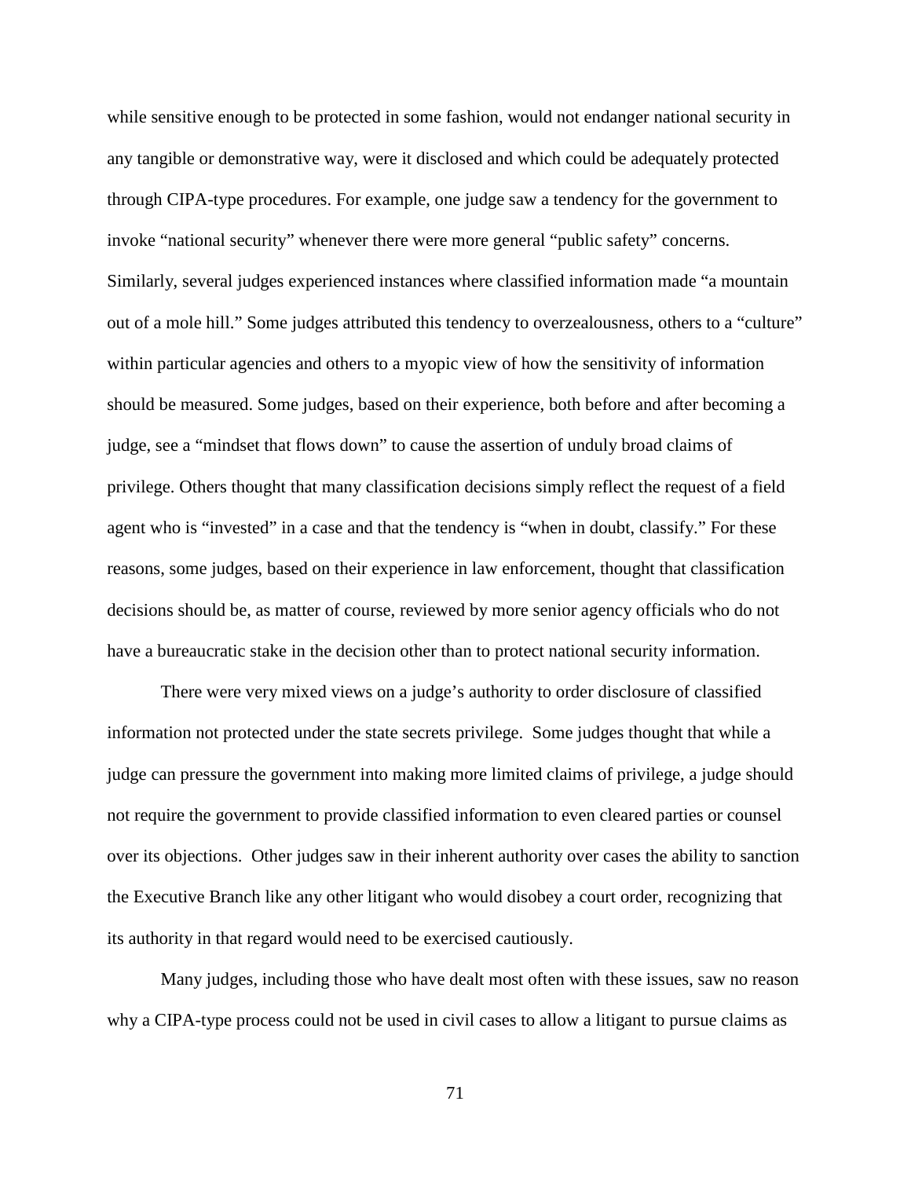while sensitive enough to be protected in some fashion, would not endanger national security in any tangible or demonstrative way, were it disclosed and which could be adequately protected through CIPA-type procedures. For example, one judge saw a tendency for the government to invoke "national security" whenever there were more general "public safety" concerns. Similarly, several judges experienced instances where classified information made "a mountain out of a mole hill." Some judges attributed this tendency to overzealousness, others to a "culture" within particular agencies and others to a myopic view of how the sensitivity of information should be measured. Some judges, based on their experience, both before and after becoming a judge, see a "mindset that flows down" to cause the assertion of unduly broad claims of privilege. Others thought that many classification decisions simply reflect the request of a field agent who is "invested" in a case and that the tendency is "when in doubt, classify." For these reasons, some judges, based on their experience in law enforcement, thought that classification decisions should be, as matter of course, reviewed by more senior agency officials who do not have a bureaucratic stake in the decision other than to protect national security information.

There were very mixed views on a judge's authority to order disclosure of classified information not protected under the state secrets privilege. Some judges thought that while a judge can pressure the government into making more limited claims of privilege, a judge should not require the government to provide classified information to even cleared parties or counsel over its objections. Other judges saw in their inherent authority over cases the ability to sanction the Executive Branch like any other litigant who would disobey a court order, recognizing that its authority in that regard would need to be exercised cautiously.

Many judges, including those who have dealt most often with these issues, saw no reason why a CIPA-type process could not be used in civil cases to allow a litigant to pursue claims as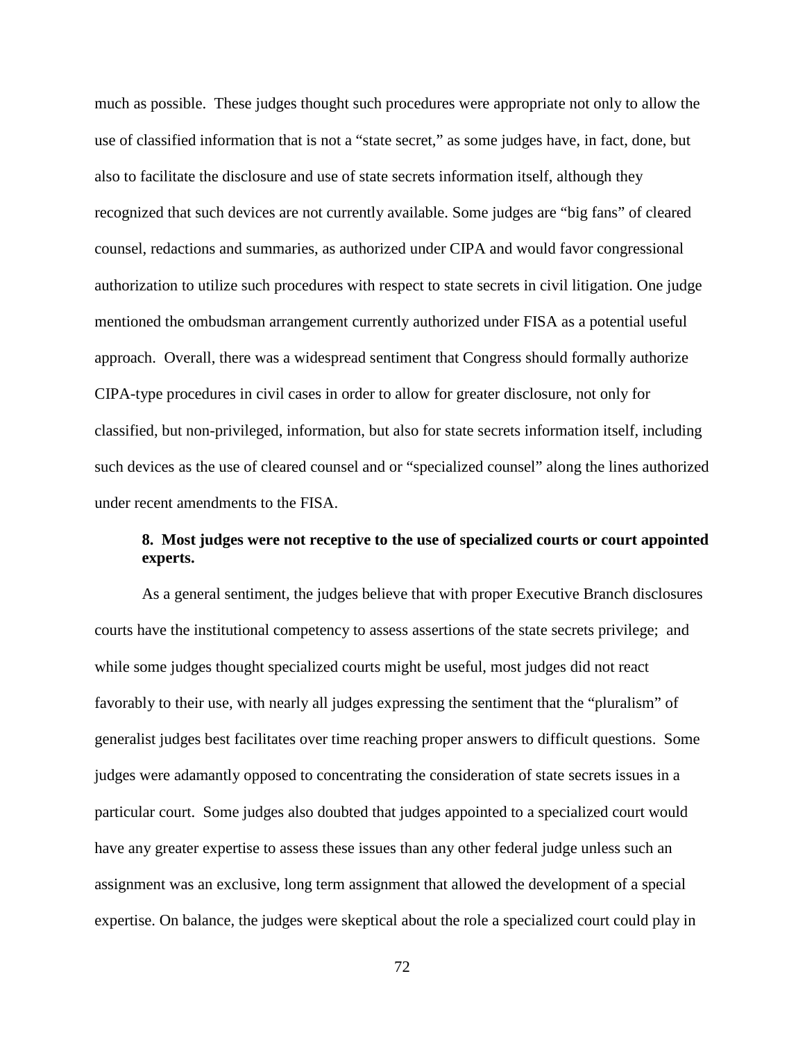much as possible. These judges thought such procedures were appropriate not only to allow the use of classified information that is not a "state secret," as some judges have, in fact, done, but also to facilitate the disclosure and use of state secrets information itself, although they recognized that such devices are not currently available. Some judges are "big fans" of cleared counsel, redactions and summaries, as authorized under CIPA and would favor congressional authorization to utilize such procedures with respect to state secrets in civil litigation. One judge mentioned the ombudsman arrangement currently authorized under FISA as a potential useful approach. Overall, there was a widespread sentiment that Congress should formally authorize CIPA-type procedures in civil cases in order to allow for greater disclosure, not only for classified, but non-privileged, information, but also for state secrets information itself, including such devices as the use of cleared counsel and or "specialized counsel" along the lines authorized under recent amendments to the FISA.

**8. Most judges were not receptive to the use of specialized courts or court appointed experts.**

As a general sentiment, the judges believe that with proper Executive Branch disclosures courts have the institutional competency to assess assertions of the state secrets privilege; and while some judges thought specialized courts might be useful, most judges did not react favorably to their use, with nearly all judges expressing the sentiment that the "pluralism" of generalist judges best facilitates over time reaching proper answers to difficult questions. Some judges were adamantly opposed to concentrating the consideration of state secrets issues in a particular court. Some judges also doubted that judges appointed to a specialized court would have any greater expertise to assess these issues than any other federal judge unless such an assignment was an exclusive, long term assignment that allowed the development of a special expertise. On balance, the judges were skeptical about the role a specialized court could play in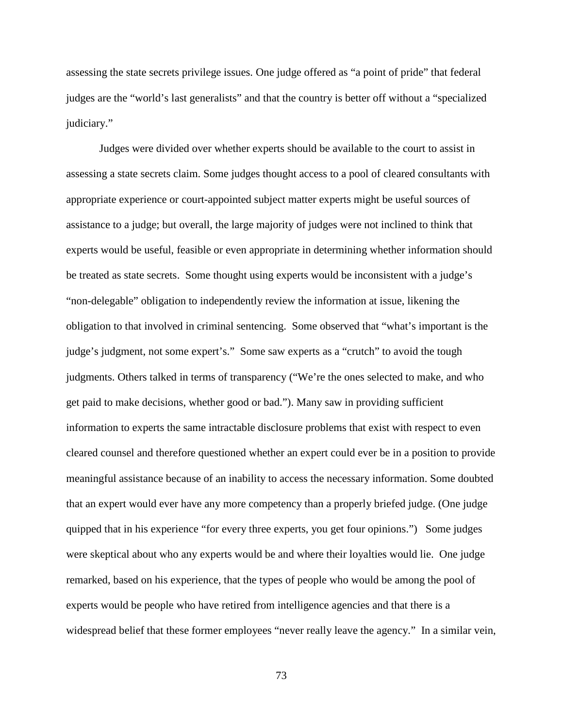assessing the state secrets privilege issues. One judge offered as "a point of pride" that federal judges are the "world's last generalists" and that the country is better off without a "specialized judiciary."

Judges were divided over whether experts should be available to the court to assist in assessing a state secrets claim. Some judges thought access to a pool of cleared consultants with appropriate experience or court-appointed subject matter experts might be useful sources of assistance to a judge; but overall, the large majority of judges were not inclined to think that experts would be useful, feasible or even appropriate in determining whether information should be treated as state secrets. Some thought using experts would be inconsistent with a judge's "non-delegable" obligation to independently review the information at issue, likening the obligation to that involved in criminal sentencing. Some observed that "what's important is the judge's judgment, not some expert's." Some saw experts as a "crutch" to avoid the tough judgments. Others talked in terms of transparency ("We're the ones selected to make, and who get paid to make decisions, whether good or bad."). Many saw in providing sufficient information to experts the same intractable disclosure problems that exist with respect to even cleared counsel and therefore questioned whether an expert could ever be in a position to provide meaningful assistance because of an inability to access the necessary information. Some doubted that an expert would ever have any more competency than a properly briefed judge. (One judge quipped that in his experience "for every three experts, you get four opinions.") Some judges were skeptical about who any experts would be and where their loyalties would lie. One judge remarked, based on his experience, that the types of people who would be among the pool of experts would be people who have retired from intelligence agencies and that there is a widespread belief that these former employees "never really leave the agency." In a similar vein,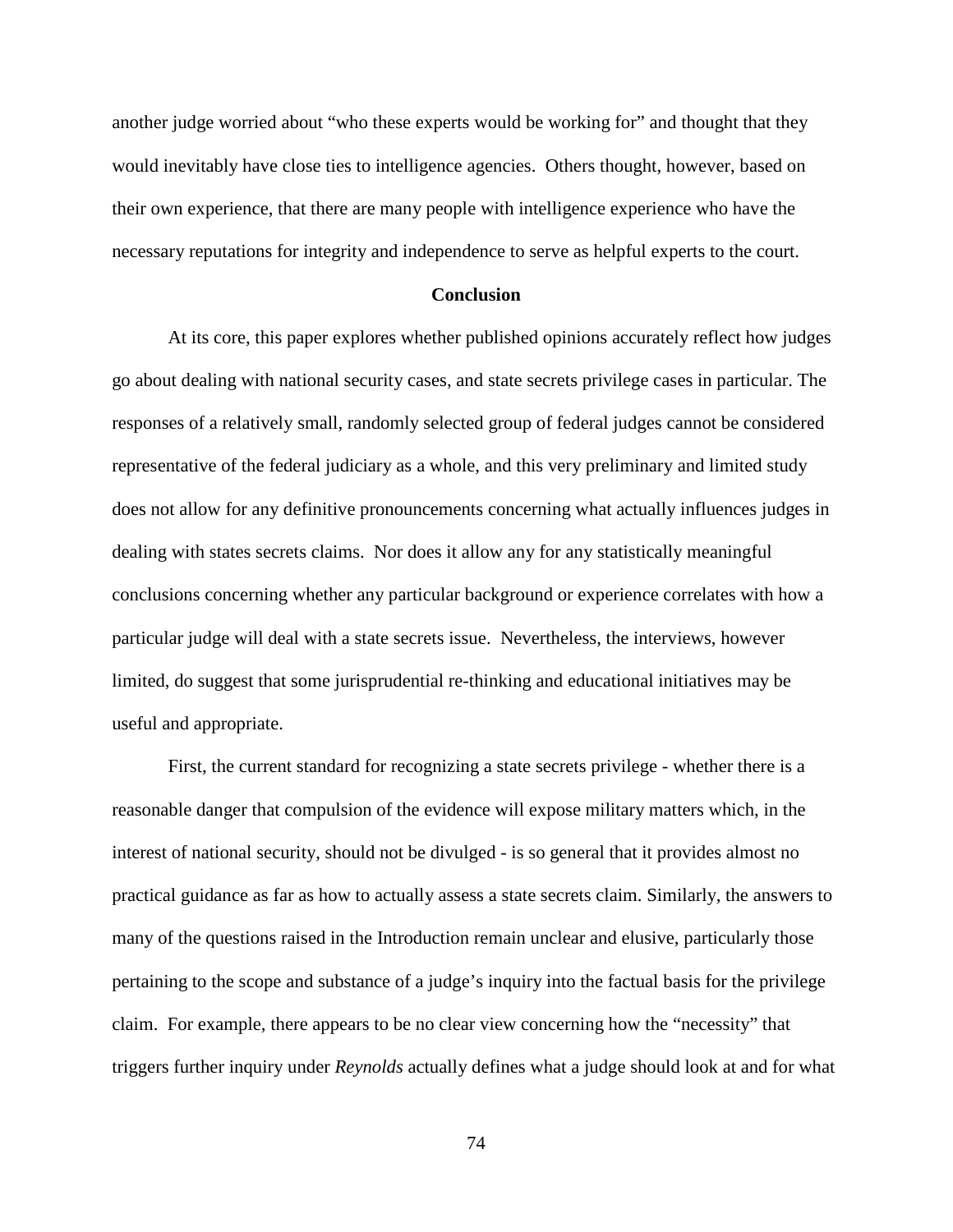another judge worried about "who these experts would be working for" and thought that they would inevitably have close ties to intelligence agencies. Others thought, however, based on their own experience, that there are many people with intelligence experience who have the necessary reputations for integrity and independence to serve as helpful experts to the court.

## Conclusion

At its core, this paper explores whether published opinions accurately reflect how judges go about dealing with national security cases, and state secrets privilege cases in particular. The responses of a relatively small, randomly selected group of federal judges cannot be considered representative of the federal judiciary as a whole, and this very preliminary and limited study does not allow for any definitive pronouncements concerning what actually influences judges in dealing with states secrets claims. Nor does it allow any for any statistically meaningful conclusions concerning whether any particular background or experience correlates with how a particular judge will deal with a state secrets issue. Nevertheless, the interviews, however limited, do suggest that some jurisprudential re-thinking and educational initiatives may be useful and appropriate.

First, the current standard for recognizing a state secrets privilege - whether there is a reasonable danger that compulsion of the evidence will expose military matters which, in the interest of national security, should not be divulged - is so general that it provides almost no practical guidance as far as how to actually assess a state secrets claim. Similarly, the answers to many of the questions raised in the Introduction remain unclear and elusive, particularly those pertaining to the scope and substance of a judge's inquiry into the factual basis for the privilege claim. For example, there appears to be no clear view concerning how the "necessity" that triggers further inquiry under *Reynolds* actually defines what a judge should look at and for what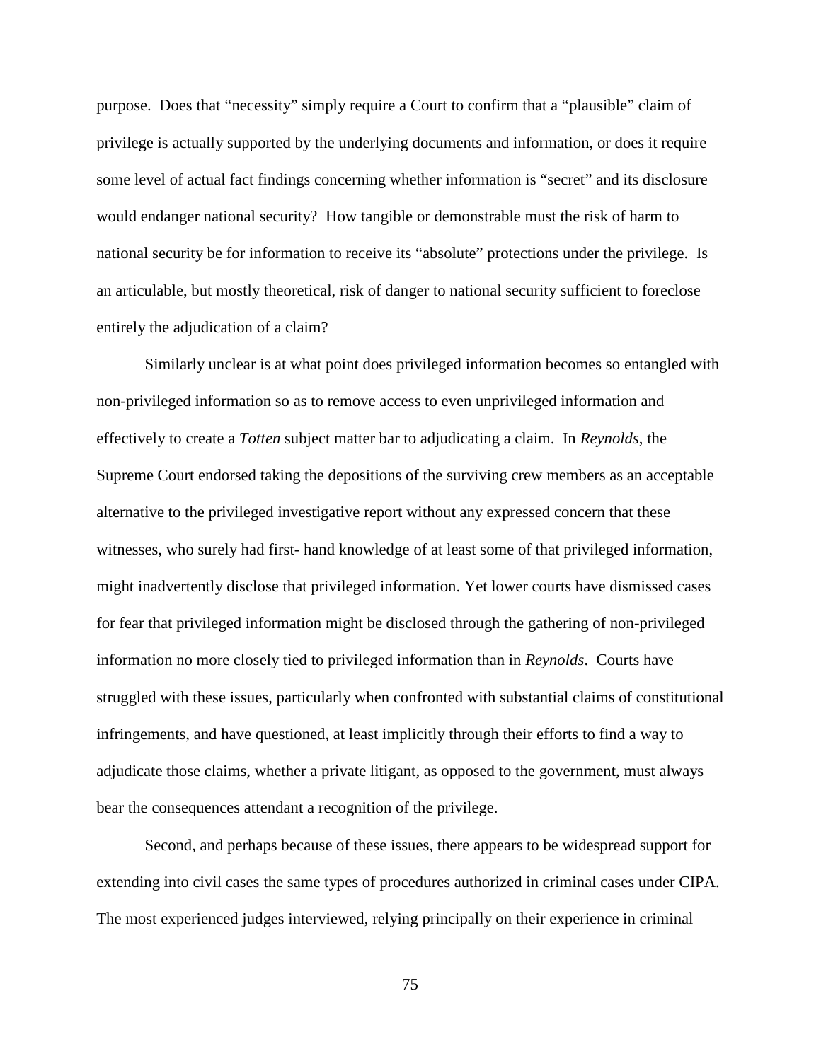purpose. Does that "necessity" simply require a Court to confirm that a "plausible" claim of privilege is actually supported by the underlying documents and information, or does it require some level of actual fact findings concerning whether information is "secret" and its disclosure would endanger national security? How tangible or demonstrable must the risk of harm to national security be for information to receive its "absolute" protections under the privilege. Is an articulable, but mostly theoretical, risk of danger to national security sufficient to foreclose entirely the adjudication of a claim?

Similarly unclear is at what point does privileged information becomes so entangled with non-privileged information so as to remove access to even unprivileged information and effectively to create a *Totten* subject matter bar to adjudicating a claim. In *Reynolds*, the Supreme Court endorsed taking the depositions of the surviving crew members as an acceptable alternative to the privileged investigative report without any expressed concern that these witnesses, who surely had first- hand knowledge of at least some of that privileged information, might inadvertently disclose that privileged information. Yet lower courts have dismissed cases for fear that privileged information might be disclosed through the gathering of non-privileged information no more closely tied to privileged information than in *Reynolds*. Courts have struggled with these issues, particularly when confronted with substantial claims of constitutional infringements, and have questioned, at least implicitly through their efforts to find a way to adjudicate those claims, whether a private litigant, as opposed to the government, must always bear the consequences attendant a recognition of the privilege.

Second, and perhaps because of these issues, there appears to be widespread support for extending into civil cases the same types of procedures authorized in criminal cases under CIPA. The most experienced judges interviewed, relying principally on their experience in criminal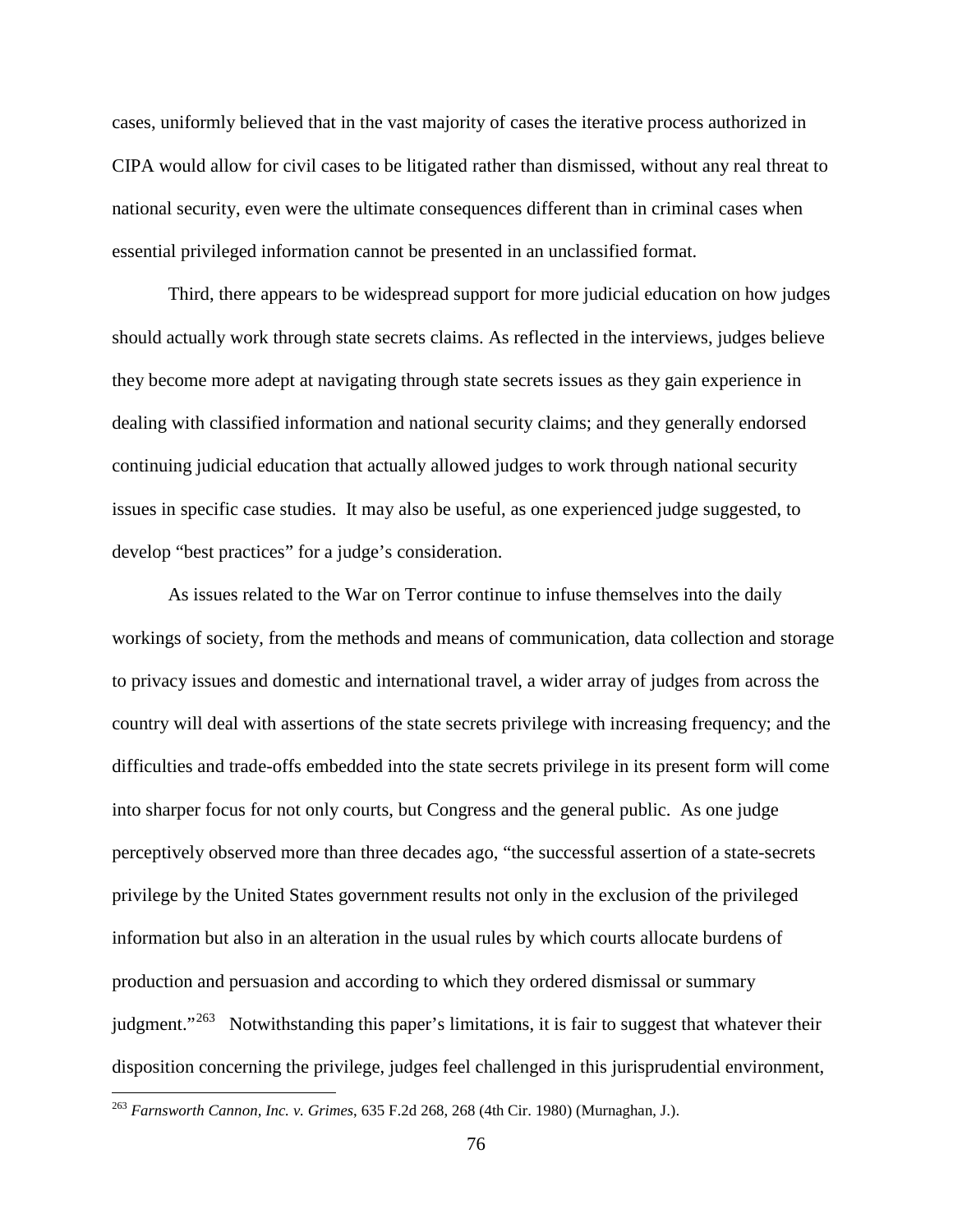cases, uniformly believed that in the vast majority of cases the iterative process authorized in CIPA would allow for civil cases to be litigated rather than dismissed, without any real threat to national security, even were the ultimate consequences different than in criminal cases when essential privileged information cannot be presented in an unclassified format.

Third, there appears to be widespread support for more judicial education on how judges should actually work through state secrets claims. As reflected in the interviews, judges believe they become more adept at navigating through state secrets issues as they gain experience in dealing with classified information and national security claims; and they generally endorsed continuing judicial education that actually allowed judges to work through national security issues in specific case studies. It may also be useful, as one experienced judge suggested, to develop "best practices" for a judge's consideration.

As issues related to the War on Terror continue to infuse themselves into the daily workings of society, from the methods and means of communication, data collection and storage to privacy issues and domestic and international travel, a wider array of judges from across the country will deal with assertions of the state secrets privilege with increasing frequency; and the difficulties and trade-offs embedded into the state secrets privilege in its present form will come into sharper focus for not only courts, but Congress and the general public. As one judge perceptively observed more than three decades ago, "the successful assertion of a state-secrets privilege by the United States government results not only in the exclusion of the privileged information but also in an alteration in the usual rules by which courts allocate burdens of production and persuasion and according to which they ordered dismissal or summary judgment."[263] Notwithstanding this paper's limitations, it is fair to suggest that whatever their disposition concerning the privilege, judges feel challenged in this jurisprudential environment,

[263] *Farnsworth Cannon, Inc. v. Grimes*, 635 F.2d 268, 268 (4th Cir. 1980) (Murnaghan, J.).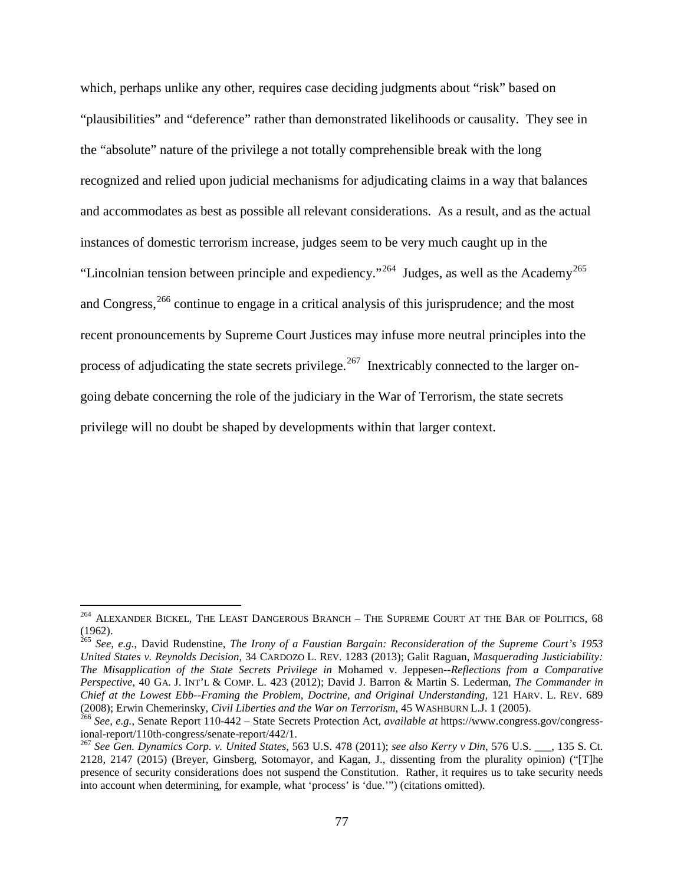which, perhaps unlike any other, requires case deciding judgments about "risk" based on "plausibilities" and "deference" rather than demonstrated likelihoods or causality. They see in the "absolute" nature of the privilege a not totally comprehensible break with the long recognized and relied upon judicial mechanisms for adjudicating claims in a way that balances and accommodates as best as possible all relevant considerations. As a result, and as the actual instances of domestic terrorism increase, judges seem to be very much caught up in the "Lincolnian tension between principle and expediency."[264] Judges, as well as the Academy[265] and Congress,[266] continue to engage in a critical analysis of this jurisprudence; and the most recent pronouncements by Supreme Court Justices may infuse more neutral principles into the process of adjudicating the state secrets privilege.[267] Inextricably connected to the larger on-going debate concerning the role of the judiciary in the War of Terrorism, the state secrets privilege will no doubt be shaped by developments within that larger context.

---

[264] ALEXANDER BICKEL, THE LEAST DANGEROUS BRANCH – THE SUPREME COURT AT THE BAR OF POLITICS, 68 (1962).

[265] *See, e.g.*, David Rudenstine, *The Irony of a Faustian Bargain: Reconsideration of the Supreme Court's 1953 United States v. Reynolds Decision*, 34 CARDOZO L. REV. 1283 (2013); Galit Raguan, *Masquerading Justiciability: The Misapplication of the State Secrets Privilege in* Mohamed v. Jeppesen--*Reflections from a Comparative Perspective*, 40 GA. J. INT'L & COMP. L. 423 (2012); David J. Barron & Martin S. Lederman, *The Commander in Chief at the Lowest Ebb--Framing the Problem, Doctrine, and Original Understanding*, 121 HARV. L. REV. 689 (2008); Erwin Chemerinsky, *Civil Liberties and the War on Terrorism*, 45 WASHBURN L.J. 1 (2005).

[266] *See, e.g.*, Senate Report 110-442 – State Secrets Protection Act, *available at* https://www.congress.gov/congressional-report/110th-congress/senate-report/442/1.

[267] *See Gen. Dynamics Corp. v. United States*, 563 U.S. 478 (2011); *see also Kerry v Din*, 576 U.S. ___, 135 S. Ct. 2128, 2147 (2015) (Breyer, Ginsberg, Sotomayor, and Kagan, J., dissenting from the plurality opinion) ("[T]he presence of security considerations does not suspend the Constitution. Rather, it requires us to take security needs into account when determining, for example, what 'process' is 'due.'") (citations omitted).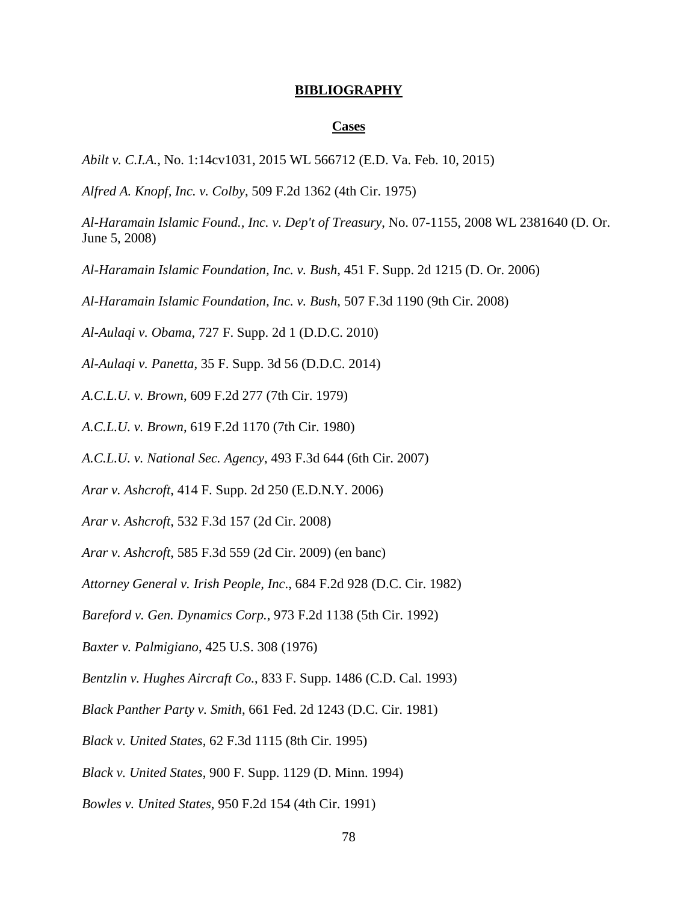## BIBLIOGRAPHY

### Cases

*Abilt v. C.I.A.*, No. 1:14cv1031, 2015 WL 566712 (E.D. Va. Feb. 10, 2015)

*Alfred A. Knopf, Inc. v. Colby*, 509 F.2d 1362 (4th Cir. 1975)

*Al-Haramain Islamic Found., Inc. v. Dep't of Treasury*, No. 07-1155, 2008 WL 2381640 (D. Or. June 5, 2008)

*Al-Haramain Islamic Foundation, Inc. v. Bush*, 451 F. Supp. 2d 1215 (D. Or. 2006)

*Al-Haramain Islamic Foundation, Inc. v. Bush*, 507 F.3d 1190 (9th Cir. 2008)

*Al-Aulaqi v. Obama*, 727 F. Supp. 2d 1 (D.D.C. 2010)

*Al-Aulaqi v. Panetta*, 35 F. Supp. 3d 56 (D.D.C. 2014)

*A.C.L.U. v. Brown*, 609 F.2d 277 (7th Cir. 1979)

*A.C.L.U. v. Brown*, 619 F.2d 1170 (7th Cir. 1980)

*A.C.L.U. v. National Sec. Agency*, 493 F.3d 644 (6th Cir. 2007)

*Arar v. Ashcroft*, 414 F. Supp. 2d 250 (E.D.N.Y. 2006)

*Arar v. Ashcroft*, 532 F.3d 157 (2d Cir. 2008)

*Arar v. Ashcroft*, 585 F.3d 559 (2d Cir. 2009) (en banc)

*Attorney General v. Irish People, Inc*., 684 F.2d 928 (D.C. Cir. 1982)

*Bareford v. Gen. Dynamics Corp.*, 973 F.2d 1138 (5th Cir. 1992)

*Baxter v. Palmigiano*, 425 U.S. 308 (1976)

*Bentzlin v. Hughes Aircraft Co.*, 833 F. Supp. 1486 (C.D. Cal. 1993)

*Black Panther Party v. Smith*, 661 Fed. 2d 1243 (D.C. Cir. 1981)

*Black v. United States*, 62 F.3d 1115 (8th Cir. 1995)

*Black v. United States*, 900 F. Supp. 1129 (D. Minn. 1994)

*Bowles v. United States*, 950 F.2d 154 (4th Cir. 1991)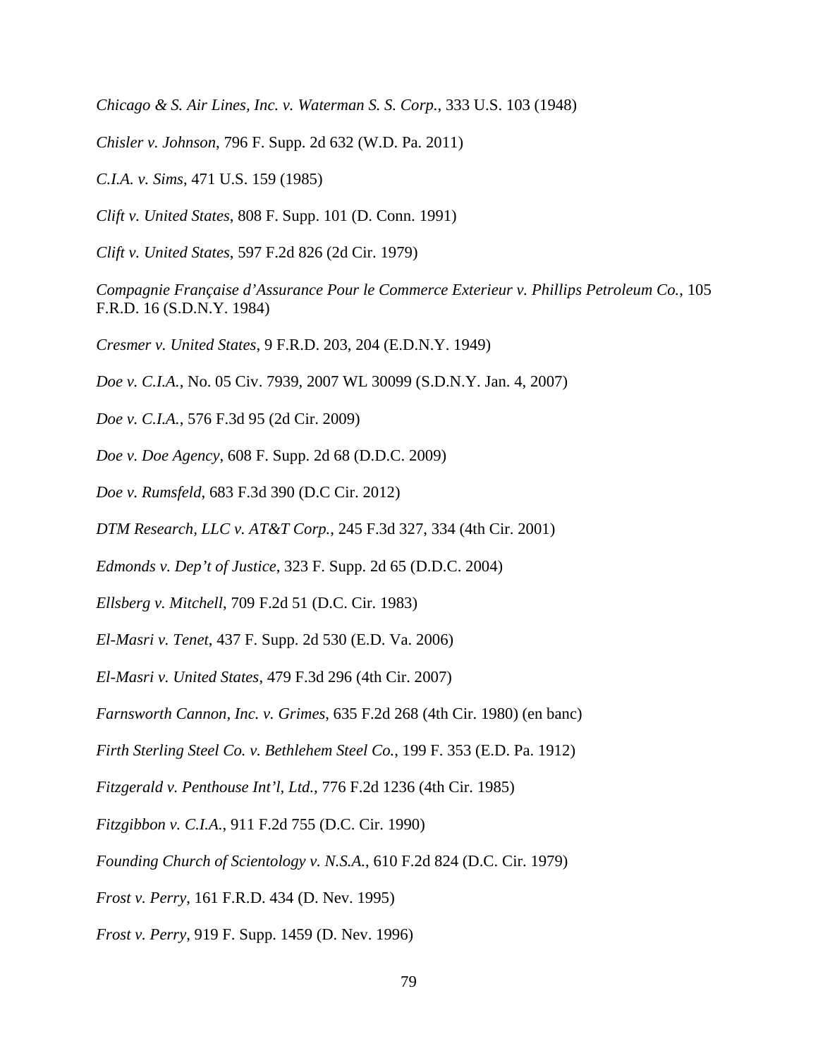*Chicago & S. Air Lines, Inc. v. Waterman S. S. Corp.*, 333 U.S. 103 (1948)

*Chisler v. Johnson*, 796 F. Supp. 2d 632 (W.D. Pa. 2011)

*C.I.A. v. Sims*, 471 U.S. 159 (1985)

*Clift v. United States*, 808 F. Supp. 101 (D. Conn. 1991)

*Clift v. United States*, 597 F.2d 826 (2d Cir. 1979)

*Compagnie Française d'Assurance Pour le Commerce Exterieur v. Phillips Petroleum Co.*, 105 F.R.D. 16 (S.D.N.Y. 1984)

*Cresmer v. United States*, 9 F.R.D. 203, 204 (E.D.N.Y. 1949)

*Doe v. C.I.A.*, No. 05 Civ. 7939, 2007 WL 30099 (S.D.N.Y. Jan. 4, 2007)

*Doe v. C.I.A.*, 576 F.3d 95 (2d Cir. 2009)

*Doe v. Doe Agency*, 608 F. Supp. 2d 68 (D.D.C. 2009)

*Doe v. Rumsfeld*, 683 F.3d 390 (D.C Cir. 2012)

*DTM Research, LLC v. AT&T Corp.*, 245 F.3d 327, 334 (4th Cir. 2001)

*Edmonds v. Dep't of Justice*, 323 F. Supp. 2d 65 (D.D.C. 2004)

*Ellsberg v. Mitchell*, 709 F.2d 51 (D.C. Cir. 1983)

*El-Masri v. Tenet*, 437 F. Supp. 2d 530 (E.D. Va. 2006)

*El-Masri v. United States*, 479 F.3d 296 (4th Cir. 2007)

*Farnsworth Cannon, Inc. v. Grimes*, 635 F.2d 268 (4th Cir. 1980) (en banc)

*Firth Sterling Steel Co. v. Bethlehem Steel Co.*, 199 F. 353 (E.D. Pa. 1912)

*Fitzgerald v. Penthouse Int'l, Ltd.*, 776 F.2d 1236 (4th Cir. 1985)

*Fitzgibbon v. C.I.A.*, 911 F.2d 755 (D.C. Cir. 1990)

*Founding Church of Scientology v. N.S.A.*, 610 F.2d 824 (D.C. Cir. 1979)

*Frost v. Perry*, 161 F.R.D. 434 (D. Nev. 1995)

*Frost v. Perry*, 919 F. Supp. 1459 (D. Nev. 1996)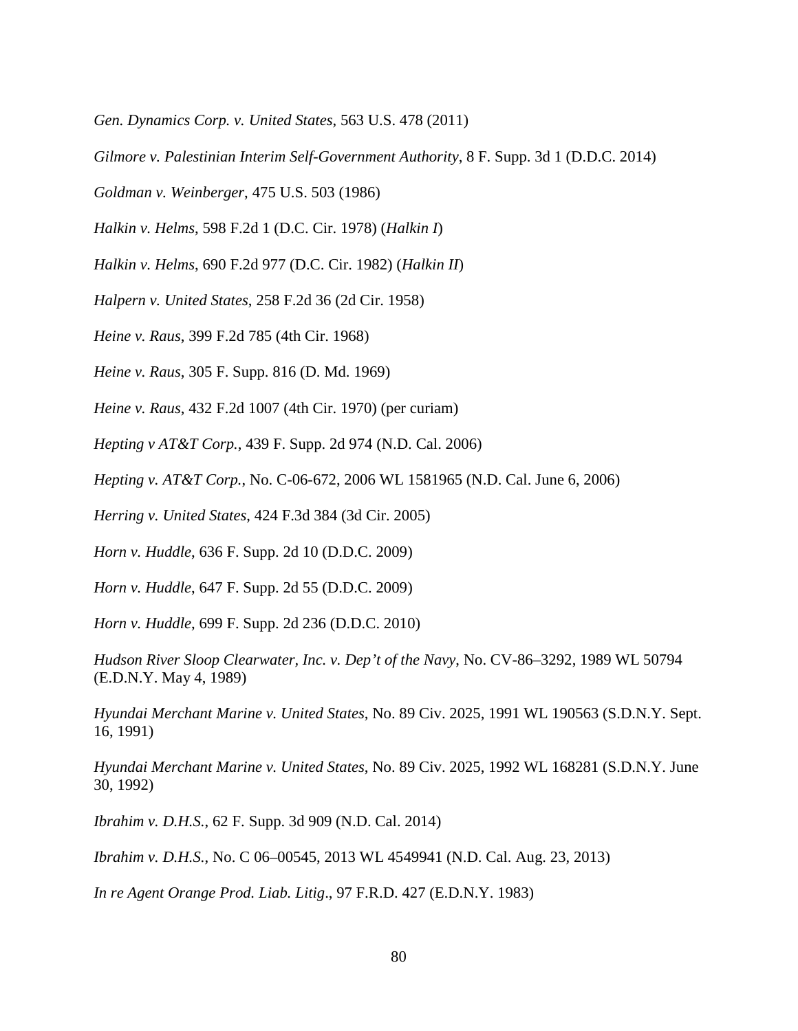*Gen. Dynamics Corp. v. United States*, 563 U.S. 478 (2011)

*Gilmore v. Palestinian Interim Self-Government Authority*, 8 F. Supp. 3d 1 (D.D.C. 2014)

*Goldman v. Weinberger*, 475 U.S. 503 (1986)

*Halkin v. Helms*, 598 F.2d 1 (D.C. Cir. 1978) (*Halkin I*)

*Halkin v. Helms*, 690 F.2d 977 (D.C. Cir. 1982) (*Halkin II*)

*Halpern v. United States*, 258 F.2d 36 (2d Cir. 1958)

*Heine v. Raus*, 399 F.2d 785 (4th Cir. 1968)

*Heine v. Raus*, 305 F. Supp. 816 (D. Md. 1969)

*Heine v. Raus*, 432 F.2d 1007 (4th Cir. 1970) (per curiam)

*Hepting v AT&T Corp.*, 439 F. Supp. 2d 974 (N.D. Cal. 2006)

*Hepting v. AT&T Corp.*, No. C-06-672, 2006 WL 1581965 (N.D. Cal. June 6, 2006)

*Herring v. United States*, 424 F.3d 384 (3d Cir. 2005)

*Horn v. Huddle*, 636 F. Supp. 2d 10 (D.D.C. 2009)

*Horn v. Huddle*, 647 F. Supp. 2d 55 (D.D.C. 2009)

*Horn v. Huddle*, 699 F. Supp. 2d 236 (D.D.C. 2010)

*Hudson River Sloop Clearwater, Inc. v. Dep't of the Navy*, No. CV-86–3292, 1989 WL 50794 (E.D.N.Y. May 4, 1989)

*Hyundai Merchant Marine v. United States*, No. 89 Civ. 2025, 1991 WL 190563 (S.D.N.Y. Sept. 16, 1991)

*Hyundai Merchant Marine v. United States*, No. 89 Civ. 2025, 1992 WL 168281 (S.D.N.Y. June 30, 1992)

*Ibrahim v. D.H.S.*, 62 F. Supp. 3d 909 (N.D. Cal. 2014)

*Ibrahim v. D.H.S.*, No. C 06–00545, 2013 WL 4549941 (N.D. Cal. Aug. 23, 2013)

*In re Agent Orange Prod. Liab. Litig*., 97 F.R.D. 427 (E.D.N.Y. 1983)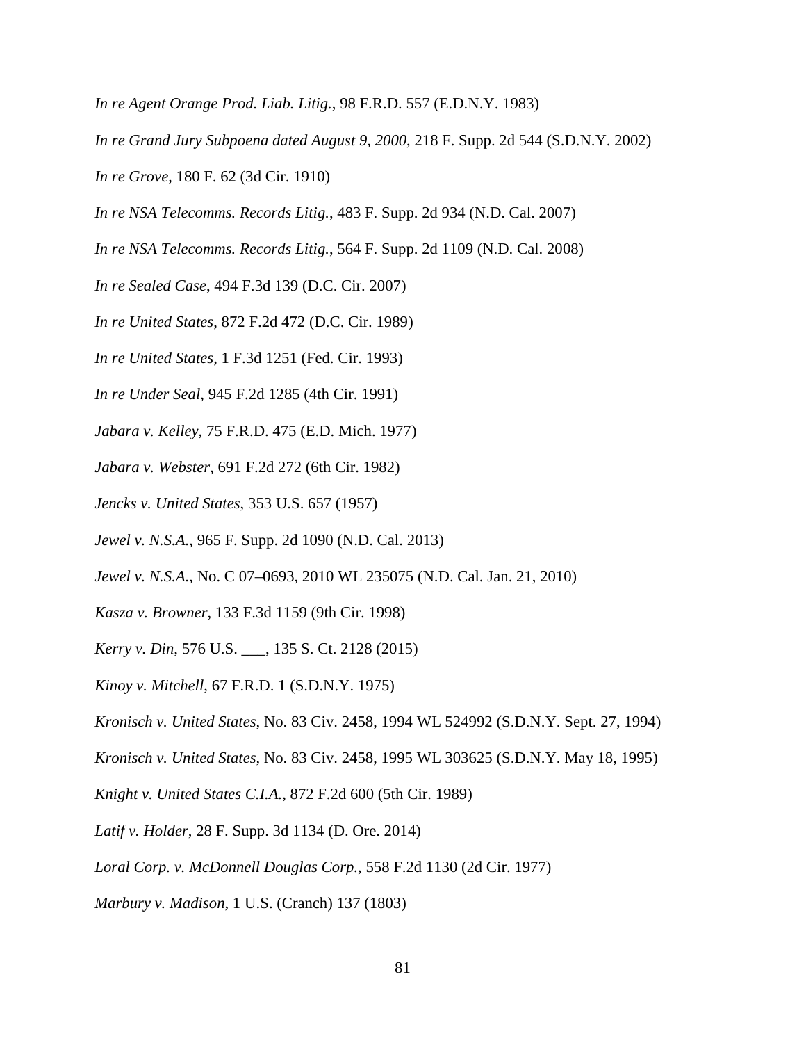*In re Agent Orange Prod. Liab. Litig.*, 98 F.R.D. 557 (E.D.N.Y. 1983)

*In re Grand Jury Subpoena dated August 9, 2000*, 218 F. Supp. 2d 544 (S.D.N.Y. 2002)

*In re Grove*, 180 F. 62 (3d Cir. 1910)

*In re NSA Telecomms. Records Litig.*, 483 F. Supp. 2d 934 (N.D. Cal. 2007)

*In re NSA Telecomms. Records Litig.*, 564 F. Supp. 2d 1109 (N.D. Cal. 2008)

*In re Sealed Case*, 494 F.3d 139 (D.C. Cir. 2007)

*In re United States*, 872 F.2d 472 (D.C. Cir. 1989)

*In re United States*, 1 F.3d 1251 (Fed. Cir. 1993)

*In re Under Seal*, 945 F.2d 1285 (4th Cir. 1991)

*Jabara v. Kelley*, 75 F.R.D. 475 (E.D. Mich. 1977)

*Jabara v. Webster*, 691 F.2d 272 (6th Cir. 1982)

*Jencks v. United States*, 353 U.S. 657 (1957)

*Jewel v. N.S.A.*, 965 F. Supp. 2d 1090 (N.D. Cal. 2013)

*Jewel v. N.S.A.*, No. C 07–0693, 2010 WL 235075 (N.D. Cal. Jan. 21, 2010)

*Kasza v. Browner*, 133 F.3d 1159 (9th Cir. 1998)

*Kerry v. Din*, 576 U.S. ___, 135 S. Ct. 2128 (2015)

*Kinoy v. Mitchell*, 67 F.R.D. 1 (S.D.N.Y. 1975)

*Kronisch v. United States*, No. 83 Civ. 2458, 1994 WL 524992 (S.D.N.Y. Sept. 27, 1994)

*Kronisch v. United States*, No. 83 Civ. 2458, 1995 WL 303625 (S.D.N.Y. May 18, 1995)

*Knight v. United States C.I.A.*, 872 F.2d 600 (5th Cir. 1989)

*Latif v. Holder*, 28 F. Supp. 3d 1134 (D. Ore. 2014)

*Loral Corp. v. McDonnell Douglas Corp.*, 558 F.2d 1130 (2d Cir. 1977)

*Marbury v. Madison*, 1 U.S. (Cranch) 137 (1803)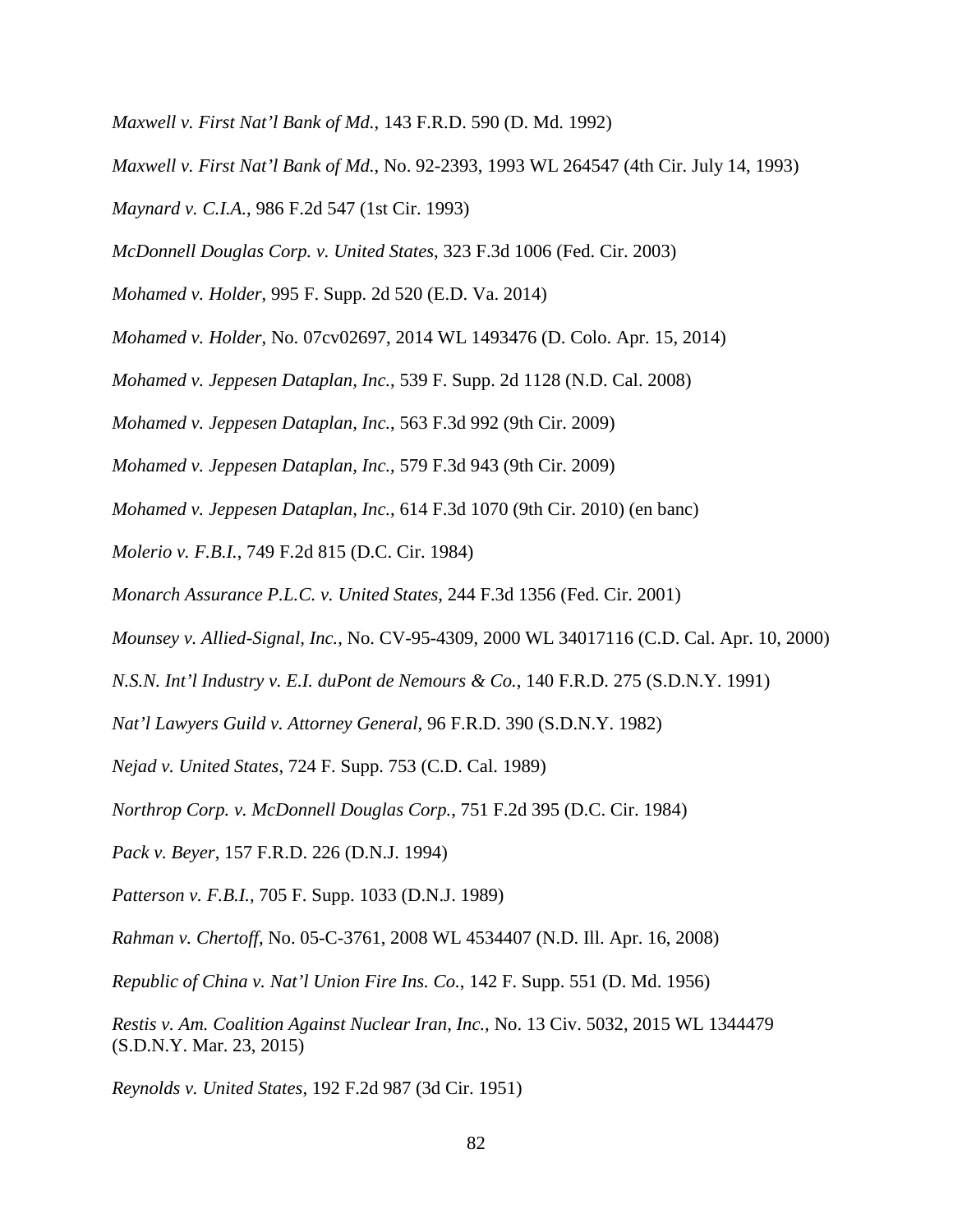*Maxwell v. First Nat'l Bank of Md.*, 143 F.R.D. 590 (D. Md. 1992)

*Maxwell v. First Nat'l Bank of Md.*, No. 92-2393, 1993 WL 264547 (4th Cir. July 14, 1993)

*Maynard v. C.I.A.*, 986 F.2d 547 (1st Cir. 1993)

*McDonnell Douglas Corp. v. United States*, 323 F.3d 1006 (Fed. Cir. 2003)

*Mohamed v. Holder*, 995 F. Supp. 2d 520 (E.D. Va. 2014)

*Mohamed v. Holder*, No. 07cv02697, 2014 WL 1493476 (D. Colo. Apr. 15, 2014)

*Mohamed v. Jeppesen Dataplan, Inc.*, 539 F. Supp. 2d 1128 (N.D. Cal. 2008)

*Mohamed v. Jeppesen Dataplan, Inc.*, 563 F.3d 992 (9th Cir. 2009)

*Mohamed v. Jeppesen Dataplan, Inc.*, 579 F.3d 943 (9th Cir. 2009)

*Mohamed v. Jeppesen Dataplan, Inc.*, 614 F.3d 1070 (9th Cir. 2010) (en banc)

*Molerio v. F.B.I.*, 749 F.2d 815 (D.C. Cir. 1984)

*Monarch Assurance P.L.C. v. United States*, 244 F.3d 1356 (Fed. Cir. 2001)

*Mounsey v. Allied-Signal, Inc.*, No. CV-95-4309, 2000 WL 34017116 (C.D. Cal. Apr. 10, 2000)

*N.S.N. Int'l Industry v. E.I. duPont de Nemours & Co.*, 140 F.R.D. 275 (S.D.N.Y. 1991)

*Nat'l Lawyers Guild v. Attorney General*, 96 F.R.D. 390 (S.D.N.Y. 1982)

*Nejad v. United States*, 724 F. Supp. 753 (C.D. Cal. 1989)

*Northrop Corp. v. McDonnell Douglas Corp.*, 751 F.2d 395 (D.C. Cir. 1984)

*Pack v. Beyer*, 157 F.R.D. 226 (D.N.J. 1994)

*Patterson v. F.B.I.*, 705 F. Supp. 1033 (D.N.J. 1989)

*Rahman v. Chertoff*, No. 05-C-3761, 2008 WL 4534407 (N.D. Ill. Apr. 16, 2008)

*Republic of China v. Nat'l Union Fire Ins. Co.*, 142 F. Supp. 551 (D. Md. 1956)

*Restis v. Am. Coalition Against Nuclear Iran, Inc.*, No. 13 Civ. 5032, 2015 WL 1344479 (S.D.N.Y. Mar. 23, 2015)

*Reynolds v. United States*, 192 F.2d 987 (3d Cir. 1951)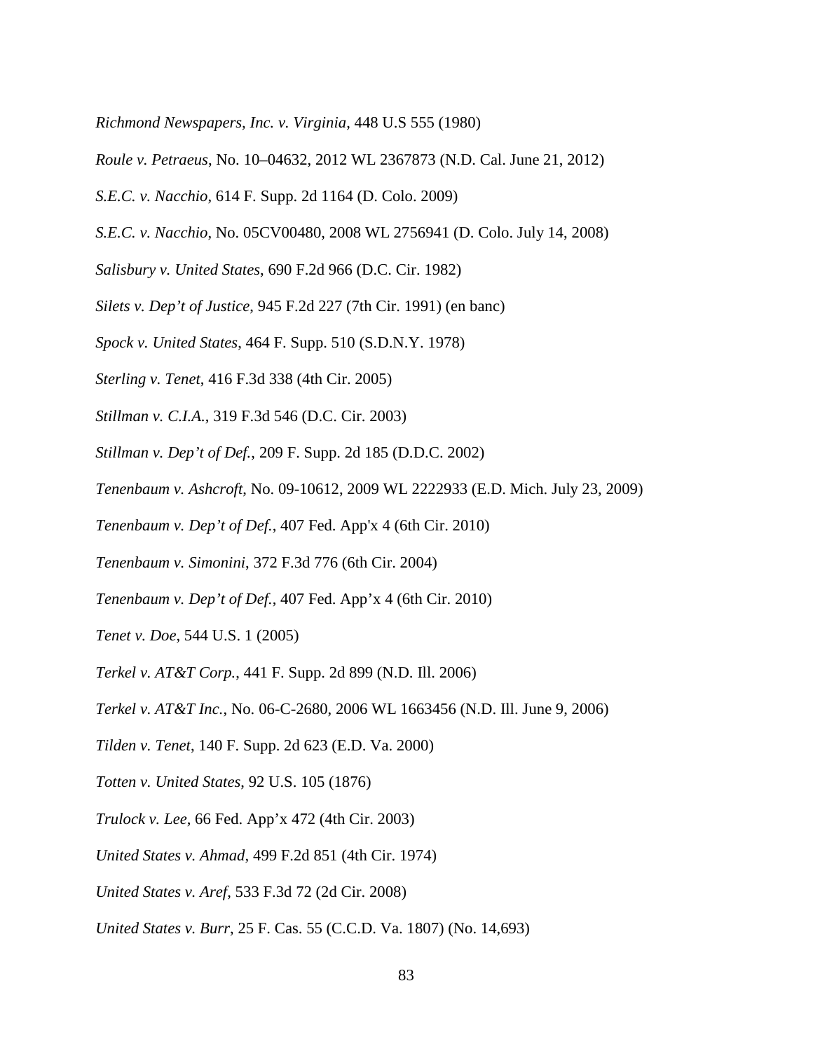*Richmond Newspapers, Inc. v. Virginia*, 448 U.S 555 (1980)

*Roule v. Petraeus*, No. 10–04632, 2012 WL 2367873 (N.D. Cal. June 21, 2012)

*S.E.C. v. Nacchio*, 614 F. Supp. 2d 1164 (D. Colo. 2009)

*S.E.C. v. Nacchio*, No. 05CV00480, 2008 WL 2756941 (D. Colo. July 14, 2008)

*Salisbury v. United States*, 690 F.2d 966 (D.C. Cir. 1982)

*Silets v. Dep't of Justice*, 945 F.2d 227 (7th Cir. 1991) (en banc)

*Spock v. United States*, 464 F. Supp. 510 (S.D.N.Y. 1978)

*Sterling v. Tenet*, 416 F.3d 338 (4th Cir. 2005)

*Stillman v. C.I.A.*, 319 F.3d 546 (D.C. Cir. 2003)

*Stillman v. Dep't of Def.*, 209 F. Supp. 2d 185 (D.D.C. 2002)

*Tenenbaum v. Ashcroft*, No. 09-10612, 2009 WL 2222933 (E.D. Mich. July 23, 2009)

*Tenenbaum v. Dep't of Def.*, 407 Fed. App'x 4 (6th Cir. 2010)

*Tenenbaum v. Simonini*, 372 F.3d 776 (6th Cir. 2004)

*Tenenbaum v. Dep't of Def.*, 407 Fed. App'x 4 (6th Cir. 2010)

*Tenet v. Doe*, 544 U.S. 1 (2005)

*Terkel v. AT&T Corp.*, 441 F. Supp. 2d 899 (N.D. Ill. 2006)

*Terkel v. AT&T Inc.*, No. 06-C-2680, 2006 WL 1663456 (N.D. Ill. June 9, 2006)

*Tilden v. Tenet*, 140 F. Supp. 2d 623 (E.D. Va. 2000)

*Totten v. United States*, 92 U.S. 105 (1876)

*Trulock v. Lee*, 66 Fed. App'x 472 (4th Cir. 2003)

*United States v. Ahmad*, 499 F.2d 851 (4th Cir. 1974)

*United States v. Aref*, 533 F.3d 72 (2d Cir. 2008)

*United States v. Burr*, 25 F. Cas. 55 (C.C.D. Va. 1807) (No. 14,693)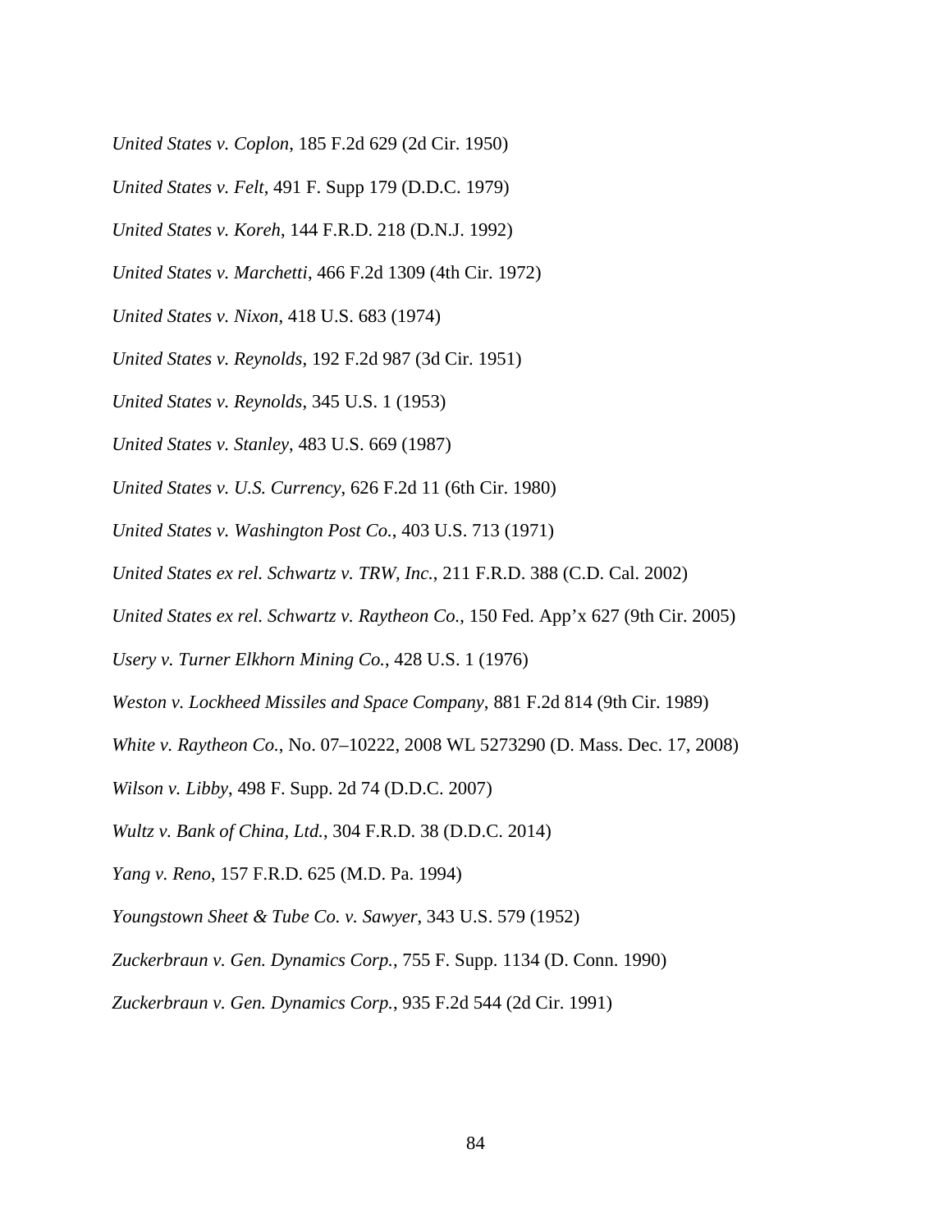*United States v. Coplon*, 185 F.2d 629 (2d Cir. 1950)

*United States v. Felt*, 491 F. Supp 179 (D.D.C. 1979)

*United States v. Koreh*, 144 F.R.D. 218 (D.N.J. 1992)

*United States v. Marchetti*, 466 F.2d 1309 (4th Cir. 1972)

*United States v. Nixon*, 418 U.S. 683 (1974)

*United States v. Reynolds*, 192 F.2d 987 (3d Cir. 1951)

*United States v. Reynolds*, 345 U.S. 1 (1953)

*United States v. Stanley*, 483 U.S. 669 (1987)

*United States v. U.S. Currency*, 626 F.2d 11 (6th Cir. 1980)

*United States v. Washington Post Co.*, 403 U.S. 713 (1971)

*United States ex rel. Schwartz v. TRW, Inc.*, 211 F.R.D. 388 (C.D. Cal. 2002)

*United States ex rel. Schwartz v. Raytheon Co.*, 150 Fed. App'x 627 (9th Cir. 2005)

*Usery v. Turner Elkhorn Mining Co.*, 428 U.S. 1 (1976)

*Weston v. Lockheed Missiles and Space Company*, 881 F.2d 814 (9th Cir. 1989)

*White v. Raytheon Co.*, No. 07–10222, 2008 WL 5273290 (D. Mass. Dec. 17, 2008)

*Wilson v. Libby*, 498 F. Supp. 2d 74 (D.D.C. 2007)

*Wultz v. Bank of China, Ltd.*, 304 F.R.D. 38 (D.D.C. 2014)

*Yang v. Reno*, 157 F.R.D. 625 (M.D. Pa. 1994)

*Youngstown Sheet & Tube Co. v. Sawyer*, 343 U.S. 579 (1952)

*Zuckerbraun v. Gen. Dynamics Corp.*, 755 F. Supp. 1134 (D. Conn. 1990)

*Zuckerbraun v. Gen. Dynamics Corp.*, 935 F.2d 544 (2d Cir. 1991)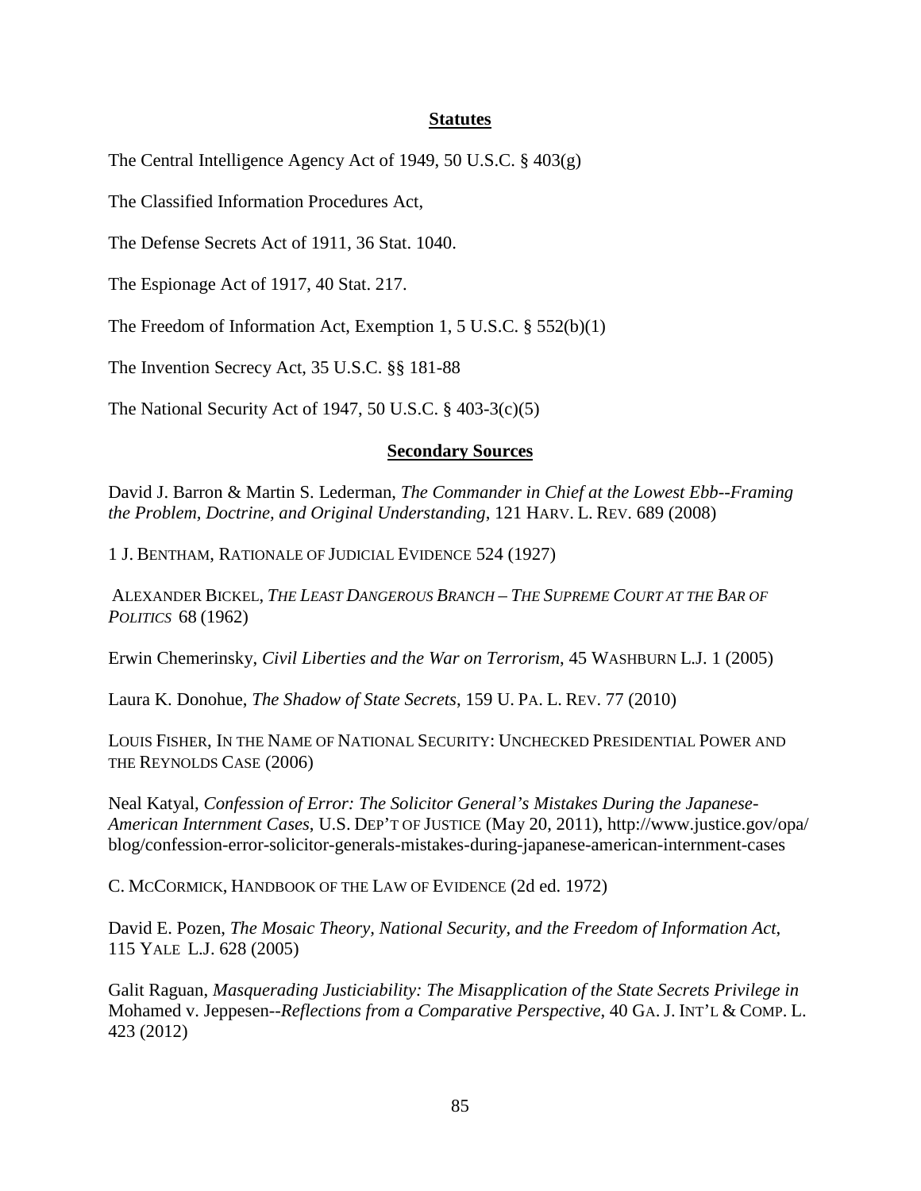## Statutes

The Central Intelligence Agency Act of 1949, 50 U.S.C. § 403(g)

The Classified Information Procedures Act,

The Defense Secrets Act of 1911, 36 Stat. 1040.

The Espionage Act of 1917, 40 Stat. 217.

The Freedom of Information Act, Exemption 1, 5 U.S.C. § 552(b)(1)

The Invention Secrecy Act, 35 U.S.C. §§ 181-88

The National Security Act of 1947, 50 U.S.C. § 403-3(c)(5)

## Secondary Sources

David J. Barron & Martin S. Lederman, *The Commander in Chief at the Lowest Ebb--Framing the Problem, Doctrine, and Original Understanding*, 121 HARV. L. REV. 689 (2008)

1 J. BENTHAM, RATIONALE OF JUDICIAL EVIDENCE 524 (1927)

ALEXANDER BICKEL, *THE LEAST DANGEROUS BRANCH – THE SUPREME COURT AT THE BAR OF POLITICS* 68 (1962)

Erwin Chemerinsky, *Civil Liberties and the War on Terrorism*, 45 WASHBURN L.J. 1 (2005)

Laura K. Donohue, *The Shadow of State Secrets*, 159 U. PA. L. REV. 77 (2010)

LOUIS FISHER, IN THE NAME OF NATIONAL SECURITY: UNCHECKED PRESIDENTIAL POWER AND THE REYNOLDS CASE (2006)

Neal Katyal, *Confession of Error: The Solicitor General's Mistakes During the Japanese-American Internment Cases*, U.S. DEP'T OF JUSTICE (May 20, 2011), http://www.justice.gov/opa/blog/confession-error-solicitor-generals-mistakes-during-japanese-american-internment-cases

C. MCCORMICK, HANDBOOK OF THE LAW OF EVIDENCE (2d ed. 1972)

David E. Pozen, *The Mosaic Theory, National Security, and the Freedom of Information Act*, 115 YALE L.J. 628 (2005)

Galit Raguan, *Masquerading Justiciability: The Misapplication of the State Secrets Privilege in* Mohamed v. Jeppesen*--Reflections from a Comparative Perspective*, 40 GA. J. INT'L & COMP. L. 423 (2012)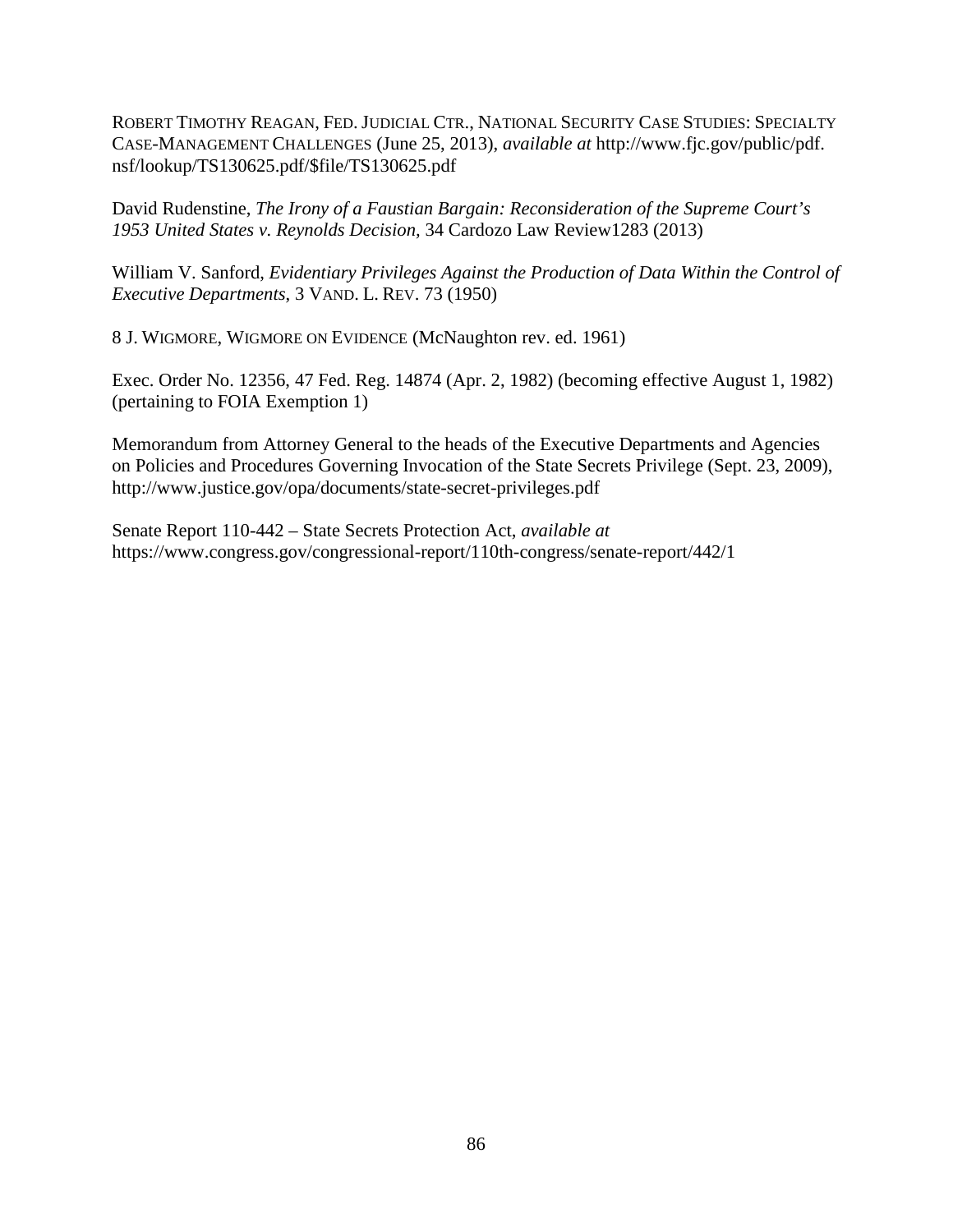ROBERT TIMOTHY REAGAN, FED. JUDICIAL CTR., NATIONAL SECURITY CASE STUDIES: SPECIALTY CASE-MANAGEMENT CHALLENGES (June 25, 2013), *available at* http://www.fjc.gov/public/pdf.nsf/lookup/TS130625.pdf/$file/TS130625.pdf

David Rudenstine, *The Irony of a Faustian Bargain: Reconsideration of the Supreme Court's 1953 United States v. Reynolds Decision*, 34 Cardozo Law Review1283 (2013)

William V. Sanford, *Evidentiary Privileges Against the Production of Data Within the Control of Executive Departments*, 3 VAND. L. REV. 73 (1950)

8 J. WIGMORE, WIGMORE ON EVIDENCE (McNaughton rev. ed. 1961)

Exec. Order No. 12356, 47 Fed. Reg. 14874 (Apr. 2, 1982) (becoming effective August 1, 1982) (pertaining to FOIA Exemption 1)

Memorandum from Attorney General to the heads of the Executive Departments and Agencies on Policies and Procedures Governing Invocation of the State Secrets Privilege (Sept. 23, 2009), http://www.justice.gov/opa/documents/state-secret-privileges.pdf

Senate Report 110-442 – State Secrets Protection Act, *available at* https://www.congress.gov/congressional-report/110th-congress/senate-report/442/1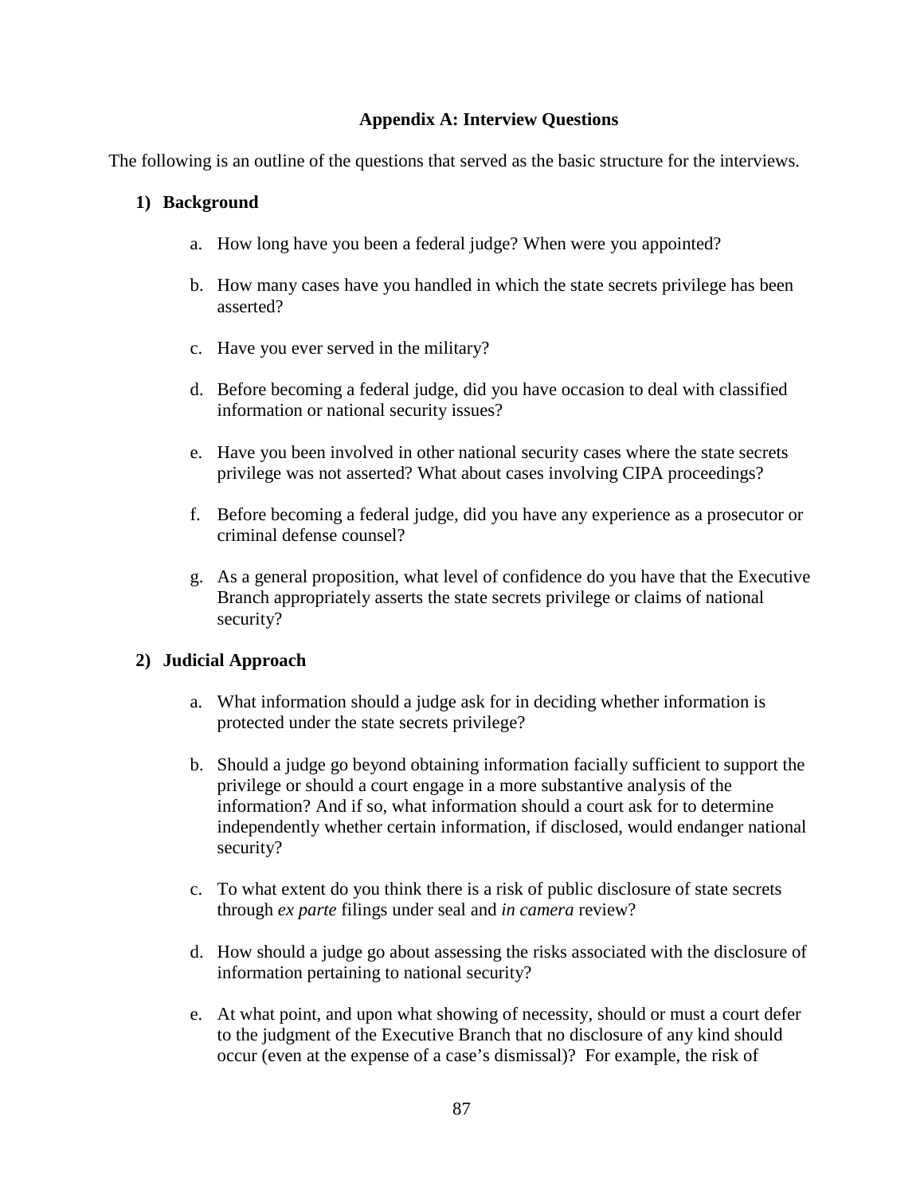## Appendix A: Interview Questions

The following is an outline of the questions that served as the basic structure for the interviews.

### 1) Background

a. How long have you been a federal judge? When were you appointed?

b. How many cases have you handled in which the state secrets privilege has been asserted?

c. Have you ever served in the military?

d. Before becoming a federal judge, did you have occasion to deal with classified information or national security issues?

e. Have you been involved in other national security cases where the state secrets privilege was not asserted? What about cases involving CIPA proceedings?

f. Before becoming a federal judge, did you have any experience as a prosecutor or criminal defense counsel?

g. As a general proposition, what level of confidence do you have that the Executive Branch appropriately asserts the state secrets privilege or claims of national security?

### 2) Judicial Approach

a. What information should a judge ask for in deciding whether information is protected under the state secrets privilege?

b. Should a judge go beyond obtaining information facially sufficient to support the privilege or should a court engage in a more substantive analysis of the information? And if so, what information should a court ask for to determine independently whether certain information, if disclosed, would endanger national security?

c. To what extent do you think there is a risk of public disclosure of state secrets through *ex parte* filings under seal and *in camera* review?

d. How should a judge go about assessing the risks associated with the disclosure of information pertaining to national security?

e. At what point, and upon what showing of necessity, should or must a court defer to the judgment of the Executive Branch that no disclosure of any kind should occur (even at the expense of a case's dismissal)? For example, the risk of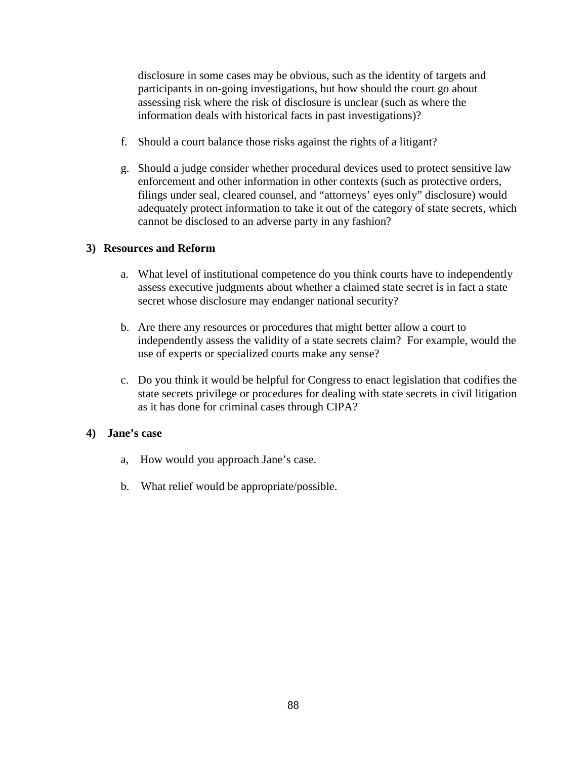disclosure in some cases may be obvious, such as the identity of targets and participants in on-going investigations, but how should the court go about assessing risk where the risk of disclosure is unclear (such as where the information deals with historical facts in past investigations)?

f. Should a court balance those risks against the rights of a litigant?

g. Should a judge consider whether procedural devices used to protect sensitive law enforcement and other information in other contexts (such as protective orders, filings under seal, cleared counsel, and "attorneys' eyes only" disclosure) would adequately protect information to take it out of the category of state secrets, which cannot be disclosed to an adverse party in any fashion?

**3) Resources and Reform**

a. What level of institutional competence do you think courts have to independently assess executive judgments about whether a claimed state secret is in fact a state secret whose disclosure may endanger national security?

b. Are there any resources or procedures that might better allow a court to independently assess the validity of a state secrets claim? For example, would the use of experts or specialized courts make any sense?

c. Do you think it would be helpful for Congress to enact legislation that codifies the state secrets privilege or procedures for dealing with state secrets in civil litigation as it has done for criminal cases through CIPA?

**4) Jane's case**

a, How would you approach Jane's case.

b. What relief would be appropriate/possible.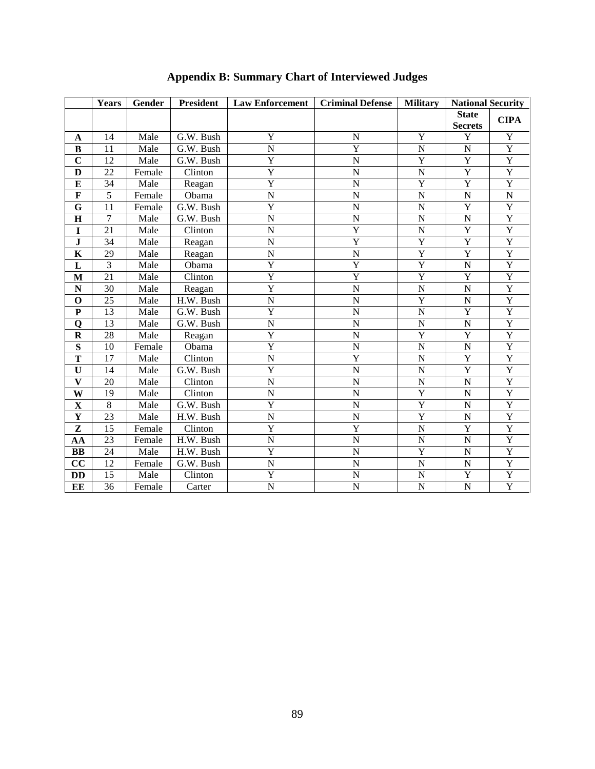# Appendix B: Summary Chart of Interviewed Judges

| | Years | Gender | President | Law Enforcement | Criminal Defense | Military | National Security | |
|---|---|---|---|---|---|---|---|---|
| | | | | | | | State Secrets | CIPA |
| **A** | 14 | Male | G.W. Bush | Y | N | Y | Y | Y |
| **B** | 11 | Male | G.W. Bush | N | Y | N | N | Y |
| **C** | 12 | Male | G.W. Bush | Y | N | Y | Y | Y |
| **D** | 22 | Female | Clinton | Y | N | N | Y | Y |
| **E** | 34 | Male | Reagan | Y | N | Y | Y | Y |
| **F** | 5 | Female | Obama | N | N | N | N | N |
| **G** | 11 | Female | G.W. Bush | Y | N | N | Y | Y |
| **H** | 7 | Male | G.W. Bush | N | N | N | N | Y |
| **I** | 21 | Male | Clinton | N | Y | N | Y | Y |
| **J** | 34 | Male | Reagan | N | Y | Y | Y | Y |
| **K** | 29 | Male | Reagan | N | N | Y | Y | Y |
| **L** | 3 | Male | Obama | Y | Y | Y | N | Y |
| **M** | 21 | Male | Clinton | Y | Y | Y | Y | Y |
| **N** | 30 | Male | Reagan | Y | N | N | N | Y |
| **O** | 25 | Male | H.W. Bush | N | N | Y | N | Y |
| **P** | 13 | Male | G.W. Bush | Y | N | N | Y | Y |
| **Q** | 13 | Male | G.W. Bush | N | N | N | N | Y |
| **R** | 28 | Male | Reagan | Y | N | Y | Y | Y |
| **S** | 10 | Female | Obama | Y | N | N | N | Y |
| **T** | 17 | Male | Clinton | N | Y | N | Y | Y |
| **U** | 14 | Male | G.W. Bush | Y | N | N | Y | Y |
| **V** | 20 | Male | Clinton | N | N | N | N | Y |
| **W** | 19 | Male | Clinton | N | N | Y | N | Y |
| **X** | 8 | Male | G.W. Bush | Y | N | Y | N | Y |
| **Y** | 23 | Male | H.W. Bush | N | N | Y | N | Y |
| **Z** | 15 | Female | Clinton | Y | Y | N | Y | Y |
| **AA** | 23 | Female | H.W. Bush | N | N | N | N | Y |
| **BB** | 24 | Male | H.W. Bush | Y | N | Y | N | Y |
| **CC** | 12 | Female | G.W. Bush | N | N | N | N | Y |
| **DD** | 15 | Male | Clinton | Y | N | N | Y | Y |
| **EE** | 36 | Female | Carter | N | N | N | N | Y |